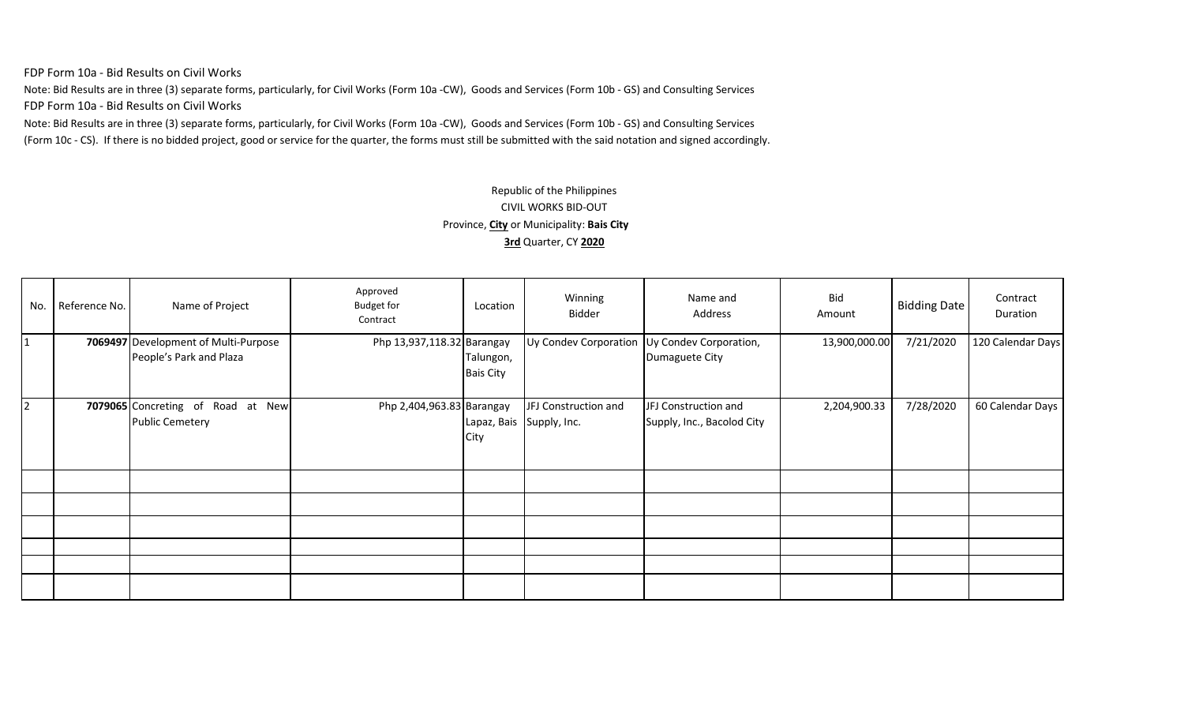FDP Form 10a - Bid Results on Civil Works

Note: Bid Results are in three (3) separate forms, particularly, for Civil Works (Form 10a -CW), Goods and Services (Form 10b - GS) and Consulting Services

FDP Form 10a - Bid Results on Civil Works

Note: Bid Results are in three (3) separate forms, particularly, for Civil Works (Form 10a -CW), Goods and Services (Form 10b - GS) and Consulting Services (Form 10c - CS). If there is no bidded project, good or service for the quarter, the forms must still be submitted with the said notation and signed accordingly.

Republic of the Philippines
CIVIL WORKS BID-OUT
Province, **City** or Municipality: **Bais City**
**3rd** Quarter, CY **2020**

| No. | Reference No. | Name of Project | Approved Budget for Contract | Location | Winning Bidder | Name and Address | Bid Amount | Bidding Date | Contract Duration |
|---|---|---|---|---|---|---|---|---|---|
| 1 | **7069497** | Development of Multi-Purpose People's Park and Plaza | Php 13,937,118.32 | Barangay Talungon, Bais City | Uy Condev Corporation | Uy Condev Corporation, Dumaguete City | 13,900,000.00 | 7/21/2020 | 120 Calendar Days |
| 2 | **7079065** | Concreting of Road at New Public Cemetery | Php 2,404,963.83 | Barangay Lapaz, Bais City | JFJ Construction and Supply, Inc. | JFJ Construction and Supply, Inc., Bacolod City | 2,204,900.33 | 7/28/2020 | 60 Calendar Days |
| | | | | | | | | | |
| | | | | | | | | | |
| | | | | | | | | | |
| | | | | | | | | | |
| | | | | | | | | | |
| | | | | | | | | | |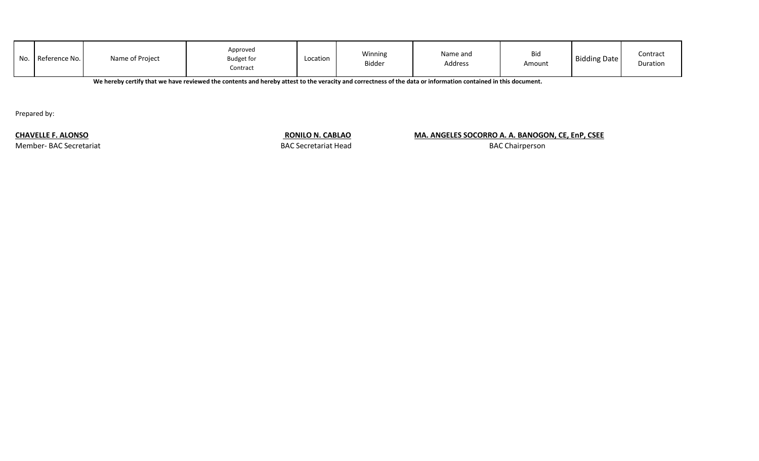| No. | Reference No. | Name of Project | Approved Budget for Contract | Location | Winning Bidder | Name and Address | Bid Amount | Bidding Date | Contract Duration |
|---|---|---|---|---|---|---|---|---|---|

**We hereby certify that we have reviewed the contents and hereby attest to the veracity and correctness of the data or information contained in this document.**

Prepared by:

**CHAVELLE F. ALONSO**
Member- BAC Secretariat

**RONILO N. CABLAO**
BAC Secretariat Head

**MA. ANGELES SOCORRO A. A. BANOGON, CE, EnP, CSEE**
BAC Chairperson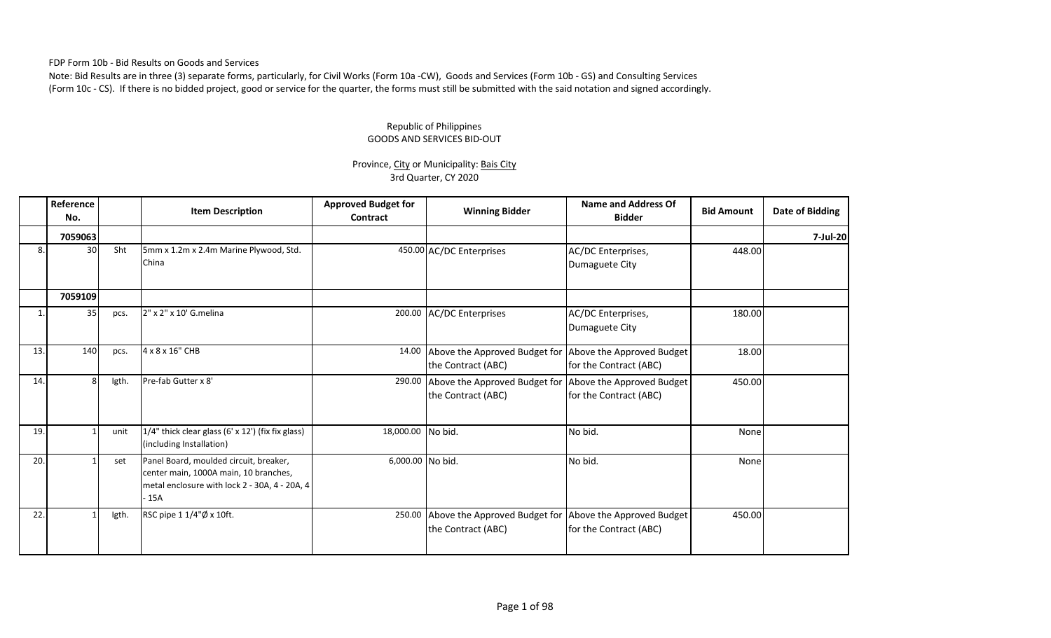FDP Form 10b - Bid Results on Goods and Services

Note: Bid Results are in three (3) separate forms, particularly, for Civil Works (Form 10a -CW), Goods and Services (Form 10b - GS) and Consulting Services (Form 10c - CS). If there is no bidded project, good or service for the quarter, the forms must still be submitted with the said notation and signed accordingly.

Republic of Philippines
GOODS AND SERVICES BID-OUT

Province, City or Municipality: Bais City
3rd Quarter, CY 2020

| | Reference No. | | Item Description | Approved Budget for Contract | Winning Bidder | Name and Address Of Bidder | Bid Amount | Date of Bidding |
|---|---|---|---|---|---|---|---|---|
| | 7059063 | | | | | | | 7-Jul-20 |
| 8. | 30 | Sht | 5mm x 1.2m x 2.4m Marine Plywood, Std. China | 450.00 | AC/DC Enterprises | AC/DC Enterprises, Dumaguete City | 448.00 | |
| | 7059109 | | | | | | | |
| 1. | 35 | pcs. | 2" x 2" x 10' G.melina | 200.00 | AC/DC Enterprises | AC/DC Enterprises, Dumaguete City | 180.00 | |
| 13. | 140 | pcs. | 4 x 8 x 16" CHB | 14.00 | Above the Approved Budget for the Contract (ABC) | Above the Approved Budget for the Contract (ABC) | 18.00 | |
| 14. | 8 | lgth. | Pre-fab Gutter x 8' | 290.00 | Above the Approved Budget for the Contract (ABC) | Above the Approved Budget for the Contract (ABC) | 450.00 | |
| 19. | 1 | unit | 1/4" thick clear glass (6' x 12') (fix fix glass) (including Installation) | 18,000.00 | No bid. | No bid. | None | |
| 20. | 1 | set | Panel Board, moulded circuit, breaker, center main, 1000A main, 10 branches, metal enclosure with lock 2 - 30A, 4 - 20A, 4 - 15A | 6,000.00 | No bid. | No bid. | None | |
| 22. | 1 | lgth. | RSC pipe 1 1/4"Ø x 10ft. | 250.00 | Above the Approved Budget for the Contract (ABC) | Above the Approved Budget for the Contract (ABC) | 450.00 | |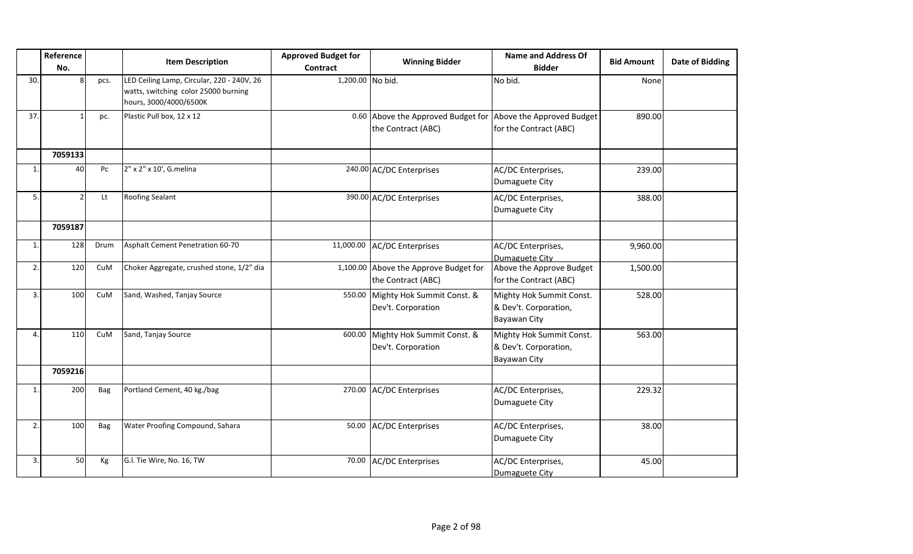| | Reference No. | | Item Description | Approved Budget for Contract | Winning Bidder | Name and Address Of Bidder | Bid Amount | Date of Bidding |
|---|---|---|---|---|---|---|---|---|
| 30. | 8 | pcs. | LED Ceiling Lamp, Circular, 220 - 240V, 26 watts, switching color 25000 burning hours, 3000/4000/6500K | 1,200.00 | No bid. | No bid. | None | |
| 37. | 1 | pc. | Plastic Pull box, 12 x 12 | 0.60 | Above the Approved Budget for the Contract (ABC) | Above the Approved Budget for the Contract (ABC) | 890.00 | |
| | 7059133 | | | | | | | |
| 1. | 40 | Pc | 2" x 2" x 10', G.melina | 240.00 | AC/DC Enterprises | AC/DC Enterprises, Dumaguete City | 239.00 | |
| 5. | 2 | Lt | Roofing Sealant | 390.00 | AC/DC Enterprises | AC/DC Enterprises, Dumaguete City | 388.00 | |
| | 7059187 | | | | | | | |
| 1. | 128 | Drum | Asphalt Cement Penetration 60-70 | 11,000.00 | AC/DC Enterprises | AC/DC Enterprises, Dumaguete City | 9,960.00 | |
| 2. | 120 | CuM | Choker Aggregate, crushed stone, 1/2" dia | 1,100.00 | Above the Approve Budget for the Contract (ABC) | Above the Approve Budget for the Contract (ABC) | 1,500.00 | |
| 3. | 100 | CuM | Sand, Washed, Tanjay Source | 550.00 | Mighty Hok Summit Const. & Dev't. Corporation | Mighty Hok Summit Const. & Dev't. Corporation, Bayawan City | 528.00 | |
| 4. | 110 | CuM | Sand, Tanjay Source | 600.00 | Mighty Hok Summit Const. & Dev't. Corporation | Mighty Hok Summit Const. & Dev't. Corporation, Bayawan City | 563.00 | |
| | 7059216 | | | | | | | |
| 1. | 200 | Bag | Portland Cement, 40 kg./bag | 270.00 | AC/DC Enterprises | AC/DC Enterprises, Dumaguete City | 229.32 | |
| 2. | 100 | Bag | Water Proofing Compound, Sahara | 50.00 | AC/DC Enterprises | AC/DC Enterprises, Dumaguete City | 38.00 | |
| 3. | 50 | Kg | G.I. Tie Wire, No. 16, TW | 70.00 | AC/DC Enterprises | AC/DC Enterprises, Dumaguete City | 45.00 | |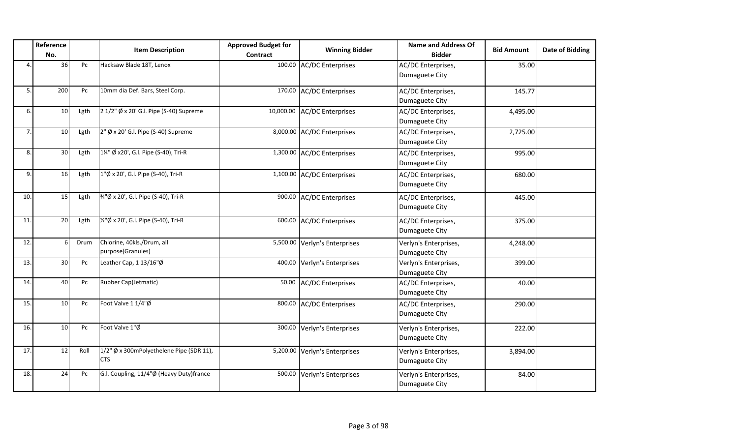|  | Reference No. |  | Item Description | Approved Budget for Contract | Winning Bidder | Name and Address Of Bidder | Bid Amount | Date of Bidding |
|---|---|---|---|---|---|---|---|---|
| 4. | 36 | Pc | Hacksaw Blade 18T, Lenox | 100.00 | AC/DC Enterprises | AC/DC Enterprises, Dumaguete City | 35.00 |  |
| 5. | 200 | Pc | 10mm dia Def. Bars, Steel Corp. | 170.00 | AC/DC Enterprises | AC/DC Enterprises, Dumaguete City | 145.77 |  |
| 6. | 10 | Lgth | 2 1/2" Ø x 20' G.I. Pipe (S-40) Supreme | 10,000.00 | AC/DC Enterprises | AC/DC Enterprises, Dumaguete City | 4,495.00 |  |
| 7. | 10 | Lgth | 2" Ø x 20' G.I. Pipe (S-40) Supreme | 8,000.00 | AC/DC Enterprises | AC/DC Enterprises, Dumaguete City | 2,725.00 |  |
| 8. | 30 | Lgth | 1¼" Ø x20', G.I. Pipe (S-40), Tri-R | 1,300.00 | AC/DC Enterprises | AC/DC Enterprises, Dumaguete City | 995.00 |  |
| 9. | 16 | Lgth | 1"Ø x 20', G.I. Pipe (S-40), Tri-R | 1,100.00 | AC/DC Enterprises | AC/DC Enterprises, Dumaguete City | 680.00 |  |
| 10. | 15 | Lgth | ¾"Ø x 20', G.I. Pipe (S-40), Tri-R | 900.00 | AC/DC Enterprises | AC/DC Enterprises, Dumaguete City | 445.00 |  |
| 11. | 20 | Lgth | ½"Ø x 20', G.I. Pipe (S-40), Tri-R | 600.00 | AC/DC Enterprises | AC/DC Enterprises, Dumaguete City | 375.00 |  |
| 12. | 6 | Drum | Chlorine, 40kls./Drum, all purpose(Granules) | 5,500.00 | Verlyn's Enterprises | Verlyn's Enterprises, Dumaguete City | 4,248.00 |  |
| 13. | 30 | Pc | Leather Cap, 1 13/16"Ø | 400.00 | Verlyn's Enterprises | Verlyn's Enterprises, Dumaguete City | 399.00 |  |
| 14. | 40 | Pc | Rubber Cap(Jetmatic) | 50.00 | AC/DC Enterprises | AC/DC Enterprises, Dumaguete City | 40.00 |  |
| 15. | 10 | Pc | Foot Valve 1 1/4"Ø | 800.00 | AC/DC Enterprises | AC/DC Enterprises, Dumaguete City | 290.00 |  |
| 16. | 10 | Pc | Foot Valve 1"Ø | 300.00 | Verlyn's Enterprises | Verlyn's Enterprises, Dumaguete City | 222.00 |  |
| 17. | 12 | Roll | 1/2" Ø x 300mPolyethelene Pipe (SDR 11), CTS | 5,200.00 | Verlyn's Enterprises | Verlyn's Enterprises, Dumaguete City | 3,894.00 |  |
| 18. | 24 | Pc | G.I. Coupling, 11/4"Ø (Heavy Duty)france | 500.00 | Verlyn's Enterprises | Verlyn's Enterprises, Dumaguete City | 84.00 |  |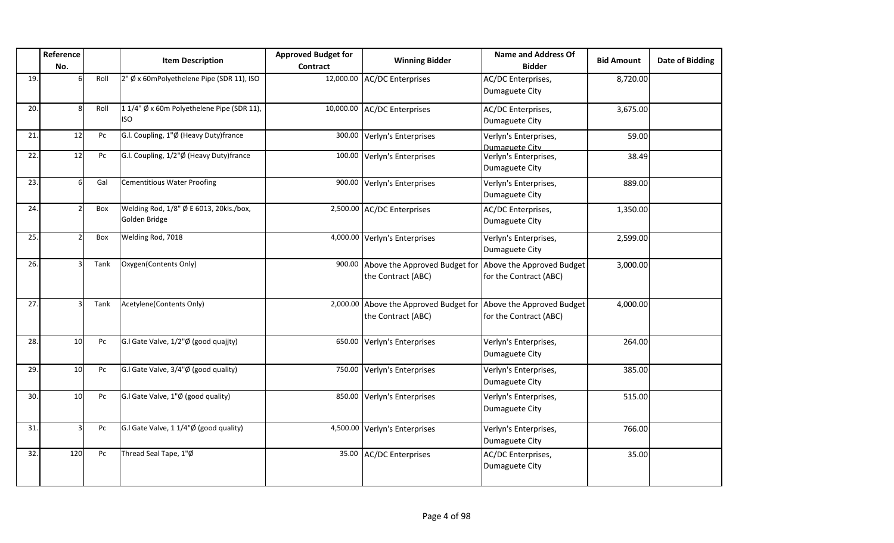| | Reference No. | | Item Description | Approved Budget for Contract | Winning Bidder | Name and Address Of Bidder | Bid Amount | Date of Bidding |
|---|---|---|---|---|---|---|---|---|
| 19. | 6 | Roll | 2" Ø x 60mPolyethelene Pipe (SDR 11), ISO | 12,000.00 | AC/DC Enterprises | AC/DC Enterprises, Dumaguete City | 8,720.00 | |
| 20. | 8 | Roll | 1 1/4" Ø x 60m Polyethelene Pipe (SDR 11), ISO | 10,000.00 | AC/DC Enterprises | AC/DC Enterprises, Dumaguete City | 3,675.00 | |
| 21. | 12 | Pc | G.I. Coupling, 1"Ø (Heavy Duty)france | 300.00 | Verlyn's Enterprises | Verlyn's Enterprises, Dumaguete City | 59.00 | |
| 22. | 12 | Pc | G.I. Coupling, 1/2"Ø (Heavy Duty)france | 100.00 | Verlyn's Enterprises | Verlyn's Enterprises, Dumaguete City | 38.49 | |
| 23. | 6 | Gal | Cementitious Water Proofing | 900.00 | Verlyn's Enterprises | Verlyn's Enterprises, Dumaguete City | 889.00 | |
| 24. | 2 | Box | Welding Rod, 1/8" Ø E 6013, 20kls./box, Golden Bridge | 2,500.00 | AC/DC Enterprises | AC/DC Enterprises, Dumaguete City | 1,350.00 | |
| 25. | 2 | Box | Welding Rod, 7018 | 4,000.00 | Verlyn's Enterprises | Verlyn's Enterprises, Dumaguete City | 2,599.00 | |
| 26. | 3 | Tank | Oxygen(Contents Only) | 900.00 | Above the Approved Budget for the Contract (ABC) | Above the Approved Budget for the Contract (ABC) | 3,000.00 | |
| 27. | 3 | Tank | Acetylene(Contents Only) | 2,000.00 | Above the Approved Budget for the Contract (ABC) | Above the Approved Budget for the Contract (ABC) | 4,000.00 | |
| 28. | 10 | Pc | G.I Gate Valve, 1/2"Ø (good quajjty) | 650.00 | Verlyn's Enterprises | Verlyn's Enterprises, Dumaguete City | 264.00 | |
| 29. | 10 | Pc | G.I Gate Valve, 3/4"Ø (good quality) | 750.00 | Verlyn's Enterprises | Verlyn's Enterprises, Dumaguete City | 385.00 | |
| 30. | 10 | Pc | G.I Gate Valve, 1"Ø (good quality) | 850.00 | Verlyn's Enterprises | Verlyn's Enterprises, Dumaguete City | 515.00 | |
| 31. | 3 | Pc | G.I Gate Valve, 1 1/4"Ø (good quality) | 4,500.00 | Verlyn's Enterprises | Verlyn's Enterprises, Dumaguete City | 766.00 | |
| 32. | 120 | Pc | Thread Seal Tape, 1"Ø | 35.00 | AC/DC Enterprises | AC/DC Enterprises, Dumaguete City | 35.00 | |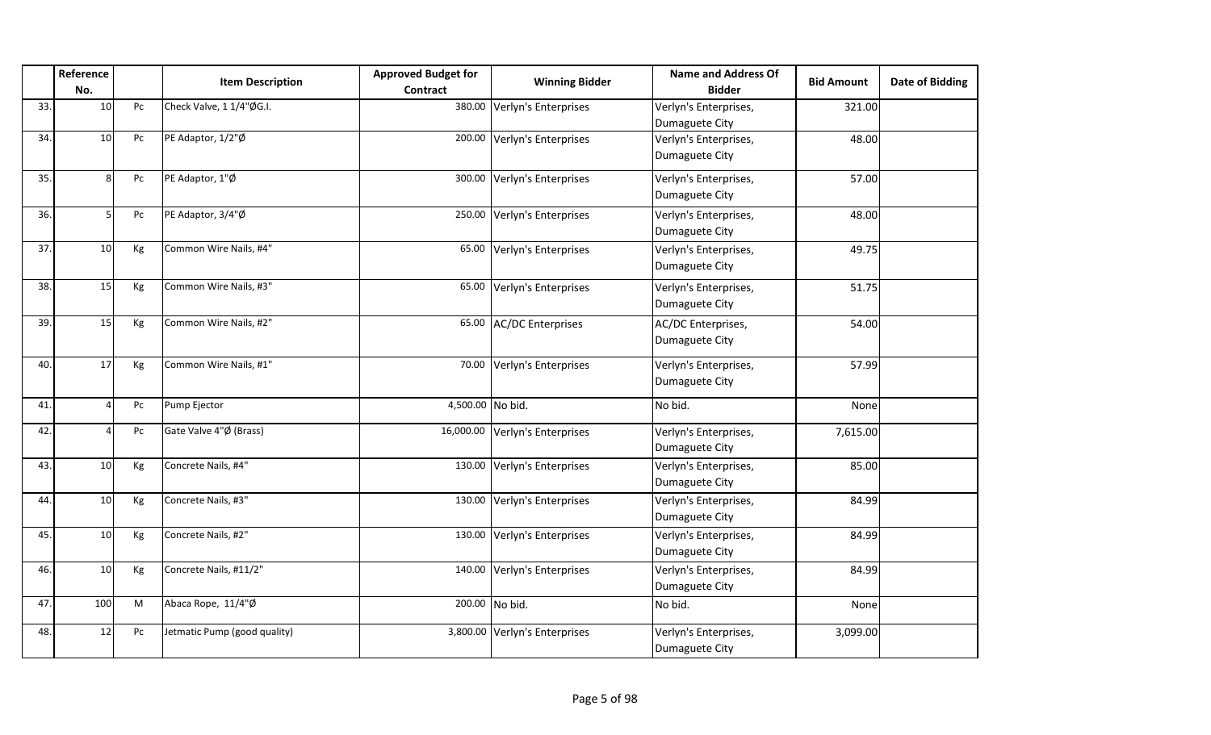| | Reference No. | | Item Description | Approved Budget for Contract | Winning Bidder | Name and Address Of Bidder | Bid Amount | Date of Bidding |
|---|---|---|---|---|---|---|---|---|
| 33. | 10 | Pc | Check Valve, 1 1/4"ØG.I. | 380.00 | Verlyn's Enterprises | Verlyn's Enterprises, Dumaguete City | 321.00 | |
| 34. | 10 | Pc | PE Adaptor, 1/2"Ø | 200.00 | Verlyn's Enterprises | Verlyn's Enterprises, Dumaguete City | 48.00 | |
| 35. | 8 | Pc | PE Adaptor, 1"Ø | 300.00 | Verlyn's Enterprises | Verlyn's Enterprises, Dumaguete City | 57.00 | |
| 36. | 5 | Pc | PE Adaptor, 3/4"Ø | 250.00 | Verlyn's Enterprises | Verlyn's Enterprises, Dumaguete City | 48.00 | |
| 37. | 10 | Kg | Common Wire Nails, #4" | 65.00 | Verlyn's Enterprises | Verlyn's Enterprises, Dumaguete City | 49.75 | |
| 38. | 15 | Kg | Common Wire Nails, #3" | 65.00 | Verlyn's Enterprises | Verlyn's Enterprises, Dumaguete City | 51.75 | |
| 39. | 15 | Kg | Common Wire Nails, #2" | 65.00 | AC/DC Enterprises | AC/DC Enterprises, Dumaguete City | 54.00 | |
| 40. | 17 | Kg | Common Wire Nails, #1" | 70.00 | Verlyn's Enterprises | Verlyn's Enterprises, Dumaguete City | 57.99 | |
| 41. | 4 | Pc | Pump Ejector | 4,500.00 | No bid. | No bid. | None | |
| 42. | 4 | Pc | Gate Valve 4"Ø (Brass) | 16,000.00 | Verlyn's Enterprises | Verlyn's Enterprises, Dumaguete City | 7,615.00 | |
| 43. | 10 | Kg | Concrete Nails, #4" | 130.00 | Verlyn's Enterprises | Verlyn's Enterprises, Dumaguete City | 85.00 | |
| 44. | 10 | Kg | Concrete Nails, #3" | 130.00 | Verlyn's Enterprises | Verlyn's Enterprises, Dumaguete City | 84.99 | |
| 45. | 10 | Kg | Concrete Nails, #2" | 130.00 | Verlyn's Enterprises | Verlyn's Enterprises, Dumaguete City | 84.99 | |
| 46. | 10 | Kg | Concrete Nails, #11/2" | 140.00 | Verlyn's Enterprises | Verlyn's Enterprises, Dumaguete City | 84.99 | |
| 47. | 100 | M | Abaca Rope, 11/4"Ø | 200.00 | No bid. | No bid. | None | |
| 48. | 12 | Pc | Jetmatic Pump (good quality) | 3,800.00 | Verlyn's Enterprises | Verlyn's Enterprises, Dumaguete City | 3,099.00 | |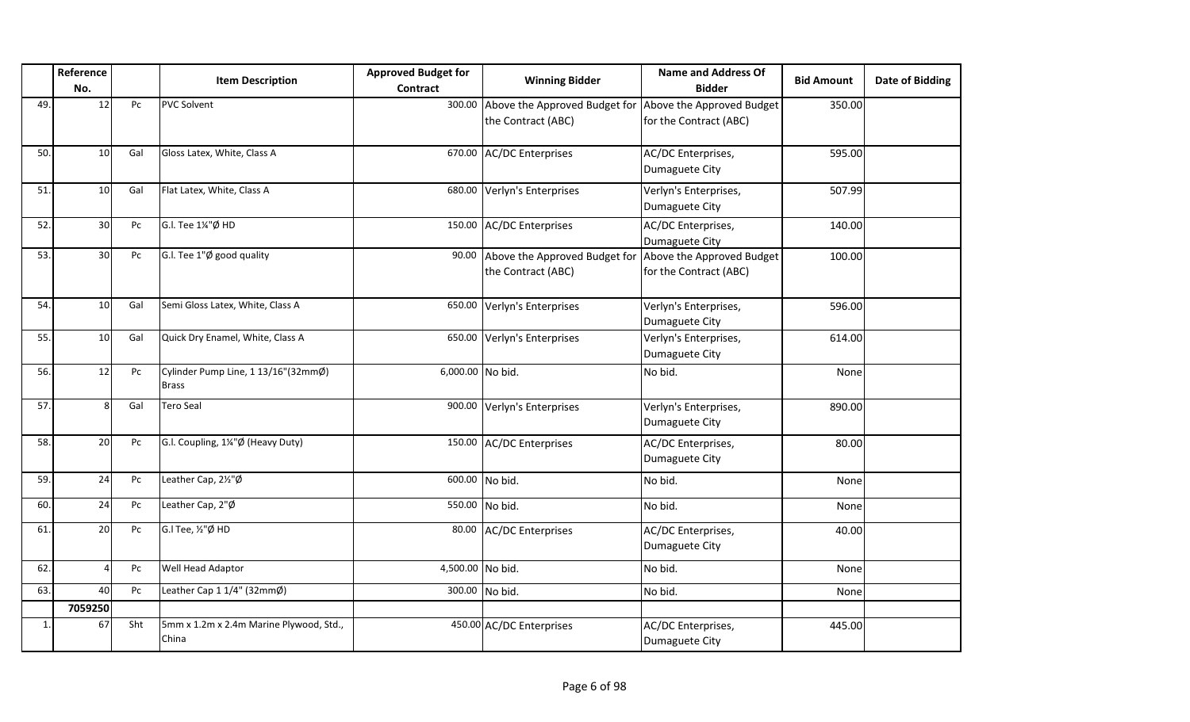| | Reference No. | | Item Description | Approved Budget for Contract | Winning Bidder | Name and Address Of Bidder | Bid Amount | Date of Bidding |
|---|---|---|---|---|---|---|---|---|
| 49. | 12 | Pc | PVC Solvent | 300.00 | Above the Approved Budget for the Contract (ABC) | Above the Approved Budget for the Contract (ABC) | 350.00 | |
| 50. | 10 | Gal | Gloss Latex, White, Class A | 670.00 | AC/DC Enterprises | AC/DC Enterprises, Dumaguete City | 595.00 | |
| 51. | 10 | Gal | Flat Latex, White, Class A | 680.00 | Verlyn's Enterprises | Verlyn's Enterprises, Dumaguete City | 507.99 | |
| 52. | 30 | Pc | G.I. Tee 1¼"Ø HD | 150.00 | AC/DC Enterprises | AC/DC Enterprises, Dumaguete City | 140.00 | |
| 53. | 30 | Pc | G.I. Tee 1"Ø good quality | 90.00 | Above the Approved Budget for the Contract (ABC) | Above the Approved Budget for the Contract (ABC) | 100.00 | |
| 54. | 10 | Gal | Semi Gloss Latex, White, Class A | 650.00 | Verlyn's Enterprises | Verlyn's Enterprises, Dumaguete City | 596.00 | |
| 55. | 10 | Gal | Quick Dry Enamel, White, Class A | 650.00 | Verlyn's Enterprises | Verlyn's Enterprises, Dumaguete City | 614.00 | |
| 56. | 12 | Pc | Cylinder Pump Line, 1 13/16"(32mmØ) Brass | 6,000.00 | No bid. | No bid. | None | |
| 57. | 8 | Gal | Tero Seal | 900.00 | Verlyn's Enterprises | Verlyn's Enterprises, Dumaguete City | 890.00 | |
| 58. | 20 | Pc | G.I. Coupling, 1¼"Ø (Heavy Duty) | 150.00 | AC/DC Enterprises | AC/DC Enterprises, Dumaguete City | 80.00 | |
| 59. | 24 | Pc | Leather Cap, 2½"Ø | 600.00 | No bid. | No bid. | None | |
| 60. | 24 | Pc | Leather Cap, 2"Ø | 550.00 | No bid. | No bid. | None | |
| 61. | 20 | Pc | G.I Tee, ½"Ø HD | 80.00 | AC/DC Enterprises | AC/DC Enterprises, Dumaguete City | 40.00 | |
| 62. | 4 | Pc | Well Head Adaptor | 4,500.00 | No bid. | No bid. | None | |
| 63. | 40 | Pc | Leather Cap 1 1/4" (32mmØ) | 300.00 | No bid. | No bid. | None | |
| | 7059250 | | | | | | | |
| 1. | 67 | Sht | 5mm x 1.2m x 2.4m Marine Plywood, Std., China | 450.00 | AC/DC Enterprises | AC/DC Enterprises, Dumaguete City | 445.00 | |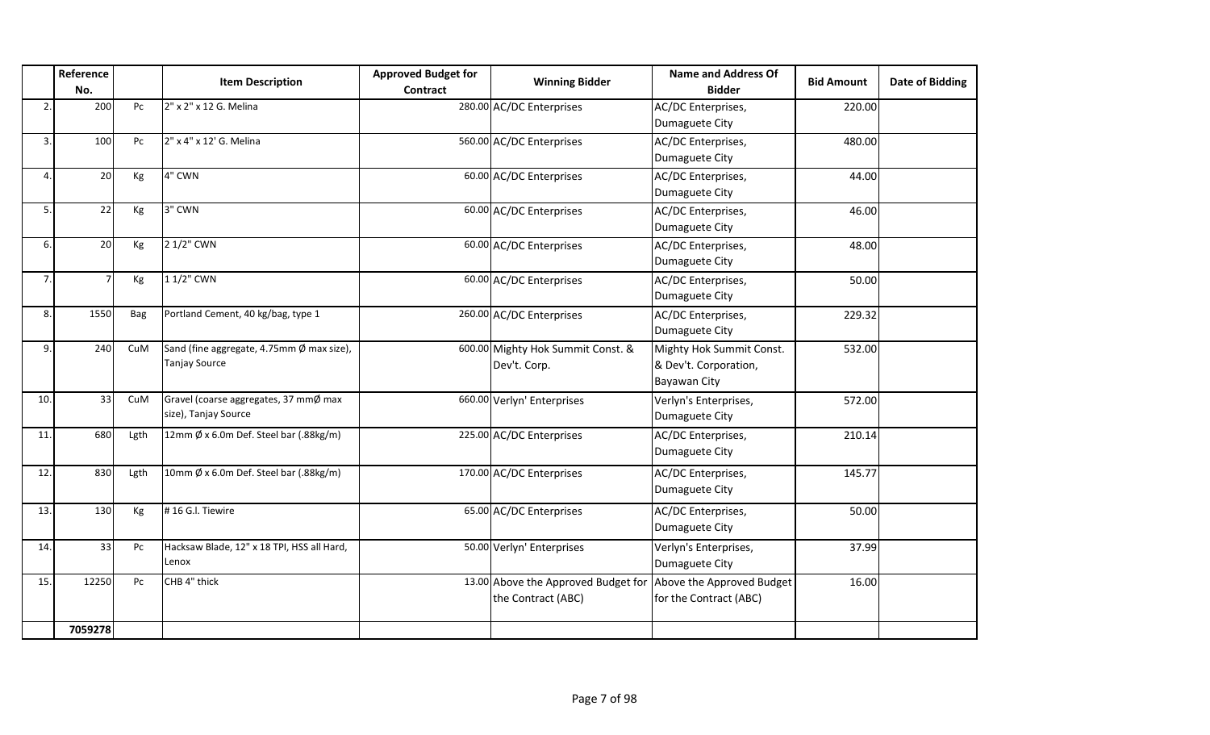| | Reference No. | | Item Description | Approved Budget for Contract | Winning Bidder | Name and Address Of Bidder | Bid Amount | Date of Bidding |
|---|---|---|---|---|---|---|---|---|
| 2. | 200 | Pc | 2" x 2" x 12 G. Melina | 280.00 | AC/DC Enterprises | AC/DC Enterprises, Dumaguete City | 220.00 | |
| 3. | 100 | Pc | 2" x 4" x 12' G. Melina | 560.00 | AC/DC Enterprises | AC/DC Enterprises, Dumaguete City | 480.00 | |
| 4. | 20 | Kg | 4" CWN | 60.00 | AC/DC Enterprises | AC/DC Enterprises, Dumaguete City | 44.00 | |
| 5. | 22 | Kg | 3" CWN | 60.00 | AC/DC Enterprises | AC/DC Enterprises, Dumaguete City | 46.00 | |
| 6. | 20 | Kg | 2 1/2" CWN | 60.00 | AC/DC Enterprises | AC/DC Enterprises, Dumaguete City | 48.00 | |
| 7. | 7 | Kg | 1 1/2" CWN | 60.00 | AC/DC Enterprises | AC/DC Enterprises, Dumaguete City | 50.00 | |
| 8. | 1550 | Bag | Portland Cement, 40 kg/bag, type 1 | 260.00 | AC/DC Enterprises | AC/DC Enterprises, Dumaguete City | 229.32 | |
| 9. | 240 | CuM | Sand (fine aggregate, 4.75mm Ø max size), Tanjay Source | 600.00 | Mighty Hok Summit Const. & Dev't. Corp. | Mighty Hok Summit Const. & Dev't. Corporation, Bayawan City | 532.00 | |
| 10. | 33 | CuM | Gravel (coarse aggregates, 37 mmØ max size), Tanjay Source | 660.00 | Verlyn' Enterprises | Verlyn's Enterprises, Dumaguete City | 572.00 | |
| 11. | 680 | Lgth | 12mm Ø x 6.0m Def. Steel bar (.88kg/m) | 225.00 | AC/DC Enterprises | AC/DC Enterprises, Dumaguete City | 210.14 | |
| 12. | 830 | Lgth | 10mm Ø x 6.0m Def. Steel bar (.88kg/m) | 170.00 | AC/DC Enterprises | AC/DC Enterprises, Dumaguete City | 145.77 | |
| 13. | 130 | Kg | # 16 G.I. Tiewire | 65.00 | AC/DC Enterprises | AC/DC Enterprises, Dumaguete City | 50.00 | |
| 14. | 33 | Pc | Hacksaw Blade, 12" x 18 TPI, HSS all Hard, Lenox | 50.00 | Verlyn' Enterprises | Verlyn's Enterprises, Dumaguete City | 37.99 | |
| 15. | 12250 | Pc | CHB 4" thick | 13.00 | Above the Approved Budget for the Contract (ABC) | Above the Approved Budget for the Contract (ABC) | 16.00 | |
| | 7059278 | | | | | | | |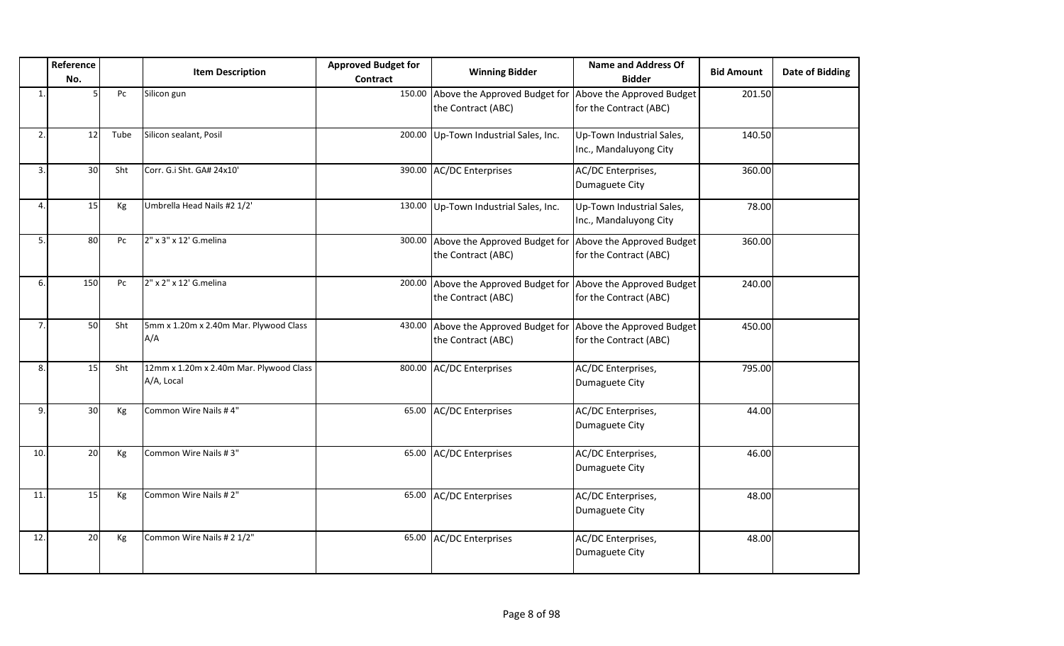| | Reference No. | | Item Description | Approved Budget for Contract | Winning Bidder | Name and Address Of Bidder | Bid Amount | Date of Bidding |
|---|---|---|---|---|---|---|---|---|
| 1. | 5 | Pc | Silicon gun | 150.00 | Above the Approved Budget for the Contract (ABC) | Above the Approved Budget for the Contract (ABC) | 201.50 | |
| 2. | 12 | Tube | Silicon sealant, Posil | 200.00 | Up-Town Industrial Sales, Inc. | Up-Town Industrial Sales, Inc., Mandaluyong City | 140.50 | |
| 3. | 30 | Sht | Corr. G.i Sht. GA# 24x10' | 390.00 | AC/DC Enterprises | AC/DC Enterprises, Dumaguete City | 360.00 | |
| 4. | 15 | Kg | Umbrella Head Nails #2 1/2' | 130.00 | Up-Town Industrial Sales, Inc. | Up-Town Industrial Sales, Inc., Mandaluyong City | 78.00 | |
| 5. | 80 | Pc | 2" x 3" x 12' G.melina | 300.00 | Above the Approved Budget for the Contract (ABC) | Above the Approved Budget for the Contract (ABC) | 360.00 | |
| 6. | 150 | Pc | 2" x 2" x 12' G.melina | 200.00 | Above the Approved Budget for the Contract (ABC) | Above the Approved Budget for the Contract (ABC) | 240.00 | |
| 7. | 50 | Sht | 5mm x 1.20m x 2.40m Mar. Plywood Class A/A | 430.00 | Above the Approved Budget for the Contract (ABC) | Above the Approved Budget for the Contract (ABC) | 450.00 | |
| 8. | 15 | Sht | 12mm x 1.20m x 2.40m Mar. Plywood Class A/A, Local | 800.00 | AC/DC Enterprises | AC/DC Enterprises, Dumaguete City | 795.00 | |
| 9. | 30 | Kg | Common Wire Nails # 4" | 65.00 | AC/DC Enterprises | AC/DC Enterprises, Dumaguete City | 44.00 | |
| 10. | 20 | Kg | Common Wire Nails # 3" | 65.00 | AC/DC Enterprises | AC/DC Enterprises, Dumaguete City | 46.00 | |
| 11. | 15 | Kg | Common Wire Nails # 2" | 65.00 | AC/DC Enterprises | AC/DC Enterprises, Dumaguete City | 48.00 | |
| 12. | 20 | Kg | Common Wire Nails # 2 1/2" | 65.00 | AC/DC Enterprises | AC/DC Enterprises, Dumaguete City | 48.00 | |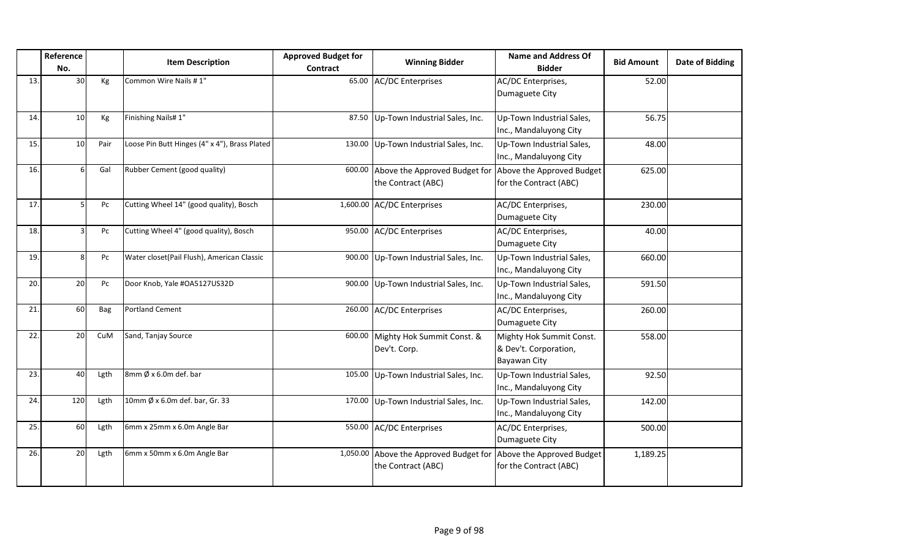| | Reference No. | | Item Description | Approved Budget for Contract | Winning Bidder | Name and Address Of Bidder | Bid Amount | Date of Bidding |
|---|---|---|---|---|---|---|---|---|
| 13. | 30 | Kg | Common Wire Nails # 1" | 65.00 | AC/DC Enterprises | AC/DC Enterprises, Dumaguete City | 52.00 | |
| 14. | 10 | Kg | Finishing Nails# 1" | 87.50 | Up-Town Industrial Sales, Inc. | Up-Town Industrial Sales, Inc., Mandaluyong City | 56.75 | |
| 15. | 10 | Pair | Loose Pin Butt Hinges (4" x 4"), Brass Plated | 130.00 | Up-Town Industrial Sales, Inc. | Up-Town Industrial Sales, Inc., Mandaluyong City | 48.00 | |
| 16. | 6 | Gal | Rubber Cement (good quality) | 600.00 | Above the Approved Budget for the Contract (ABC) | Above the Approved Budget for the Contract (ABC) | 625.00 | |
| 17. | 5 | Pc | Cutting Wheel 14" (good quality), Bosch | 1,600.00 | AC/DC Enterprises | AC/DC Enterprises, Dumaguete City | 230.00 | |
| 18. | 3 | Pc | Cutting Wheel 4" (good quality), Bosch | 950.00 | AC/DC Enterprises | AC/DC Enterprises, Dumaguete City | 40.00 | |
| 19. | 8 | Pc | Water closet(Pail Flush), American Classic | 900.00 | Up-Town Industrial Sales, Inc. | Up-Town Industrial Sales, Inc., Mandaluyong City | 660.00 | |
| 20. | 20 | Pc | Door Knob, Yale #OA5127US32D | 900.00 | Up-Town Industrial Sales, Inc. | Up-Town Industrial Sales, Inc., Mandaluyong City | 591.50 | |
| 21. | 60 | Bag | Portland Cement | 260.00 | AC/DC Enterprises | AC/DC Enterprises, Dumaguete City | 260.00 | |
| 22. | 20 | CuM | Sand, Tanjay Source | 600.00 | Mighty Hok Summit Const. & Dev't. Corp. | Mighty Hok Summit Const. & Dev't. Corporation, Bayawan City | 558.00 | |
| 23. | 40 | Lgth | 8mm Ø x 6.0m def. bar | 105.00 | Up-Town Industrial Sales, Inc. | Up-Town Industrial Sales, Inc., Mandaluyong City | 92.50 | |
| 24. | 120 | Lgth | 10mm Ø x 6.0m def. bar, Gr. 33 | 170.00 | Up-Town Industrial Sales, Inc. | Up-Town Industrial Sales, Inc., Mandaluyong City | 142.00 | |
| 25. | 60 | Lgth | 6mm x 25mm x 6.0m Angle Bar | 550.00 | AC/DC Enterprises | AC/DC Enterprises, Dumaguete City | 500.00 | |
| 26. | 20 | Lgth | 6mm x 50mm x 6.0m Angle Bar | 1,050.00 | Above the Approved Budget for the Contract (ABC) | Above the Approved Budget for the Contract (ABC) | 1,189.25 | |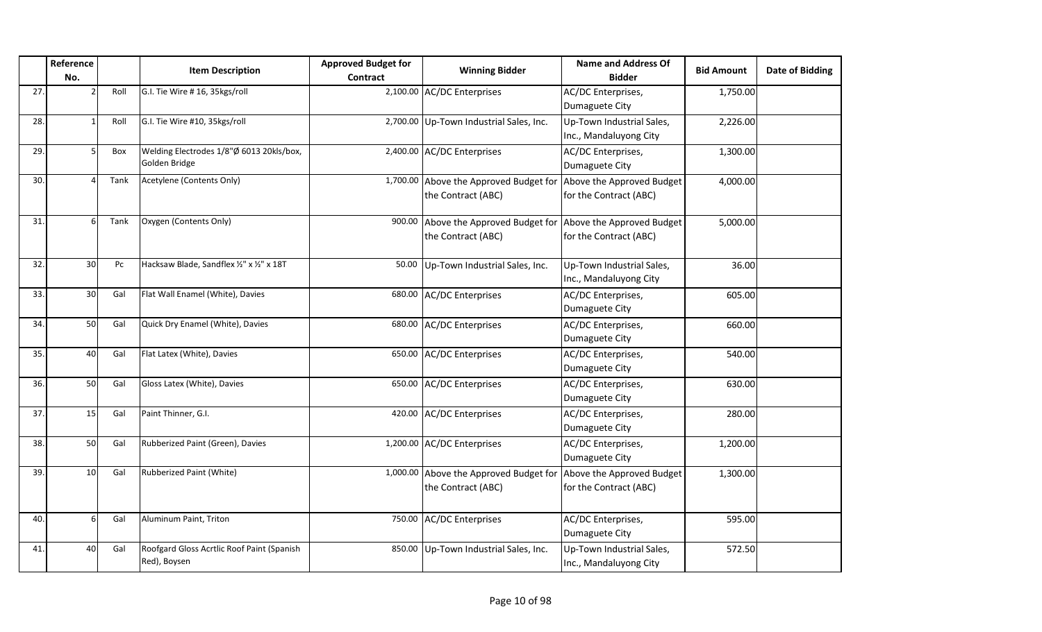| | Reference No. | | Item Description | Approved Budget for Contract | Winning Bidder | Name and Address Of Bidder | Bid Amount | Date of Bidding |
|---|---|---|---|---|---|---|---|---|
| 27. | 2 | Roll | G.I. Tie Wire # 16, 35kgs/roll | 2,100.00 | AC/DC Enterprises | AC/DC Enterprises, Dumaguete City | 1,750.00 | |
| 28. | 1 | Roll | G.I. Tie Wire #10, 35kgs/roll | 2,700.00 | Up-Town Industrial Sales, Inc. | Up-Town Industrial Sales, Inc., Mandaluyong City | 2,226.00 | |
| 29. | 5 | Box | Welding Electrodes 1/8"Ø 6013 20kls/box, Golden Bridge | 2,400.00 | AC/DC Enterprises | AC/DC Enterprises, Dumaguete City | 1,300.00 | |
| 30. | 4 | Tank | Acetylene (Contents Only) | 1,700.00 | Above the Approved Budget for the Contract (ABC) | Above the Approved Budget for the Contract (ABC) | 4,000.00 | |
| 31. | 6 | Tank | Oxygen (Contents Only) | 900.00 | Above the Approved Budget for the Contract (ABC) | Above the Approved Budget for the Contract (ABC) | 5,000.00 | |
| 32. | 30 | Pc | Hacksaw Blade, Sandflex ½" x ½" x 18T | 50.00 | Up-Town Industrial Sales, Inc. | Up-Town Industrial Sales, Inc., Mandaluyong City | 36.00 | |
| 33. | 30 | Gal | Flat Wall Enamel (White), Davies | 680.00 | AC/DC Enterprises | AC/DC Enterprises, Dumaguete City | 605.00 | |
| 34. | 50 | Gal | Quick Dry Enamel (White), Davies | 680.00 | AC/DC Enterprises | AC/DC Enterprises, Dumaguete City | 660.00 | |
| 35. | 40 | Gal | Flat Latex (White), Davies | 650.00 | AC/DC Enterprises | AC/DC Enterprises, Dumaguete City | 540.00 | |
| 36. | 50 | Gal | Gloss Latex (White), Davies | 650.00 | AC/DC Enterprises | AC/DC Enterprises, Dumaguete City | 630.00 | |
| 37. | 15 | Gal | Paint Thinner, G.I. | 420.00 | AC/DC Enterprises | AC/DC Enterprises, Dumaguete City | 280.00 | |
| 38. | 50 | Gal | Rubberized Paint (Green), Davies | 1,200.00 | AC/DC Enterprises | AC/DC Enterprises, Dumaguete City | 1,200.00 | |
| 39. | 10 | Gal | Rubberized Paint (White) | 1,000.00 | Above the Approved Budget for the Contract (ABC) | Above the Approved Budget for the Contract (ABC) | 1,300.00 | |
| 40. | 6 | Gal | Aluminum Paint, Triton | 750.00 | AC/DC Enterprises | AC/DC Enterprises, Dumaguete City | 595.00 | |
| 41. | 40 | Gal | Roofgard Gloss Acrtlic Roof Paint (Spanish Red), Boysen | 850.00 | Up-Town Industrial Sales, Inc. | Up-Town Industrial Sales, Inc., Mandaluyong City | 572.50 | |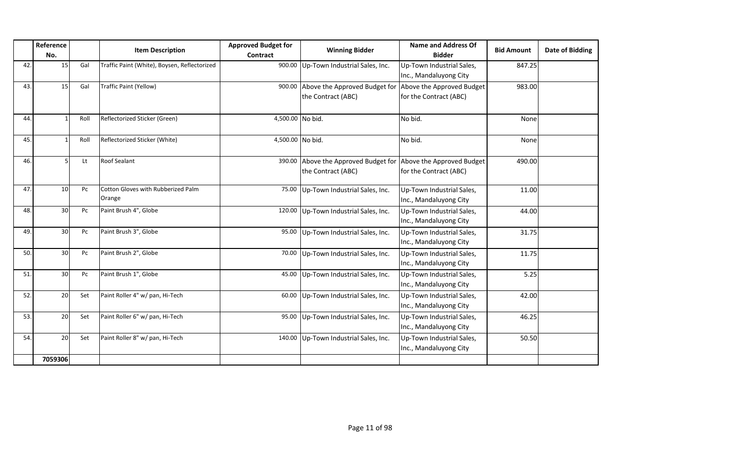| | Reference No. | | Item Description | Approved Budget for Contract | Winning Bidder | Name and Address Of Bidder | Bid Amount | Date of Bidding |
|---|---|---|---|---|---|---|---|---|
| 42. | 15 | Gal | Traffic Paint (White), Boysen, Reflectorized | 900.00 | Up-Town Industrial Sales, Inc. | Up-Town Industrial Sales, Inc., Mandaluyong City | 847.25 | |
| 43. | 15 | Gal | Traffic Paint (Yellow) | 900.00 | Above the Approved Budget for the Contract (ABC) | Above the Approved Budget for the Contract (ABC) | 983.00 | |
| 44. | 1 | Roll | Reflectorized Sticker (Green) | 4,500.00 | No bid. | No bid. | None | |
| 45. | 1 | Roll | Reflectorized Sticker (White) | 4,500.00 | No bid. | No bid. | None | |
| 46. | 5 | Lt | Roof Sealant | 390.00 | Above the Approved Budget for the Contract (ABC) | Above the Approved Budget for the Contract (ABC) | 490.00 | |
| 47. | 10 | Pc | Cotton Gloves with Rubberized Palm Orange | 75.00 | Up-Town Industrial Sales, Inc. | Up-Town Industrial Sales, Inc., Mandaluyong City | 11.00 | |
| 48. | 30 | Pc | Paint Brush 4", Globe | 120.00 | Up-Town Industrial Sales, Inc. | Up-Town Industrial Sales, Inc., Mandaluyong City | 44.00 | |
| 49. | 30 | Pc | Paint Brush 3", Globe | 95.00 | Up-Town Industrial Sales, Inc. | Up-Town Industrial Sales, Inc., Mandaluyong City | 31.75 | |
| 50. | 30 | Pc | Paint Brush 2", Globe | 70.00 | Up-Town Industrial Sales, Inc. | Up-Town Industrial Sales, Inc., Mandaluyong City | 11.75 | |
| 51. | 30 | Pc | Paint Brush 1", Globe | 45.00 | Up-Town Industrial Sales, Inc. | Up-Town Industrial Sales, Inc., Mandaluyong City | 5.25 | |
| 52. | 20 | Set | Paint Roller 4" w/ pan, Hi-Tech | 60.00 | Up-Town Industrial Sales, Inc. | Up-Town Industrial Sales, Inc., Mandaluyong City | 42.00 | |
| 53. | 20 | Set | Paint Roller 6" w/ pan, Hi-Tech | 95.00 | Up-Town Industrial Sales, Inc. | Up-Town Industrial Sales, Inc., Mandaluyong City | 46.25 | |
| 54. | 20 | Set | Paint Roller 8" w/ pan, Hi-Tech | 140.00 | Up-Town Industrial Sales, Inc. | Up-Town Industrial Sales, Inc., Mandaluyong City | 50.50 | |
| | 7059306 | | | | | | | |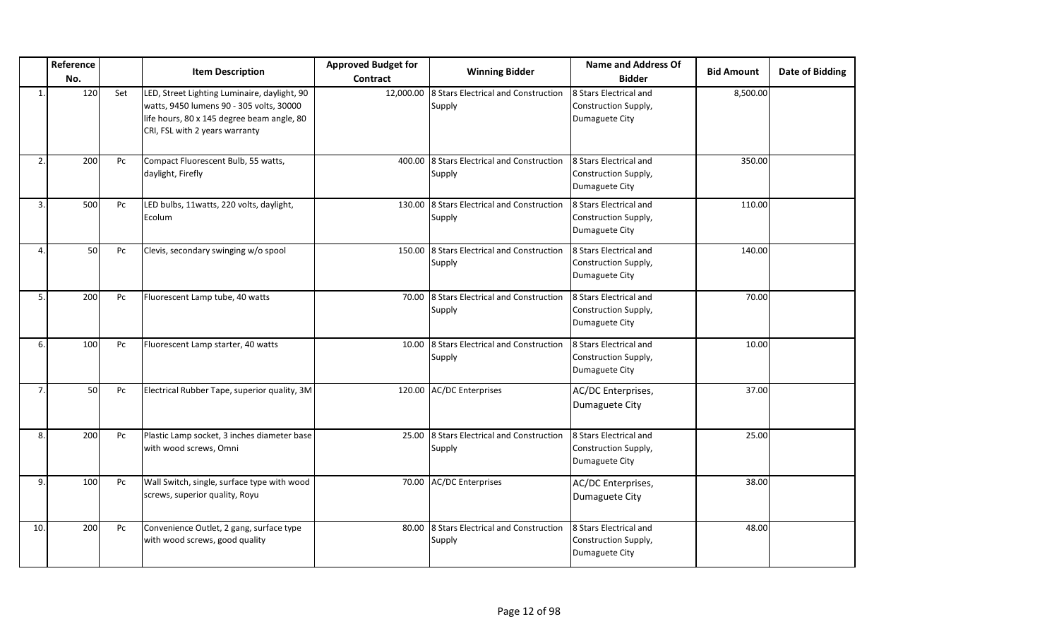| | Reference No. | | Item Description | Approved Budget for Contract | Winning Bidder | Name and Address Of Bidder | Bid Amount | Date of Bidding |
|---|---|---|---|---|---|---|---|---|
| 1. | 120 | Set | LED, Street Lighting Luminaire, daylight, 90 watts, 9450 lumens 90 - 305 volts, 30000 life hours, 80 x 145 degree beam angle, 80 CRI, FSL with 2 years warranty | 12,000.00 | 8 Stars Electrical and Construction Supply | 8 Stars Electrical and Construction Supply, Dumaguete City | 8,500.00 | |
| 2. | 200 | Pc | Compact Fluorescent Bulb, 55 watts, daylight, Firefly | 400.00 | 8 Stars Electrical and Construction Supply | 8 Stars Electrical and Construction Supply, Dumaguete City | 350.00 | |
| 3. | 500 | Pc | LED bulbs, 11watts, 220 volts, daylight, Ecolum | 130.00 | 8 Stars Electrical and Construction Supply | 8 Stars Electrical and Construction Supply, Dumaguete City | 110.00 | |
| 4. | 50 | Pc | Clevis, secondary swinging w/o spool | 150.00 | 8 Stars Electrical and Construction Supply | 8 Stars Electrical and Construction Supply, Dumaguete City | 140.00 | |
| 5. | 200 | Pc | Fluorescent Lamp tube, 40 watts | 70.00 | 8 Stars Electrical and Construction Supply | 8 Stars Electrical and Construction Supply, Dumaguete City | 70.00 | |
| 6. | 100 | Pc | Fluorescent Lamp starter, 40 watts | 10.00 | 8 Stars Electrical and Construction Supply | 8 Stars Electrical and Construction Supply, Dumaguete City | 10.00 | |
| 7. | 50 | Pc | Electrical Rubber Tape, superior quality, 3M | 120.00 | AC/DC Enterprises | AC/DC Enterprises, Dumaguete City | 37.00 | |
| 8. | 200 | Pc | Plastic Lamp socket, 3 inches diameter base with wood screws, Omni | 25.00 | 8 Stars Electrical and Construction Supply | 8 Stars Electrical and Construction Supply, Dumaguete City | 25.00 | |
| 9. | 100 | Pc | Wall Switch, single, surface type with wood screws, superior quality, Royu | 70.00 | AC/DC Enterprises | AC/DC Enterprises, Dumaguete City | 38.00 | |
| 10. | 200 | Pc | Convenience Outlet, 2 gang, surface type with wood screws, good quality | 80.00 | 8 Stars Electrical and Construction Supply | 8 Stars Electrical and Construction Supply, Dumaguete City | 48.00 | |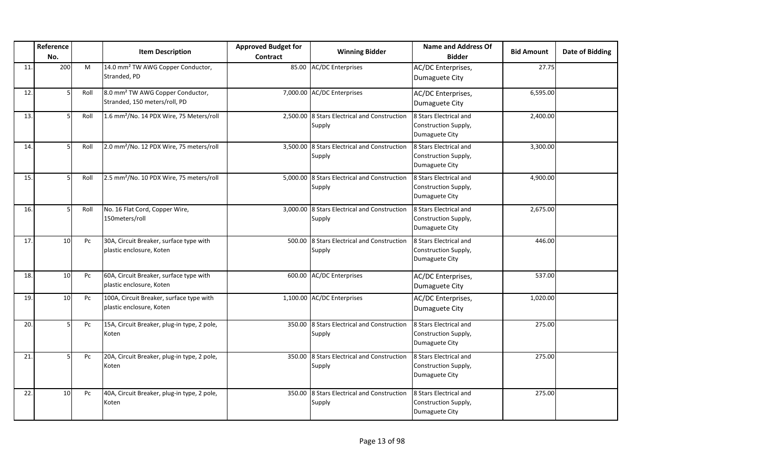| | Reference No. | | Item Description | Approved Budget for Contract | Winning Bidder | Name and Address Of Bidder | Bid Amount | Date of Bidding |
|---|---|---|---|---|---|---|---|---|
| 11. | 200 | M | 14.0 mm² TW AWG Copper Conductor, Stranded, PD | 85.00 | AC/DC Enterprises | AC/DC Enterprises, Dumaguete City | 27.75 | |
| 12. | 5 | Roll | 8.0 mm² TW AWG Copper Conductor, Stranded, 150 meters/roll, PD | 7,000.00 | AC/DC Enterprises | AC/DC Enterprises, Dumaguete City | 6,595.00 | |
| 13. | 5 | Roll | 1.6 mm²/No. 14 PDX Wire, 75 Meters/roll | 2,500.00 | 8 Stars Electrical and Construction Supply | 8 Stars Electrical and Construction Supply, Dumaguete City | 2,400.00 | |
| 14. | 5 | Roll | 2.0 mm²/No. 12 PDX Wire, 75 meters/roll | 3,500.00 | 8 Stars Electrical and Construction Supply | 8 Stars Electrical and Construction Supply, Dumaguete City | 3,300.00 | |
| 15. | 5 | Roll | 2.5 mm²/No. 10 PDX Wire, 75 meters/roll | 5,000.00 | 8 Stars Electrical and Construction Supply | 8 Stars Electrical and Construction Supply, Dumaguete City | 4,900.00 | |
| 16. | 5 | Roll | No. 16 Flat Cord, Copper Wire, 150meters/roll | 3,000.00 | 8 Stars Electrical and Construction Supply | 8 Stars Electrical and Construction Supply, Dumaguete City | 2,675.00 | |
| 17. | 10 | Pc | 30A, Circuit Breaker, surface type with plastic enclosure, Koten | 500.00 | 8 Stars Electrical and Construction Supply | 8 Stars Electrical and Construction Supply, Dumaguete City | 446.00 | |
| 18. | 10 | Pc | 60A, Circuit Breaker, surface type with plastic enclosure, Koten | 600.00 | AC/DC Enterprises | AC/DC Enterprises, Dumaguete City | 537.00 | |
| 19. | 10 | Pc | 100A, Circuit Breaker, surface type with plastic enclosure, Koten | 1,100.00 | AC/DC Enterprises | AC/DC Enterprises, Dumaguete City | 1,020.00 | |
| 20. | 5 | Pc | 15A, Circuit Breaker, plug-in type, 2 pole, Koten | 350.00 | 8 Stars Electrical and Construction Supply | 8 Stars Electrical and Construction Supply, Dumaguete City | 275.00 | |
| 21. | 5 | Pc | 20A, Circuit Breaker, plug-in type, 2 pole, Koten | 350.00 | 8 Stars Electrical and Construction Supply | 8 Stars Electrical and Construction Supply, Dumaguete City | 275.00 | |
| 22. | 10 | Pc | 40A, Circuit Breaker, plug-in type, 2 pole, Koten | 350.00 | 8 Stars Electrical and Construction Supply | 8 Stars Electrical and Construction Supply, Dumaguete City | 275.00 | |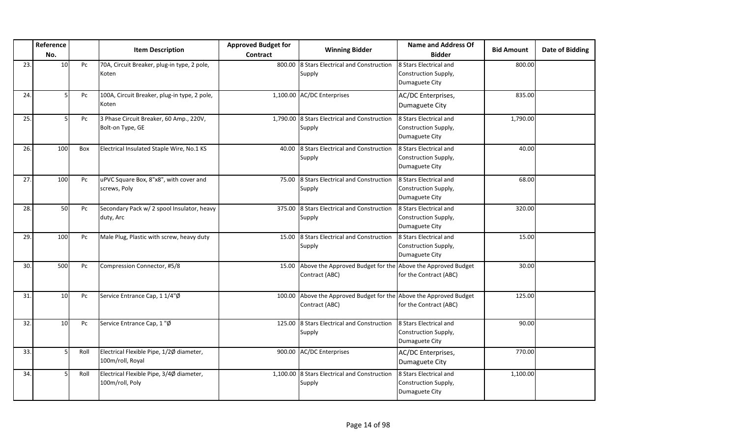| | Reference No. | | Item Description | Approved Budget for Contract | Winning Bidder | Name and Address Of Bidder | Bid Amount | Date of Bidding |
|---|---|---|---|---|---|---|---|---|
| 23. | 10 | Pc | 70A, Circuit Breaker, plug-in type, 2 pole, Koten | 800.00 | 8 Stars Electrical and Construction Supply | 8 Stars Electrical and Construction Supply, Dumaguete City | 800.00 | |
| 24. | 5 | Pc | 100A, Circuit Breaker, plug-in type, 2 pole, Koten | 1,100.00 | AC/DC Enterprises | AC/DC Enterprises, Dumaguete City | 835.00 | |
| 25. | 5 | Pc | 3 Phase Circuit Breaker, 60 Amp., 220V, Bolt-on Type, GE | 1,790.00 | 8 Stars Electrical and Construction Supply | 8 Stars Electrical and Construction Supply, Dumaguete City | 1,790.00 | |
| 26. | 100 | Box | Electrical Insulated Staple Wire, No.1 KS | 40.00 | 8 Stars Electrical and Construction Supply | 8 Stars Electrical and Construction Supply, Dumaguete City | 40.00 | |
| 27. | 100 | Pc | uPVC Square Box, 8"x8", with cover and screws, Poly | 75.00 | 8 Stars Electrical and Construction Supply | 8 Stars Electrical and Construction Supply, Dumaguete City | 68.00 | |
| 28. | 50 | Pc | Secondary Pack w/ 2 spool Insulator, heavy duty, Arc | 375.00 | 8 Stars Electrical and Construction Supply | 8 Stars Electrical and Construction Supply, Dumaguete City | 320.00 | |
| 29. | 100 | Pc | Male Plug, Plastic with screw, heavy duty | 15.00 | 8 Stars Electrical and Construction Supply | 8 Stars Electrical and Construction Supply, Dumaguete City | 15.00 | |
| 30. | 500 | Pc | Compression Connector, #5/8 | 15.00 | Above the Approved Budget for the Contract (ABC) | Above the Approved Budget for the Contract (ABC) | 30.00 | |
| 31. | 10 | Pc | Service Entrance Cap, 1 1/4"Ø | 100.00 | Above the Approved Budget for the Contract (ABC) | Above the Approved Budget for the Contract (ABC) | 125.00 | |
| 32. | 10 | Pc | Service Entrance Cap, 1 "Ø | 125.00 | 8 Stars Electrical and Construction Supply | 8 Stars Electrical and Construction Supply, Dumaguete City | 90.00 | |
| 33. | 5 | Roll | Electrical Flexible Pipe, 1/2Ø diameter, 100m/roll, Royal | 900.00 | AC/DC Enterprises | AC/DC Enterprises, Dumaguete City | 770.00 | |
| 34. | 5 | Roll | Electrical Flexible Pipe, 3/4Ø diameter, 100m/roll, Poly | 1,100.00 | 8 Stars Electrical and Construction Supply | 8 Stars Electrical and Construction Supply, Dumaguete City | 1,100.00 | |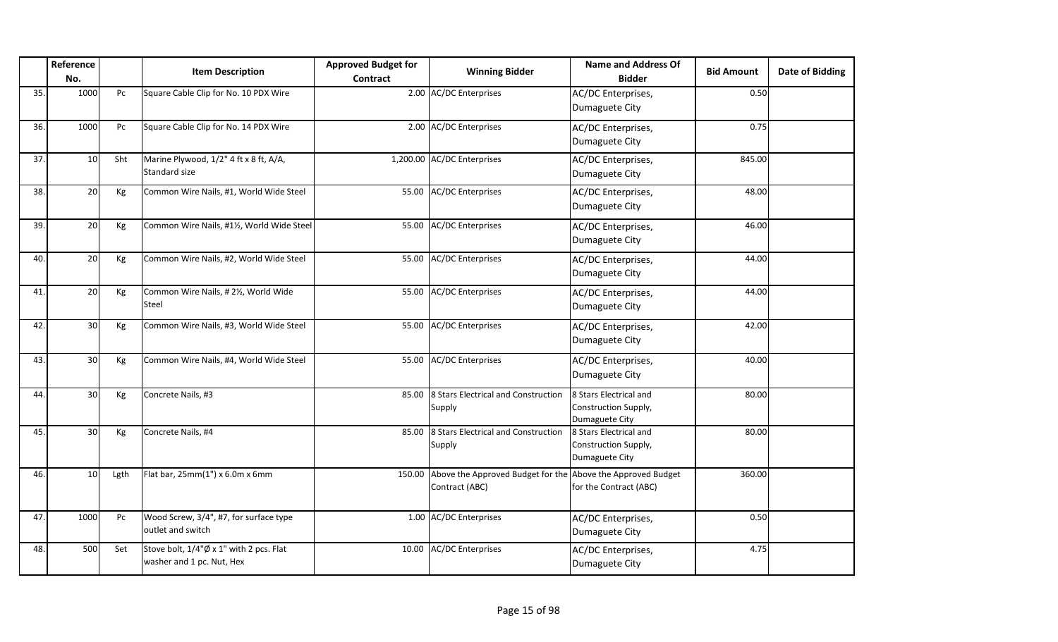| | Reference No. | | Item Description | Approved Budget for Contract | Winning Bidder | Name and Address Of Bidder | Bid Amount | Date of Bidding |
|---|---|---|---|---|---|---|---|---|
| 35. | 1000 | Pc | Square Cable Clip for No. 10 PDX Wire | 2.00 | AC/DC Enterprises | AC/DC Enterprises, Dumaguete City | 0.50 | |
| 36. | 1000 | Pc | Square Cable Clip for No. 14 PDX Wire | 2.00 | AC/DC Enterprises | AC/DC Enterprises, Dumaguete City | 0.75 | |
| 37. | 10 | Sht | Marine Plywood, 1/2" 4 ft x 8 ft, A/A, Standard size | 1,200.00 | AC/DC Enterprises | AC/DC Enterprises, Dumaguete City | 845.00 | |
| 38. | 20 | Kg | Common Wire Nails, #1, World Wide Steel | 55.00 | AC/DC Enterprises | AC/DC Enterprises, Dumaguete City | 48.00 | |
| 39. | 20 | Kg | Common Wire Nails, #1½, World Wide Steel | 55.00 | AC/DC Enterprises | AC/DC Enterprises, Dumaguete City | 46.00 | |
| 40. | 20 | Kg | Common Wire Nails, #2, World Wide Steel | 55.00 | AC/DC Enterprises | AC/DC Enterprises, Dumaguete City | 44.00 | |
| 41. | 20 | Kg | Common Wire Nails, # 2½, World Wide Steel | 55.00 | AC/DC Enterprises | AC/DC Enterprises, Dumaguete City | 44.00 | |
| 42. | 30 | Kg | Common Wire Nails, #3, World Wide Steel | 55.00 | AC/DC Enterprises | AC/DC Enterprises, Dumaguete City | 42.00 | |
| 43. | 30 | Kg | Common Wire Nails, #4, World Wide Steel | 55.00 | AC/DC Enterprises | AC/DC Enterprises, Dumaguete City | 40.00 | |
| 44. | 30 | Kg | Concrete Nails, #3 | 85.00 | 8 Stars Electrical and Construction Supply | 8 Stars Electrical and Construction Supply, Dumaguete City | 80.00 | |
| 45. | 30 | Kg | Concrete Nails, #4 | 85.00 | 8 Stars Electrical and Construction Supply | 8 Stars Electrical and Construction Supply, Dumaguete City | 80.00 | |
| 46. | 10 | Lgth | Flat bar, 25mm(1") x 6.0m x 6mm | 150.00 | Above the Approved Budget for the Contract (ABC) | Above the Approved Budget for the Contract (ABC) | 360.00 | |
| 47. | 1000 | Pc | Wood Screw, 3/4", #7, for surface type outlet and switch | 1.00 | AC/DC Enterprises | AC/DC Enterprises, Dumaguete City | 0.50 | |
| 48. | 500 | Set | Stove bolt, 1/4"Ø x 1" with 2 pcs. Flat washer and 1 pc. Nut, Hex | 10.00 | AC/DC Enterprises | AC/DC Enterprises, Dumaguete City | 4.75 | |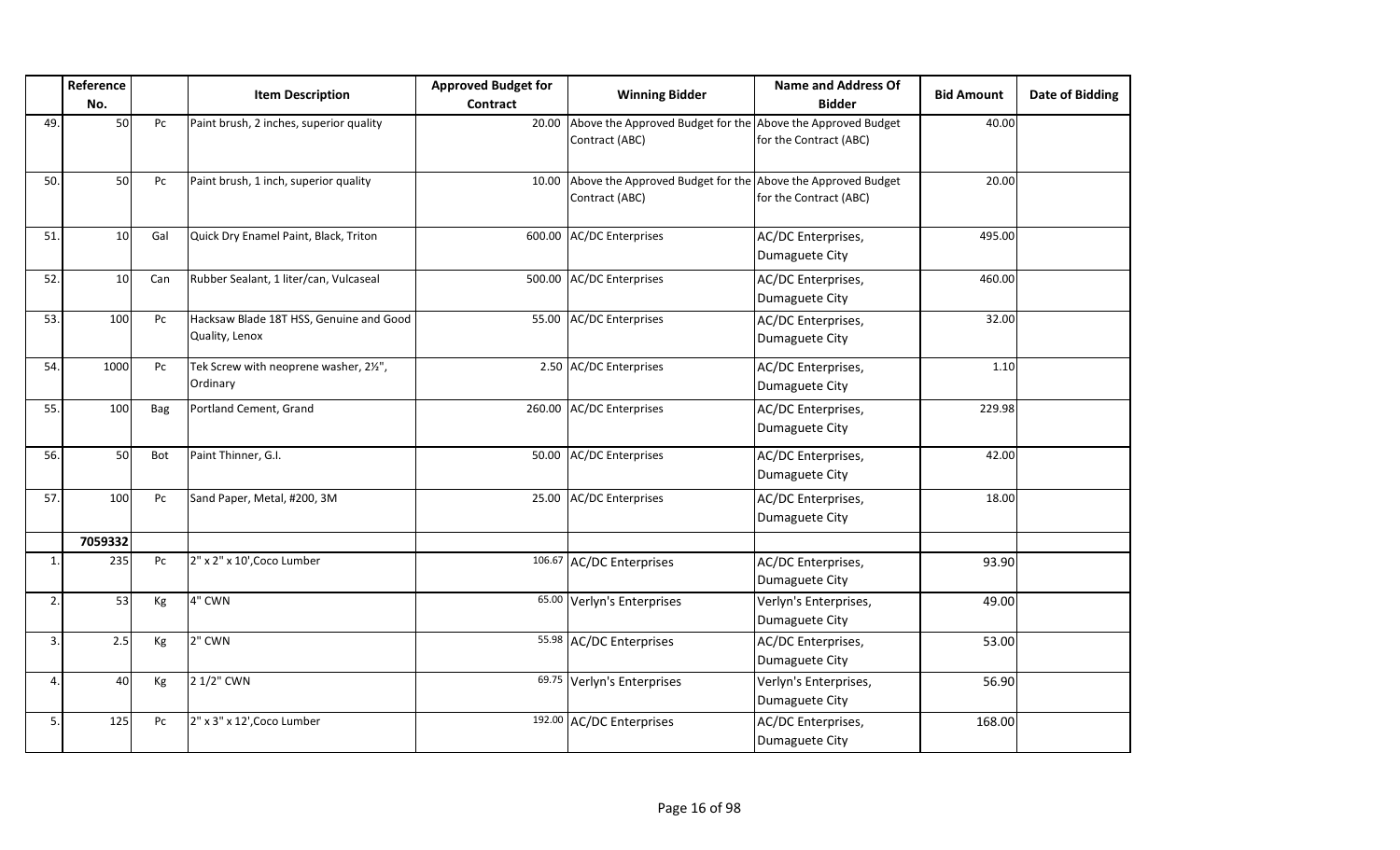| | Reference No. | | Item Description | Approved Budget for Contract | Winning Bidder | Name and Address Of Bidder | Bid Amount | Date of Bidding |
|---|---|---|---|---|---|---|---|---|
| 49. | 50 | Pc | Paint brush, 2 inches, superior quality | 20.00 | Above the Approved Budget for the Contract (ABC) | Above the Approved Budget for the Contract (ABC) | 40.00 | |
| 50. | 50 | Pc | Paint brush, 1 inch, superior quality | 10.00 | Above the Approved Budget for the Contract (ABC) | Above the Approved Budget for the Contract (ABC) | 20.00 | |
| 51. | 10 | Gal | Quick Dry Enamel Paint, Black, Triton | 600.00 | AC/DC Enterprises | AC/DC Enterprises, Dumaguete City | 495.00 | |
| 52. | 10 | Can | Rubber Sealant, 1 liter/can, Vulcaseal | 500.00 | AC/DC Enterprises | AC/DC Enterprises, Dumaguete City | 460.00 | |
| 53. | 100 | Pc | Hacksaw Blade 18T HSS, Genuine and Good Quality, Lenox | 55.00 | AC/DC Enterprises | AC/DC Enterprises, Dumaguete City | 32.00 | |
| 54. | 1000 | Pc | Tek Screw with neoprene washer, 2½", Ordinary | 2.50 | AC/DC Enterprises | AC/DC Enterprises, Dumaguete City | 1.10 | |
| 55. | 100 | Bag | Portland Cement, Grand | 260.00 | AC/DC Enterprises | AC/DC Enterprises, Dumaguete City | 229.98 | |
| 56. | 50 | Bot | Paint Thinner, G.I. | 50.00 | AC/DC Enterprises | AC/DC Enterprises, Dumaguete City | 42.00 | |
| 57. | 100 | Pc | Sand Paper, Metal, #200, 3M | 25.00 | AC/DC Enterprises | AC/DC Enterprises, Dumaguete City | 18.00 | |
| | **7059332** | | | | | | | |
| 1. | 235 | Pc | 2" x 2" x 10',Coco Lumber | 106.67 | AC/DC Enterprises | AC/DC Enterprises, Dumaguete City | 93.90 | |
| 2. | 53 | Kg | 4" CWN | 65.00 | Verlyn's Enterprises | Verlyn's Enterprises, Dumaguete City | 49.00 | |
| 3. | 2.5 | Kg | 2" CWN | 55.98 | AC/DC Enterprises | AC/DC Enterprises, Dumaguete City | 53.00 | |
| 4. | 40 | Kg | 2 1/2" CWN | 69.75 | Verlyn's Enterprises | Verlyn's Enterprises, Dumaguete City | 56.90 | |
| 5. | 125 | Pc | 2" x 3" x 12',Coco Lumber | 192.00 | AC/DC Enterprises | AC/DC Enterprises, Dumaguete City | 168.00 | |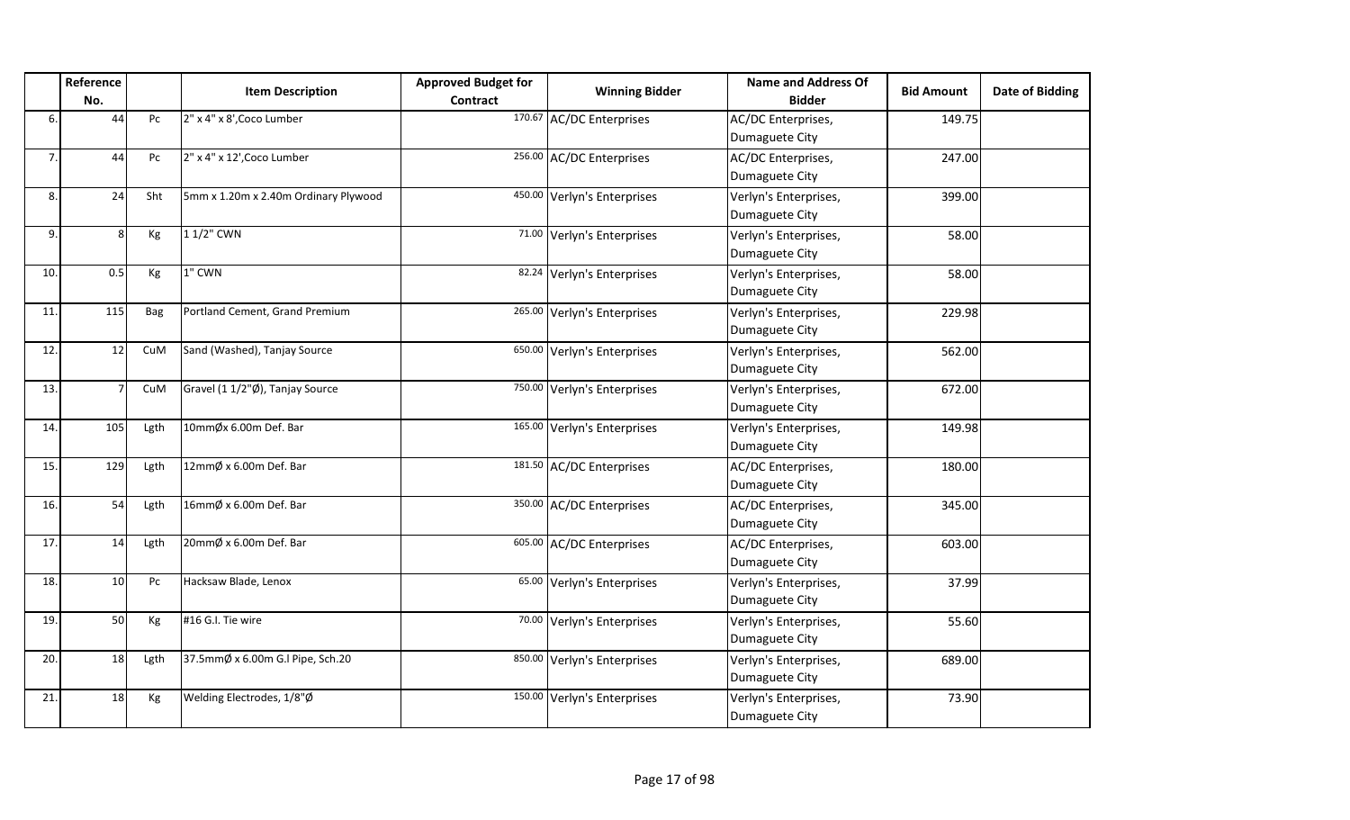| | Reference No. | | Item Description | Approved Budget for Contract | Winning Bidder | Name and Address Of Bidder | Bid Amount | Date of Bidding |
|---|---|---|---|---|---|---|---|---|
| 6. | 44 | Pc | 2" x 4" x 8',Coco Lumber | 170.67 | AC/DC Enterprises | AC/DC Enterprises, Dumaguete City | 149.75 | |
| 7. | 44 | Pc | 2" x 4" x 12',Coco Lumber | 256.00 | AC/DC Enterprises | AC/DC Enterprises, Dumaguete City | 247.00 | |
| 8. | 24 | Sht | 5mm x 1.20m x 2.40m Ordinary Plywood | 450.00 | Verlyn's Enterprises | Verlyn's Enterprises, Dumaguete City | 399.00 | |
| 9. | 8 | Kg | 1 1/2" CWN | 71.00 | Verlyn's Enterprises | Verlyn's Enterprises, Dumaguete City | 58.00 | |
| 10. | 0.5 | Kg | 1" CWN | 82.24 | Verlyn's Enterprises | Verlyn's Enterprises, Dumaguete City | 58.00 | |
| 11. | 115 | Bag | Portland Cement, Grand Premium | 265.00 | Verlyn's Enterprises | Verlyn's Enterprises, Dumaguete City | 229.98 | |
| 12. | 12 | CuM | Sand (Washed), Tanjay Source | 650.00 | Verlyn's Enterprises | Verlyn's Enterprises, Dumaguete City | 562.00 | |
| 13. | 7 | CuM | Gravel (1 1/2"Ø), Tanjay Source | 750.00 | Verlyn's Enterprises | Verlyn's Enterprises, Dumaguete City | 672.00 | |
| 14. | 105 | Lgth | 10mmØx 6.00m Def. Bar | 165.00 | Verlyn's Enterprises | Verlyn's Enterprises, Dumaguete City | 149.98 | |
| 15. | 129 | Lgth | 12mmØ x 6.00m Def. Bar | 181.50 | AC/DC Enterprises | AC/DC Enterprises, Dumaguete City | 180.00 | |
| 16. | 54 | Lgth | 16mmØ x 6.00m Def. Bar | 350.00 | AC/DC Enterprises | AC/DC Enterprises, Dumaguete City | 345.00 | |
| 17. | 14 | Lgth | 20mmØ x 6.00m Def. Bar | 605.00 | AC/DC Enterprises | AC/DC Enterprises, Dumaguete City | 603.00 | |
| 18. | 10 | Pc | Hacksaw Blade, Lenox | 65.00 | Verlyn's Enterprises | Verlyn's Enterprises, Dumaguete City | 37.99 | |
| 19. | 50 | Kg | #16 G.I. Tie wire | 70.00 | Verlyn's Enterprises | Verlyn's Enterprises, Dumaguete City | 55.60 | |
| 20. | 18 | Lgth | 37.5mmØ x 6.00m G.I Pipe, Sch.20 | 850.00 | Verlyn's Enterprises | Verlyn's Enterprises, Dumaguete City | 689.00 | |
| 21. | 18 | Kg | Welding Electrodes, 1/8"Ø | 150.00 | Verlyn's Enterprises | Verlyn's Enterprises, Dumaguete City | 73.90 | |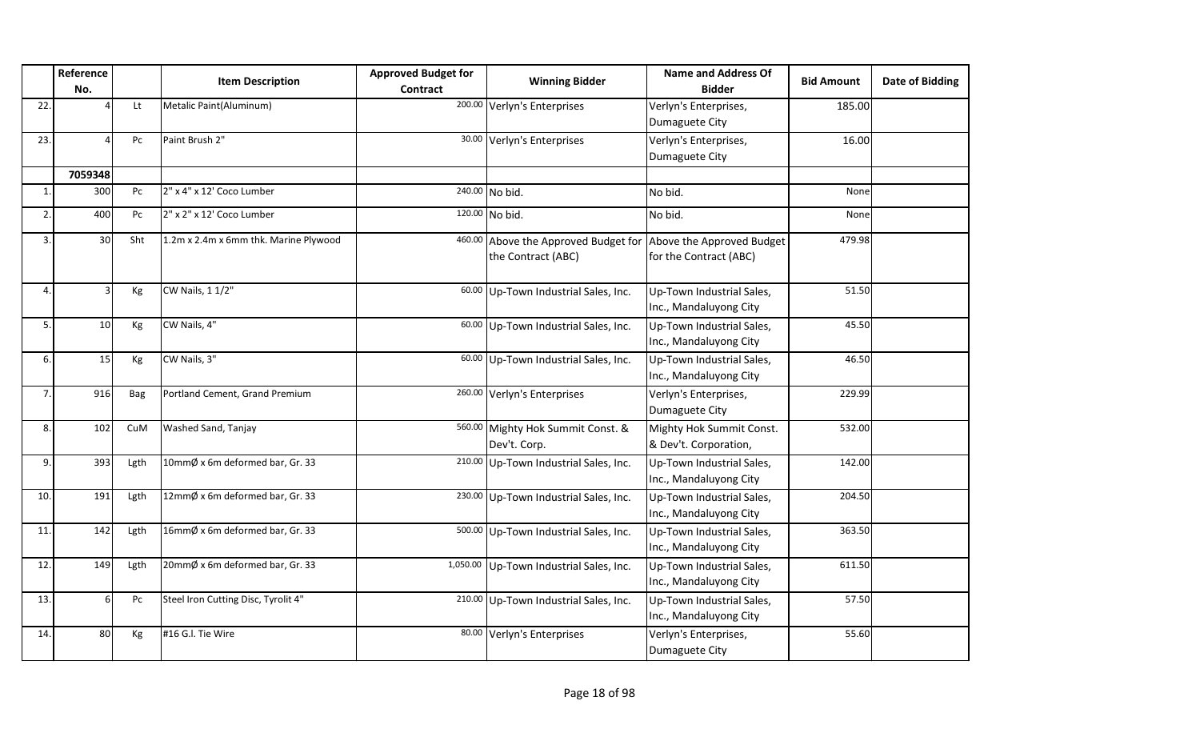| | Reference No. | | Item Description | Approved Budget for Contract | Winning Bidder | Name and Address Of Bidder | Bid Amount | Date of Bidding |
|---|---|---|---|---|---|---|---|---|
| 22. | 4 | Lt | Metalic Paint(Aluminum) | 200.00 | Verlyn's Enterprises | Verlyn's Enterprises, Dumaguete City | 185.00 | |
| 23. | 4 | Pc | Paint Brush 2" | 30.00 | Verlyn's Enterprises | Verlyn's Enterprises, Dumaguete City | 16.00 | |
| | **7059348** | | | | | | | |
| 1. | 300 | Pc | 2" x 4" x 12' Coco Lumber | 240.00 | No bid. | No bid. | None | |
| 2. | 400 | Pc | 2" x 2" x 12' Coco Lumber | 120.00 | No bid. | No bid. | None | |
| 3. | 30 | Sht | 1.2m x 2.4m x 6mm thk. Marine Plywood | 460.00 | Above the Approved Budget for the Contract (ABC) | Above the Approved Budget for the Contract (ABC) | 479.98 | |
| 4. | 3 | Kg | CW Nails, 1 1/2" | 60.00 | Up-Town Industrial Sales, Inc. | Up-Town Industrial Sales, Inc., Mandaluyong City | 51.50 | |
| 5. | 10 | Kg | CW Nails, 4" | 60.00 | Up-Town Industrial Sales, Inc. | Up-Town Industrial Sales, Inc., Mandaluyong City | 45.50 | |
| 6. | 15 | Kg | CW Nails, 3" | 60.00 | Up-Town Industrial Sales, Inc. | Up-Town Industrial Sales, Inc., Mandaluyong City | 46.50 | |
| 7. | 916 | Bag | Portland Cement, Grand Premium | 260.00 | Verlyn's Enterprises | Verlyn's Enterprises, Dumaguete City | 229.99 | |
| 8. | 102 | CuM | Washed Sand, Tanjay | 560.00 | Mighty Hok Summit Const. & Dev't. Corp. | Mighty Hok Summit Const. & Dev't. Corporation, | 532.00 | |
| 9. | 393 | Lgth | 10mmØ x 6m deformed bar, Gr. 33 | 210.00 | Up-Town Industrial Sales, Inc. | Up-Town Industrial Sales, Inc., Mandaluyong City | 142.00 | |
| 10. | 191 | Lgth | 12mmØ x 6m deformed bar, Gr. 33 | 230.00 | Up-Town Industrial Sales, Inc. | Up-Town Industrial Sales, Inc., Mandaluyong City | 204.50 | |
| 11. | 142 | Lgth | 16mmØ x 6m deformed bar, Gr. 33 | 500.00 | Up-Town Industrial Sales, Inc. | Up-Town Industrial Sales, Inc., Mandaluyong City | 363.50 | |
| 12. | 149 | Lgth | 20mmØ x 6m deformed bar, Gr. 33 | 1,050.00 | Up-Town Industrial Sales, Inc. | Up-Town Industrial Sales, Inc., Mandaluyong City | 611.50 | |
| 13. | 6 | Pc | Steel Iron Cutting Disc, Tyrolit 4" | 210.00 | Up-Town Industrial Sales, Inc. | Up-Town Industrial Sales, Inc., Mandaluyong City | 57.50 | |
| 14. | 80 | Kg | #16 G.I. Tie Wire | 80.00 | Verlyn's Enterprises | Verlyn's Enterprises, Dumaguete City | 55.60 | |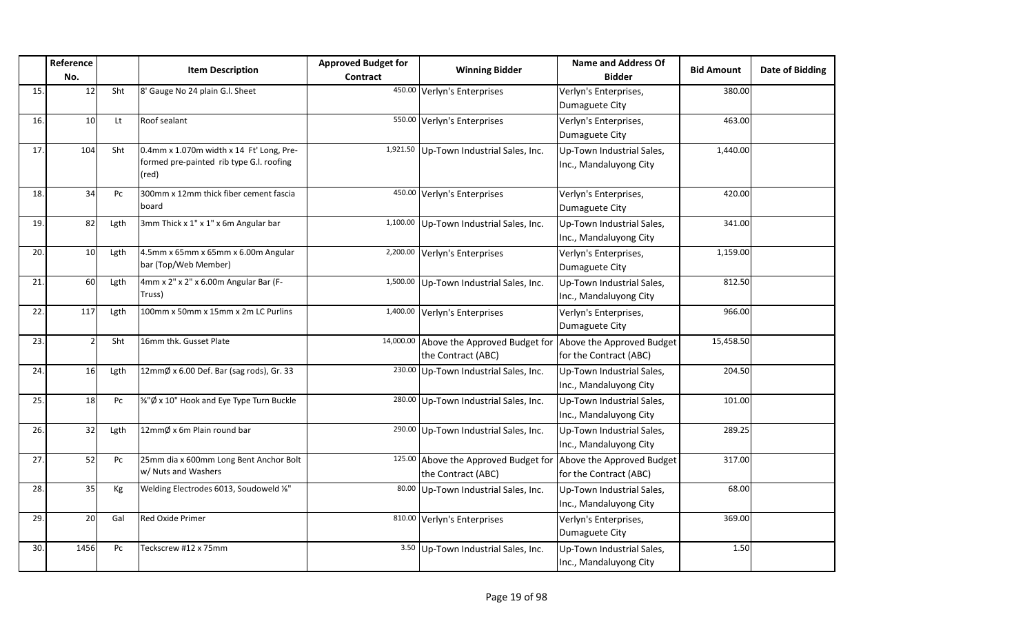| | Reference No. | | Item Description | Approved Budget for Contract | Winning Bidder | Name and Address Of Bidder | Bid Amount | Date of Bidding |
|---|---|---|---|---|---|---|---|---|
| 15. | 12 | Sht | 8' Gauge No 24 plain G.I. Sheet | 450.00 | Verlyn's Enterprises | Verlyn's Enterprises, Dumaguete City | 380.00 | |
| 16. | 10 | Lt | Roof sealant | 550.00 | Verlyn's Enterprises | Verlyn's Enterprises, Dumaguete City | 463.00 | |
| 17. | 104 | Sht | 0.4mm x 1.070m width x 14 Ft' Long, Pre-formed pre-painted rib type G.I. roofing (red) | 1,921.50 | Up-Town Industrial Sales, Inc. | Up-Town Industrial Sales, Inc., Mandaluyong City | 1,440.00 | |
| 18. | 34 | Pc | 300mm x 12mm thick fiber cement fascia board | 450.00 | Verlyn's Enterprises | Verlyn's Enterprises, Dumaguete City | 420.00 | |
| 19. | 82 | Lgth | 3mm Thick x 1" x 1" x 6m Angular bar | 1,100.00 | Up-Town Industrial Sales, Inc. | Up-Town Industrial Sales, Inc., Mandaluyong City | 341.00 | |
| 20. | 10 | Lgth | 4.5mm x 65mm x 65mm x 6.00m Angular bar (Top/Web Member) | 2,200.00 | Verlyn's Enterprises | Verlyn's Enterprises, Dumaguete City | 1,159.00 | |
| 21. | 60 | Lgth | 4mm x 2" x 2" x 6.00m Angular Bar (F-Truss) | 1,500.00 | Up-Town Industrial Sales, Inc. | Up-Town Industrial Sales, Inc., Mandaluyong City | 812.50 | |
| 22. | 117 | Lgth | 100mm x 50mm x 15mm x 2m LC Purlins | 1,400.00 | Verlyn's Enterprises | Verlyn's Enterprises, Dumaguete City | 966.00 | |
| 23. | 2 | Sht | 16mm thk. Gusset Plate | 14,000.00 | Above the Approved Budget for the Contract (ABC) | Above the Approved Budget for the Contract (ABC) | 15,458.50 | |
| 24. | 16 | Lgth | 12mmØ x 6.00 Def. Bar (sag rods), Gr. 33 | 230.00 | Up-Town Industrial Sales, Inc. | Up-Town Industrial Sales, Inc., Mandaluyong City | 204.50 | |
| 25. | 18 | Pc | ⅝"Ø x 10" Hook and Eye Type Turn Buckle | 280.00 | Up-Town Industrial Sales, Inc. | Up-Town Industrial Sales, Inc., Mandaluyong City | 101.00 | |
| 26. | 32 | Lgth | 12mmØ x 6m Plain round bar | 290.00 | Up-Town Industrial Sales, Inc. | Up-Town Industrial Sales, Inc., Mandaluyong City | 289.25 | |
| 27. | 52 | Pc | 25mm dia x 600mm Long Bent Anchor Bolt w/ Nuts and Washers | 125.00 | Above the Approved Budget for the Contract (ABC) | Above the Approved Budget for the Contract (ABC) | 317.00 | |
| 28. | 35 | Kg | Welding Electrodes 6013, Soudoweld ⅛" | 80.00 | Up-Town Industrial Sales, Inc. | Up-Town Industrial Sales, Inc., Mandaluyong City | 68.00 | |
| 29. | 20 | Gal | Red Oxide Primer | 810.00 | Verlyn's Enterprises | Verlyn's Enterprises, Dumaguete City | 369.00 | |
| 30. | 1456 | Pc | Teckscrew #12 x 75mm | 3.50 | Up-Town Industrial Sales, Inc. | Up-Town Industrial Sales, Inc., Mandaluyong City | 1.50 | |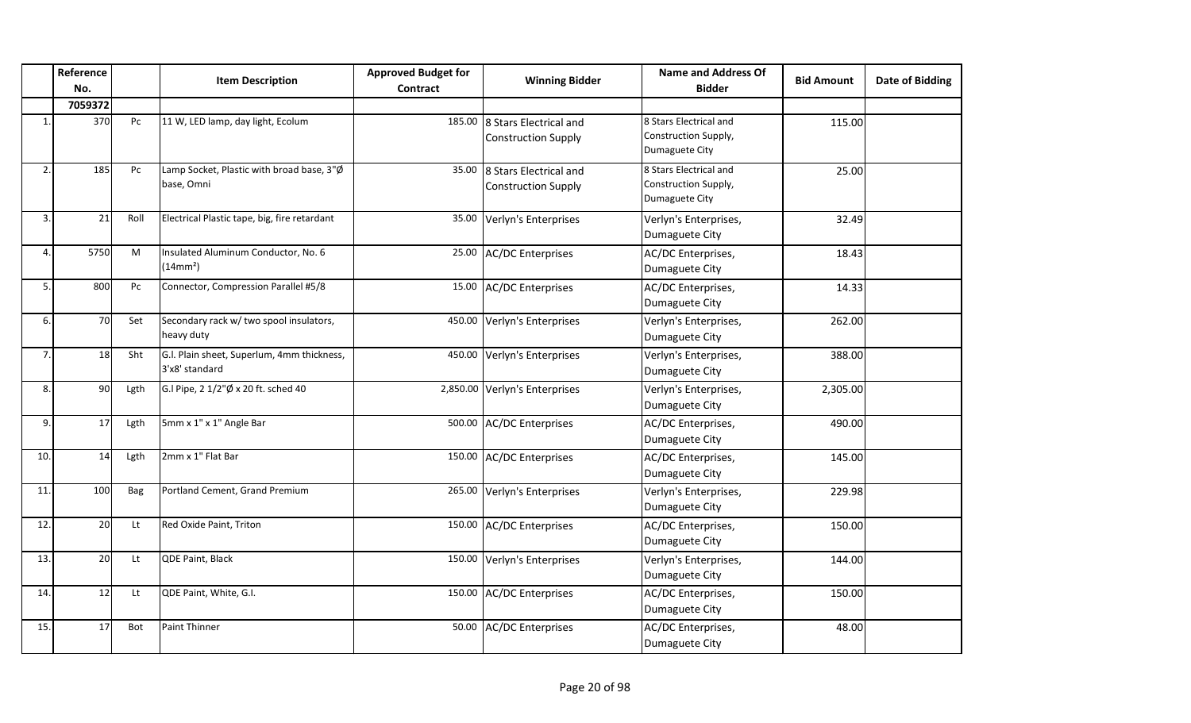| | Reference No. | | Item Description | Approved Budget for Contract | Winning Bidder | Name and Address Of Bidder | Bid Amount | Date of Bidding |
|---|---|---|---|---|---|---|---|---|
| | **7059372** | | | | | | | |
| 1. | 370 | Pc | 11 W, LED lamp, day light, Ecolum | 185.00 | 8 Stars Electrical and Construction Supply | 8 Stars Electrical and Construction Supply, Dumaguete City | 115.00 | |
| 2. | 185 | Pc | Lamp Socket, Plastic with broad base, 3"Ø base, Omni | 35.00 | 8 Stars Electrical and Construction Supply | 8 Stars Electrical and Construction Supply, Dumaguete City | 25.00 | |
| 3. | 21 | Roll | Electrical Plastic tape, big, fire retardant | 35.00 | Verlyn's Enterprises | Verlyn's Enterprises, Dumaguete City | 32.49 | |
| 4. | 5750 | M | Insulated Aluminum Conductor, No. 6 ($14mm^2$) | 25.00 | AC/DC Enterprises | AC/DC Enterprises, Dumaguete City | 18.43 | |
| 5. | 800 | Pc | Connector, Compression Parallel #5/8 | 15.00 | AC/DC Enterprises | AC/DC Enterprises, Dumaguete City | 14.33 | |
| 6. | 70 | Set | Secondary rack w/ two spool insulators, heavy duty | 450.00 | Verlyn's Enterprises | Verlyn's Enterprises, Dumaguete City | 262.00 | |
| 7. | 18 | Sht | G.I. Plain sheet, Superlum, 4mm thickness, 3'x8' standard | 450.00 | Verlyn's Enterprises | Verlyn's Enterprises, Dumaguete City | 388.00 | |
| 8. | 90 | Lgth | G.I Pipe, 2 1/2"Ø x 20 ft. sched 40 | 2,850.00 | Verlyn's Enterprises | Verlyn's Enterprises, Dumaguete City | 2,305.00 | |
| 9. | 17 | Lgth | 5mm x 1" x 1" Angle Bar | 500.00 | AC/DC Enterprises | AC/DC Enterprises, Dumaguete City | 490.00 | |
| 10. | 14 | Lgth | 2mm x 1" Flat Bar | 150.00 | AC/DC Enterprises | AC/DC Enterprises, Dumaguete City | 145.00 | |
| 11. | 100 | Bag | Portland Cement, Grand Premium | 265.00 | Verlyn's Enterprises | Verlyn's Enterprises, Dumaguete City | 229.98 | |
| 12. | 20 | Lt | Red Oxide Paint, Triton | 150.00 | AC/DC Enterprises | AC/DC Enterprises, Dumaguete City | 150.00 | |
| 13. | 20 | Lt | QDE Paint, Black | 150.00 | Verlyn's Enterprises | Verlyn's Enterprises, Dumaguete City | 144.00 | |
| 14. | 12 | Lt | QDE Paint, White, G.I. | 150.00 | AC/DC Enterprises | AC/DC Enterprises, Dumaguete City | 150.00 | |
| 15. | 17 | Bot | Paint Thinner | 50.00 | AC/DC Enterprises | AC/DC Enterprises, Dumaguete City | 48.00 | |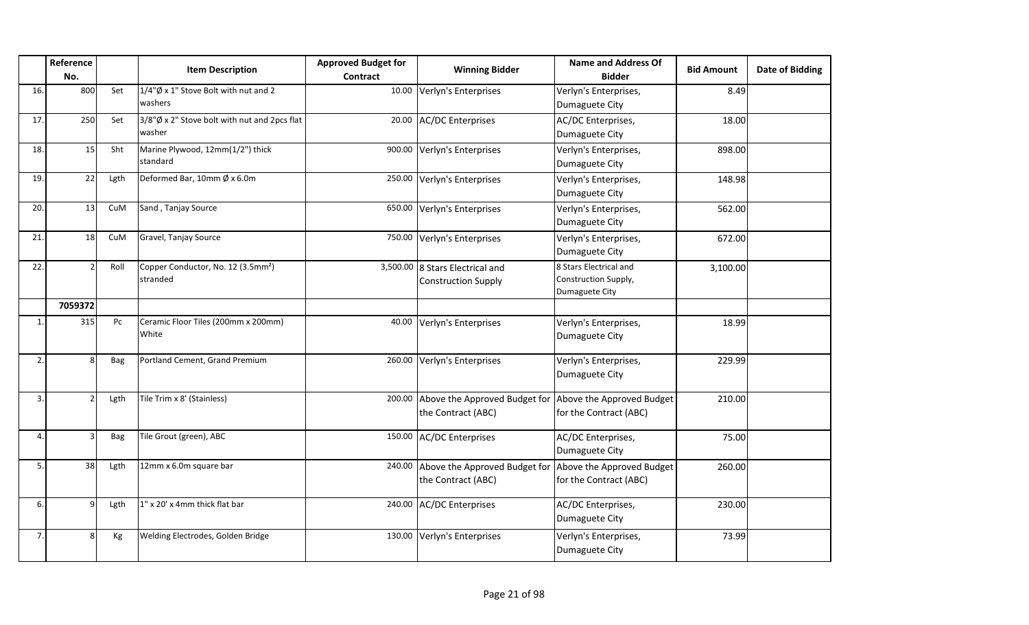| | Reference No. | | Item Description | Approved Budget for Contract | Winning Bidder | Name and Address Of Bidder | Bid Amount | Date of Bidding |
|---|---|---|---|---|---|---|---|---|
| 16. | 800 | Set | 1/4"Ø x 1" Stove Bolt with nut and 2 washers | 10.00 | Verlyn's Enterprises | Verlyn's Enterprises, Dumaguete City | 8.49 | |
| 17. | 250 | Set | 3/8"Ø x 2" Stove bolt with nut and 2pcs flat washer | 20.00 | AC/DC Enterprises | AC/DC Enterprises, Dumaguete City | 18.00 | |
| 18. | 15 | Sht | Marine Plywood, 12mm(1/2") thick standard | 900.00 | Verlyn's Enterprises | Verlyn's Enterprises, Dumaguete City | 898.00 | |
| 19. | 22 | Lgth | Deformed Bar, 10mm Ø x 6.0m | 250.00 | Verlyn's Enterprises | Verlyn's Enterprises, Dumaguete City | 148.98 | |
| 20. | 13 | CuM | Sand , Tanjay Source | 650.00 | Verlyn's Enterprises | Verlyn's Enterprises, Dumaguete City | 562.00 | |
| 21. | 18 | CuM | Gravel, Tanjay Source | 750.00 | Verlyn's Enterprises | Verlyn's Enterprises, Dumaguete City | 672.00 | |
| 22. | 2 | Roll | Copper Conductor, No. 12 (3.5mm²) stranded | 3,500.00 | 8 Stars Electrical and Construction Supply | 8 Stars Electrical and Construction Supply, Dumaguete City | 3,100.00 | |
| | **7059372** | | | | | | | |
| 1. | 315 | Pc | Ceramic Floor Tiles (200mm x 200mm) White | 40.00 | Verlyn's Enterprises | Verlyn's Enterprises, Dumaguete City | 18.99 | |
| 2. | 8 | Bag | Portland Cement, Grand Premium | 260.00 | Verlyn's Enterprises | Verlyn's Enterprises, Dumaguete City | 229.99 | |
| 3. | 2 | Lgth | Tile Trim x 8' (Stainless) | 200.00 | Above the Approved Budget for the Contract (ABC) | Above the Approved Budget for the Contract (ABC) | 210.00 | |
| 4. | 3 | Bag | Tile Grout (green), ABC | 150.00 | AC/DC Enterprises | AC/DC Enterprises, Dumaguete City | 75.00 | |
| 5. | 38 | Lgth | 12mm x 6.0m square bar | 240.00 | Above the Approved Budget for the Contract (ABC) | Above the Approved Budget for the Contract (ABC) | 260.00 | |
| 6. | 9 | Lgth | 1" x 20' x 4mm thick flat bar | 240.00 | AC/DC Enterprises | AC/DC Enterprises, Dumaguete City | 230.00 | |
| 7. | 8 | Kg | Welding Electrodes, Golden Bridge | 130.00 | Verlyn's Enterprises | Verlyn's Enterprises, Dumaguete City | 73.99 | |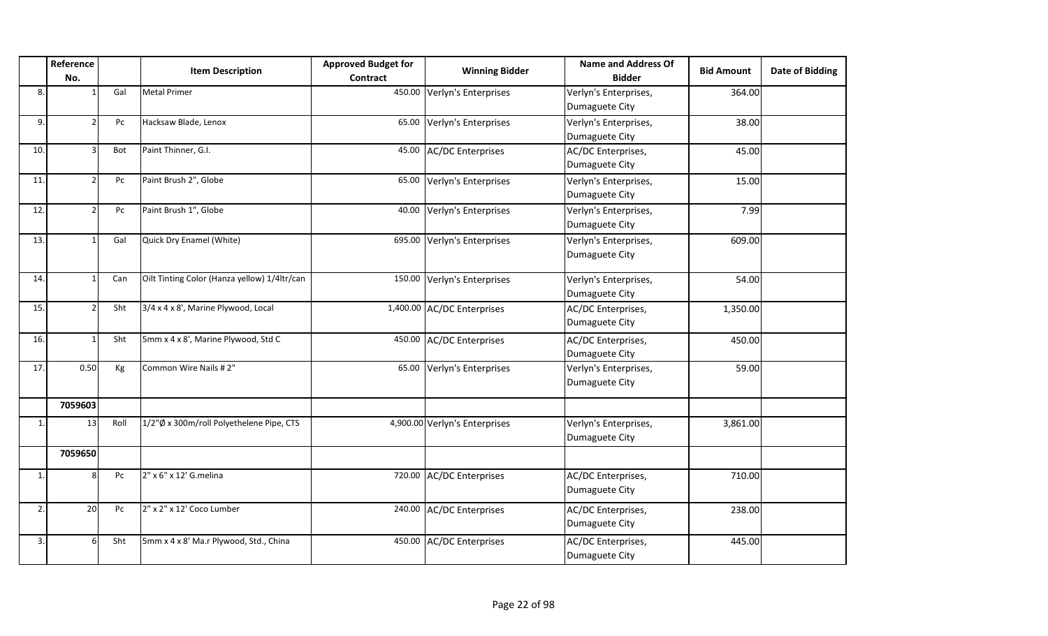| | Reference No. | | Item Description | Approved Budget for Contract | Winning Bidder | Name and Address Of Bidder | Bid Amount | Date of Bidding |
|---|---|---|---|---|---|---|---|---|
| 8. | 1 | Gal | Metal Primer | 450.00 | Verlyn's Enterprises | Verlyn's Enterprises, Dumaguete City | 364.00 | |
| 9. | 2 | Pc | Hacksaw Blade, Lenox | 65.00 | Verlyn's Enterprises | Verlyn's Enterprises, Dumaguete City | 38.00 | |
| 10. | 3 | Bot | Paint Thinner, G.I. | 45.00 | AC/DC Enterprises | AC/DC Enterprises, Dumaguete City | 45.00 | |
| 11. | 2 | Pc | Paint Brush 2", Globe | 65.00 | Verlyn's Enterprises | Verlyn's Enterprises, Dumaguete City | 15.00 | |
| 12. | 2 | Pc | Paint Brush 1", Globe | 40.00 | Verlyn's Enterprises | Verlyn's Enterprises, Dumaguete City | 7.99 | |
| 13. | 1 | Gal | Quick Dry Enamel (White) | 695.00 | Verlyn's Enterprises | Verlyn's Enterprises, Dumaguete City | 609.00 | |
| 14. | 1 | Can | Oilt Tinting Color (Hanza yellow) 1/4ltr/can | 150.00 | Verlyn's Enterprises | Verlyn's Enterprises, Dumaguete City | 54.00 | |
| 15. | 2 | Sht | 3/4 x 4 x 8', Marine Plywood, Local | 1,400.00 | AC/DC Enterprises | AC/DC Enterprises, Dumaguete City | 1,350.00 | |
| 16. | 1 | Sht | 5mm x 4 x 8', Marine Plywood, Std C | 450.00 | AC/DC Enterprises | AC/DC Enterprises, Dumaguete City | 450.00 | |
| 17. | 0.50 | Kg | Common Wire Nails # 2" | 65.00 | Verlyn's Enterprises | Verlyn's Enterprises, Dumaguete City | 59.00 | |
| | 7059603 | | | | | | | |
| 1. | 13 | Roll | 1/2"Ø x 300m/roll Polyethelene Pipe, CTS | 4,900.00 | Verlyn's Enterprises | Verlyn's Enterprises, Dumaguete City | 3,861.00 | |
| | 7059650 | | | | | | | |
| 1. | 8 | Pc | 2" x 6" x 12' G.melina | 720.00 | AC/DC Enterprises | AC/DC Enterprises, Dumaguete City | 710.00 | |
| 2. | 20 | Pc | 2" x 2" x 12' Coco Lumber | 240.00 | AC/DC Enterprises | AC/DC Enterprises, Dumaguete City | 238.00 | |
| 3. | 6 | Sht | 5mm x 4 x 8' Ma.r Plywood, Std., China | 450.00 | AC/DC Enterprises | AC/DC Enterprises, Dumaguete City | 445.00 | |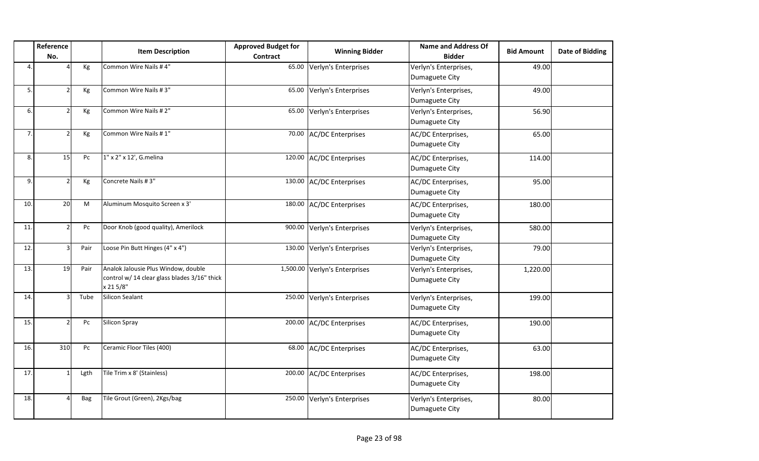| | Reference No. | | Item Description | Approved Budget for Contract | Winning Bidder | Name and Address Of Bidder | Bid Amount | Date of Bidding |
|---|---|---|---|---|---|---|---|---|
| 4. | 4 | Kg | Common Wire Nails # 4" | 65.00 | Verlyn's Enterprises | Verlyn's Enterprises, Dumaguete City | 49.00 | |
| 5. | 2 | Kg | Common Wire Nails # 3" | 65.00 | Verlyn's Enterprises | Verlyn's Enterprises, Dumaguete City | 49.00 | |
| 6. | 2 | Kg | Common Wire Nails # 2" | 65.00 | Verlyn's Enterprises | Verlyn's Enterprises, Dumaguete City | 56.90 | |
| 7. | 2 | Kg | Common Wire Nails # 1" | 70.00 | AC/DC Enterprises | AC/DC Enterprises, Dumaguete City | 65.00 | |
| 8. | 15 | Pc | 1" x 2" x 12', G.melina | 120.00 | AC/DC Enterprises | AC/DC Enterprises, Dumaguete City | 114.00 | |
| 9. | 2 | Kg | Concrete Nails # 3" | 130.00 | AC/DC Enterprises | AC/DC Enterprises, Dumaguete City | 95.00 | |
| 10. | 20 | M | Aluminum Mosquito Screen x 3' | 180.00 | AC/DC Enterprises | AC/DC Enterprises, Dumaguete City | 180.00 | |
| 11. | 2 | Pc | Door Knob (good quality), Amerilock | 900.00 | Verlyn's Enterprises | Verlyn's Enterprises, Dumaguete City | 580.00 | |
| 12. | 3 | Pair | Loose Pin Butt Hinges (4" x 4") | 130.00 | Verlyn's Enterprises | Verlyn's Enterprises, Dumaguete City | 79.00 | |
| 13. | 19 | Pair | Analok Jalousie Plus Window, double control w/ 14 clear glass blades 3/16" thick x 21 5/8" | 1,500.00 | Verlyn's Enterprises | Verlyn's Enterprises, Dumaguete City | 1,220.00 | |
| 14. | 3 | Tube | Silicon Sealant | 250.00 | Verlyn's Enterprises | Verlyn's Enterprises, Dumaguete City | 199.00 | |
| 15. | 2 | Pc | Silicon Spray | 200.00 | AC/DC Enterprises | AC/DC Enterprises, Dumaguete City | 190.00 | |
| 16. | 310 | Pc | Ceramic Floor Tiles (400) | 68.00 | AC/DC Enterprises | AC/DC Enterprises, Dumaguete City | 63.00 | |
| 17. | 1 | Lgth | Tile Trim x 8' (Stainless) | 200.00 | AC/DC Enterprises | AC/DC Enterprises, Dumaguete City | 198.00 | |
| 18. | 4 | Bag | Tile Grout (Green), 2Kgs/bag | 250.00 | Verlyn's Enterprises | Verlyn's Enterprises, Dumaguete City | 80.00 | |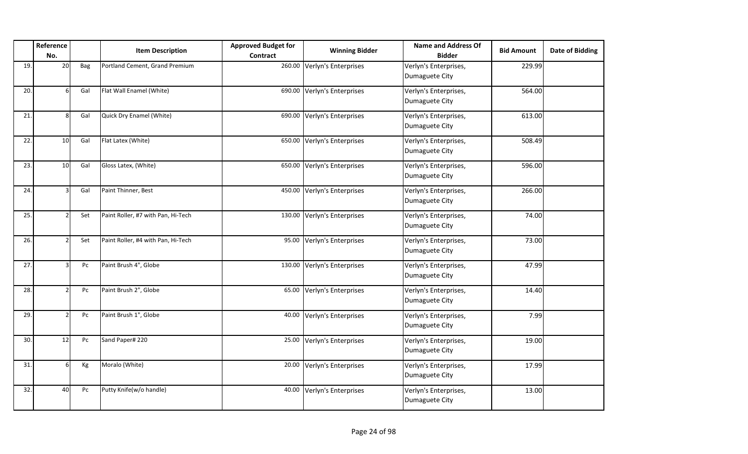|  | Reference No. |  | Item Description | Approved Budget for Contract | Winning Bidder | Name and Address Of Bidder | Bid Amount | Date of Bidding |
|---|---|---|---|---|---|---|---|---|
| 19. | 20 | Bag | Portland Cement, Grand Premium | 260.00 | Verlyn's Enterprises | Verlyn's Enterprises, Dumaguete City | 229.99 |  |
| 20. | 6 | Gal | Flat Wall Enamel (White) | 690.00 | Verlyn's Enterprises | Verlyn's Enterprises, Dumaguete City | 564.00 |  |
| 21. | 8 | Gal | Quick Dry Enamel (White) | 690.00 | Verlyn's Enterprises | Verlyn's Enterprises, Dumaguete City | 613.00 |  |
| 22. | 10 | Gal | Flat Latex (White) | 650.00 | Verlyn's Enterprises | Verlyn's Enterprises, Dumaguete City | 508.49 |  |
| 23. | 10 | Gal | Gloss Latex, (White) | 650.00 | Verlyn's Enterprises | Verlyn's Enterprises, Dumaguete City | 596.00 |  |
| 24. | 3 | Gal | Paint Thinner, Best | 450.00 | Verlyn's Enterprises | Verlyn's Enterprises, Dumaguete City | 266.00 |  |
| 25. | 2 | Set | Paint Roller, #7 with Pan, Hi-Tech | 130.00 | Verlyn's Enterprises | Verlyn's Enterprises, Dumaguete City | 74.00 |  |
| 26. | 2 | Set | Paint Roller, #4 with Pan, Hi-Tech | 95.00 | Verlyn's Enterprises | Verlyn's Enterprises, Dumaguete City | 73.00 |  |
| 27. | 3 | Pc | Paint Brush 4", Globe | 130.00 | Verlyn's Enterprises | Verlyn's Enterprises, Dumaguete City | 47.99 |  |
| 28. | 2 | Pc | Paint Brush 2", Globe | 65.00 | Verlyn's Enterprises | Verlyn's Enterprises, Dumaguete City | 14.40 |  |
| 29. | 2 | Pc | Paint Brush 1", Globe | 40.00 | Verlyn's Enterprises | Verlyn's Enterprises, Dumaguete City | 7.99 |  |
| 30. | 12 | Pc | Sand Paper# 220 | 25.00 | Verlyn's Enterprises | Verlyn's Enterprises, Dumaguete City | 19.00 |  |
| 31. | 6 | Kg | Moralo (White) | 20.00 | Verlyn's Enterprises | Verlyn's Enterprises, Dumaguete City | 17.99 |  |
| 32. | 40 | Pc | Putty Knife(w/o handle) | 40.00 | Verlyn's Enterprises | Verlyn's Enterprises, Dumaguete City | 13.00 |  |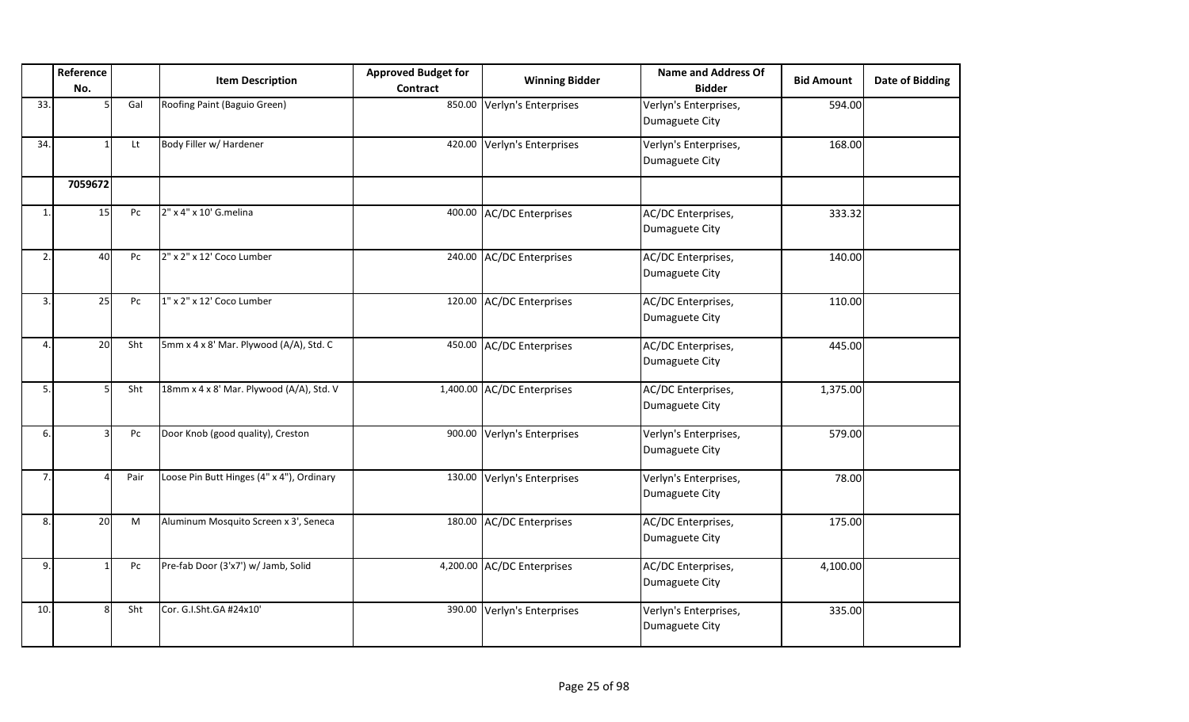| | Reference No. | | Item Description | Approved Budget for Contract | Winning Bidder | Name and Address Of Bidder | Bid Amount | Date of Bidding |
|---|---|---|---|---|---|---|---|---|
| 33. | 5 | Gal | Roofing Paint (Baguio Green) | 850.00 | Verlyn's Enterprises | Verlyn's Enterprises, Dumaguete City | 594.00 | |
| 34. | 1 | Lt | Body Filler w/ Hardener | 420.00 | Verlyn's Enterprises | Verlyn's Enterprises, Dumaguete City | 168.00 | |
| | 7059672 | | | | | | | |
| 1. | 15 | Pc | 2" x 4" x 10' G.melina | 400.00 | AC/DC Enterprises | AC/DC Enterprises, Dumaguete City | 333.32 | |
| 2. | 40 | Pc | 2" x 2" x 12' Coco Lumber | 240.00 | AC/DC Enterprises | AC/DC Enterprises, Dumaguete City | 140.00 | |
| 3. | 25 | Pc | 1" x 2" x 12' Coco Lumber | 120.00 | AC/DC Enterprises | AC/DC Enterprises, Dumaguete City | 110.00 | |
| 4. | 20 | Sht | 5mm x 4 x 8' Mar. Plywood (A/A), Std. C | 450.00 | AC/DC Enterprises | AC/DC Enterprises, Dumaguete City | 445.00 | |
| 5. | 5 | Sht | 18mm x 4 x 8' Mar. Plywood (A/A), Std. V | 1,400.00 | AC/DC Enterprises | AC/DC Enterprises, Dumaguete City | 1,375.00 | |
| 6. | 3 | Pc | Door Knob (good quality), Creston | 900.00 | Verlyn's Enterprises | Verlyn's Enterprises, Dumaguete City | 579.00 | |
| 7. | 4 | Pair | Loose Pin Butt Hinges (4" x 4"), Ordinary | 130.00 | Verlyn's Enterprises | Verlyn's Enterprises, Dumaguete City | 78.00 | |
| 8. | 20 | M | Aluminum Mosquito Screen x 3', Seneca | 180.00 | AC/DC Enterprises | AC/DC Enterprises, Dumaguete City | 175.00 | |
| 9. | 1 | Pc | Pre-fab Door (3'x7') w/ Jamb, Solid | 4,200.00 | AC/DC Enterprises | AC/DC Enterprises, Dumaguete City | 4,100.00 | |
| 10. | 8 | Sht | Cor. G.I.Sht.GA #24x10' | 390.00 | Verlyn's Enterprises | Verlyn's Enterprises, Dumaguete City | 335.00 | |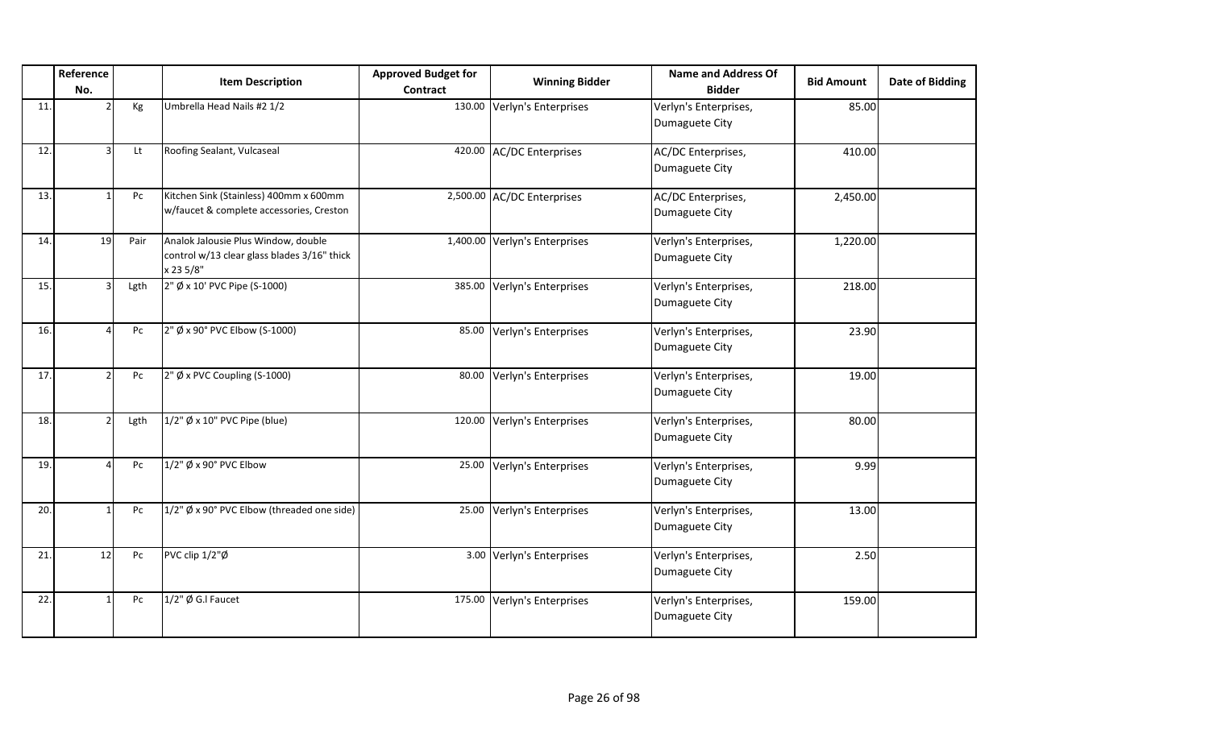| | Reference No. | | Item Description | Approved Budget for Contract | Winning Bidder | Name and Address Of Bidder | Bid Amount | Date of Bidding |
|---|---|---|---|---|---|---|---|---|
| 11. | 2 | Kg | Umbrella Head Nails #2 1/2 | 130.00 | Verlyn's Enterprises | Verlyn's Enterprises, Dumaguete City | 85.00 | |
| 12. | 3 | Lt | Roofing Sealant, Vulcaseal | 420.00 | AC/DC Enterprises | AC/DC Enterprises, Dumaguete City | 410.00 | |
| 13. | 1 | Pc | Kitchen Sink (Stainless) 400mm x 600mm w/faucet & complete accessories, Creston | 2,500.00 | AC/DC Enterprises | AC/DC Enterprises, Dumaguete City | 2,450.00 | |
| 14. | 19 | Pair | Analok Jalousie Plus Window, double control w/13 clear glass blades 3/16" thick x 23 5/8" | 1,400.00 | Verlyn's Enterprises | Verlyn's Enterprises, Dumaguete City | 1,220.00 | |
| 15. | 3 | Lgth | 2" Ø x 10' PVC Pipe (S-1000) | 385.00 | Verlyn's Enterprises | Verlyn's Enterprises, Dumaguete City | 218.00 | |
| 16. | 4 | Pc | 2" Ø x 90° PVC Elbow (S-1000) | 85.00 | Verlyn's Enterprises | Verlyn's Enterprises, Dumaguete City | 23.90 | |
| 17. | 2 | Pc | 2" Ø x PVC Coupling (S-1000) | 80.00 | Verlyn's Enterprises | Verlyn's Enterprises, Dumaguete City | 19.00 | |
| 18. | 2 | Lgth | 1/2" Ø x 10" PVC Pipe (blue) | 120.00 | Verlyn's Enterprises | Verlyn's Enterprises, Dumaguete City | 80.00 | |
| 19. | 4 | Pc | 1/2" Ø x 90° PVC Elbow | 25.00 | Verlyn's Enterprises | Verlyn's Enterprises, Dumaguete City | 9.99 | |
| 20. | 1 | Pc | 1/2" Ø x 90° PVC Elbow (threaded one side) | 25.00 | Verlyn's Enterprises | Verlyn's Enterprises, Dumaguete City | 13.00 | |
| 21. | 12 | Pc | PVC clip 1/2"Ø | 3.00 | Verlyn's Enterprises | Verlyn's Enterprises, Dumaguete City | 2.50 | |
| 22. | 1 | Pc | 1/2" Ø G.I Faucet | 175.00 | Verlyn's Enterprises | Verlyn's Enterprises, Dumaguete City | 159.00 | |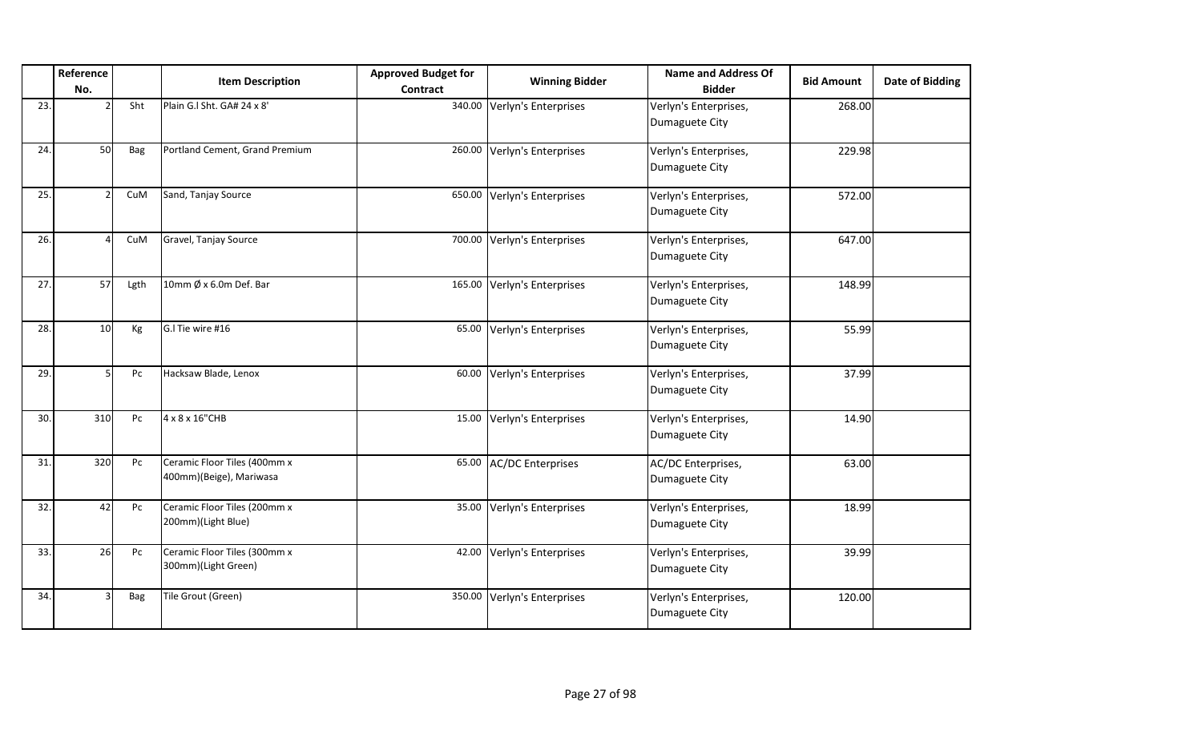| | Reference No. | | Item Description | Approved Budget for Contract | Winning Bidder | Name and Address Of Bidder | Bid Amount | Date of Bidding |
|---|---|---|---|---|---|---|---|---|
| 23. | 2 | Sht | Plain G.I Sht. GA# 24 x 8' | 340.00 | Verlyn's Enterprises | Verlyn's Enterprises, Dumaguete City | 268.00 | |
| 24. | 50 | Bag | Portland Cement, Grand Premium | 260.00 | Verlyn's Enterprises | Verlyn's Enterprises, Dumaguete City | 229.98 | |
| 25. | 2 | CuM | Sand, Tanjay Source | 650.00 | Verlyn's Enterprises | Verlyn's Enterprises, Dumaguete City | 572.00 | |
| 26. | 4 | CuM | Gravel, Tanjay Source | 700.00 | Verlyn's Enterprises | Verlyn's Enterprises, Dumaguete City | 647.00 | |
| 27. | 57 | Lgth | 10mm Ø x 6.0m Def. Bar | 165.00 | Verlyn's Enterprises | Verlyn's Enterprises, Dumaguete City | 148.99 | |
| 28. | 10 | Kg | G.I Tie wire #16 | 65.00 | Verlyn's Enterprises | Verlyn's Enterprises, Dumaguete City | 55.99 | |
| 29. | 5 | Pc | Hacksaw Blade, Lenox | 60.00 | Verlyn's Enterprises | Verlyn's Enterprises, Dumaguete City | 37.99 | |
| 30. | 310 | Pc | 4 x 8 x 16"CHB | 15.00 | Verlyn's Enterprises | Verlyn's Enterprises, Dumaguete City | 14.90 | |
| 31. | 320 | Pc | Ceramic Floor Tiles (400mm x 400mm)(Beige), Mariwasa | 65.00 | AC/DC Enterprises | AC/DC Enterprises, Dumaguete City | 63.00 | |
| 32. | 42 | Pc | Ceramic Floor Tiles (200mm x 200mm)(Light Blue) | 35.00 | Verlyn's Enterprises | Verlyn's Enterprises, Dumaguete City | 18.99 | |
| 33. | 26 | Pc | Ceramic Floor Tiles (300mm x 300mm)(Light Green) | 42.00 | Verlyn's Enterprises | Verlyn's Enterprises, Dumaguete City | 39.99 | |
| 34. | 3 | Bag | Tile Grout (Green) | 350.00 | Verlyn's Enterprises | Verlyn's Enterprises, Dumaguete City | 120.00 | |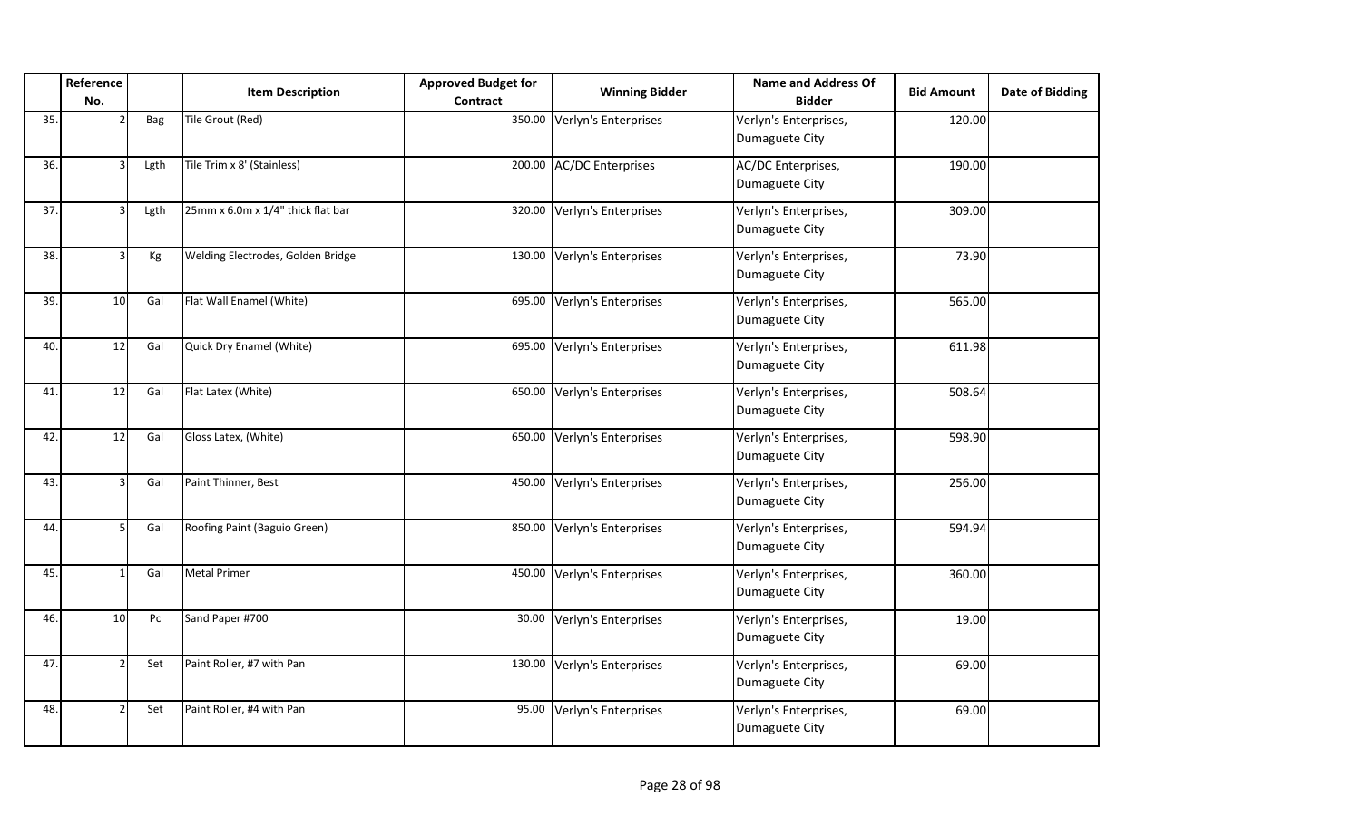| | Reference No. | | Item Description | Approved Budget for Contract | Winning Bidder | Name and Address Of Bidder | Bid Amount | Date of Bidding |
|---|---|---|---|---|---|---|---|---|
| 35. | 2 | Bag | Tile Grout (Red) | 350.00 | Verlyn's Enterprises | Verlyn's Enterprises, Dumaguete City | 120.00 | |
| 36. | 3 | Lgth | Tile Trim x 8' (Stainless) | 200.00 | AC/DC Enterprises | AC/DC Enterprises, Dumaguete City | 190.00 | |
| 37. | 3 | Lgth | 25mm x 6.0m x 1/4" thick flat bar | 320.00 | Verlyn's Enterprises | Verlyn's Enterprises, Dumaguete City | 309.00 | |
| 38. | 3 | Kg | Welding Electrodes, Golden Bridge | 130.00 | Verlyn's Enterprises | Verlyn's Enterprises, Dumaguete City | 73.90 | |
| 39. | 10 | Gal | Flat Wall Enamel (White) | 695.00 | Verlyn's Enterprises | Verlyn's Enterprises, Dumaguete City | 565.00 | |
| 40. | 12 | Gal | Quick Dry Enamel (White) | 695.00 | Verlyn's Enterprises | Verlyn's Enterprises, Dumaguete City | 611.98 | |
| 41. | 12 | Gal | Flat Latex (White) | 650.00 | Verlyn's Enterprises | Verlyn's Enterprises, Dumaguete City | 508.64 | |
| 42. | 12 | Gal | Gloss Latex, (White) | 650.00 | Verlyn's Enterprises | Verlyn's Enterprises, Dumaguete City | 598.90 | |
| 43. | 3 | Gal | Paint Thinner, Best | 450.00 | Verlyn's Enterprises | Verlyn's Enterprises, Dumaguete City | 256.00 | |
| 44. | 5 | Gal | Roofing Paint (Baguio Green) | 850.00 | Verlyn's Enterprises | Verlyn's Enterprises, Dumaguete City | 594.94 | |
| 45. | 1 | Gal | Metal Primer | 450.00 | Verlyn's Enterprises | Verlyn's Enterprises, Dumaguete City | 360.00 | |
| 46. | 10 | Pc | Sand Paper #700 | 30.00 | Verlyn's Enterprises | Verlyn's Enterprises, Dumaguete City | 19.00 | |
| 47. | 2 | Set | Paint Roller, #7 with Pan | 130.00 | Verlyn's Enterprises | Verlyn's Enterprises, Dumaguete City | 69.00 | |
| 48. | 2 | Set | Paint Roller, #4 with Pan | 95.00 | Verlyn's Enterprises | Verlyn's Enterprises, Dumaguete City | 69.00 | |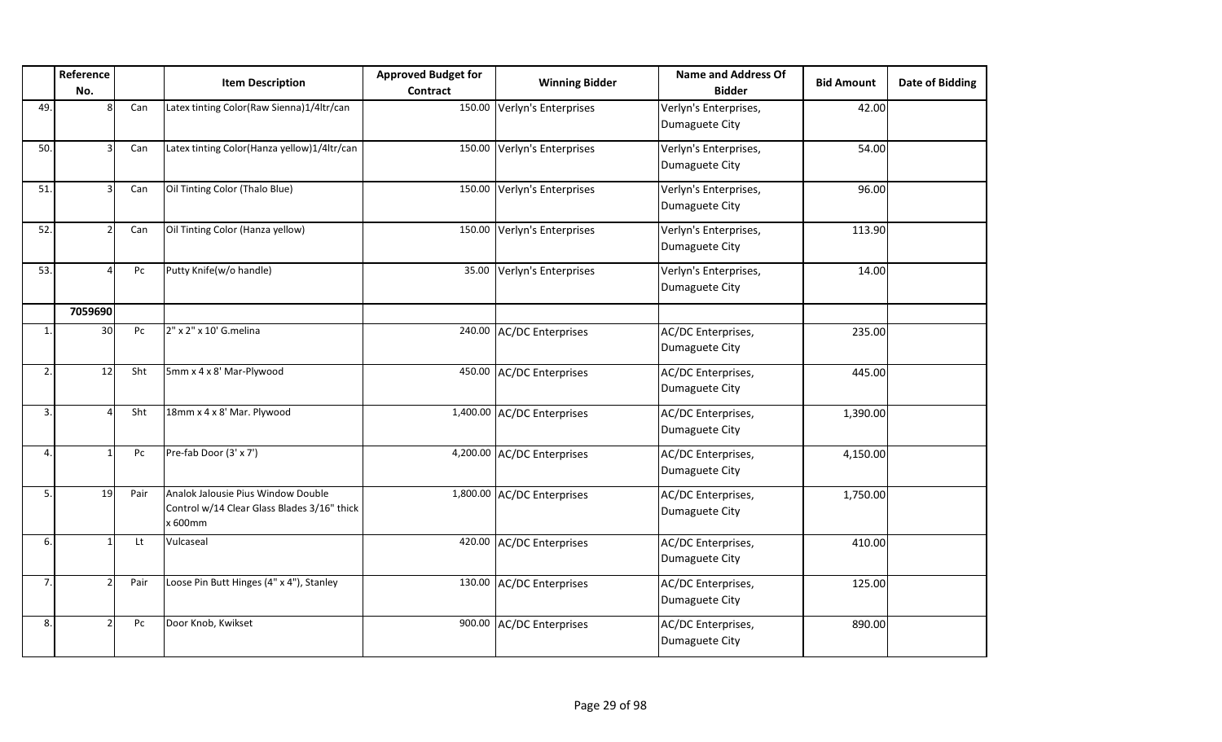| | Reference No. | | Item Description | Approved Budget for Contract | Winning Bidder | Name and Address Of Bidder | Bid Amount | Date of Bidding |
|---|---|---|---|---|---|---|---|---|
| 49. | 8 | Can | Latex tinting Color(Raw Sienna)1/4ltr/can | 150.00 | Verlyn's Enterprises | Verlyn's Enterprises, Dumaguete City | 42.00 | |
| 50. | 3 | Can | Latex tinting Color(Hanza yellow)1/4ltr/can | 150.00 | Verlyn's Enterprises | Verlyn's Enterprises, Dumaguete City | 54.00 | |
| 51. | 3 | Can | Oil Tinting Color (Thalo Blue) | 150.00 | Verlyn's Enterprises | Verlyn's Enterprises, Dumaguete City | 96.00 | |
| 52. | 2 | Can | Oil Tinting Color (Hanza yellow) | 150.00 | Verlyn's Enterprises | Verlyn's Enterprises, Dumaguete City | 113.90 | |
| 53. | 4 | Pc | Putty Knife(w/o handle) | 35.00 | Verlyn's Enterprises | Verlyn's Enterprises, Dumaguete City | 14.00 | |
| | 7059690 | | | | | | | |
| 1. | 30 | Pc | 2" x 2" x 10' G.melina | 240.00 | AC/DC Enterprises | AC/DC Enterprises, Dumaguete City | 235.00 | |
| 2. | 12 | Sht | 5mm x 4 x 8' Mar-Plywood | 450.00 | AC/DC Enterprises | AC/DC Enterprises, Dumaguete City | 445.00 | |
| 3. | 4 | Sht | 18mm x 4 x 8' Mar. Plywood | 1,400.00 | AC/DC Enterprises | AC/DC Enterprises, Dumaguete City | 1,390.00 | |
| 4. | 1 | Pc | Pre-fab Door (3' x 7') | 4,200.00 | AC/DC Enterprises | AC/DC Enterprises, Dumaguete City | 4,150.00 | |
| 5. | 19 | Pair | Analok Jalousie Pius Window Double Control w/14 Clear Glass Blades 3/16" thick x 600mm | 1,800.00 | AC/DC Enterprises | AC/DC Enterprises, Dumaguete City | 1,750.00 | |
| 6. | 1 | Lt | Vulcaseal | 420.00 | AC/DC Enterprises | AC/DC Enterprises, Dumaguete City | 410.00 | |
| 7. | 2 | Pair | Loose Pin Butt Hinges (4" x 4"), Stanley | 130.00 | AC/DC Enterprises | AC/DC Enterprises, Dumaguete City | 125.00 | |
| 8. | 2 | Pc | Door Knob, Kwikset | 900.00 | AC/DC Enterprises | AC/DC Enterprises, Dumaguete City | 890.00 | |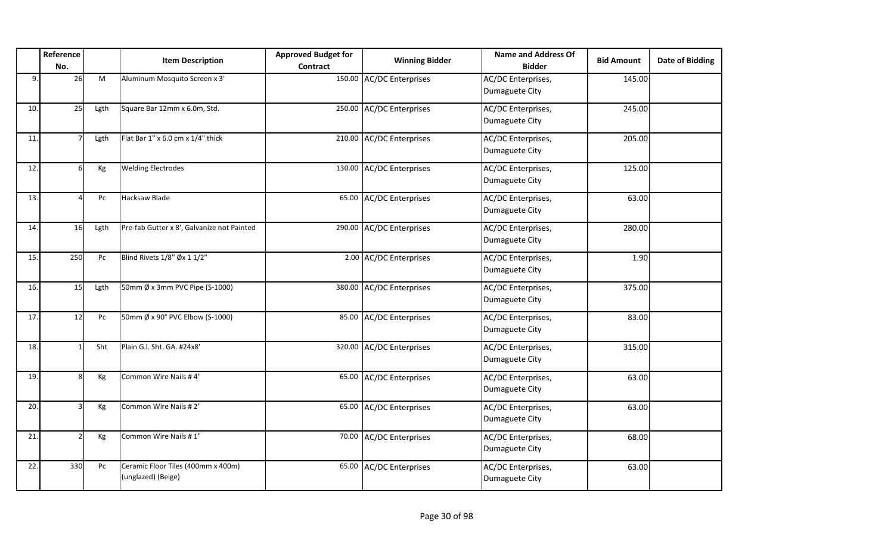| | Reference No. | | Item Description | Approved Budget for Contract | Winning Bidder | Name and Address Of Bidder | Bid Amount | Date of Bidding |
|---|---|---|---|---|---|---|---|---|
| 9. | 26 | M | Aluminum Mosquito Screen x 3' | 150.00 | AC/DC Enterprises | AC/DC Enterprises, Dumaguete City | 145.00 | |
| 10. | 25 | Lgth | Square Bar 12mm x 6.0m, Std. | 250.00 | AC/DC Enterprises | AC/DC Enterprises, Dumaguete City | 245.00 | |
| 11. | 7 | Lgth | Flat Bar 1" x 6.0 cm x 1/4" thick | 210.00 | AC/DC Enterprises | AC/DC Enterprises, Dumaguete City | 205.00 | |
| 12. | 6 | Kg | Welding Electrodes | 130.00 | AC/DC Enterprises | AC/DC Enterprises, Dumaguete City | 125.00 | |
| 13. | 4 | Pc | Hacksaw Blade | 65.00 | AC/DC Enterprises | AC/DC Enterprises, Dumaguete City | 63.00 | |
| 14. | 16 | Lgth | Pre-fab Gutter x 8', Galvanize not Painted | 290.00 | AC/DC Enterprises | AC/DC Enterprises, Dumaguete City | 280.00 | |
| 15. | 250 | Pc | Blind Rivets 1/8" Øx 1 1/2" | 2.00 | AC/DC Enterprises | AC/DC Enterprises, Dumaguete City | 1.90 | |
| 16. | 15 | Lgth | 50mm Ø x 3mm PVC Pipe (S-1000) | 380.00 | AC/DC Enterprises | AC/DC Enterprises, Dumaguete City | 375.00 | |
| 17. | 12 | Pc | 50mm Ø x 90° PVC Elbow (S-1000) | 85.00 | AC/DC Enterprises | AC/DC Enterprises, Dumaguete City | 83.00 | |
| 18. | 1 | Sht | Plain G.l. Sht. GA. #24x8' | 320.00 | AC/DC Enterprises | AC/DC Enterprises, Dumaguete City | 315.00 | |
| 19. | 8 | Kg | Common Wire Nails # 4" | 65.00 | AC/DC Enterprises | AC/DC Enterprises, Dumaguete City | 63.00 | |
| 20. | 3 | Kg | Common Wire Nails # 2" | 65.00 | AC/DC Enterprises | AC/DC Enterprises, Dumaguete City | 63.00 | |
| 21. | 2 | Kg | Common Wire Nails # 1" | 70.00 | AC/DC Enterprises | AC/DC Enterprises, Dumaguete City | 68.00 | |
| 22. | 330 | Pc | Ceramic Floor Tiles (400mm x 400m) (unglazed) (Beige) | 65.00 | AC/DC Enterprises | AC/DC Enterprises, Dumaguete City | 63.00 | |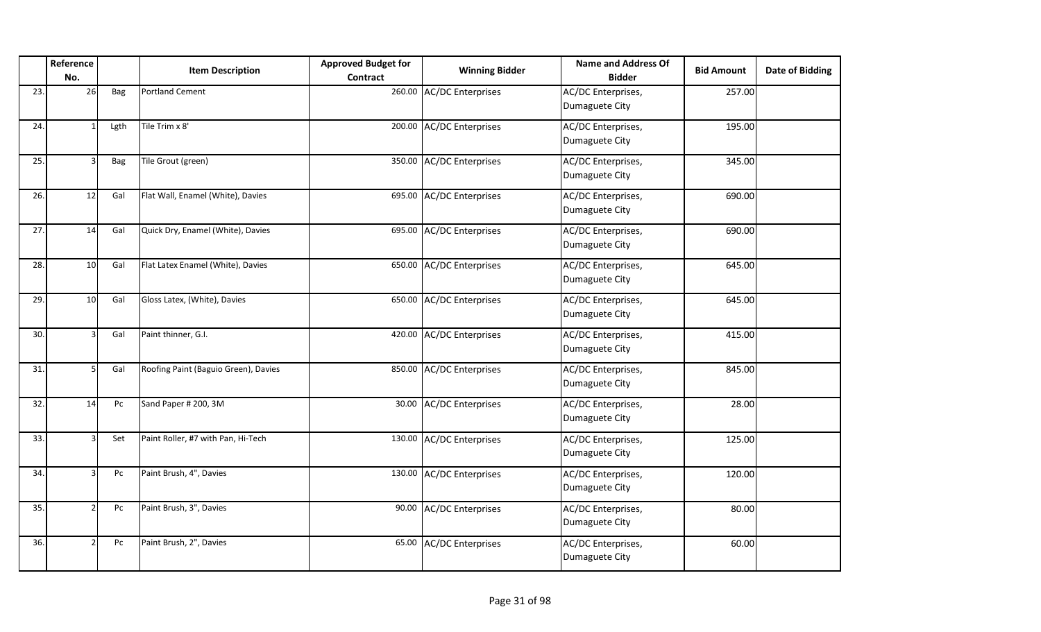| | Reference No. | | Item Description | Approved Budget for Contract | Winning Bidder | Name and Address Of Bidder | Bid Amount | Date of Bidding |
|---|---|---|---|---|---|---|---|---|
| 23. | 26 | Bag | Portland Cement | 260.00 | AC/DC Enterprises | AC/DC Enterprises, Dumaguete City | 257.00 | |
| 24. | 1 | Lgth | Tile Trim x 8' | 200.00 | AC/DC Enterprises | AC/DC Enterprises, Dumaguete City | 195.00 | |
| 25. | 3 | Bag | Tile Grout (green) | 350.00 | AC/DC Enterprises | AC/DC Enterprises, Dumaguete City | 345.00 | |
| 26. | 12 | Gal | Flat Wall, Enamel (White), Davies | 695.00 | AC/DC Enterprises | AC/DC Enterprises, Dumaguete City | 690.00 | |
| 27. | 14 | Gal | Quick Dry, Enamel (White), Davies | 695.00 | AC/DC Enterprises | AC/DC Enterprises, Dumaguete City | 690.00 | |
| 28. | 10 | Gal | Flat Latex Enamel (White), Davies | 650.00 | AC/DC Enterprises | AC/DC Enterprises, Dumaguete City | 645.00 | |
| 29. | 10 | Gal | Gloss Latex, (White), Davies | 650.00 | AC/DC Enterprises | AC/DC Enterprises, Dumaguete City | 645.00 | |
| 30. | 3 | Gal | Paint thinner, G.I. | 420.00 | AC/DC Enterprises | AC/DC Enterprises, Dumaguete City | 415.00 | |
| 31. | 5 | Gal | Roofing Paint (Baguio Green), Davies | 850.00 | AC/DC Enterprises | AC/DC Enterprises, Dumaguete City | 845.00 | |
| 32. | 14 | Pc | Sand Paper # 200, 3M | 30.00 | AC/DC Enterprises | AC/DC Enterprises, Dumaguete City | 28.00 | |
| 33. | 3 | Set | Paint Roller, #7 with Pan, Hi-Tech | 130.00 | AC/DC Enterprises | AC/DC Enterprises, Dumaguete City | 125.00 | |
| 34. | 3 | Pc | Paint Brush, 4", Davies | 130.00 | AC/DC Enterprises | AC/DC Enterprises, Dumaguete City | 120.00 | |
| 35. | 2 | Pc | Paint Brush, 3", Davies | 90.00 | AC/DC Enterprises | AC/DC Enterprises, Dumaguete City | 80.00 | |
| 36. | 2 | Pc | Paint Brush, 2", Davies | 65.00 | AC/DC Enterprises | AC/DC Enterprises, Dumaguete City | 60.00 | |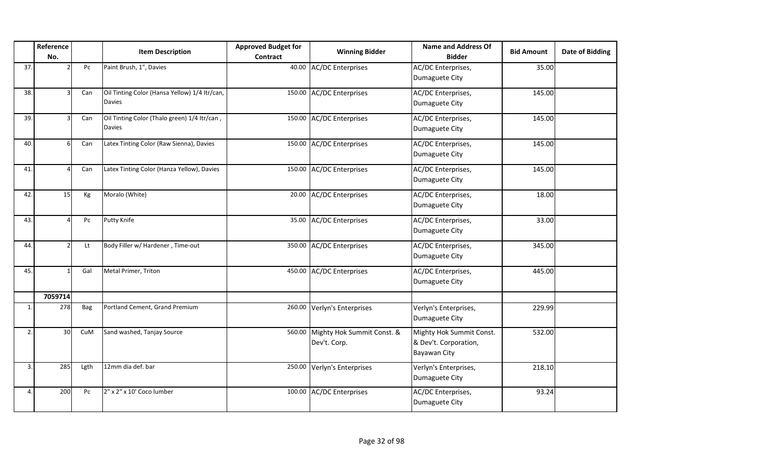| | Reference No. | | Item Description | Approved Budget for Contract | Winning Bidder | Name and Address Of Bidder | Bid Amount | Date of Bidding |
|---|---|---|---|---|---|---|---|---|
| 37. | 2 | Pc | Paint Brush, 1", Davies | 40.00 | AC/DC Enterprises | AC/DC Enterprises, Dumaguete City | 35.00 | |
| 38. | 3 | Can | Oil Tinting Color (Hansa Yellow) 1/4 ltr/can, Davies | 150.00 | AC/DC Enterprises | AC/DC Enterprises, Dumaguete City | 145.00 | |
| 39. | 3 | Can | Oil Tinting Color (Thalo green) 1/4 ltr/can , Davies | 150.00 | AC/DC Enterprises | AC/DC Enterprises, Dumaguete City | 145.00 | |
| 40. | 6 | Can | Latex Tinting Color (Raw Sienna), Davies | 150.00 | AC/DC Enterprises | AC/DC Enterprises, Dumaguete City | 145.00 | |
| 41. | 4 | Can | Latex Tinting Color (Hanza Yellow), Davies | 150.00 | AC/DC Enterprises | AC/DC Enterprises, Dumaguete City | 145.00 | |
| 42. | 15 | Kg | Moralo (White) | 20.00 | AC/DC Enterprises | AC/DC Enterprises, Dumaguete City | 18.00 | |
| 43. | 4 | Pc | Putty Knife | 35.00 | AC/DC Enterprises | AC/DC Enterprises, Dumaguete City | 33.00 | |
| 44. | 2 | Lt | Body Filler w/ Hardener , Time-out | 350.00 | AC/DC Enterprises | AC/DC Enterprises, Dumaguete City | 345.00 | |
| 45. | 1 | Gal | Metal Primer, Triton | 450.00 | AC/DC Enterprises | AC/DC Enterprises, Dumaguete City | 445.00 | |
| | **7059714** | | | | | | | |
| 1. | 278 | Bag | Portland Cement, Grand Premium | 260.00 | Verlyn's Enterprises | Verlyn's Enterprises, Dumaguete City | 229.99 | |
| 2. | 30 | CuM | Sand washed, Tanjay Source | 560.00 | Mighty Hok Summit Const. & Dev't. Corp. | Mighty Hok Summit Const. & Dev't. Corporation, Bayawan City | 532.00 | |
| 3. | 285 | Lgth | 12mm dia def. bar | 250.00 | Verlyn's Enterprises | Verlyn's Enterprises, Dumaguete City | 218.10 | |
| 4. | 200 | Pc | 2" x 2" x 10' Coco lumber | 100.00 | AC/DC Enterprises | AC/DC Enterprises, Dumaguete City | 93.24 | |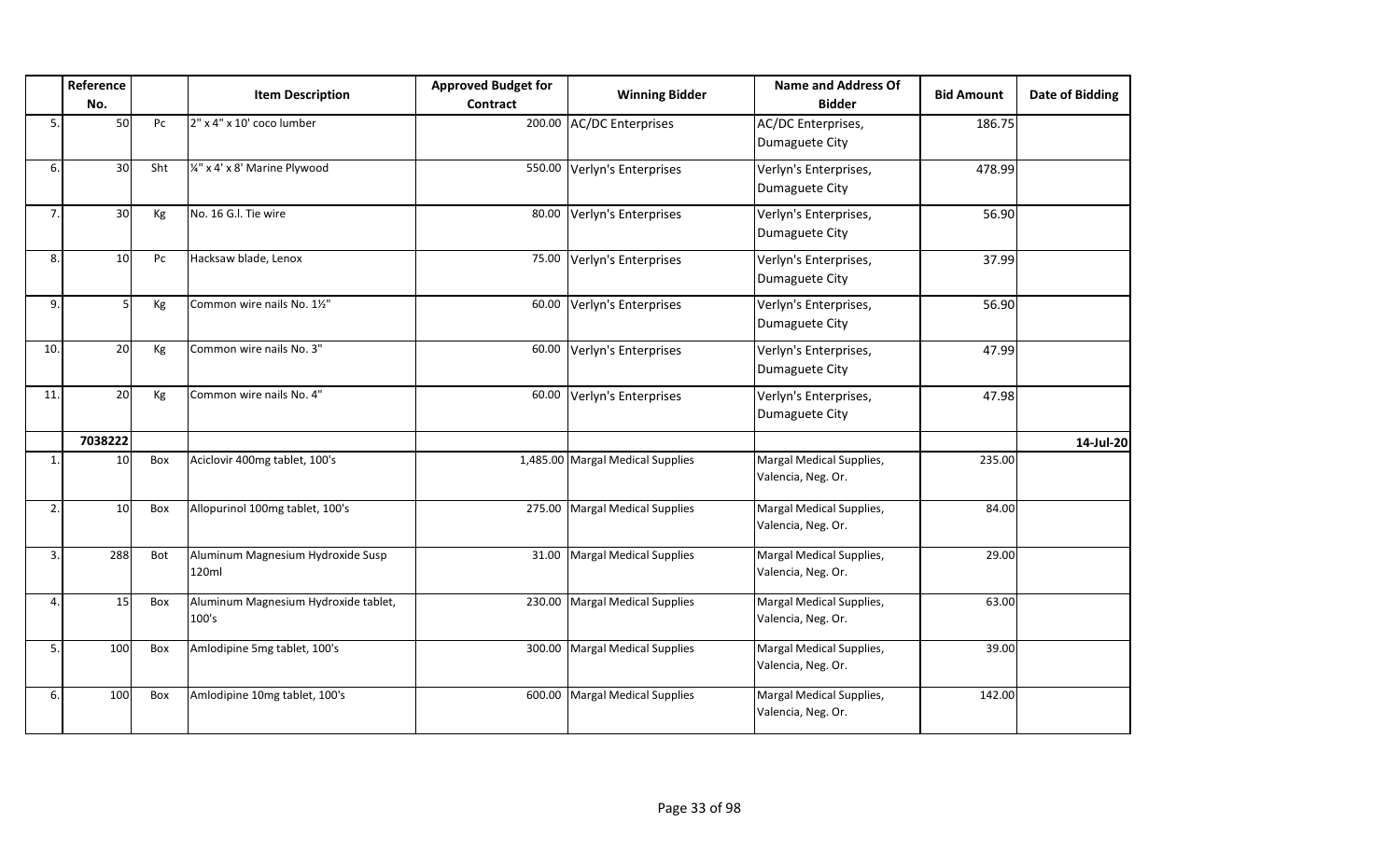|  | Reference No. |  | Item Description | Approved Budget for Contract | Winning Bidder | Name and Address Of Bidder | Bid Amount | Date of Bidding |
|---|---|---|---|---|---|---|---|---|
| 5. | 50 | Pc | 2" x 4" x 10' coco lumber | 200.00 | AC/DC Enterprises | AC/DC Enterprises, Dumaguete City | 186.75 |  |
| 6. | 30 | Sht | ¼" x 4' x 8' Marine Plywood | 550.00 | Verlyn's Enterprises | Verlyn's Enterprises, Dumaguete City | 478.99 |  |
| 7. | 30 | Kg | No. 16 G.I. Tie wire | 80.00 | Verlyn's Enterprises | Verlyn's Enterprises, Dumaguete City | 56.90 |  |
| 8. | 10 | Pc | Hacksaw blade, Lenox | 75.00 | Verlyn's Enterprises | Verlyn's Enterprises, Dumaguete City | 37.99 |  |
| 9. | 5 | Kg | Common wire nails No. 1½" | 60.00 | Verlyn's Enterprises | Verlyn's Enterprises, Dumaguete City | 56.90 |  |
| 10. | 20 | Kg | Common wire nails No. 3" | 60.00 | Verlyn's Enterprises | Verlyn's Enterprises, Dumaguete City | 47.99 |  |
| 11. | 20 | Kg | Common wire nails No. 4" | 60.00 | Verlyn's Enterprises | Verlyn's Enterprises, Dumaguete City | 47.98 |  |
|  | 7038222 |  |  |  |  |  |  | 14-Jul-20 |
| 1. | 10 | Box | Aciclovir 400mg tablet, 100's | 1,485.00 | Margal Medical Supplies | Margal Medical Supplies, Valencia, Neg. Or. | 235.00 |  |
| 2. | 10 | Box | Allopurinol 100mg tablet, 100's | 275.00 | Margal Medical Supplies | Margal Medical Supplies, Valencia, Neg. Or. | 84.00 |  |
| 3. | 288 | Bot | Aluminum Magnesium Hydroxide Susp 120ml | 31.00 | Margal Medical Supplies | Margal Medical Supplies, Valencia, Neg. Or. | 29.00 |  |
| 4. | 15 | Box | Aluminum Magnesium Hydroxide tablet, 100's | 230.00 | Margal Medical Supplies | Margal Medical Supplies, Valencia, Neg. Or. | 63.00 |  |
| 5. | 100 | Box | Amlodipine 5mg tablet, 100's | 300.00 | Margal Medical Supplies | Margal Medical Supplies, Valencia, Neg. Or. | 39.00 |  |
| 6. | 100 | Box | Amlodipine 10mg tablet, 100's | 600.00 | Margal Medical Supplies | Margal Medical Supplies, Valencia, Neg. Or. | 142.00 |  |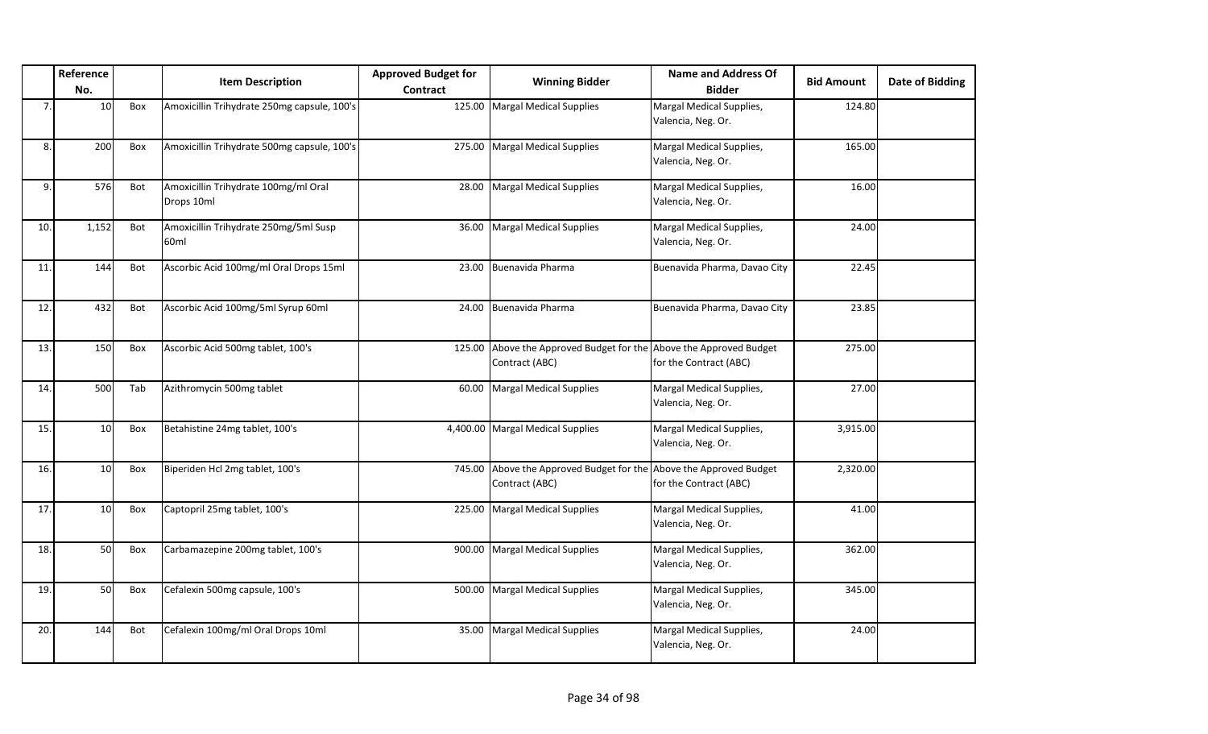| | Reference No. | | Item Description | Approved Budget for Contract | Winning Bidder | Name and Address Of Bidder | Bid Amount | Date of Bidding |
|---|---|---|---|---|---|---|---|---|
| 7. | 10 | Box | Amoxicillin Trihydrate 250mg capsule, 100's | 125.00 | Margal Medical Supplies | Margal Medical Supplies, Valencia, Neg. Or. | 124.80 | |
| 8. | 200 | Box | Amoxicillin Trihydrate 500mg capsule, 100's | 275.00 | Margal Medical Supplies | Margal Medical Supplies, Valencia, Neg. Or. | 165.00 | |
| 9. | 576 | Bot | Amoxicillin Trihydrate 100mg/ml Oral Drops 10ml | 28.00 | Margal Medical Supplies | Margal Medical Supplies, Valencia, Neg. Or. | 16.00 | |
| 10. | 1,152 | Bot | Amoxicillin Trihydrate 250mg/5ml Susp 60ml | 36.00 | Margal Medical Supplies | Margal Medical Supplies, Valencia, Neg. Or. | 24.00 | |
| 11. | 144 | Bot | Ascorbic Acid 100mg/ml Oral Drops 15ml | 23.00 | Buenavida Pharma | Buenavida Pharma, Davao City | 22.45 | |
| 12. | 432 | Bot | Ascorbic Acid 100mg/5ml Syrup 60ml | 24.00 | Buenavida Pharma | Buenavida Pharma, Davao City | 23.85 | |
| 13. | 150 | Box | Ascorbic Acid 500mg tablet, 100's | 125.00 | Above the Approved Budget for the Contract (ABC) | Above the Approved Budget for the Contract (ABC) | 275.00 | |
| 14. | 500 | Tab | Azithromycin 500mg tablet | 60.00 | Margal Medical Supplies | Margal Medical Supplies, Valencia, Neg. Or. | 27.00 | |
| 15. | 10 | Box | Betahistine 24mg tablet, 100's | 4,400.00 | Margal Medical Supplies | Margal Medical Supplies, Valencia, Neg. Or. | 3,915.00 | |
| 16. | 10 | Box | Biperiden Hcl 2mg tablet, 100's | 745.00 | Above the Approved Budget for the Contract (ABC) | Above the Approved Budget for the Contract (ABC) | 2,320.00 | |
| 17. | 10 | Box | Captopril 25mg tablet, 100's | 225.00 | Margal Medical Supplies | Margal Medical Supplies, Valencia, Neg. Or. | 41.00 | |
| 18. | 50 | Box | Carbamazepine 200mg tablet, 100's | 900.00 | Margal Medical Supplies | Margal Medical Supplies, Valencia, Neg. Or. | 362.00 | |
| 19. | 50 | Box | Cefalexin 500mg capsule, 100's | 500.00 | Margal Medical Supplies | Margal Medical Supplies, Valencia, Neg. Or. | 345.00 | |
| 20. | 144 | Bot | Cefalexin 100mg/ml Oral Drops 10ml | 35.00 | Margal Medical Supplies | Margal Medical Supplies, Valencia, Neg. Or. | 24.00 | |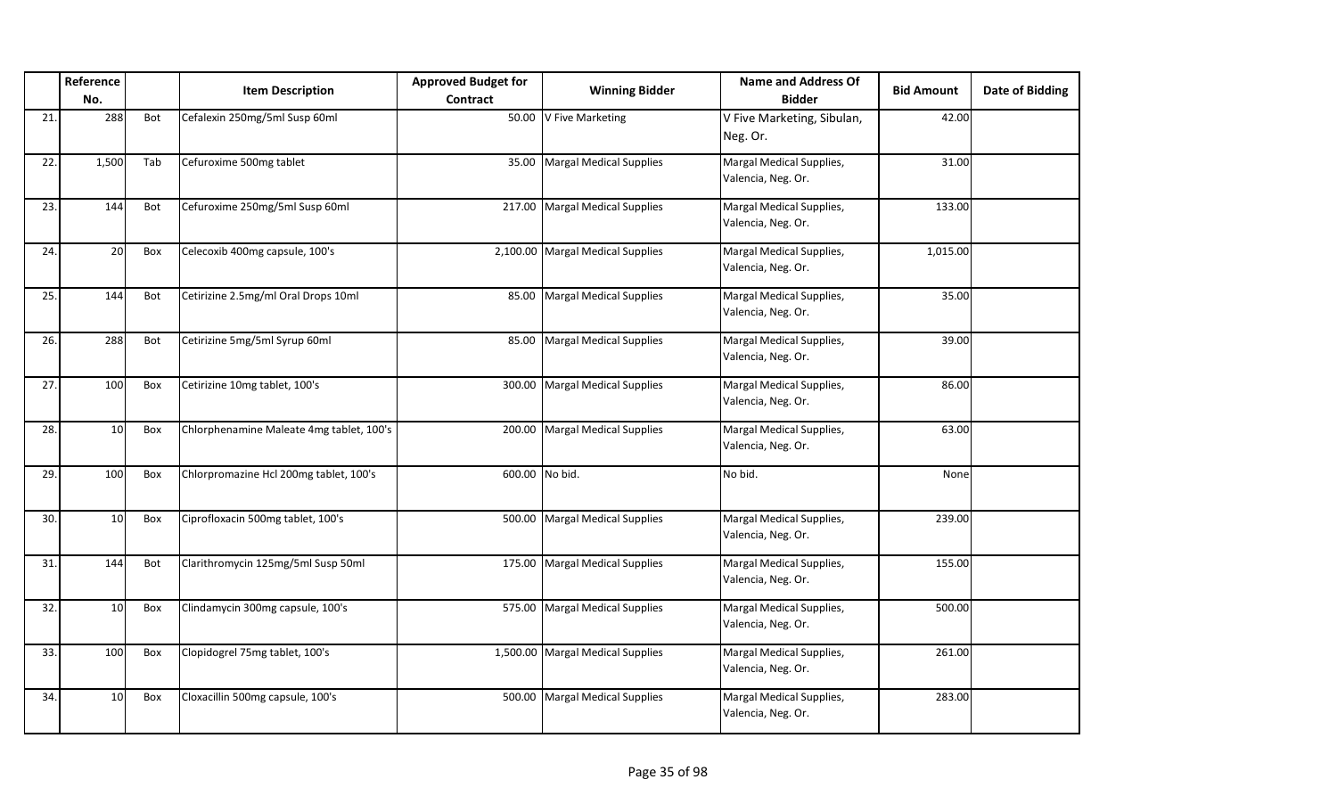| | Reference No. | | Item Description | Approved Budget for Contract | Winning Bidder | Name and Address Of Bidder | Bid Amount | Date of Bidding |
|---|---|---|---|---|---|---|---|---|
| 21. | 288 | Bot | Cefalexin 250mg/5ml Susp 60ml | 50.00 | V Five Marketing | V Five Marketing, Sibulan, Neg. Or. | 42.00 | |
| 22. | 1,500 | Tab | Cefuroxime 500mg tablet | 35.00 | Margal Medical Supplies | Margal Medical Supplies, Valencia, Neg. Or. | 31.00 | |
| 23. | 144 | Bot | Cefuroxime 250mg/5ml Susp 60ml | 217.00 | Margal Medical Supplies | Margal Medical Supplies, Valencia, Neg. Or. | 133.00 | |
| 24. | 20 | Box | Celecoxib 400mg capsule, 100's | 2,100.00 | Margal Medical Supplies | Margal Medical Supplies, Valencia, Neg. Or. | 1,015.00 | |
| 25. | 144 | Bot | Cetirizine 2.5mg/ml Oral Drops 10ml | 85.00 | Margal Medical Supplies | Margal Medical Supplies, Valencia, Neg. Or. | 35.00 | |
| 26. | 288 | Bot | Cetirizine 5mg/5ml Syrup 60ml | 85.00 | Margal Medical Supplies | Margal Medical Supplies, Valencia, Neg. Or. | 39.00 | |
| 27. | 100 | Box | Cetirizine 10mg tablet, 100's | 300.00 | Margal Medical Supplies | Margal Medical Supplies, Valencia, Neg. Or. | 86.00 | |
| 28. | 10 | Box | Chlorphenamine Maleate 4mg tablet, 100's | 200.00 | Margal Medical Supplies | Margal Medical Supplies, Valencia, Neg. Or. | 63.00 | |
| 29. | 100 | Box | Chlorpromazine Hcl 200mg tablet, 100's | 600.00 | No bid. | No bid. | None | |
| 30. | 10 | Box | Ciprofloxacin 500mg tablet, 100's | 500.00 | Margal Medical Supplies | Margal Medical Supplies, Valencia, Neg. Or. | 239.00 | |
| 31. | 144 | Bot | Clarithromycin 125mg/5ml Susp 50ml | 175.00 | Margal Medical Supplies | Margal Medical Supplies, Valencia, Neg. Or. | 155.00 | |
| 32. | 10 | Box | Clindamycin 300mg capsule, 100's | 575.00 | Margal Medical Supplies | Margal Medical Supplies, Valencia, Neg. Or. | 500.00 | |
| 33. | 100 | Box | Clopidogrel 75mg tablet, 100's | 1,500.00 | Margal Medical Supplies | Margal Medical Supplies, Valencia, Neg. Or. | 261.00 | |
| 34. | 10 | Box | Cloxacillin 500mg capsule, 100's | 500.00 | Margal Medical Supplies | Margal Medical Supplies, Valencia, Neg. Or. | 283.00 | |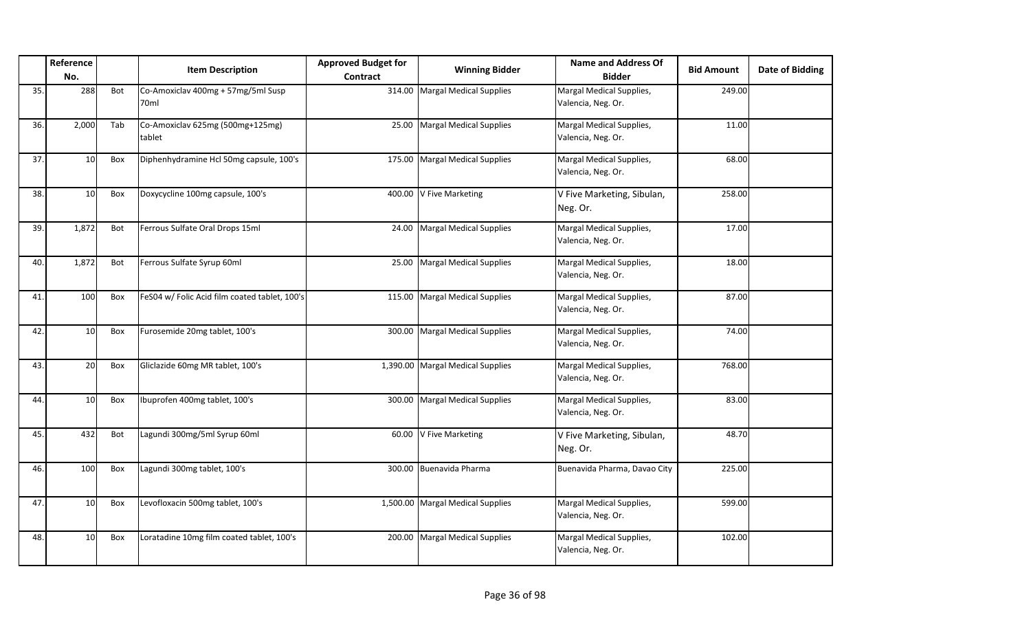| | Reference No. | | Item Description | Approved Budget for Contract | Winning Bidder | Name and Address Of Bidder | Bid Amount | Date of Bidding |
|---|---|---|---|---|---|---|---|---|
| 35. | 288 | Bot | Co-Amoxiclav 400mg + 57mg/5ml Susp 70ml | 314.00 | Margal Medical Supplies | Margal Medical Supplies, Valencia, Neg. Or. | 249.00 | |
| 36. | 2,000 | Tab | Co-Amoxiclav 625mg (500mg+125mg) tablet | 25.00 | Margal Medical Supplies | Margal Medical Supplies, Valencia, Neg. Or. | 11.00 | |
| 37. | 10 | Box | Diphenhydramine Hcl 50mg capsule, 100's | 175.00 | Margal Medical Supplies | Margal Medical Supplies, Valencia, Neg. Or. | 68.00 | |
| 38. | 10 | Box | Doxycycline 100mg capsule, 100's | 400.00 | V Five Marketing | V Five Marketing, Sibulan, Neg. Or. | 258.00 | |
| 39. | 1,872 | Bot | Ferrous Sulfate Oral Drops 15ml | 24.00 | Margal Medical Supplies | Margal Medical Supplies, Valencia, Neg. Or. | 17.00 | |
| 40. | 1,872 | Bot | Ferrous Sulfate Syrup 60ml | 25.00 | Margal Medical Supplies | Margal Medical Supplies, Valencia, Neg. Or. | 18.00 | |
| 41. | 100 | Box | FeS04 w/ Folic Acid film coated tablet, 100's | 115.00 | Margal Medical Supplies | Margal Medical Supplies, Valencia, Neg. Or. | 87.00 | |
| 42. | 10 | Box | Furosemide 20mg tablet, 100's | 300.00 | Margal Medical Supplies | Margal Medical Supplies, Valencia, Neg. Or. | 74.00 | |
| 43. | 20 | Box | Gliclazide 60mg MR tablet, 100's | 1,390.00 | Margal Medical Supplies | Margal Medical Supplies, Valencia, Neg. Or. | 768.00 | |
| 44. | 10 | Box | Ibuprofen 400mg tablet, 100's | 300.00 | Margal Medical Supplies | Margal Medical Supplies, Valencia, Neg. Or. | 83.00 | |
| 45. | 432 | Bot | Lagundi 300mg/5ml Syrup 60ml | 60.00 | V Five Marketing | V Five Marketing, Sibulan, Neg. Or. | 48.70 | |
| 46. | 100 | Box | Lagundi 300mg tablet, 100's | 300.00 | Buenavida Pharma | Buenavida Pharma, Davao City | 225.00 | |
| 47. | 10 | Box | Levofloxacin 500mg tablet, 100's | 1,500.00 | Margal Medical Supplies | Margal Medical Supplies, Valencia, Neg. Or. | 599.00 | |
| 48. | 10 | Box | Loratadine 10mg film coated tablet, 100's | 200.00 | Margal Medical Supplies | Margal Medical Supplies, Valencia, Neg. Or. | 102.00 | |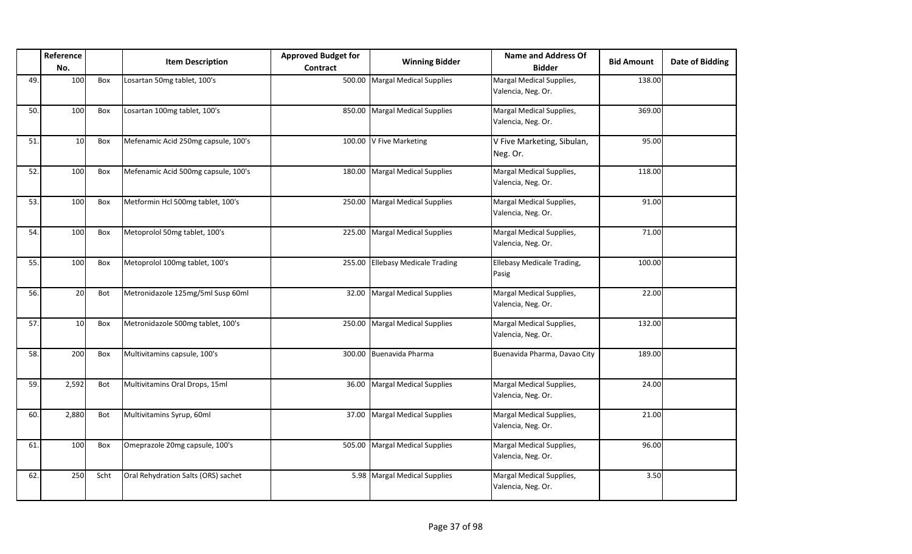| | Reference No. | | Item Description | Approved Budget for Contract | Winning Bidder | Name and Address Of Bidder | Bid Amount | Date of Bidding |
|---|---|---|---|---|---|---|---|---|
| 49. | 100 | Box | Losartan 50mg tablet, 100's | 500.00 | Margal Medical Supplies | Margal Medical Supplies, Valencia, Neg. Or. | 138.00 | |
| 50. | 100 | Box | Losartan 100mg tablet, 100's | 850.00 | Margal Medical Supplies | Margal Medical Supplies, Valencia, Neg. Or. | 369.00 | |
| 51. | 10 | Box | Mefenamic Acid 250mg capsule, 100's | 100.00 | V Five Marketing | V Five Marketing, Sibulan, Neg. Or. | 95.00 | |
| 52. | 100 | Box | Mefenamic Acid 500mg capsule, 100's | 180.00 | Margal Medical Supplies | Margal Medical Supplies, Valencia, Neg. Or. | 118.00 | |
| 53. | 100 | Box | Metformin Hcl 500mg tablet, 100's | 250.00 | Margal Medical Supplies | Margal Medical Supplies, Valencia, Neg. Or. | 91.00 | |
| 54. | 100 | Box | Metoprolol 50mg tablet, 100's | 225.00 | Margal Medical Supplies | Margal Medical Supplies, Valencia, Neg. Or. | 71.00 | |
| 55. | 100 | Box | Metoprolol 100mg tablet, 100's | 255.00 | Ellebasy Medicale Trading | Ellebasy Medicale Trading, Pasig | 100.00 | |
| 56. | 20 | Bot | Metronidazole 125mg/5ml Susp 60ml | 32.00 | Margal Medical Supplies | Margal Medical Supplies, Valencia, Neg. Or. | 22.00 | |
| 57. | 10 | Box | Metronidazole 500mg tablet, 100's | 250.00 | Margal Medical Supplies | Margal Medical Supplies, Valencia, Neg. Or. | 132.00 | |
| 58. | 200 | Box | Multivitamins capsule, 100's | 300.00 | Buenavida Pharma | Buenavida Pharma, Davao City | 189.00 | |
| 59. | 2,592 | Bot | Multivitamins Oral Drops, 15ml | 36.00 | Margal Medical Supplies | Margal Medical Supplies, Valencia, Neg. Or. | 24.00 | |
| 60. | 2,880 | Bot | Multivitamins Syrup, 60ml | 37.00 | Margal Medical Supplies | Margal Medical Supplies, Valencia, Neg. Or. | 21.00 | |
| 61. | 100 | Box | Omeprazole 20mg capsule, 100's | 505.00 | Margal Medical Supplies | Margal Medical Supplies, Valencia, Neg. Or. | 96.00 | |
| 62. | 250 | Scht | Oral Rehydration Salts (ORS) sachet | 5.98 | Margal Medical Supplies | Margal Medical Supplies, Valencia, Neg. Or. | 3.50 | |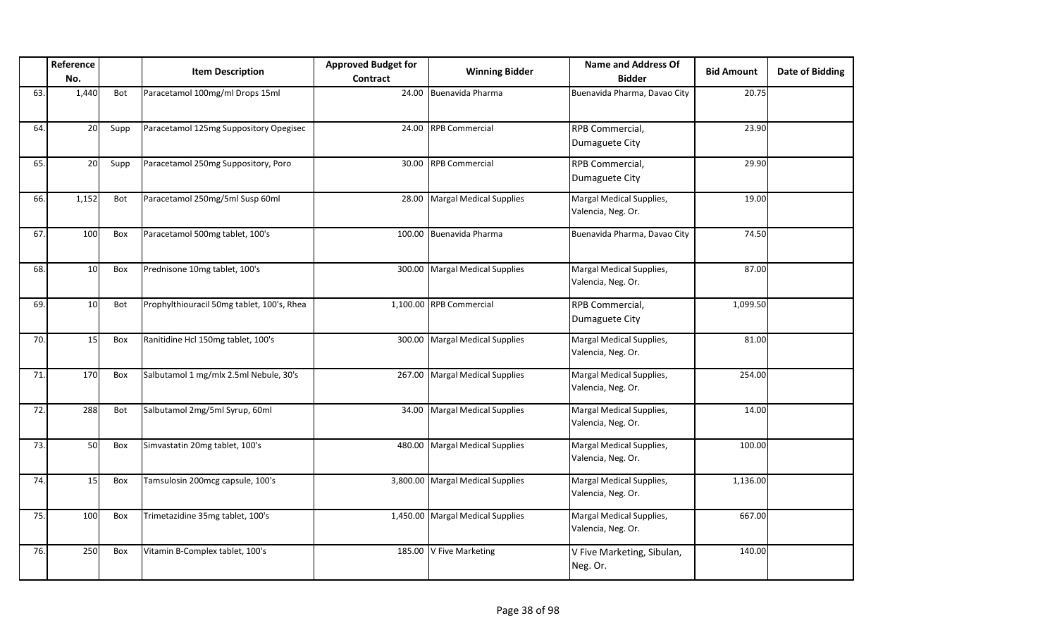| | Reference No. | | Item Description | Approved Budget for Contract | Winning Bidder | Name and Address Of Bidder | Bid Amount | Date of Bidding |
|---|---|---|---|---|---|---|---|---|
| 63. | 1,440 | Bot | Paracetamol 100mg/ml Drops 15ml | 24.00 | Buenavida Pharma | Buenavida Pharma, Davao City | 20.75 | |
| 64. | 20 | Supp | Paracetamol 125mg Suppository Opegisec | 24.00 | RPB Commercial | RPB Commercial, Dumaguete City | 23.90 | |
| 65. | 20 | Supp | Paracetamol 250mg Suppository, Poro | 30.00 | RPB Commercial | RPB Commercial, Dumaguete City | 29.90 | |
| 66. | 1,152 | Bot | Paracetamol 250mg/5ml Susp 60ml | 28.00 | Margal Medical Supplies | Margal Medical Supplies, Valencia, Neg. Or. | 19.00 | |
| 67. | 100 | Box | Paracetamol 500mg tablet, 100's | 100.00 | Buenavida Pharma | Buenavida Pharma, Davao City | 74.50 | |
| 68. | 10 | Box | Prednisone 10mg tablet, 100's | 300.00 | Margal Medical Supplies | Margal Medical Supplies, Valencia, Neg. Or. | 87.00 | |
| 69. | 10 | Bot | Prophylthiouracil 50mg tablet, 100's, Rhea | 1,100.00 | RPB Commercial | RPB Commercial, Dumaguete City | 1,099.50 | |
| 70. | 15 | Box | Ranitidine Hcl 150mg tablet, 100's | 300.00 | Margal Medical Supplies | Margal Medical Supplies, Valencia, Neg. Or. | 81.00 | |
| 71. | 170 | Box | Salbutamol 1 mg/mlx 2.5ml Nebule, 30's | 267.00 | Margal Medical Supplies | Margal Medical Supplies, Valencia, Neg. Or. | 254.00 | |
| 72. | 288 | Bot | Salbutamol 2mg/5ml Syrup, 60ml | 34.00 | Margal Medical Supplies | Margal Medical Supplies, Valencia, Neg. Or. | 14.00 | |
| 73. | 50 | Box | Simvastatin 20mg tablet, 100's | 480.00 | Margal Medical Supplies | Margal Medical Supplies, Valencia, Neg. Or. | 100.00 | |
| 74. | 15 | Box | Tamsulosin 200mcg capsule, 100's | 3,800.00 | Margal Medical Supplies | Margal Medical Supplies, Valencia, Neg. Or. | 1,136.00 | |
| 75. | 100 | Box | Trimetazidine 35mg tablet, 100's | 1,450.00 | Margal Medical Supplies | Margal Medical Supplies, Valencia, Neg. Or. | 667.00 | |
| 76. | 250 | Box | Vitamin B-Complex tablet, 100's | 185.00 | V Five Marketing | V Five Marketing, Sibulan, Neg. Or. | 140.00 | |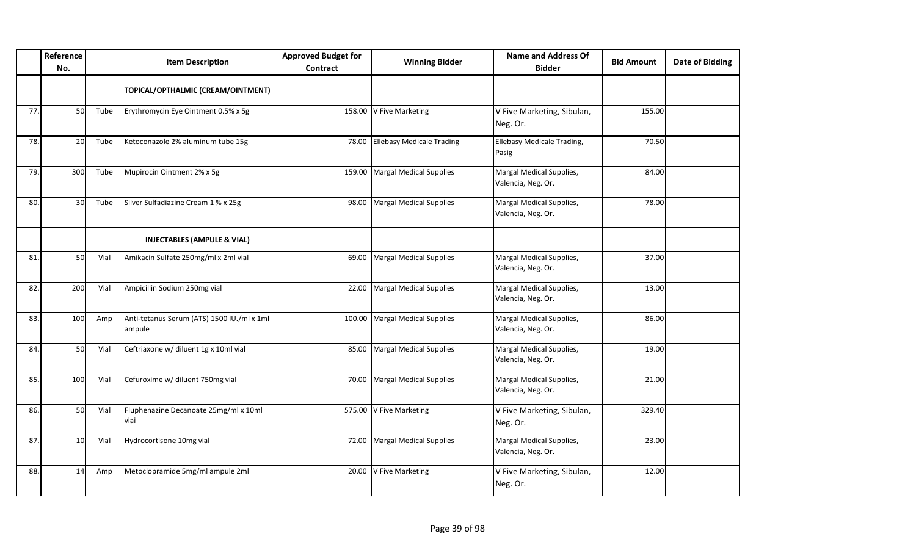| | Reference No. | | Item Description | Approved Budget for Contract | Winning Bidder | Name and Address Of Bidder | Bid Amount | Date of Bidding |
|---|---|---|---|---|---|---|---|---|
| | | | TOPICAL/OPTHALMIC (CREAM/OINTMENT) | | | | | |
| 77. | 50 | Tube | Erythromycin Eye Ointment 0.5% x 5g | 158.00 | V Five Marketing | V Five Marketing, Sibulan, Neg. Or. | 155.00 | |
| 78. | 20 | Tube | Ketoconazole 2% aluminum tube 15g | 78.00 | Ellebasy Medicale Trading | Ellebasy Medicale Trading, Pasig | 70.50 | |
| 79. | 300 | Tube | Mupirocin Ointment 2% x 5g | 159.00 | Margal Medical Supplies | Margal Medical Supplies, Valencia, Neg. Or. | 84.00 | |
| 80. | 30 | Tube | Silver Sulfadiazine Cream 1 % x 25g | 98.00 | Margal Medical Supplies | Margal Medical Supplies, Valencia, Neg. Or. | 78.00 | |
| | | | **INJECTABLES (AMPULE & VIAL)** | | | | | |
| 81. | 50 | Vial | Amikacin Sulfate 250mg/ml x 2ml vial | 69.00 | Margal Medical Supplies | Margal Medical Supplies, Valencia, Neg. Or. | 37.00 | |
| 82. | 200 | Vial | Ampicillin Sodium 250mg vial | 22.00 | Margal Medical Supplies | Margal Medical Supplies, Valencia, Neg. Or. | 13.00 | |
| 83. | 100 | Amp | Anti-tetanus Serum (ATS) 1500 IU./ml x 1ml ampule | 100.00 | Margal Medical Supplies | Margal Medical Supplies, Valencia, Neg. Or. | 86.00 | |
| 84. | 50 | Vial | Ceftriaxone w/ diluent 1g x 10ml vial | 85.00 | Margal Medical Supplies | Margal Medical Supplies, Valencia, Neg. Or. | 19.00 | |
| 85. | 100 | Vial | Cefuroxime w/ diluent 750mg vial | 70.00 | Margal Medical Supplies | Margal Medical Supplies, Valencia, Neg. Or. | 21.00 | |
| 86. | 50 | Vial | Fluphenazine Decanoate 25mg/ml x 10ml viai | 575.00 | V Five Marketing | V Five Marketing, Sibulan, Neg. Or. | 329.40 | |
| 87. | 10 | Vial | Hydrocortisone 10mg vial | 72.00 | Margal Medical Supplies | Margal Medical Supplies, Valencia, Neg. Or. | 23.00 | |
| 88. | 14 | Amp | Metoclopramide 5mg/ml ampule 2ml | 20.00 | V Five Marketing | V Five Marketing, Sibulan, Neg. Or. | 12.00 | |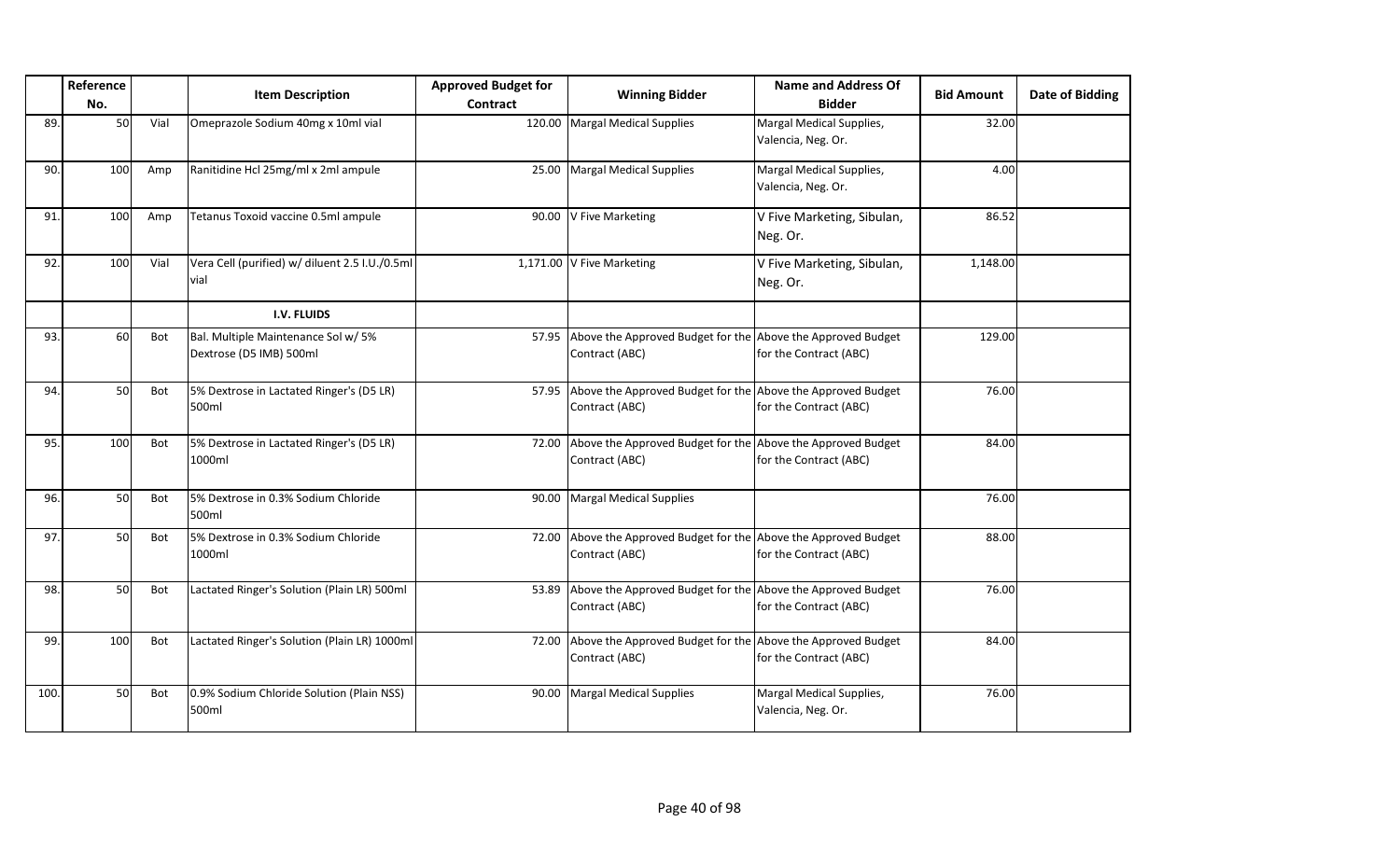|  | Reference No. |  | Item Description | Approved Budget for Contract | Winning Bidder | Name and Address Of Bidder | Bid Amount | Date of Bidding |
|---|---|---|---|---|---|---|---|---|
| 89. | 50 | Vial | Omeprazole Sodium 40mg x 10ml vial | 120.00 | Margal Medical Supplies | Margal Medical Supplies, Valencia, Neg. Or. | 32.00 |  |
| 90. | 100 | Amp | Ranitidine Hcl 25mg/ml x 2ml ampule | 25.00 | Margal Medical Supplies | Margal Medical Supplies, Valencia, Neg. Or. | 4.00 |  |
| 91. | 100 | Amp | Tetanus Toxoid vaccine 0.5ml ampule | 90.00 | V Five Marketing | V Five Marketing, Sibulan, Neg. Or. | 86.52 |  |
| 92. | 100 | Vial | Vera Cell (purified) w/ diluent 2.5 I.U./0.5ml vial | 1,171.00 | V Five Marketing | V Five Marketing, Sibulan, Neg. Or. | 1,148.00 |  |
|  |  |  | **I.V. FLUIDS** |  |  |  |  |  |
| 93. | 60 | Bot | Bal. Multiple Maintenance Sol w/ 5% Dextrose (D5 IMB) 500ml | 57.95 | Above the Approved Budget for the Contract (ABC) | Above the Approved Budget for the Contract (ABC) | 129.00 |  |
| 94. | 50 | Bot | 5% Dextrose in Lactated Ringer's (D5 LR) 500ml | 57.95 | Above the Approved Budget for the Contract (ABC) | Above the Approved Budget for the Contract (ABC) | 76.00 |  |
| 95. | 100 | Bot | 5% Dextrose in Lactated Ringer's (D5 LR) 1000ml | 72.00 | Above the Approved Budget for the Contract (ABC) | Above the Approved Budget for the Contract (ABC) | 84.00 |  |
| 96. | 50 | Bot | 5% Dextrose in 0.3% Sodium Chloride 500ml | 90.00 | Margal Medical Supplies |  | 76.00 |  |
| 97. | 50 | Bot | 5% Dextrose in 0.3% Sodium Chloride 1000ml | 72.00 | Above the Approved Budget for the Contract (ABC) | Above the Approved Budget for the Contract (ABC) | 88.00 |  |
| 98. | 50 | Bot | Lactated Ringer's Solution (Plain LR) 500ml | 53.89 | Above the Approved Budget for the Contract (ABC) | Above the Approved Budget for the Contract (ABC) | 76.00 |  |
| 99. | 100 | Bot | Lactated Ringer's Solution (Plain LR) 1000ml | 72.00 | Above the Approved Budget for the Contract (ABC) | Above the Approved Budget for the Contract (ABC) | 84.00 |  |
| 100. | 50 | Bot | 0.9% Sodium Chloride Solution (Plain NSS) 500ml | 90.00 | Margal Medical Supplies | Margal Medical Supplies, Valencia, Neg. Or. | 76.00 |  |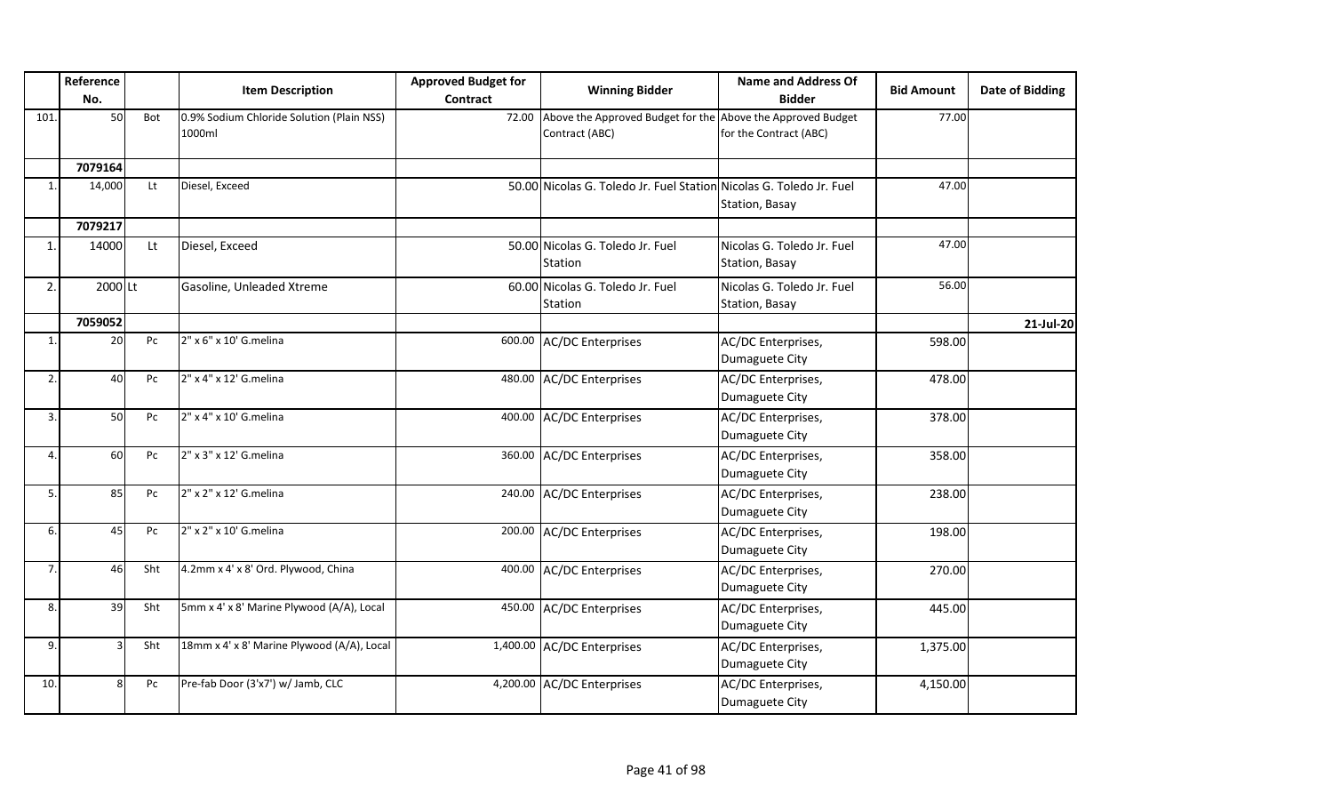| | Reference No. | | Item Description | Approved Budget for Contract | Winning Bidder | Name and Address Of Bidder | Bid Amount | Date of Bidding |
|---|---|---|---|---|---|---|---|---|
| 101. | 50 | Bot | 0.9% Sodium Chloride Solution (Plain NSS) 1000ml | 72.00 | Above the Approved Budget for the Contract (ABC) | Above the Approved Budget for the Contract (ABC) | 77.00 | |
| | 7079164 | | | | | | | |
| 1. | 14,000 | Lt | Diesel, Exceed | 50.00 | Nicolas G. Toledo Jr. Fuel Station | Nicolas G. Toledo Jr. Fuel Station, Basay | 47.00 | |
| | 7079217 | | | | | | | |
| 1. | 14000 | Lt | Diesel, Exceed | 50.00 | Nicolas G. Toledo Jr. Fuel Station | Nicolas G. Toledo Jr. Fuel Station, Basay | 47.00 | |
| 2. | 2000 | Lt | Gasoline, Unleaded Xtreme | 60.00 | Nicolas G. Toledo Jr. Fuel Station | Nicolas G. Toledo Jr. Fuel Station, Basay | 56.00 | |
| | 7059052 | | | | | | | 21-Jul-20 |
| 1. | 20 | Pc | 2" x 6" x 10' G.melina | 600.00 | AC/DC Enterprises | AC/DC Enterprises, Dumaguete City | 598.00 | |
| 2. | 40 | Pc | 2" x 4" x 12' G.melina | 480.00 | AC/DC Enterprises | AC/DC Enterprises, Dumaguete City | 478.00 | |
| 3. | 50 | Pc | 2" x 4" x 10' G.melina | 400.00 | AC/DC Enterprises | AC/DC Enterprises, Dumaguete City | 378.00 | |
| 4. | 60 | Pc | 2" x 3" x 12' G.melina | 360.00 | AC/DC Enterprises | AC/DC Enterprises, Dumaguete City | 358.00 | |
| 5. | 85 | Pc | 2" x 2" x 12' G.melina | 240.00 | AC/DC Enterprises | AC/DC Enterprises, Dumaguete City | 238.00 | |
| 6. | 45 | Pc | 2" x 2" x 10' G.melina | 200.00 | AC/DC Enterprises | AC/DC Enterprises, Dumaguete City | 198.00 | |
| 7. | 46 | Sht | 4.2mm x 4' x 8' Ord. Plywood, China | 400.00 | AC/DC Enterprises | AC/DC Enterprises, Dumaguete City | 270.00 | |
| 8. | 39 | Sht | 5mm x 4' x 8' Marine Plywood (A/A), Local | 450.00 | AC/DC Enterprises | AC/DC Enterprises, Dumaguete City | 445.00 | |
| 9. | 3 | Sht | 18mm x 4' x 8' Marine Plywood (A/A), Local | 1,400.00 | AC/DC Enterprises | AC/DC Enterprises, Dumaguete City | 1,375.00 | |
| 10. | 8 | Pc | Pre-fab Door (3'x7') w/ Jamb, CLC | 4,200.00 | AC/DC Enterprises | AC/DC Enterprises, Dumaguete City | 4,150.00 | |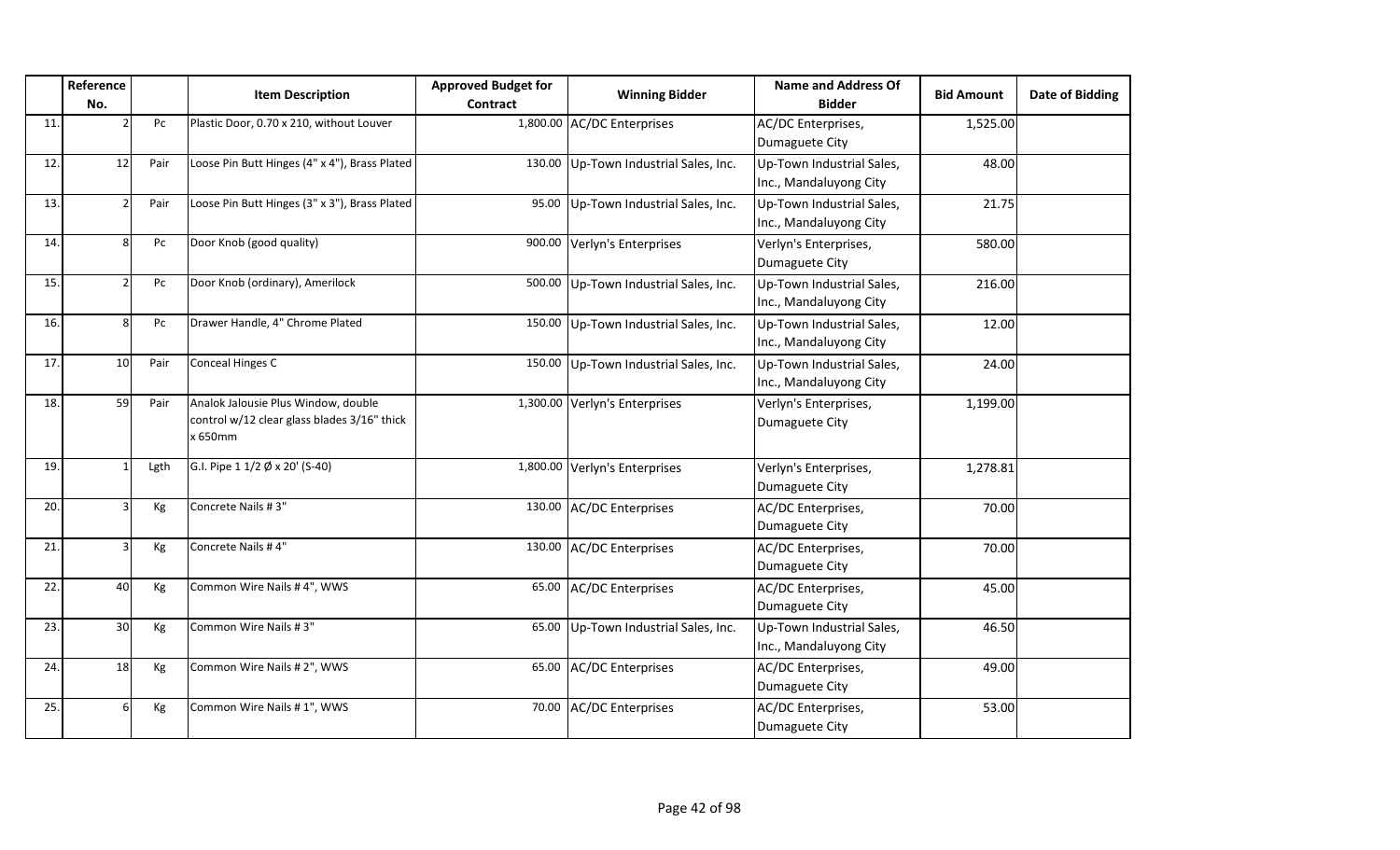| | Reference No. | | Item Description | Approved Budget for Contract | Winning Bidder | Name and Address Of Bidder | Bid Amount | Date of Bidding |
|---|---|---|---|---|---|---|---|---|
| 11. | 2 | Pc | Plastic Door, 0.70 x 210, without Louver | 1,800.00 | AC/DC Enterprises | AC/DC Enterprises, Dumaguete City | 1,525.00 | |
| 12. | 12 | Pair | Loose Pin Butt Hinges (4" x 4"), Brass Plated | 130.00 | Up-Town Industrial Sales, Inc. | Up-Town Industrial Sales, Inc., Mandaluyong City | 48.00 | |
| 13. | 2 | Pair | Loose Pin Butt Hinges (3" x 3"), Brass Plated | 95.00 | Up-Town Industrial Sales, Inc. | Up-Town Industrial Sales, Inc., Mandaluyong City | 21.75 | |
| 14. | 8 | Pc | Door Knob (good quality) | 900.00 | Verlyn's Enterprises | Verlyn's Enterprises, Dumaguete City | 580.00 | |
| 15. | 2 | Pc | Door Knob (ordinary), Amerilock | 500.00 | Up-Town Industrial Sales, Inc. | Up-Town Industrial Sales, Inc., Mandaluyong City | 216.00 | |
| 16. | 8 | Pc | Drawer Handle, 4" Chrome Plated | 150.00 | Up-Town Industrial Sales, Inc. | Up-Town Industrial Sales, Inc., Mandaluyong City | 12.00 | |
| 17. | 10 | Pair | Conceal Hinges C | 150.00 | Up-Town Industrial Sales, Inc. | Up-Town Industrial Sales, Inc., Mandaluyong City | 24.00 | |
| 18. | 59 | Pair | Analok Jalousie Plus Window, double control w/12 clear glass blades 3/16" thick x 650mm | 1,300.00 | Verlyn's Enterprises | Verlyn's Enterprises, Dumaguete City | 1,199.00 | |
| 19. | 1 | Lgth | G.I. Pipe 1 1/2 Ø x 20' (S-40) | 1,800.00 | Verlyn's Enterprises | Verlyn's Enterprises, Dumaguete City | 1,278.81 | |
| 20. | 3 | Kg | Concrete Nails # 3" | 130.00 | AC/DC Enterprises | AC/DC Enterprises, Dumaguete City | 70.00 | |
| 21. | 3 | Kg | Concrete Nails # 4" | 130.00 | AC/DC Enterprises | AC/DC Enterprises, Dumaguete City | 70.00 | |
| 22. | 40 | Kg | Common Wire Nails # 4", WWS | 65.00 | AC/DC Enterprises | AC/DC Enterprises, Dumaguete City | 45.00 | |
| 23. | 30 | Kg | Common Wire Nails # 3" | 65.00 | Up-Town Industrial Sales, Inc. | Up-Town Industrial Sales, Inc., Mandaluyong City | 46.50 | |
| 24. | 18 | Kg | Common Wire Nails # 2", WWS | 65.00 | AC/DC Enterprises | AC/DC Enterprises, Dumaguete City | 49.00 | |
| 25. | 6 | Kg | Common Wire Nails # 1", WWS | 70.00 | AC/DC Enterprises | AC/DC Enterprises, Dumaguete City | 53.00 | |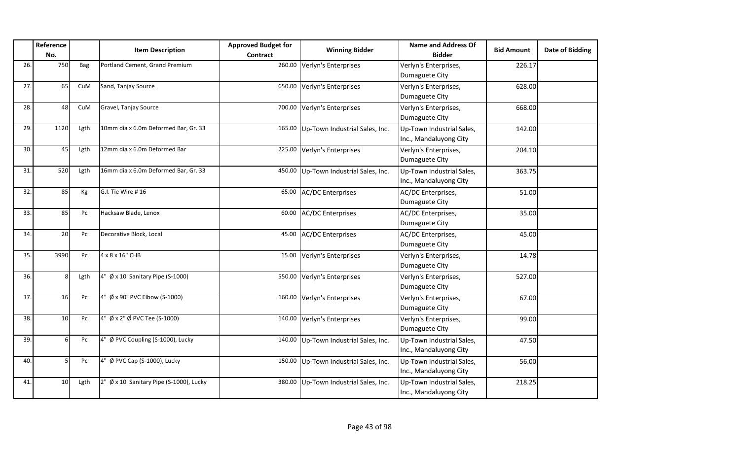| | Reference No. | | Item Description | Approved Budget for Contract | Winning Bidder | Name and Address Of Bidder | Bid Amount | Date of Bidding |
|---|---|---|---|---|---|---|---|---|
| 26. | 750 | Bag | Portland Cement, Grand Premium | 260.00 | Verlyn's Enterprises | Verlyn's Enterprises, Dumaguete City | 226.17 | |
| 27. | 65 | CuM | Sand, Tanjay Source | 650.00 | Verlyn's Enterprises | Verlyn's Enterprises, Dumaguete City | 628.00 | |
| 28. | 48 | CuM | Gravel, Tanjay Source | 700.00 | Verlyn's Enterprises | Verlyn's Enterprises, Dumaguete City | 668.00 | |
| 29. | 1120 | Lgth | 10mm dia x 6.0m Deformed Bar, Gr. 33 | 165.00 | Up-Town Industrial Sales, Inc. | Up-Town Industrial Sales, Inc., Mandaluyong City | 142.00 | |
| 30. | 45 | Lgth | 12mm dia x 6.0m Deformed Bar | 225.00 | Verlyn's Enterprises | Verlyn's Enterprises, Dumaguete City | 204.10 | |
| 31. | 520 | Lgth | 16mm dia x 6.0m Deformed Bar, Gr. 33 | 450.00 | Up-Town Industrial Sales, Inc. | Up-Town Industrial Sales, Inc., Mandaluyong City | 363.75 | |
| 32. | 85 | Kg | G.I. Tie Wire # 16 | 65.00 | AC/DC Enterprises | AC/DC Enterprises, Dumaguete City | 51.00 | |
| 33. | 85 | Pc | Hacksaw Blade, Lenox | 60.00 | AC/DC Enterprises | AC/DC Enterprises, Dumaguete City | 35.00 | |
| 34. | 20 | Pc | Decorative Block, Local | 45.00 | AC/DC Enterprises | AC/DC Enterprises, Dumaguete City | 45.00 | |
| 35. | 3990 | Pc | 4 x 8 x 16" CHB | 15.00 | Verlyn's Enterprises | Verlyn's Enterprises, Dumaguete City | 14.78 | |
| 36. | 8 | Lgth | 4" Ø x 10' Sanitary Pipe (S-1000) | 550.00 | Verlyn's Enterprises | Verlyn's Enterprises, Dumaguete City | 527.00 | |
| 37. | 16 | Pc | 4" Ø x 90° PVC Elbow (S-1000) | 160.00 | Verlyn's Enterprises | Verlyn's Enterprises, Dumaguete City | 67.00 | |
| 38. | 10 | Pc | 4" Ø x 2" Ø PVC Tee (S-1000) | 140.00 | Verlyn's Enterprises | Verlyn's Enterprises, Dumaguete City | 99.00 | |
| 39. | 6 | Pc | 4" Ø PVC Coupling (S-1000), Lucky | 140.00 | Up-Town Industrial Sales, Inc. | Up-Town Industrial Sales, Inc., Mandaluyong City | 47.50 | |
| 40. | 5 | Pc | 4" Ø PVC Cap (S-1000), Lucky | 150.00 | Up-Town Industrial Sales, Inc. | Up-Town Industrial Sales, Inc., Mandaluyong City | 56.00 | |
| 41. | 10 | Lgth | 2" Ø x 10' Sanitary Pipe (S-1000), Lucky | 380.00 | Up-Town Industrial Sales, Inc. | Up-Town Industrial Sales, Inc., Mandaluyong City | 218.25 | |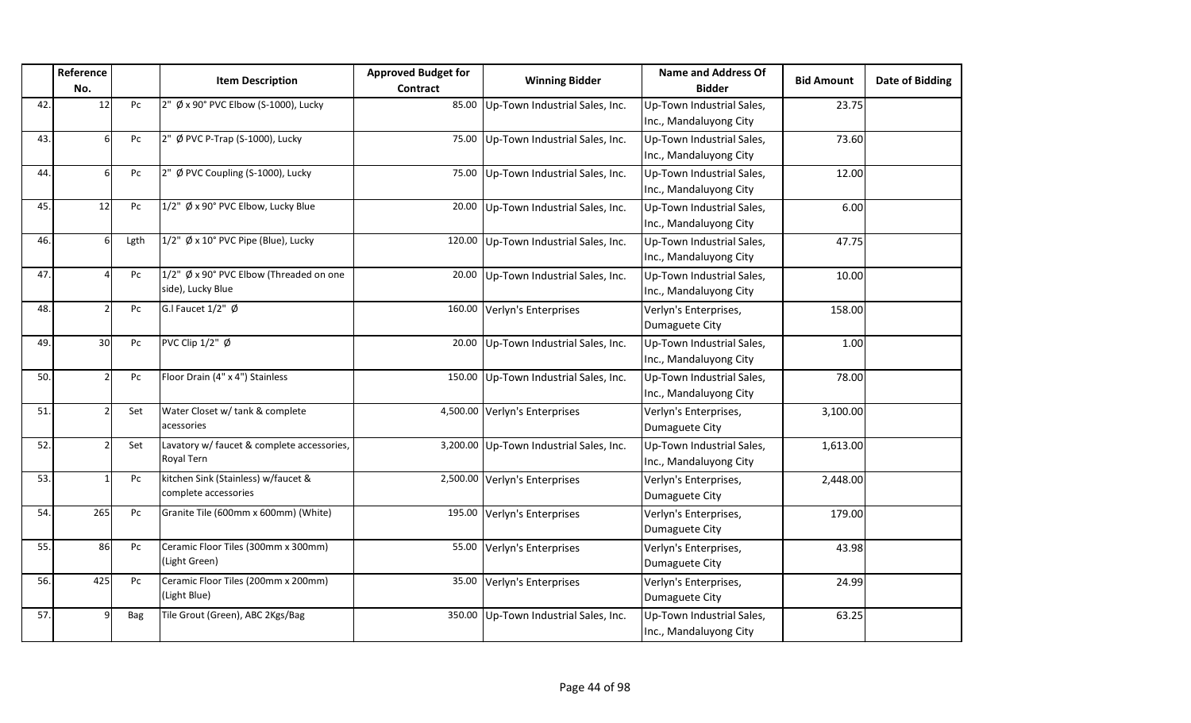|  | Reference No. |  | Item Description | Approved Budget for Contract | Winning Bidder | Name and Address Of Bidder | Bid Amount | Date of Bidding |
|---|---|---|---|---|---|---|---|---|
| 42. | 12 | Pc | 2" Ø x 90° PVC Elbow (S-1000), Lucky | 85.00 | Up-Town Industrial Sales, Inc. | Up-Town Industrial Sales, Inc., Mandaluyong City | 23.75 |  |
| 43. | 6 | Pc | 2" Ø PVC P-Trap (S-1000), Lucky | 75.00 | Up-Town Industrial Sales, Inc. | Up-Town Industrial Sales, Inc., Mandaluyong City | 73.60 |  |
| 44. | 6 | Pc | 2" Ø PVC Coupling (S-1000), Lucky | 75.00 | Up-Town Industrial Sales, Inc. | Up-Town Industrial Sales, Inc., Mandaluyong City | 12.00 |  |
| 45. | 12 | Pc | 1/2" Ø x 90° PVC Elbow, Lucky Blue | 20.00 | Up-Town Industrial Sales, Inc. | Up-Town Industrial Sales, Inc., Mandaluyong City | 6.00 |  |
| 46. | 6 | Lgth | 1/2" Ø x 10° PVC Pipe (Blue), Lucky | 120.00 | Up-Town Industrial Sales, Inc. | Up-Town Industrial Sales, Inc., Mandaluyong City | 47.75 |  |
| 47. | 4 | Pc | 1/2" Ø x 90° PVC Elbow (Threaded on one side), Lucky Blue | 20.00 | Up-Town Industrial Sales, Inc. | Up-Town Industrial Sales, Inc., Mandaluyong City | 10.00 |  |
| 48. | 2 | Pc | G.I Faucet 1/2" Ø | 160.00 | Verlyn's Enterprises | Verlyn's Enterprises, Dumaguete City | 158.00 |  |
| 49. | 30 | Pc | PVC Clip 1/2" Ø | 20.00 | Up-Town Industrial Sales, Inc. | Up-Town Industrial Sales, Inc., Mandaluyong City | 1.00 |  |
| 50. | 2 | Pc | Floor Drain (4" x 4") Stainless | 150.00 | Up-Town Industrial Sales, Inc. | Up-Town Industrial Sales, Inc., Mandaluyong City | 78.00 |  |
| 51. | 2 | Set | Water Closet w/ tank & complete acessories | 4,500.00 | Verlyn's Enterprises | Verlyn's Enterprises, Dumaguete City | 3,100.00 |  |
| 52. | 2 | Set | Lavatory w/ faucet & complete accessories, Royal Tern | 3,200.00 | Up-Town Industrial Sales, Inc. | Up-Town Industrial Sales, Inc., Mandaluyong City | 1,613.00 |  |
| 53. | 1 | Pc | kitchen Sink (Stainless) w/faucet & complete accessories | 2,500.00 | Verlyn's Enterprises | Verlyn's Enterprises, Dumaguete City | 2,448.00 |  |
| 54. | 265 | Pc | Granite Tile (600mm x 600mm) (White) | 195.00 | Verlyn's Enterprises | Verlyn's Enterprises, Dumaguete City | 179.00 |  |
| 55. | 86 | Pc | Ceramic Floor Tiles (300mm x 300mm) (Light Green) | 55.00 | Verlyn's Enterprises | Verlyn's Enterprises, Dumaguete City | 43.98 |  |
| 56. | 425 | Pc | Ceramic Floor Tiles (200mm x 200mm) (Light Blue) | 35.00 | Verlyn's Enterprises | Verlyn's Enterprises, Dumaguete City | 24.99 |  |
| 57. | 9 | Bag | Tile Grout (Green), ABC 2Kgs/Bag | 350.00 | Up-Town Industrial Sales, Inc. | Up-Town Industrial Sales, Inc., Mandaluyong City | 63.25 |  |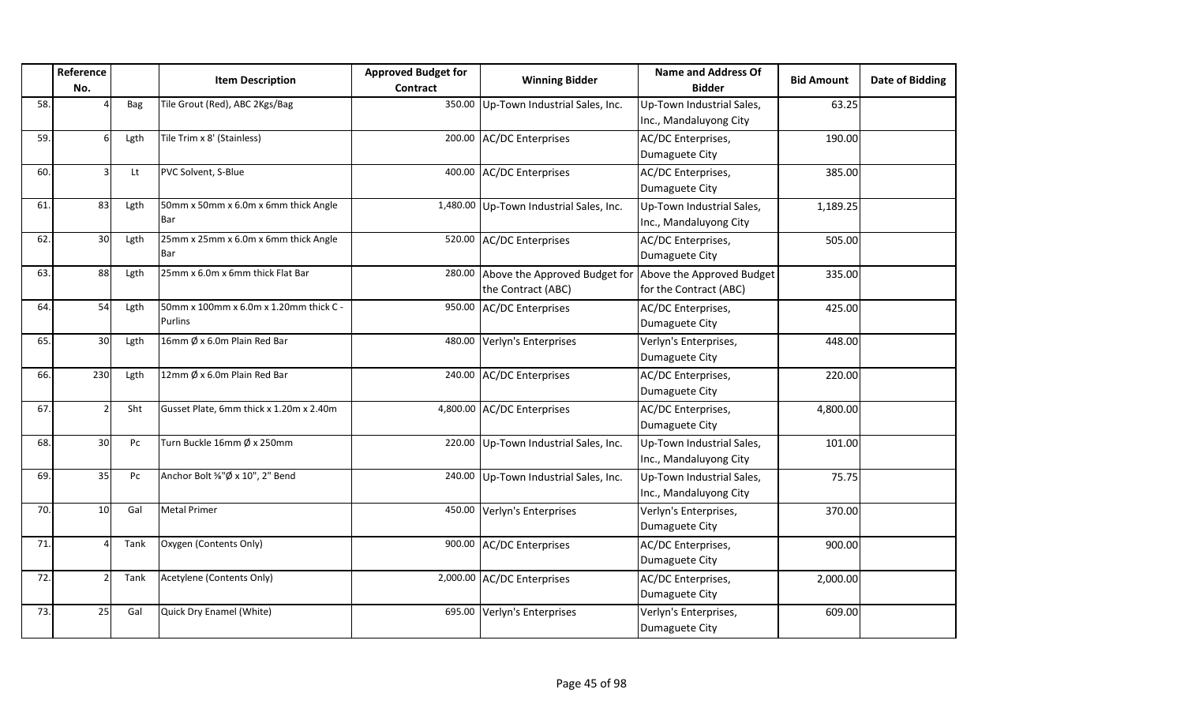| | Reference No. | | Item Description | Approved Budget for Contract | Winning Bidder | Name and Address Of Bidder | Bid Amount | Date of Bidding |
|---|---|---|---|---|---|---|---|---|
| 58. | 4 | Bag | Tile Grout (Red), ABC 2Kgs/Bag | 350.00 | Up-Town Industrial Sales, Inc. | Up-Town Industrial Sales, Inc., Mandaluyong City | 63.25 | |
| 59. | 6 | Lgth | Tile Trim x 8' (Stainless) | 200.00 | AC/DC Enterprises | AC/DC Enterprises, Dumaguete City | 190.00 | |
| 60. | 3 | Lt | PVC Solvent, S-Blue | 400.00 | AC/DC Enterprises | AC/DC Enterprises, Dumaguete City | 385.00 | |
| 61. | 83 | Lgth | 50mm x 50mm x 6.0m x 6mm thick Angle Bar | 1,480.00 | Up-Town Industrial Sales, Inc. | Up-Town Industrial Sales, Inc., Mandaluyong City | 1,189.25 | |
| 62. | 30 | Lgth | 25mm x 25mm x 6.0m x 6mm thick Angle Bar | 520.00 | AC/DC Enterprises | AC/DC Enterprises, Dumaguete City | 505.00 | |
| 63. | 88 | Lgth | 25mm x 6.0m x 6mm thick Flat Bar | 280.00 | Above the Approved Budget for the Contract (ABC) | Above the Approved Budget for the Contract (ABC) | 335.00 | |
| 64. | 54 | Lgth | 50mm x 100mm x 6.0m x 1.20mm thick C - Purlins | 950.00 | AC/DC Enterprises | AC/DC Enterprises, Dumaguete City | 425.00 | |
| 65. | 30 | Lgth | 16mm Ø x 6.0m Plain Red Bar | 480.00 | Verlyn's Enterprises | Verlyn's Enterprises, Dumaguete City | 448.00 | |
| 66. | 230 | Lgth | 12mm Ø x 6.0m Plain Red Bar | 240.00 | AC/DC Enterprises | AC/DC Enterprises, Dumaguete City | 220.00 | |
| 67. | 2 | Sht | Gusset Plate, 6mm thick x 1.20m x 2.40m | 4,800.00 | AC/DC Enterprises | AC/DC Enterprises, Dumaguete City | 4,800.00 | |
| 68. | 30 | Pc | Turn Buckle 16mm Ø x 250mm | 220.00 | Up-Town Industrial Sales, Inc. | Up-Town Industrial Sales, Inc., Mandaluyong City | 101.00 | |
| 69. | 35 | Pc | Anchor Bolt ⅝"Ø x 10", 2" Bend | 240.00 | Up-Town Industrial Sales, Inc. | Up-Town Industrial Sales, Inc., Mandaluyong City | 75.75 | |
| 70. | 10 | Gal | Metal Primer | 450.00 | Verlyn's Enterprises | Verlyn's Enterprises, Dumaguete City | 370.00 | |
| 71. | 4 | Tank | Oxygen (Contents Only) | 900.00 | AC/DC Enterprises | AC/DC Enterprises, Dumaguete City | 900.00 | |
| 72. | 2 | Tank | Acetylene (Contents Only) | 2,000.00 | AC/DC Enterprises | AC/DC Enterprises, Dumaguete City | 2,000.00 | |
| 73. | 25 | Gal | Quick Dry Enamel (White) | 695.00 | Verlyn's Enterprises | Verlyn's Enterprises, Dumaguete City | 609.00 | |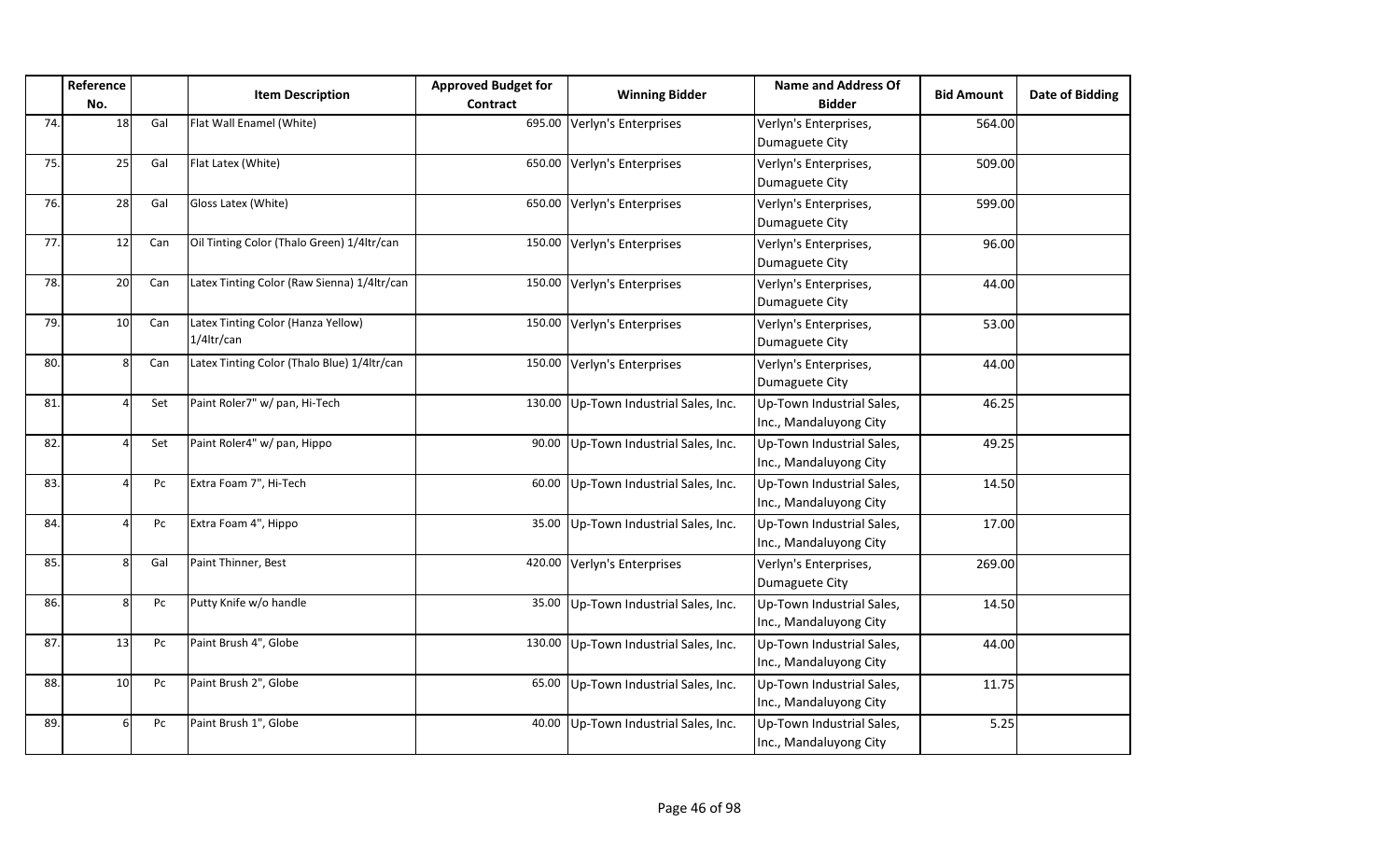| | Reference No. | | Item Description | Approved Budget for Contract | Winning Bidder | Name and Address Of Bidder | Bid Amount | Date of Bidding |
|---|---|---|---|---|---|---|---|---|
| 74. | 18 | Gal | Flat Wall Enamel (White) | 695.00 | Verlyn's Enterprises | Verlyn's Enterprises, Dumaguete City | 564.00 | |
| 75. | 25 | Gal | Flat Latex (White) | 650.00 | Verlyn's Enterprises | Verlyn's Enterprises, Dumaguete City | 509.00 | |
| 76. | 28 | Gal | Gloss Latex (White) | 650.00 | Verlyn's Enterprises | Verlyn's Enterprises, Dumaguete City | 599.00 | |
| 77. | 12 | Can | Oil Tinting Color (Thalo Green) 1/4ltr/can | 150.00 | Verlyn's Enterprises | Verlyn's Enterprises, Dumaguete City | 96.00 | |
| 78. | 20 | Can | Latex Tinting Color (Raw Sienna) 1/4ltr/can | 150.00 | Verlyn's Enterprises | Verlyn's Enterprises, Dumaguete City | 44.00 | |
| 79. | 10 | Can | Latex Tinting Color (Hanza Yellow) 1/4ltr/can | 150.00 | Verlyn's Enterprises | Verlyn's Enterprises, Dumaguete City | 53.00 | |
| 80. | 8 | Can | Latex Tinting Color (Thalo Blue) 1/4ltr/can | 150.00 | Verlyn's Enterprises | Verlyn's Enterprises, Dumaguete City | 44.00 | |
| 81. | 4 | Set | Paint Roler7" w/ pan, Hi-Tech | 130.00 | Up-Town Industrial Sales, Inc. | Up-Town Industrial Sales, Inc., Mandaluyong City | 46.25 | |
| 82. | 4 | Set | Paint Roler4" w/ pan, Hippo | 90.00 | Up-Town Industrial Sales, Inc. | Up-Town Industrial Sales, Inc., Mandaluyong City | 49.25 | |
| 83. | 4 | Pc | Extra Foam 7", Hi-Tech | 60.00 | Up-Town Industrial Sales, Inc. | Up-Town Industrial Sales, Inc., Mandaluyong City | 14.50 | |
| 84. | 4 | Pc | Extra Foam 4", Hippo | 35.00 | Up-Town Industrial Sales, Inc. | Up-Town Industrial Sales, Inc., Mandaluyong City | 17.00 | |
| 85. | 8 | Gal | Paint Thinner, Best | 420.00 | Verlyn's Enterprises | Verlyn's Enterprises, Dumaguete City | 269.00 | |
| 86. | 8 | Pc | Putty Knife w/o handle | 35.00 | Up-Town Industrial Sales, Inc. | Up-Town Industrial Sales, Inc., Mandaluyong City | 14.50 | |
| 87. | 13 | Pc | Paint Brush 4", Globe | 130.00 | Up-Town Industrial Sales, Inc. | Up-Town Industrial Sales, Inc., Mandaluyong City | 44.00 | |
| 88. | 10 | Pc | Paint Brush 2", Globe | 65.00 | Up-Town Industrial Sales, Inc. | Up-Town Industrial Sales, Inc., Mandaluyong City | 11.75 | |
| 89. | 6 | Pc | Paint Brush 1", Globe | 40.00 | Up-Town Industrial Sales, Inc. | Up-Town Industrial Sales, Inc., Mandaluyong City | 5.25 | |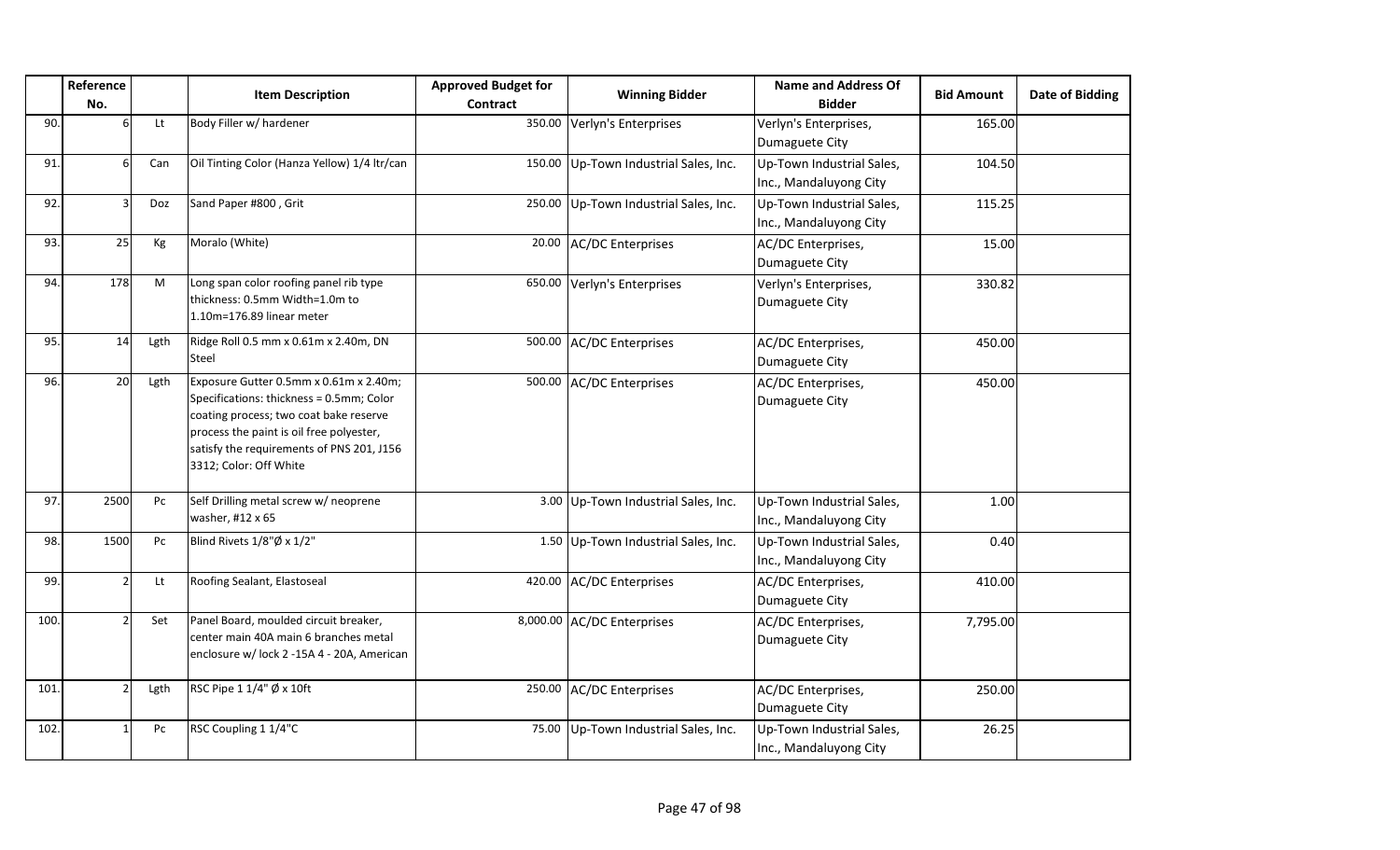| | Reference No. | | Item Description | Approved Budget for Contract | Winning Bidder | Name and Address Of Bidder | Bid Amount | Date of Bidding |
|---|---|---|---|---|---|---|---|---|
| 90. | 6 | Lt | Body Filler w/ hardener | 350.00 | Verlyn's Enterprises | Verlyn's Enterprises, Dumaguete City | 165.00 | |
| 91. | 6 | Can | Oil Tinting Color (Hanza Yellow) 1/4 ltr/can | 150.00 | Up-Town Industrial Sales, Inc. | Up-Town Industrial Sales, Inc., Mandaluyong City | 104.50 | |
| 92. | 3 | Doz | Sand Paper #800 , Grit | 250.00 | Up-Town Industrial Sales, Inc. | Up-Town Industrial Sales, Inc., Mandaluyong City | 115.25 | |
| 93. | 25 | Kg | Moralo (White) | 20.00 | AC/DC Enterprises | AC/DC Enterprises, Dumaguete City | 15.00 | |
| 94. | 178 | M | Long span color roofing panel rib type thickness: 0.5mm Width=1.0m to 1.10m=176.89 linear meter | 650.00 | Verlyn's Enterprises | Verlyn's Enterprises, Dumaguete City | 330.82 | |
| 95. | 14 | Lgth | Ridge Roll 0.5 mm x 0.61m x 2.40m, DN Steel | 500.00 | AC/DC Enterprises | AC/DC Enterprises, Dumaguete City | 450.00 | |
| 96. | 20 | Lgth | Exposure Gutter 0.5mm x 0.61m x 2.40m; Specifications: thickness = 0.5mm; Color coating process; two coat bake reserve process the paint is oil free polyester, satisfy the requirements of PNS 201, J156 3312; Color: Off White | 500.00 | AC/DC Enterprises | AC/DC Enterprises, Dumaguete City | 450.00 | |
| 97. | 2500 | Pc | Self Drilling metal screw w/ neoprene washer, #12 x 65 | 3.00 | Up-Town Industrial Sales, Inc. | Up-Town Industrial Sales, Inc., Mandaluyong City | 1.00 | |
| 98. | 1500 | Pc | Blind Rivets 1/8"Ø x 1/2" | 1.50 | Up-Town Industrial Sales, Inc. | Up-Town Industrial Sales, Inc., Mandaluyong City | 0.40 | |
| 99. | 2 | Lt | Roofing Sealant, Elastoseal | 420.00 | AC/DC Enterprises | AC/DC Enterprises, Dumaguete City | 410.00 | |
| 100. | 2 | Set | Panel Board, moulded circuit breaker, center main 40A main 6 branches metal enclosure w/ lock 2 -15A 4 - 20A, American | 8,000.00 | AC/DC Enterprises | AC/DC Enterprises, Dumaguete City | 7,795.00 | |
| 101. | 2 | Lgth | RSC Pipe 1 1/4" Ø x 10ft | 250.00 | AC/DC Enterprises | AC/DC Enterprises, Dumaguete City | 250.00 | |
| 102. | 1 | Pc | RSC Coupling 1 1/4"C | 75.00 | Up-Town Industrial Sales, Inc. | Up-Town Industrial Sales, Inc., Mandaluyong City | 26.25 | |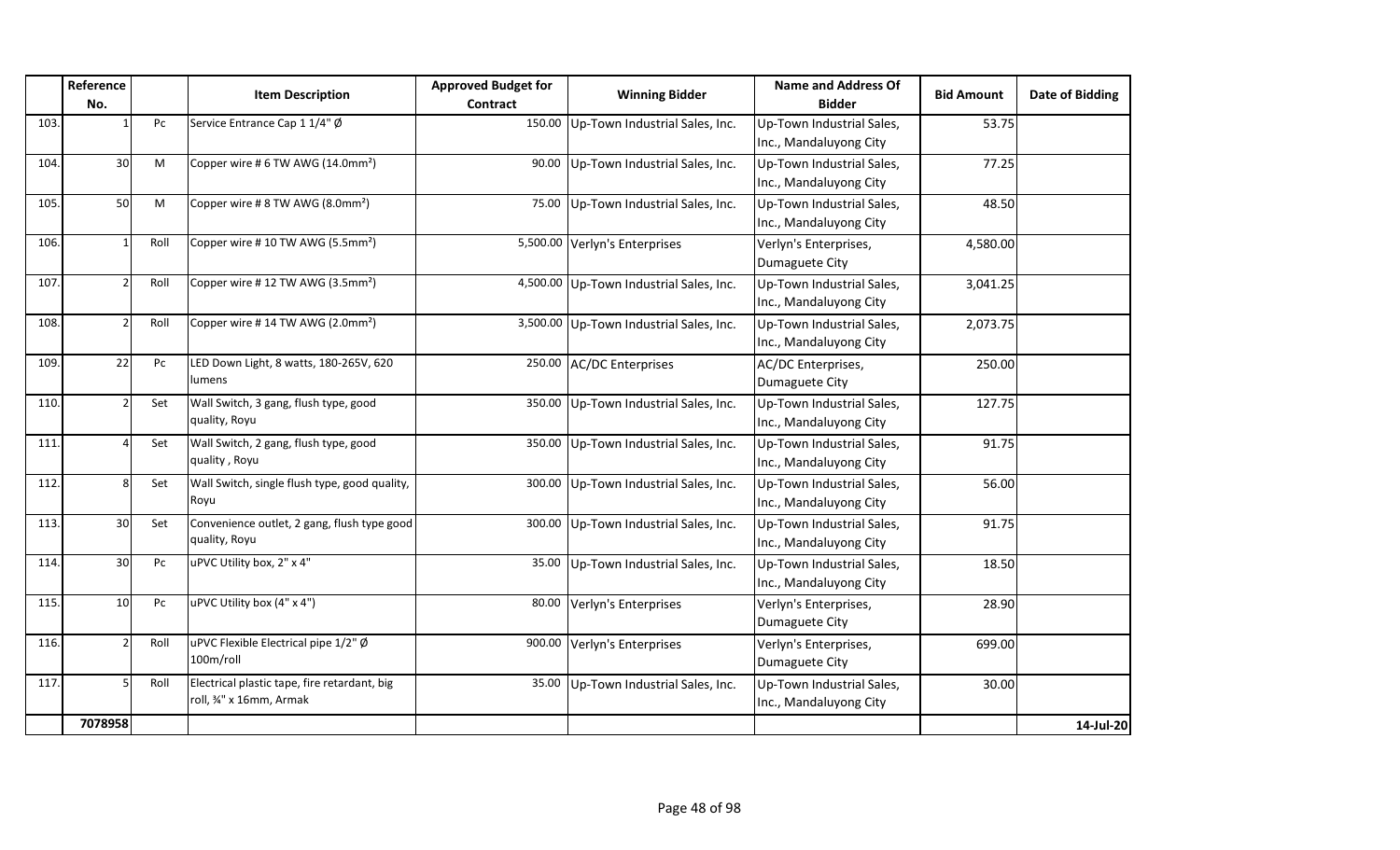| | Reference No. | | Item Description | Approved Budget for Contract | Winning Bidder | Name and Address Of Bidder | Bid Amount | Date of Bidding |
|---|---|---|---|---|---|---|---|---|
| 103. | 1 | Pc | Service Entrance Cap 1 1/4" Ø | 150.00 | Up-Town Industrial Sales, Inc. | Up-Town Industrial Sales, Inc., Mandaluyong City | 53.75 | |
| 104. | 30 | M | Copper wire # 6 TW AWG (14.0mm²) | 90.00 | Up-Town Industrial Sales, Inc. | Up-Town Industrial Sales, Inc., Mandaluyong City | 77.25 | |
| 105. | 50 | M | Copper wire # 8 TW AWG (8.0mm²) | 75.00 | Up-Town Industrial Sales, Inc. | Up-Town Industrial Sales, Inc., Mandaluyong City | 48.50 | |
| 106. | 1 | Roll | Copper wire # 10 TW AWG (5.5mm²) | 5,500.00 | Verlyn's Enterprises | Verlyn's Enterprises, Dumaguete City | 4,580.00 | |
| 107. | 2 | Roll | Copper wire # 12 TW AWG (3.5mm²) | 4,500.00 | Up-Town Industrial Sales, Inc. | Up-Town Industrial Sales, Inc., Mandaluyong City | 3,041.25 | |
| 108. | 2 | Roll | Copper wire # 14 TW AWG (2.0mm²) | 3,500.00 | Up-Town Industrial Sales, Inc. | Up-Town Industrial Sales, Inc., Mandaluyong City | 2,073.75 | |
| 109. | 22 | Pc | LED Down Light, 8 watts, 180-265V, 620 lumens | 250.00 | AC/DC Enterprises | AC/DC Enterprises, Dumaguete City | 250.00 | |
| 110. | 2 | Set | Wall Switch, 3 gang, flush type, good quality, Royu | 350.00 | Up-Town Industrial Sales, Inc. | Up-Town Industrial Sales, Inc., Mandaluyong City | 127.75 | |
| 111. | 4 | Set | Wall Switch, 2 gang, flush type, good quality , Royu | 350.00 | Up-Town Industrial Sales, Inc. | Up-Town Industrial Sales, Inc., Mandaluyong City | 91.75 | |
| 112. | 8 | Set | Wall Switch, single flush type, good quality, Royu | 300.00 | Up-Town Industrial Sales, Inc. | Up-Town Industrial Sales, Inc., Mandaluyong City | 56.00 | |
| 113. | 30 | Set | Convenience outlet, 2 gang, flush type good quality, Royu | 300.00 | Up-Town Industrial Sales, Inc. | Up-Town Industrial Sales, Inc., Mandaluyong City | 91.75 | |
| 114. | 30 | Pc | uPVC Utility box, 2" x 4" | 35.00 | Up-Town Industrial Sales, Inc. | Up-Town Industrial Sales, Inc., Mandaluyong City | 18.50 | |
| 115. | 10 | Pc | uPVC Utility box (4" x 4") | 80.00 | Verlyn's Enterprises | Verlyn's Enterprises, Dumaguete City | 28.90 | |
| 116. | 2 | Roll | uPVC Flexible Electrical pipe 1/2" Ø 100m/roll | 900.00 | Verlyn's Enterprises | Verlyn's Enterprises, Dumaguete City | 699.00 | |
| 117. | 5 | Roll | Electrical plastic tape, fire retardant, big roll, ¾" x 16mm, Armak | 35.00 | Up-Town Industrial Sales, Inc. | Up-Town Industrial Sales, Inc., Mandaluyong City | 30.00 | |
| | 7078958 | | | | | | | 14-Jul-20 |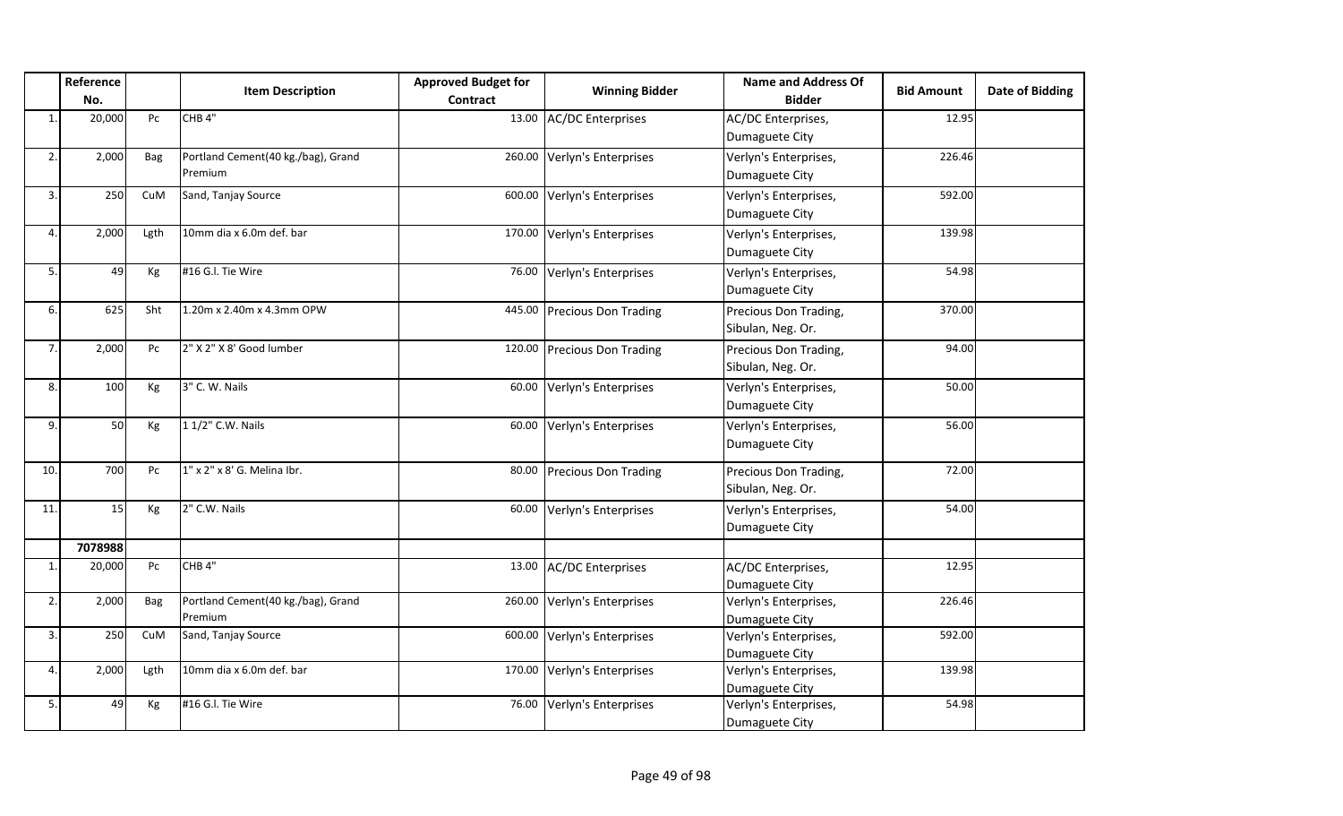| | Reference No. | | Item Description | Approved Budget for Contract | Winning Bidder | Name and Address Of Bidder | Bid Amount | Date of Bidding |
|---|---|---|---|---|---|---|---|---|
| 1. | 20,000 | Pc | CHB 4" | 13.00 | AC/DC Enterprises | AC/DC Enterprises, Dumaguete City | 12.95 | |
| 2. | 2,000 | Bag | Portland Cement(40 kg./bag), Grand Premium | 260.00 | Verlyn's Enterprises | Verlyn's Enterprises, Dumaguete City | 226.46 | |
| 3. | 250 | CuM | Sand, Tanjay Source | 600.00 | Verlyn's Enterprises | Verlyn's Enterprises, Dumaguete City | 592.00 | |
| 4. | 2,000 | Lgth | 10mm dia x 6.0m def. bar | 170.00 | Verlyn's Enterprises | Verlyn's Enterprises, Dumaguete City | 139.98 | |
| 5. | 49 | Kg | #16 G.l. Tie Wire | 76.00 | Verlyn's Enterprises | Verlyn's Enterprises, Dumaguete City | 54.98 | |
| 6. | 625 | Sht | 1.20m x 2.40m x 4.3mm OPW | 445.00 | Precious Don Trading | Precious Don Trading, Sibulan, Neg. Or. | 370.00 | |
| 7. | 2,000 | Pc | 2" X 2" X 8' Good lumber | 120.00 | Precious Don Trading | Precious Don Trading, Sibulan, Neg. Or. | 94.00 | |
| 8. | 100 | Kg | 3" C. W. Nails | 60.00 | Verlyn's Enterprises | Verlyn's Enterprises, Dumaguete City | 50.00 | |
| 9. | 50 | Kg | 1 1/2" C.W. Nails | 60.00 | Verlyn's Enterprises | Verlyn's Enterprises, Dumaguete City | 56.00 | |
| 10. | 700 | Pc | 1" x 2" x 8' G. Melina lbr. | 80.00 | Precious Don Trading | Precious Don Trading, Sibulan, Neg. Or. | 72.00 | |
| 11. | 15 | Kg | 2" C.W. Nails | 60.00 | Verlyn's Enterprises | Verlyn's Enterprises, Dumaguete City | 54.00 | |
| | **7078988** | | | | | | | |
| 1. | 20,000 | Pc | CHB 4" | 13.00 | AC/DC Enterprises | AC/DC Enterprises, Dumaguete City | 12.95 | |
| 2. | 2,000 | Bag | Portland Cement(40 kg./bag), Grand Premium | 260.00 | Verlyn's Enterprises | Verlyn's Enterprises, Dumaguete City | 226.46 | |
| 3. | 250 | CuM | Sand, Tanjay Source | 600.00 | Verlyn's Enterprises | Verlyn's Enterprises, Dumaguete City | 592.00 | |
| 4. | 2,000 | Lgth | 10mm dia x 6.0m def. bar | 170.00 | Verlyn's Enterprises | Verlyn's Enterprises, Dumaguete City | 139.98 | |
| 5. | 49 | Kg | #16 G.l. Tie Wire | 76.00 | Verlyn's Enterprises | Verlyn's Enterprises, Dumaguete City | 54.98 | |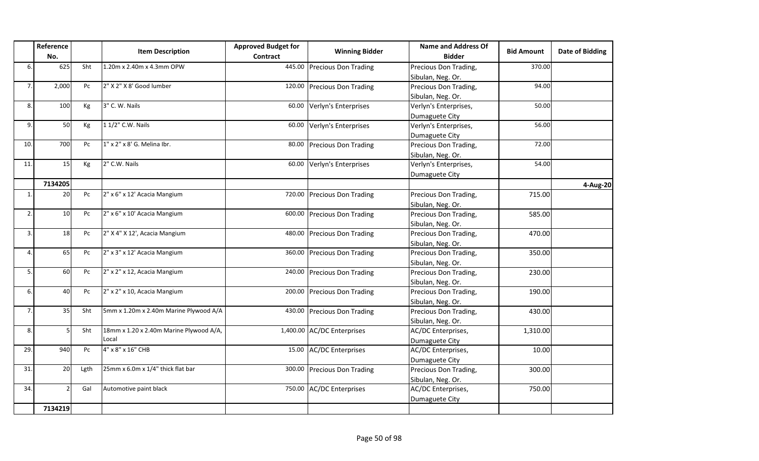| | Reference No. | | Item Description | Approved Budget for Contract | Winning Bidder | Name and Address Of Bidder | Bid Amount | Date of Bidding |
|---|---|---|---|---|---|---|---|---|
| 6. | 625 | Sht | 1.20m x 2.40m x 4.3mm OPW | 445.00 | Precious Don Trading | Precious Don Trading, Sibulan, Neg. Or. | 370.00 | |
| 7. | 2,000 | Pc | 2" X 2" X 8' Good lumber | 120.00 | Precious Don Trading | Precious Don Trading, Sibulan, Neg. Or. | 94.00 | |
| 8. | 100 | Kg | 3" C. W. Nails | 60.00 | Verlyn's Enterprises | Verlyn's Enterprises, Dumaguete City | 50.00 | |
| 9. | 50 | Kg | 1 1/2" C.W. Nails | 60.00 | Verlyn's Enterprises | Verlyn's Enterprises, Dumaguete City | 56.00 | |
| 10. | 700 | Pc | 1" x 2" x 8' G. Melina lbr. | 80.00 | Precious Don Trading | Precious Don Trading, Sibulan, Neg. Or. | 72.00 | |
| 11. | 15 | Kg | 2" C.W. Nails | 60.00 | Verlyn's Enterprises | Verlyn's Enterprises, Dumaguete City | 54.00 | |
| | 7134205 | | | | | | | 4-Aug-20 |
| 1. | 20 | Pc | 2" x 6" x 12' Acacia Mangium | 720.00 | Precious Don Trading | Precious Don Trading, Sibulan, Neg. Or. | 715.00 | |
| 2. | 10 | Pc | 2" x 6" x 10' Acacia Mangium | 600.00 | Precious Don Trading | Precious Don Trading, Sibulan, Neg. Or. | 585.00 | |
| 3. | 18 | Pc | 2" X 4" X 12', Acacia Mangium | 480.00 | Precious Don Trading | Precious Don Trading, Sibulan, Neg. Or. | 470.00 | |
| 4. | 65 | Pc | 2" x 3" x 12' Acacia Mangium | 360.00 | Precious Don Trading | Precious Don Trading, Sibulan, Neg. Or. | 350.00 | |
| 5. | 60 | Pc | 2" x 2" x 12, Acacia Mangium | 240.00 | Precious Don Trading | Precious Don Trading, Sibulan, Neg. Or. | 230.00 | |
| 6. | 40 | Pc | 2" x 2" x 10, Acacia Mangium | 200.00 | Precious Don Trading | Precious Don Trading, Sibulan, Neg. Or. | 190.00 | |
| 7. | 35 | Sht | 5mm x 1.20m x 2.40m Marine Plywood A/A | 430.00 | Precious Don Trading | Precious Don Trading, Sibulan, Neg. Or. | 430.00 | |
| 8. | 5 | Sht | 18mm x 1.20 x 2.40m Marine Plywood A/A, Local | 1,400.00 | AC/DC Enterprises | AC/DC Enterprises, Dumaguete City | 1,310.00 | |
| 29. | 940 | Pc | 4" x 8" x 16" CHB | 15.00 | AC/DC Enterprises | AC/DC Enterprises, Dumaguete City | 10.00 | |
| 31. | 20 | Lgth | 25mm x 6.0m x 1/4" thick flat bar | 300.00 | Precious Don Trading | Precious Don Trading, Sibulan, Neg. Or. | 300.00 | |
| 34. | 2 | Gal | Automotive paint black | 750.00 | AC/DC Enterprises | AC/DC Enterprises, Dumaguete City | 750.00 | |
| | 7134219 | | | | | | | |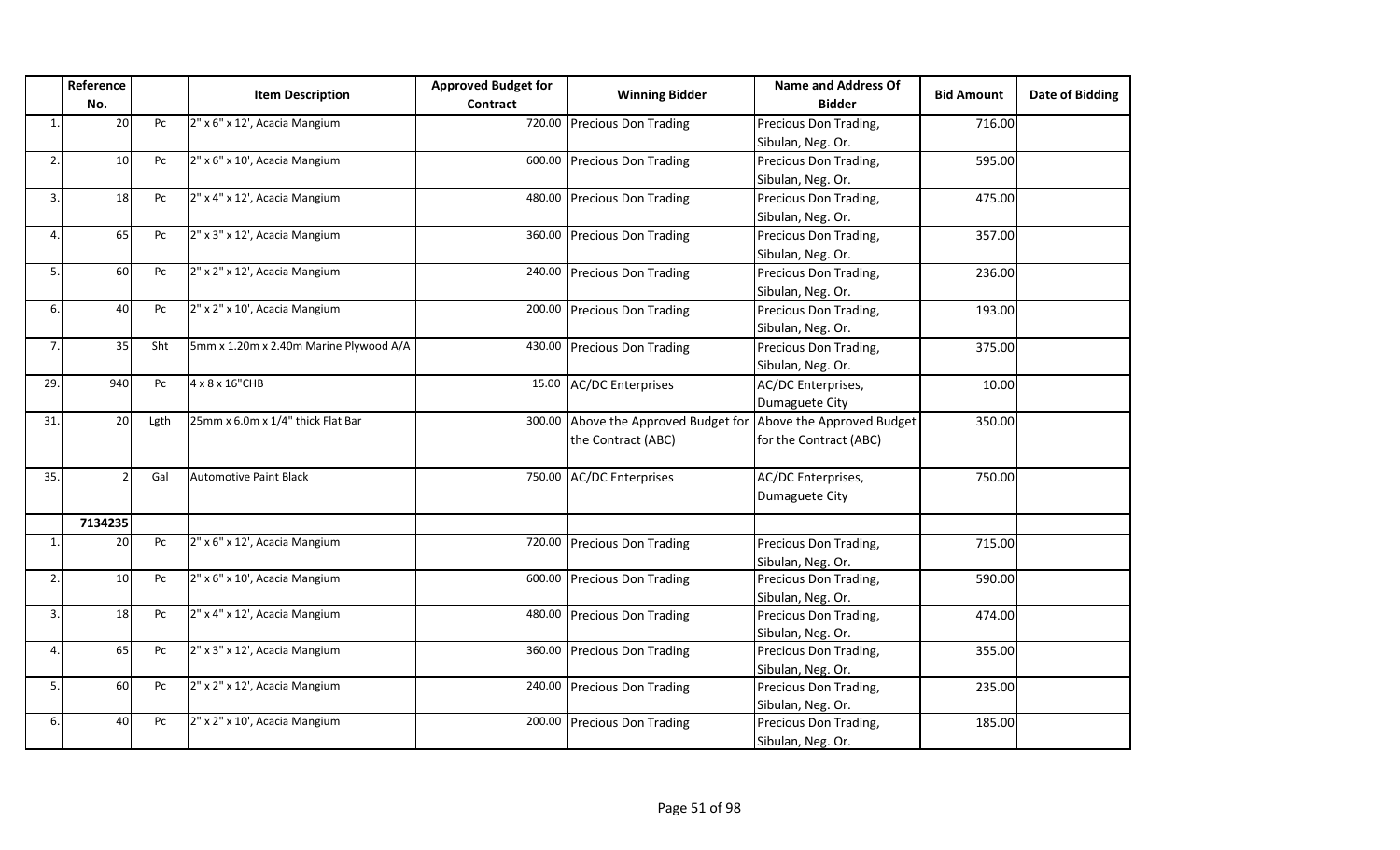| | Reference No. | | Item Description | Approved Budget for Contract | Winning Bidder | Name and Address Of Bidder | Bid Amount | Date of Bidding |
|---|---|---|---|---|---|---|---|---|
| 1. | 20 | Pc | 2" x 6" x 12', Acacia Mangium | 720.00 | Precious Don Trading | Precious Don Trading, Sibulan, Neg. Or. | 716.00 | |
| 2. | 10 | Pc | 2" x 6" x 10', Acacia Mangium | 600.00 | Precious Don Trading | Precious Don Trading, Sibulan, Neg. Or. | 595.00 | |
| 3. | 18 | Pc | 2" x 4" x 12', Acacia Mangium | 480.00 | Precious Don Trading | Precious Don Trading, Sibulan, Neg. Or. | 475.00 | |
| 4. | 65 | Pc | 2" x 3" x 12', Acacia Mangium | 360.00 | Precious Don Trading | Precious Don Trading, Sibulan, Neg. Or. | 357.00 | |
| 5. | 60 | Pc | 2" x 2" x 12', Acacia Mangium | 240.00 | Precious Don Trading | Precious Don Trading, Sibulan, Neg. Or. | 236.00 | |
| 6. | 40 | Pc | 2" x 2" x 10', Acacia Mangium | 200.00 | Precious Don Trading | Precious Don Trading, Sibulan, Neg. Or. | 193.00 | |
| 7. | 35 | Sht | 5mm x 1.20m x 2.40m Marine Plywood A/A | 430.00 | Precious Don Trading | Precious Don Trading, Sibulan, Neg. Or. | 375.00 | |
| 29. | 940 | Pc | 4 x 8 x 16"CHB | 15.00 | AC/DC Enterprises | AC/DC Enterprises, Dumaguete City | 10.00 | |
| 31. | 20 | Lgth | 25mm x 6.0m x 1/4" thick Flat Bar | 300.00 | Above the Approved Budget for the Contract (ABC) | Above the Approved Budget for the Contract (ABC) | 350.00 | |
| 35. | 2 | Gal | Automotive Paint Black | 750.00 | AC/DC Enterprises | AC/DC Enterprises, Dumaguete City | 750.00 | |
| | 7134235 | | | | | | | |
| 1. | 20 | Pc | 2" x 6" x 12', Acacia Mangium | 720.00 | Precious Don Trading | Precious Don Trading, Sibulan, Neg. Or. | 715.00 | |
| 2. | 10 | Pc | 2" x 6" x 10', Acacia Mangium | 600.00 | Precious Don Trading | Precious Don Trading, Sibulan, Neg. Or. | 590.00 | |
| 3. | 18 | Pc | 2" x 4" x 12', Acacia Mangium | 480.00 | Precious Don Trading | Precious Don Trading, Sibulan, Neg. Or. | 474.00 | |
| 4. | 65 | Pc | 2" x 3" x 12', Acacia Mangium | 360.00 | Precious Don Trading | Precious Don Trading, Sibulan, Neg. Or. | 355.00 | |
| 5. | 60 | Pc | 2" x 2" x 12', Acacia Mangium | 240.00 | Precious Don Trading | Precious Don Trading, Sibulan, Neg. Or. | 235.00 | |
| 6. | 40 | Pc | 2" x 2" x 10', Acacia Mangium | 200.00 | Precious Don Trading | Precious Don Trading, Sibulan, Neg. Or. | 185.00 | |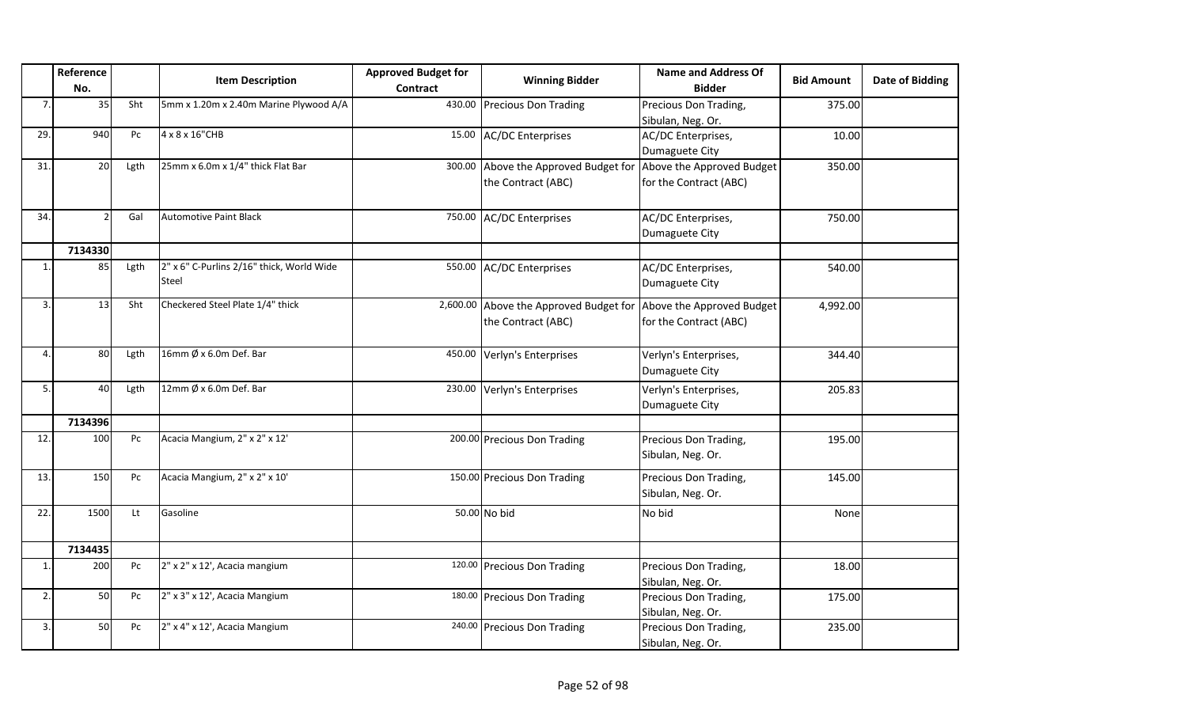| | Reference No. | | Item Description | Approved Budget for Contract | Winning Bidder | Name and Address Of Bidder | Bid Amount | Date of Bidding |
|---|---|---|---|---|---|---|---|---|
| 7. | 35 | Sht | 5mm x 1.20m x 2.40m Marine Plywood A/A | 430.00 | Precious Don Trading | Precious Don Trading, Sibulan, Neg. Or. | 375.00 | |
| 29. | 940 | Pc | 4 x 8 x 16"CHB | 15.00 | AC/DC Enterprises | AC/DC Enterprises, Dumaguete City | 10.00 | |
| 31. | 20 | Lgth | 25mm x 6.0m x 1/4" thick Flat Bar | 300.00 | Above the Approved Budget for the Contract (ABC) | Above the Approved Budget for the Contract (ABC) | 350.00 | |
| 34. | 2 | Gal | Automotive Paint Black | 750.00 | AC/DC Enterprises | AC/DC Enterprises, Dumaguete City | 750.00 | |
| | 7134330 | | | | | | | |
| 1. | 85 | Lgth | 2" x 6" C-Purlins 2/16" thick, World Wide Steel | 550.00 | AC/DC Enterprises | AC/DC Enterprises, Dumaguete City | 540.00 | |
| 3. | 13 | Sht | Checkered Steel Plate 1/4" thick | 2,600.00 | Above the Approved Budget for the Contract (ABC) | Above the Approved Budget for the Contract (ABC) | 4,992.00 | |
| 4. | 80 | Lgth | 16mm Ø x 6.0m Def. Bar | 450.00 | Verlyn's Enterprises | Verlyn's Enterprises, Dumaguete City | 344.40 | |
| 5. | 40 | Lgth | 12mm Ø x 6.0m Def. Bar | 230.00 | Verlyn's Enterprises | Verlyn's Enterprises, Dumaguete City | 205.83 | |
| | 7134396 | | | | | | | |
| 12. | 100 | Pc | Acacia Mangium, 2" x 2" x 12' | 200.00 | Precious Don Trading | Precious Don Trading, Sibulan, Neg. Or. | 195.00 | |
| 13. | 150 | Pc | Acacia Mangium, 2" x 2" x 10' | 150.00 | Precious Don Trading | Precious Don Trading, Sibulan, Neg. Or. | 145.00 | |
| 22. | 1500 | Lt | Gasoline | 50.00 | No bid | No bid | None | |
| | 7134435 | | | | | | | |
| 1. | 200 | Pc | 2" x 2" x 12', Acacia mangium | 120.00 | Precious Don Trading | Precious Don Trading, Sibulan, Neg. Or. | 18.00 | |
| 2. | 50 | Pc | 2" x 3" x 12', Acacia Mangium | 180.00 | Precious Don Trading | Precious Don Trading, Sibulan, Neg. Or. | 175.00 | |
| 3. | 50 | Pc | 2" x 4" x 12', Acacia Mangium | 240.00 | Precious Don Trading | Precious Don Trading, Sibulan, Neg. Or. | 235.00 | |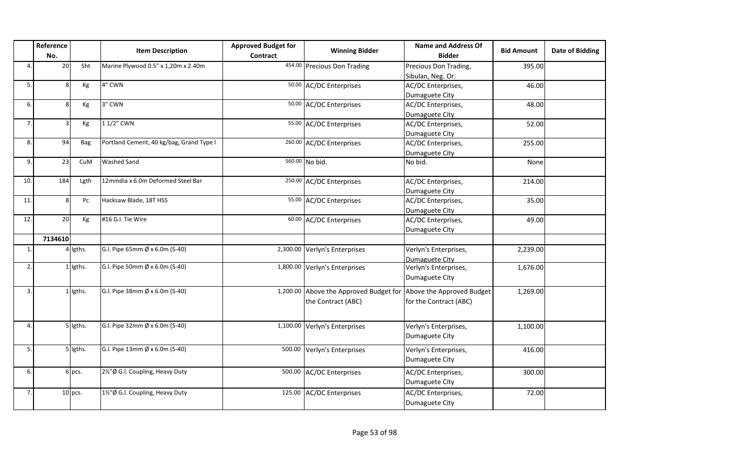| | Reference No. | | Item Description | Approved Budget for Contract | Winning Bidder | Name and Address Of Bidder | Bid Amount | Date of Bidding |
|---|---|---|---|---|---|---|---|---|
| 4. | 20 | Sht | Marine Plywood 0.5" x 1,20m x 2.40m | 454.00 | Precious Don Trading | Precious Don Trading, Sibulan, Neg. Or. | 395.00 | |
| 5. | 8 | Kg | 4" CWN | 50.00 | AC/DC Enterprises | AC/DC Enterprises, Dumaguete City | 46.00 | |
| 6. | 8 | Kg | 3" CWN | 50.00 | AC/DC Enterprises | AC/DC Enterprises, Dumaguete City | 48.00 | |
| 7. | 3 | Kg | 1 1/2" CWN | 55.00 | AC/DC Enterprises | AC/DC Enterprises, Dumaguete City | 52.00 | |
| 8. | 94 | Bag | Portland Cement, 40 kg/bag, Grand Type I | 260.00 | AC/DC Enterprises | AC/DC Enterprises, Dumaguete City | 255.00 | |
| 9. | 23 | CuM | Washed Sand | 560.00 | No bid. | No bid. | None | |
| 10. | 184 | Lgth | 12mmdia x 6.0m Deformed Steel Bar | 250.00 | AC/DC Enterprises | AC/DC Enterprises, Dumaguete City | 214.00 | |
| 11. | 8 | Pc | Hacksaw Blade, 18T HSS | 55.00 | AC/DC Enterprises | AC/DC Enterprises, Dumaguete City | 35.00 | |
| 12. | 20 | Kg | #16 G.I. Tie Wire | 60.00 | AC/DC Enterprises | AC/DC Enterprises, Dumaguete City | 49.00 | |
| | 7134610 | | | | | | | |
| 1. | 4 | lgths. | G.I. Pipe 65mm Ø x 6.0m (S-40) | 2,300.00 | Verlyn's Enterprises | Verlyn's Enterprises, Dumaguete City | 2,239.00 | |
| 2. | 1 | lgths. | G.I. Pipe 50mm Ø x 6.0m (S-40) | 1,800.00 | Verlyn's Enterprises | Verlyn's Enterprises, Dumaguete City | 1,676.00 | |
| 3. | 1 | lgths. | G.I. Pipe 38mm Ø x 6.0m (S-40) | 1,200.00 | Above the Approved Budget for the Contract (ABC) | Above the Approved Budget for the Contract (ABC) | 1,269.00 | |
| 4. | 5 | lgths. | G.I. Pipe 32mm Ø x 6.0m (S-40) | 1,100.00 | Verlyn's Enterprises | Verlyn's Enterprises, Dumaguete City | 1,100.00 | |
| 5. | 5 | lgths. | G.I. Pipe 13mm Ø x 6.0m (S-40) | 500.00 | Verlyn's Enterprises | Verlyn's Enterprises, Dumaguete City | 416.00 | |
| 6. | 6 | pcs. | 2½"Ø G.I. Coupling, Heavy Duty | 500.00 | AC/DC Enterprises | AC/DC Enterprises, Dumaguete City | 300.00 | |
| 7. | 10 | pcs. | 1½"Ø G.I. Coupling, Heavy Duty | 125.00 | AC/DC Enterprises | AC/DC Enterprises, Dumaguete City | 72.00 | |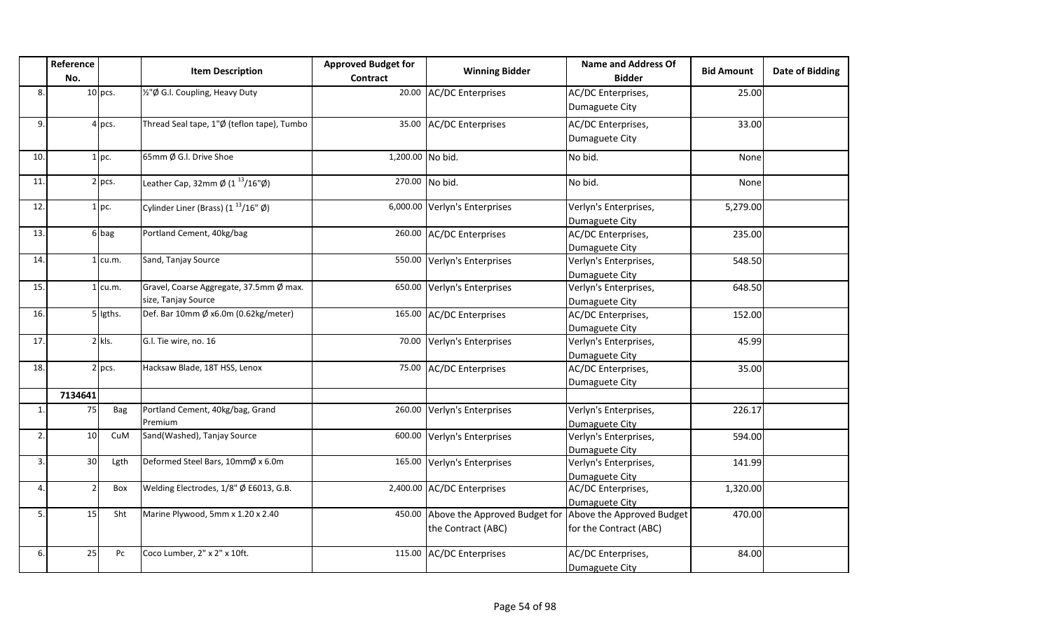| | Reference No. | | Item Description | Approved Budget for Contract | Winning Bidder | Name and Address Of Bidder | Bid Amount | Date of Bidding |
|---|---|---|---|---|---|---|---|---|
| 8. | 10 | pcs. | ½"Ø G.I. Coupling, Heavy Duty | 20.00 | AC/DC Enterprises | AC/DC Enterprises, Dumaguete City | 25.00 | |
| 9. | 4 | pcs. | Thread Seal tape, 1"Ø (teflon tape), Tumbo | 35.00 | AC/DC Enterprises | AC/DC Enterprises, Dumaguete City | 33.00 | |
| 10. | 1 | pc. | 65mm Ø G.I. Drive Shoe | 1,200.00 | No bid. | No bid. | None | |
| 11. | 2 | pcs. | Leather Cap, 32mm Ø (1 $^{13}$/16"Ø) | 270.00 | No bid. | No bid. | None | |
| 12. | 1 | pc. | Cylinder Liner (Brass) (1 $^{13}$/16" Ø) | 6,000.00 | Verlyn's Enterprises | Verlyn's Enterprises, Dumaguete City | 5,279.00 | |
| 13. | 6 | bag | Portland Cement, 40kg/bag | 260.00 | AC/DC Enterprises | AC/DC Enterprises, Dumaguete City | 235.00 | |
| 14. | 1 | cu.m. | Sand, Tanjay Source | 550.00 | Verlyn's Enterprises | Verlyn's Enterprises, Dumaguete City | 548.50 | |
| 15. | 1 | cu.m. | Gravel, Coarse Aggregate, 37.5mm Ø max. size, Tanjay Source | 650.00 | Verlyn's Enterprises | Verlyn's Enterprises, Dumaguete City | 648.50 | |
| 16. | 5 | lgths. | Def. Bar 10mm Ø x6.0m (0.62kg/meter) | 165.00 | AC/DC Enterprises | AC/DC Enterprises, Dumaguete City | 152.00 | |
| 17. | 2 | kls. | G.I. Tie wire, no. 16 | 70.00 | Verlyn's Enterprises | Verlyn's Enterprises, Dumaguete City | 45.99 | |
| 18. | 2 | pcs. | Hacksaw Blade, 18T HSS, Lenox | 75.00 | AC/DC Enterprises | AC/DC Enterprises, Dumaguete City | 35.00 | |
| | 7134641 | | | | | | | |
| 1. | 75 | Bag | Portland Cement, 40kg/bag, Grand Premium | 260.00 | Verlyn's Enterprises | Verlyn's Enterprises, Dumaguete City | 226.17 | |
| 2. | 10 | CuM | Sand(Washed), Tanjay Source | 600.00 | Verlyn's Enterprises | Verlyn's Enterprises, Dumaguete City | 594.00 | |
| 3. | 30 | Lgth | Deformed Steel Bars, 10mmØ x 6.0m | 165.00 | Verlyn's Enterprises | Verlyn's Enterprises, Dumaguete City | 141.99 | |
| 4. | 2 | Box | Welding Electrodes, 1/8" Ø E6013, G.B. | 2,400.00 | AC/DC Enterprises | AC/DC Enterprises, Dumaguete City | 1,320.00 | |
| 5. | 15 | Sht | Marine Plywood, 5mm x 1.20 x 2.40 | 450.00 | Above the Approved Budget for the Contract (ABC) | Above the Approved Budget for the Contract (ABC) | 470.00 | |
| 6. | 25 | Pc | Coco Lumber, 2" x 2" x 10ft. | 115.00 | AC/DC Enterprises | AC/DC Enterprises, Dumaguete City | 84.00 | |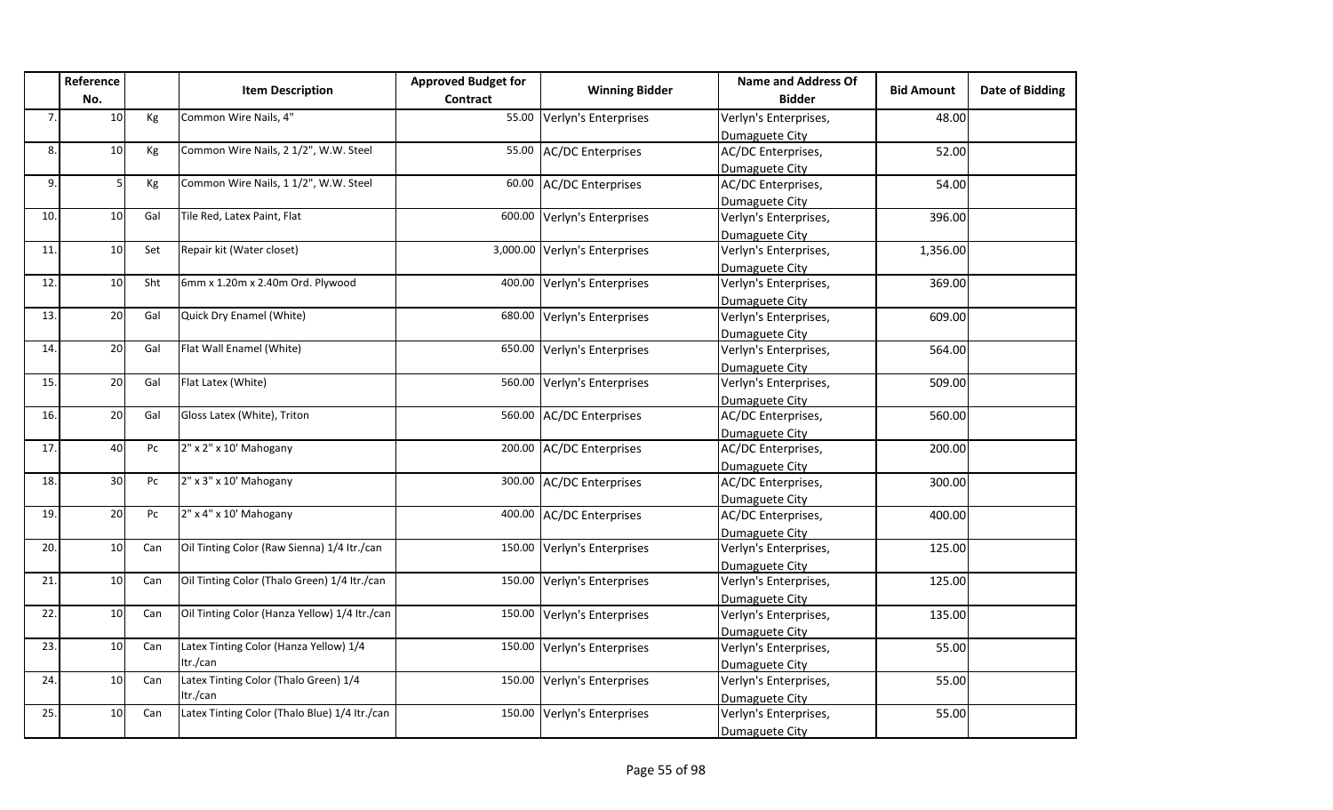| | Reference No. | | Item Description | Approved Budget for Contract | Winning Bidder | Name and Address Of Bidder | Bid Amount | Date of Bidding |
|---|---|---|---|---|---|---|---|---|
| 7. | 10 | Kg | Common Wire Nails, 4" | 55.00 | Verlyn's Enterprises | Verlyn's Enterprises, Dumaguete City | 48.00 | |
| 8. | 10 | Kg | Common Wire Nails, 2 1/2", W.W. Steel | 55.00 | AC/DC Enterprises | AC/DC Enterprises, Dumaguete City | 52.00 | |
| 9. | 5 | Kg | Common Wire Nails, 1 1/2", W.W. Steel | 60.00 | AC/DC Enterprises | AC/DC Enterprises, Dumaguete City | 54.00 | |
| 10. | 10 | Gal | Tile Red, Latex Paint, Flat | 600.00 | Verlyn's Enterprises | Verlyn's Enterprises, Dumaguete City | 396.00 | |
| 11. | 10 | Set | Repair kit (Water closet) | 3,000.00 | Verlyn's Enterprises | Verlyn's Enterprises, Dumaguete City | 1,356.00 | |
| 12. | 10 | Sht | 6mm x 1.20m x 2.40m Ord. Plywood | 400.00 | Verlyn's Enterprises | Verlyn's Enterprises, Dumaguete City | 369.00 | |
| 13. | 20 | Gal | Quick Dry Enamel (White) | 680.00 | Verlyn's Enterprises | Verlyn's Enterprises, Dumaguete City | 609.00 | |
| 14. | 20 | Gal | Flat Wall Enamel (White) | 650.00 | Verlyn's Enterprises | Verlyn's Enterprises, Dumaguete City | 564.00 | |
| 15. | 20 | Gal | Flat Latex (White) | 560.00 | Verlyn's Enterprises | Verlyn's Enterprises, Dumaguete City | 509.00 | |
| 16. | 20 | Gal | Gloss Latex (White), Triton | 560.00 | AC/DC Enterprises | AC/DC Enterprises, Dumaguete City | 560.00 | |
| 17. | 40 | Pc | 2" x 2" x 10' Mahogany | 200.00 | AC/DC Enterprises | AC/DC Enterprises, Dumaguete City | 200.00 | |
| 18. | 30 | Pc | 2" x 3" x 10' Mahogany | 300.00 | AC/DC Enterprises | AC/DC Enterprises, Dumaguete City | 300.00 | |
| 19. | 20 | Pc | 2" x 4" x 10' Mahogany | 400.00 | AC/DC Enterprises | AC/DC Enterprises, Dumaguete City | 400.00 | |
| 20. | 10 | Can | Oil Tinting Color (Raw Sienna) 1/4 ltr./can | 150.00 | Verlyn's Enterprises | Verlyn's Enterprises, Dumaguete City | 125.00 | |
| 21. | 10 | Can | Oil Tinting Color (Thalo Green) 1/4 ltr./can | 150.00 | Verlyn's Enterprises | Verlyn's Enterprises, Dumaguete City | 125.00 | |
| 22. | 10 | Can | Oil Tinting Color (Hanza Yellow) 1/4 ltr./can | 150.00 | Verlyn's Enterprises | Verlyn's Enterprises, Dumaguete City | 135.00 | |
| 23. | 10 | Can | Latex Tinting Color (Hanza Yellow) 1/4 ltr./can | 150.00 | Verlyn's Enterprises | Verlyn's Enterprises, Dumaguete City | 55.00 | |
| 24. | 10 | Can | Latex Tinting Color (Thalo Green) 1/4 ltr./can | 150.00 | Verlyn's Enterprises | Verlyn's Enterprises, Dumaguete City | 55.00 | |
| 25. | 10 | Can | Latex Tinting Color (Thalo Blue) 1/4 ltr./can | 150.00 | Verlyn's Enterprises | Verlyn's Enterprises, Dumaguete City | 55.00 | |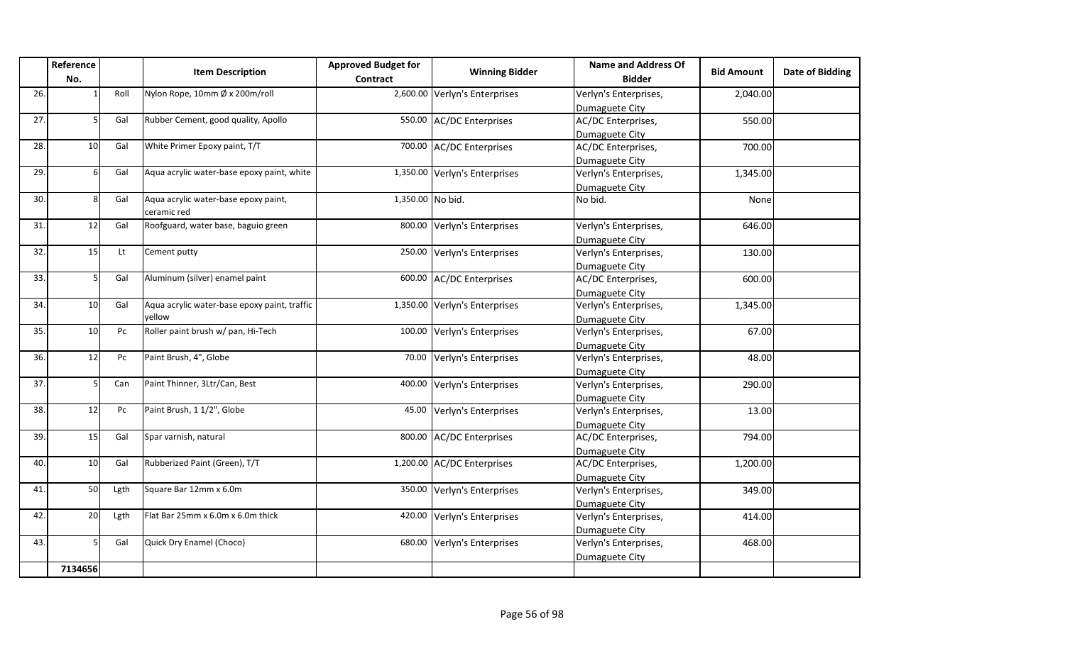| | Reference No. | | Item Description | Approved Budget for Contract | Winning Bidder | Name and Address Of Bidder | Bid Amount | Date of Bidding |
|---|---|---|---|---|---|---|---|---|
| 26. | 1 | Roll | Nylon Rope, 10mm Ø x 200m/roll | 2,600.00 | Verlyn's Enterprises | Verlyn's Enterprises, Dumaguete City | 2,040.00 | |
| 27. | 5 | Gal | Rubber Cement, good quality, Apollo | 550.00 | AC/DC Enterprises | AC/DC Enterprises, Dumaguete City | 550.00 | |
| 28. | 10 | Gal | White Primer Epoxy paint, T/T | 700.00 | AC/DC Enterprises | AC/DC Enterprises, Dumaguete City | 700.00 | |
| 29. | 6 | Gal | Aqua acrylic water-base epoxy paint, white | 1,350.00 | Verlyn's Enterprises | Verlyn's Enterprises, Dumaguete City | 1,345.00 | |
| 30. | 8 | Gal | Aqua acrylic water-base epoxy paint, ceramic red | 1,350.00 | No bid. | No bid. | None | |
| 31. | 12 | Gal | Roofguard, water base, baguio green | 800.00 | Verlyn's Enterprises | Verlyn's Enterprises, Dumaguete City | 646.00 | |
| 32. | 15 | Lt | Cement putty | 250.00 | Verlyn's Enterprises | Verlyn's Enterprises, Dumaguete City | 130.00 | |
| 33. | 5 | Gal | Aluminum (silver) enamel paint | 600.00 | AC/DC Enterprises | AC/DC Enterprises, Dumaguete City | 600.00 | |
| 34. | 10 | Gal | Aqua acrylic water-base epoxy paint, traffic yellow | 1,350.00 | Verlyn's Enterprises | Verlyn's Enterprises, Dumaguete City | 1,345.00 | |
| 35. | 10 | Pc | Roller paint brush w/ pan, Hi-Tech | 100.00 | Verlyn's Enterprises | Verlyn's Enterprises, Dumaguete City | 67.00 | |
| 36. | 12 | Pc | Paint Brush, 4", Globe | 70.00 | Verlyn's Enterprises | Verlyn's Enterprises, Dumaguete City | 48.00 | |
| 37. | 5 | Can | Paint Thinner, 3Ltr/Can, Best | 400.00 | Verlyn's Enterprises | Verlyn's Enterprises, Dumaguete City | 290.00 | |
| 38. | 12 | Pc | Paint Brush, 1 1/2", Globe | 45.00 | Verlyn's Enterprises | Verlyn's Enterprises, Dumaguete City | 13.00 | |
| 39. | 15 | Gal | Spar varnish, natural | 800.00 | AC/DC Enterprises | AC/DC Enterprises, Dumaguete City | 794.00 | |
| 40. | 10 | Gal | Rubberized Paint (Green), T/T | 1,200.00 | AC/DC Enterprises | AC/DC Enterprises, Dumaguete City | 1,200.00 | |
| 41. | 50 | Lgth | Square Bar 12mm x 6.0m | 350.00 | Verlyn's Enterprises | Verlyn's Enterprises, Dumaguete City | 349.00 | |
| 42. | 20 | Lgth | Flat Bar 25mm x 6.0m x 6.0m thick | 420.00 | Verlyn's Enterprises | Verlyn's Enterprises, Dumaguete City | 414.00 | |
| 43. | 5 | Gal | Quick Dry Enamel (Choco) | 680.00 | Verlyn's Enterprises | Verlyn's Enterprises, Dumaguete City | 468.00 | |
| | 7134656 | | | | | | | |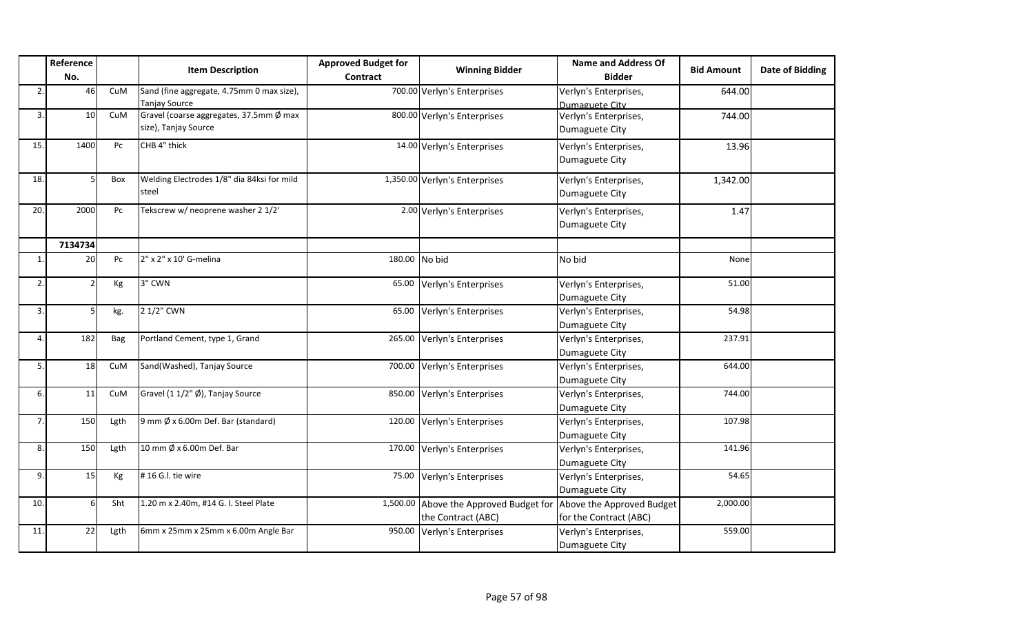| | Reference No. | | Item Description | Approved Budget for Contract | Winning Bidder | Name and Address Of Bidder | Bid Amount | Date of Bidding |
|---|---|---|---|---|---|---|---|---|
| 2. | 46 | CuM | Sand (fine aggregate, 4.75mm 0 max size), Tanjay Source | 700.00 | Verlyn's Enterprises | Verlyn's Enterprises, Dumaguete City | 644.00 | |
| 3. | 10 | CuM | Gravel (coarse aggregates, 37.5mm Ø max size), Tanjay Source | 800.00 | Verlyn's Enterprises | Verlyn's Enterprises, Dumaguete City | 744.00 | |
| 15. | 1400 | Pc | CHB 4" thick | 14.00 | Verlyn's Enterprises | Verlyn's Enterprises, Dumaguete City | 13.96 | |
| 18. | 5 | Box | Welding Electrodes 1/8" dia 84ksi for mild steel | 1,350.00 | Verlyn's Enterprises | Verlyn's Enterprises, Dumaguete City | 1,342.00 | |
| 20. | 2000 | Pc | Tekscrew w/ neoprene washer 2 1/2' | 2.00 | Verlyn's Enterprises | Verlyn's Enterprises, Dumaguete City | 1.47 | |
| | 7134734 | | | | | | | |
| 1. | 20 | Pc | 2" x 2" x 10' G-melina | 180.00 | No bid | No bid | None | |
| 2. | 2 | Kg | 3" CWN | 65.00 | Verlyn's Enterprises | Verlyn's Enterprises, Dumaguete City | 51.00 | |
| 3. | 5 | kg. | 2 1/2" CWN | 65.00 | Verlyn's Enterprises | Verlyn's Enterprises, Dumaguete City | 54.98 | |
| 4. | 182 | Bag | Portland Cement, type 1, Grand | 265.00 | Verlyn's Enterprises | Verlyn's Enterprises, Dumaguete City | 237.91 | |
| 5. | 18 | CuM | Sand(Washed), Tanjay Source | 700.00 | Verlyn's Enterprises | Verlyn's Enterprises, Dumaguete City | 644.00 | |
| 6. | 11 | CuM | Gravel (1 1/2" Ø), Tanjay Source | 850.00 | Verlyn's Enterprises | Verlyn's Enterprises, Dumaguete City | 744.00 | |
| 7. | 150 | Lgth | 9 mm Ø x 6.00m Def. Bar (standard) | 120.00 | Verlyn's Enterprises | Verlyn's Enterprises, Dumaguete City | 107.98 | |
| 8. | 150 | Lgth | 10 mm Ø x 6.00m Def. Bar | 170.00 | Verlyn's Enterprises | Verlyn's Enterprises, Dumaguete City | 141.96 | |
| 9. | 15 | Kg | # 16 G.I. tie wire | 75.00 | Verlyn's Enterprises | Verlyn's Enterprises, Dumaguete City | 54.65 | |
| 10. | 6 | Sht | 1.20 m x 2.40m, #14 G. I. Steel Plate | 1,500.00 | Above the Approved Budget for the Contract (ABC) | Above the Approved Budget for the Contract (ABC) | 2,000.00 | |
| 11. | 22 | Lgth | 6mm x 25mm x 25mm x 6.00m Angle Bar | 950.00 | Verlyn's Enterprises | Verlyn's Enterprises, Dumaguete City | 559.00 | |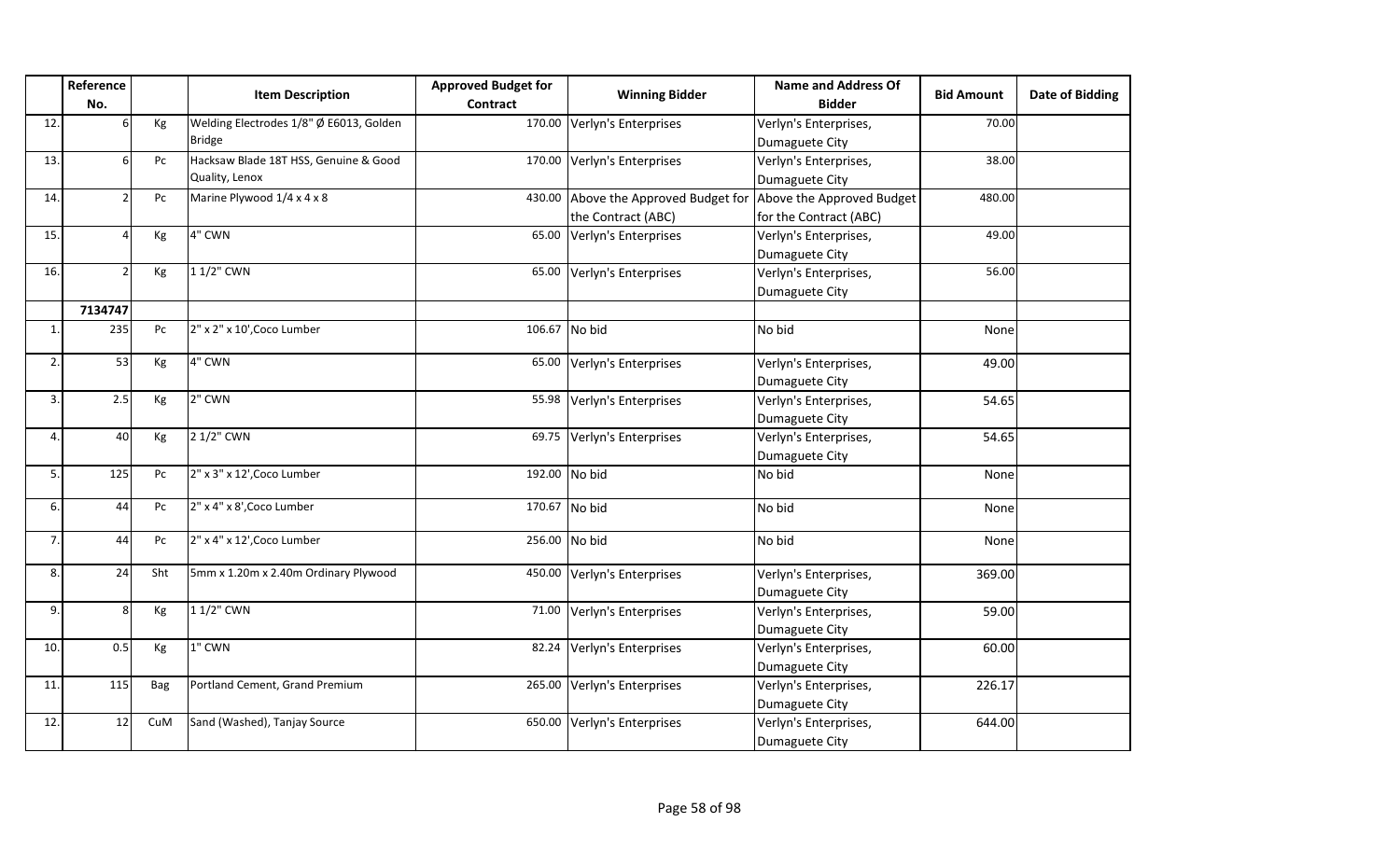| | Reference No. | | Item Description | Approved Budget for Contract | Winning Bidder | Name and Address Of Bidder | Bid Amount | Date of Bidding |
|---|---|---|---|---|---|---|---|---|
| 12. | 6 | Kg | Welding Electrodes 1/8" Ø E6013, Golden Bridge | 170.00 | Verlyn's Enterprises | Verlyn's Enterprises, Dumaguete City | 70.00 | |
| 13. | 6 | Pc | Hacksaw Blade 18T HSS, Genuine & Good Quality, Lenox | 170.00 | Verlyn's Enterprises | Verlyn's Enterprises, Dumaguete City | 38.00 | |
| 14. | 2 | Pc | Marine Plywood 1/4 x 4 x 8 | 430.00 | Above the Approved Budget for the Contract (ABC) | Above the Approved Budget for the Contract (ABC) | 480.00 | |
| 15. | 4 | Kg | 4" CWN | 65.00 | Verlyn's Enterprises | Verlyn's Enterprises, Dumaguete City | 49.00 | |
| 16. | 2 | Kg | 1 1/2" CWN | 65.00 | Verlyn's Enterprises | Verlyn's Enterprises, Dumaguete City | 56.00 | |
| | **7134747** | | | | | | | |
| 1. | 235 | Pc | 2" x 2" x 10',Coco Lumber | 106.67 | No bid | No bid | None | |
| 2. | 53 | Kg | 4" CWN | 65.00 | Verlyn's Enterprises | Verlyn's Enterprises, Dumaguete City | 49.00 | |
| 3. | 2.5 | Kg | 2" CWN | 55.98 | Verlyn's Enterprises | Verlyn's Enterprises, Dumaguete City | 54.65 | |
| 4. | 40 | Kg | 2 1/2" CWN | 69.75 | Verlyn's Enterprises | Verlyn's Enterprises, Dumaguete City | 54.65 | |
| 5. | 125 | Pc | 2" x 3" x 12',Coco Lumber | 192.00 | No bid | No bid | None | |
| 6. | 44 | Pc | 2" x 4" x 8',Coco Lumber | 170.67 | No bid | No bid | None | |
| 7. | 44 | Pc | 2" x 4" x 12',Coco Lumber | 256.00 | No bid | No bid | None | |
| 8. | 24 | Sht | 5mm x 1.20m x 2.40m Ordinary Plywood | 450.00 | Verlyn's Enterprises | Verlyn's Enterprises, Dumaguete City | 369.00 | |
| 9. | 8 | Kg | 1 1/2" CWN | 71.00 | Verlyn's Enterprises | Verlyn's Enterprises, Dumaguete City | 59.00 | |
| 10. | 0.5 | Kg | 1" CWN | 82.24 | Verlyn's Enterprises | Verlyn's Enterprises, Dumaguete City | 60.00 | |
| 11. | 115 | Bag | Portland Cement, Grand Premium | 265.00 | Verlyn's Enterprises | Verlyn's Enterprises, Dumaguete City | 226.17 | |
| 12. | 12 | CuM | Sand (Washed), Tanjay Source | 650.00 | Verlyn's Enterprises | Verlyn's Enterprises, Dumaguete City | 644.00 | |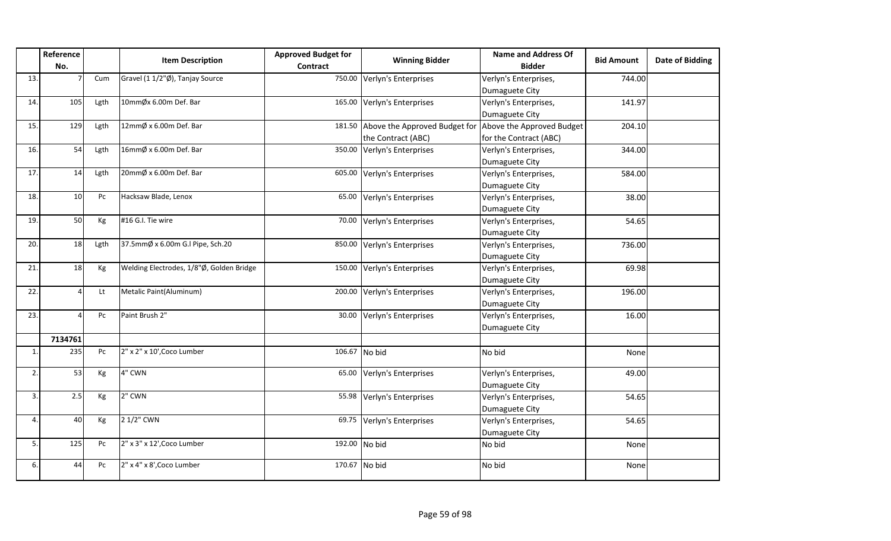| | Reference No. | | Item Description | Approved Budget for Contract | Winning Bidder | Name and Address Of Bidder | Bid Amount | Date of Bidding |
|---|---|---|---|---|---|---|---|---|
| 13. | 7 | Cum | Gravel (1 1/2"Ø), Tanjay Source | 750.00 | Verlyn's Enterprises | Verlyn's Enterprises, Dumaguete City | 744.00 | |
| 14. | 105 | Lgth | 10mmØx 6.00m Def. Bar | 165.00 | Verlyn's Enterprises | Verlyn's Enterprises, Dumaguete City | 141.97 | |
| 15. | 129 | Lgth | 12mmØ x 6.00m Def. Bar | 181.50 | Above the Approved Budget for the Contract (ABC) | Above the Approved Budget for the Contract (ABC) | 204.10 | |
| 16. | 54 | Lgth | 16mmØ x 6.00m Def. Bar | 350.00 | Verlyn's Enterprises | Verlyn's Enterprises, Dumaguete City | 344.00 | |
| 17. | 14 | Lgth | 20mmØ x 6.00m Def. Bar | 605.00 | Verlyn's Enterprises | Verlyn's Enterprises, Dumaguete City | 584.00 | |
| 18. | 10 | Pc | Hacksaw Blade, Lenox | 65.00 | Verlyn's Enterprises | Verlyn's Enterprises, Dumaguete City | 38.00 | |
| 19. | 50 | Kg | #16 G.I. Tie wire | 70.00 | Verlyn's Enterprises | Verlyn's Enterprises, Dumaguete City | 54.65 | |
| 20. | 18 | Lgth | 37.5mmØ x 6.00m G.l Pipe, Sch.20 | 850.00 | Verlyn's Enterprises | Verlyn's Enterprises, Dumaguete City | 736.00 | |
| 21. | 18 | Kg | Welding Electrodes, 1/8"Ø, Golden Bridge | 150.00 | Verlyn's Enterprises | Verlyn's Enterprises, Dumaguete City | 69.98 | |
| 22. | 4 | Lt | Metalic Paint(Aluminum) | 200.00 | Verlyn's Enterprises | Verlyn's Enterprises, Dumaguete City | 196.00 | |
| 23. | 4 | Pc | Paint Brush 2" | 30.00 | Verlyn's Enterprises | Verlyn's Enterprises, Dumaguete City | 16.00 | |
| | **7134761** | | | | | | | |
| 1. | 235 | Pc | 2" x 2" x 10',Coco Lumber | 106.67 | No bid | No bid | None | |
| 2. | 53 | Kg | 4" CWN | 65.00 | Verlyn's Enterprises | Verlyn's Enterprises, Dumaguete City | 49.00 | |
| 3. | 2.5 | Kg | 2" CWN | 55.98 | Verlyn's Enterprises | Verlyn's Enterprises, Dumaguete City | 54.65 | |
| 4. | 40 | Kg | 2 1/2" CWN | 69.75 | Verlyn's Enterprises | Verlyn's Enterprises, Dumaguete City | 54.65 | |
| 5. | 125 | Pc | 2" x 3" x 12',Coco Lumber | 192.00 | No bid | No bid | None | |
| 6. | 44 | Pc | 2" x 4" x 8',Coco Lumber | 170.67 | No bid | No bid | None | |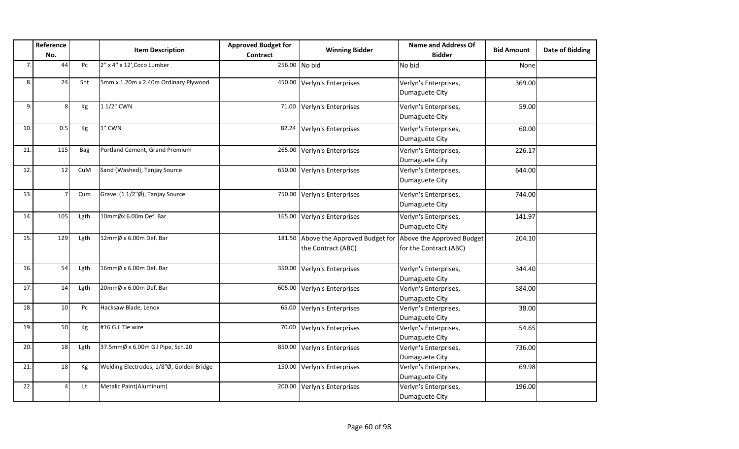| | Reference No. | | Item Description | Approved Budget for Contract | Winning Bidder | Name and Address Of Bidder | Bid Amount | Date of Bidding |
|---|---|---|---|---|---|---|---|---|
| 7. | 44 | Pc | 2" x 4" x 12',Coco Lumber | 256.00 | No bid | No bid | None | |
| 8. | 24 | Sht | 5mm x 1.20m x 2.40m Ordinary Plywood | 450.00 | Verlyn's Enterprises | Verlyn's Enterprises, Dumaguete City | 369.00 | |
| 9. | 8 | Kg | 1 1/2" CWN | 71.00 | Verlyn's Enterprises | Verlyn's Enterprises, Dumaguete City | 59.00 | |
| 10. | 0.5 | Kg | 1" CWN | 82.24 | Verlyn's Enterprises | Verlyn's Enterprises, Dumaguete City | 60.00 | |
| 11. | 115 | Bag | Portland Cement, Grand Premium | 265.00 | Verlyn's Enterprises | Verlyn's Enterprises, Dumaguete City | 226.17 | |
| 12. | 12 | CuM | Sand (Washed), Tanjay Source | 650.00 | Verlyn's Enterprises | Verlyn's Enterprises, Dumaguete City | 644.00 | |
| 13. | 7 | Cum | Gravel (1 1/2"Ø), Tanjay Source | 750.00 | Verlyn's Enterprises | Verlyn's Enterprises, Dumaguete City | 744.00 | |
| 14. | 105 | Lgth | 10mmØx 6.00m Def. Bar | 165.00 | Verlyn's Enterprises | Verlyn's Enterprises, Dumaguete City | 141.97 | |
| 15. | 129 | Lgth | 12mmØ x 6.00m Def. Bar | 181.50 | Above the Approved Budget for the Contract (ABC) | Above the Approved Budget for the Contract (ABC) | 204.10 | |
| 16. | 54 | Lgth | 16mmØ x 6.00m Def. Bar | 350.00 | Verlyn's Enterprises | Verlyn's Enterprises, Dumaguete City | 344.40 | |
| 17. | 14 | Lgth | 20mmØ x 6.00m Def. Bar | 605.00 | Verlyn's Enterprises | Verlyn's Enterprises, Dumaguete City | 584.00 | |
| 18. | 10 | Pc | Hacksaw Blade, Lenox | 65.00 | Verlyn's Enterprises | Verlyn's Enterprises, Dumaguete City | 38.00 | |
| 19. | 50 | Kg | #16 G.I. Tie wire | 70.00 | Verlyn's Enterprises | Verlyn's Enterprises, Dumaguete City | 54.65 | |
| 20. | 18 | Lgth | 37.5mmØ x 6.00m G.I Pipe, Sch.20 | 850.00 | Verlyn's Enterprises | Verlyn's Enterprises, Dumaguete City | 736.00 | |
| 21. | 18 | Kg | Welding Electrodes, 1/8"Ø, Golden Bridge | 150.00 | Verlyn's Enterprises | Verlyn's Enterprises, Dumaguete City | 69.98 | |
| 22. | 4 | Lt | Metalic Paint(Aluminum) | 200.00 | Verlyn's Enterprises | Verlyn's Enterprises, Dumaguete City | 196.00 | |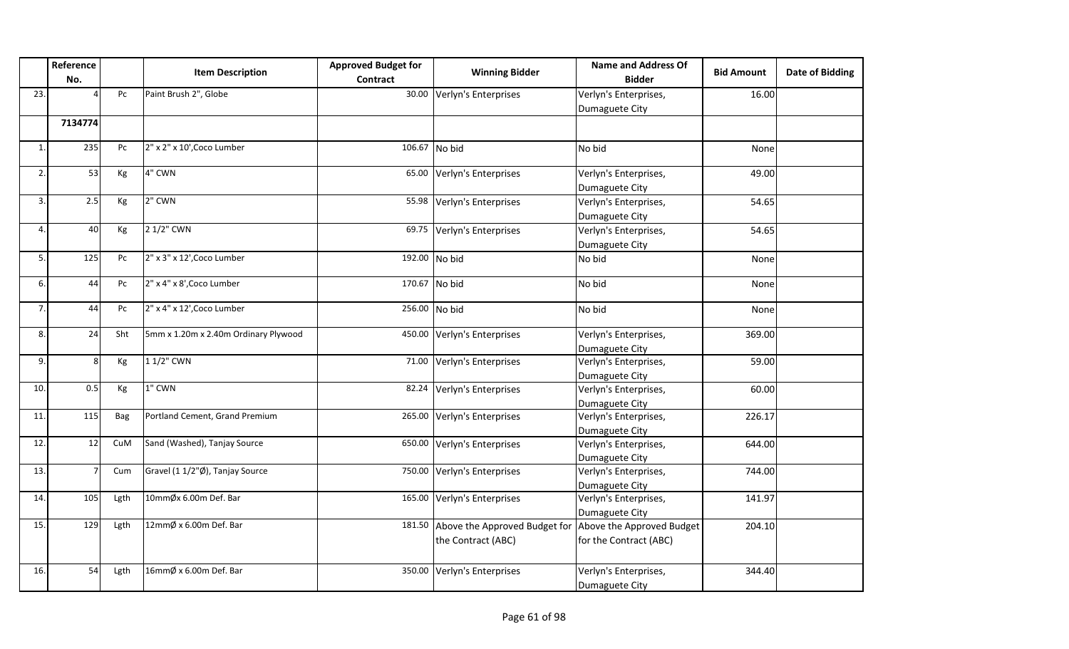| | Reference No. | | Item Description | Approved Budget for Contract | Winning Bidder | Name and Address Of Bidder | Bid Amount | Date of Bidding |
|---|---|---|---|---|---|---|---|---|
| 23. | 4 | Pc | Paint Brush 2", Globe | 30.00 | Verlyn's Enterprises | Verlyn's Enterprises, Dumaguete City | 16.00 | |
| | **7134774** | | | | | | | |
| 1. | 235 | Pc | 2" x 2" x 10',Coco Lumber | 106.67 | No bid | No bid | None | |
| 2. | 53 | Kg | 4" CWN | 65.00 | Verlyn's Enterprises | Verlyn's Enterprises, Dumaguete City | 49.00 | |
| 3. | 2.5 | Kg | 2" CWN | 55.98 | Verlyn's Enterprises | Verlyn's Enterprises, Dumaguete City | 54.65 | |
| 4. | 40 | Kg | 2 1/2" CWN | 69.75 | Verlyn's Enterprises | Verlyn's Enterprises, Dumaguete City | 54.65 | |
| 5. | 125 | Pc | 2" x 3" x 12',Coco Lumber | 192.00 | No bid | No bid | None | |
| 6. | 44 | Pc | 2" x 4" x 8',Coco Lumber | 170.67 | No bid | No bid | None | |
| 7. | 44 | Pc | 2" x 4" x 12',Coco Lumber | 256.00 | No bid | No bid | None | |
| 8. | 24 | Sht | 5mm x 1.20m x 2.40m Ordinary Plywood | 450.00 | Verlyn's Enterprises | Verlyn's Enterprises, Dumaguete City | 369.00 | |
| 9. | 8 | Kg | 1 1/2" CWN | 71.00 | Verlyn's Enterprises | Verlyn's Enterprises, Dumaguete City | 59.00 | |
| 10. | 0.5 | Kg | 1" CWN | 82.24 | Verlyn's Enterprises | Verlyn's Enterprises, Dumaguete City | 60.00 | |
| 11. | 115 | Bag | Portland Cement, Grand Premium | 265.00 | Verlyn's Enterprises | Verlyn's Enterprises, Dumaguete City | 226.17 | |
| 12. | 12 | CuM | Sand (Washed), Tanjay Source | 650.00 | Verlyn's Enterprises | Verlyn's Enterprises, Dumaguete City | 644.00 | |
| 13. | 7 | Cum | Gravel (1 1/2"Ø), Tanjay Source | 750.00 | Verlyn's Enterprises | Verlyn's Enterprises, Dumaguete City | 744.00 | |
| 14. | 105 | Lgth | 10mmØx 6.00m Def. Bar | 165.00 | Verlyn's Enterprises | Verlyn's Enterprises, Dumaguete City | 141.97 | |
| 15. | 129 | Lgth | 12mmØ x 6.00m Def. Bar | 181.50 | Above the Approved Budget for the Contract (ABC) | Above the Approved Budget for the Contract (ABC) | 204.10 | |
| 16. | 54 | Lgth | 16mmØ x 6.00m Def. Bar | 350.00 | Verlyn's Enterprises | Verlyn's Enterprises, Dumaguete City | 344.40 | |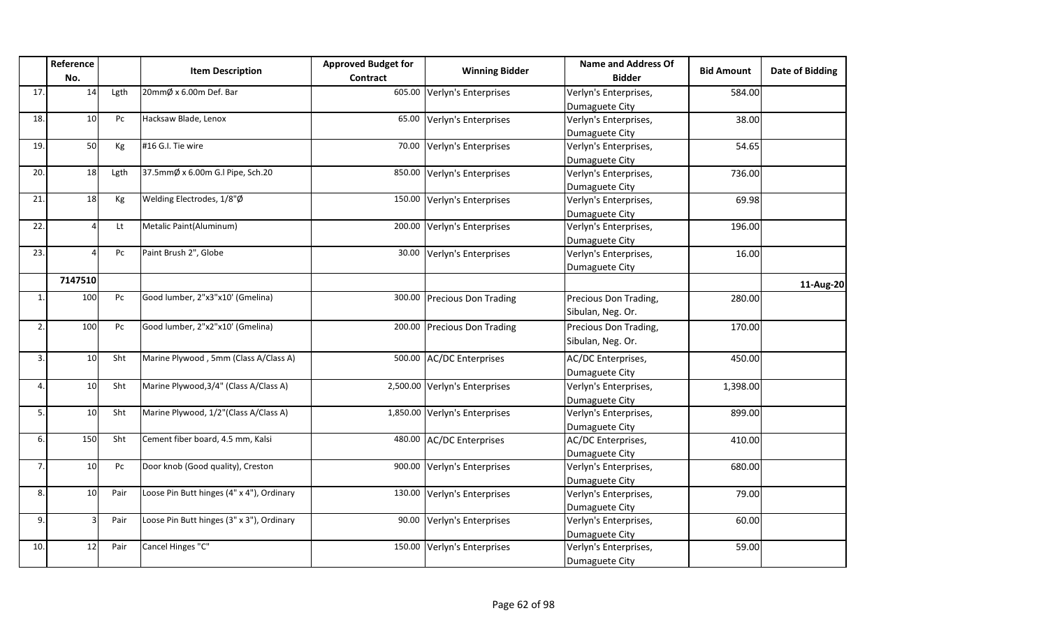|  | Reference No. |  | Item Description | Approved Budget for Contract | Winning Bidder | Name and Address Of Bidder | Bid Amount | Date of Bidding |
|---|---|---|---|---|---|---|---|---|
| 17. | 14 | Lgth | 20mmØ x 6.00m Def. Bar | 605.00 | Verlyn's Enterprises | Verlyn's Enterprises, Dumaguete City | 584.00 |  |
| 18. | 10 | Pc | Hacksaw Blade, Lenox | 65.00 | Verlyn's Enterprises | Verlyn's Enterprises, Dumaguete City | 38.00 |  |
| 19. | 50 | Kg | #16 G.I. Tie wire | 70.00 | Verlyn's Enterprises | Verlyn's Enterprises, Dumaguete City | 54.65 |  |
| 20. | 18 | Lgth | 37.5mmØ x 6.00m G.I Pipe, Sch.20 | 850.00 | Verlyn's Enterprises | Verlyn's Enterprises, Dumaguete City | 736.00 |  |
| 21. | 18 | Kg | Welding Electrodes, 1/8"Ø | 150.00 | Verlyn's Enterprises | Verlyn's Enterprises, Dumaguete City | 69.98 |  |
| 22. | 4 | Lt | Metalic Paint(Aluminum) | 200.00 | Verlyn's Enterprises | Verlyn's Enterprises, Dumaguete City | 196.00 |  |
| 23. | 4 | Pc | Paint Brush 2", Globe | 30.00 | Verlyn's Enterprises | Verlyn's Enterprises, Dumaguete City | 16.00 |  |
|  | **7147510** |  |  |  |  |  |  | **11-Aug-20** |
| 1. | 100 | Pc | Good lumber, 2"x3"x10' (Gmelina) | 300.00 | Precious Don Trading | Precious Don Trading, Sibulan, Neg. Or. | 280.00 |  |
| 2. | 100 | Pc | Good lumber, 2"x2"x10' (Gmelina) | 200.00 | Precious Don Trading | Precious Don Trading, Sibulan, Neg. Or. | 170.00 |  |
| 3. | 10 | Sht | Marine Plywood , 5mm (Class A/Class A) | 500.00 | AC/DC Enterprises | AC/DC Enterprises, Dumaguete City | 450.00 |  |
| 4. | 10 | Sht | Marine Plywood,3/4" (Class A/Class A) | 2,500.00 | Verlyn's Enterprises | Verlyn's Enterprises, Dumaguete City | 1,398.00 |  |
| 5. | 10 | Sht | Marine Plywood, 1/2"(Class A/Class A) | 1,850.00 | Verlyn's Enterprises | Verlyn's Enterprises, Dumaguete City | 899.00 |  |
| 6. | 150 | Sht | Cement fiber board, 4.5 mm, Kalsi | 480.00 | AC/DC Enterprises | AC/DC Enterprises, Dumaguete City | 410.00 |  |
| 7. | 10 | Pc | Door knob (Good quality), Creston | 900.00 | Verlyn's Enterprises | Verlyn's Enterprises, Dumaguete City | 680.00 |  |
| 8. | 10 | Pair | Loose Pin Butt hinges (4" x 4"), Ordinary | 130.00 | Verlyn's Enterprises | Verlyn's Enterprises, Dumaguete City | 79.00 |  |
| 9. | 3 | Pair | Loose Pin Butt hinges (3" x 3"), Ordinary | 90.00 | Verlyn's Enterprises | Verlyn's Enterprises, Dumaguete City | 60.00 |  |
| 10. | 12 | Pair | Cancel Hinges "C" | 150.00 | Verlyn's Enterprises | Verlyn's Enterprises, Dumaguete City | 59.00 |  |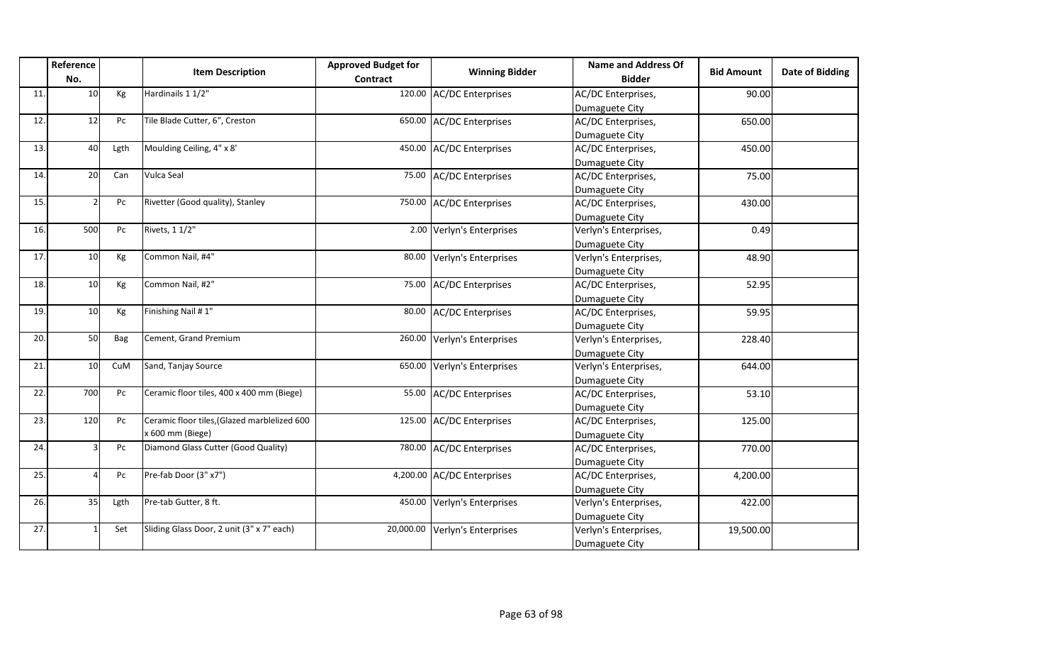| | Reference No. | | Item Description | Approved Budget for Contract | Winning Bidder | Name and Address Of Bidder | Bid Amount | Date of Bidding |
|---|---|---|---|---|---|---|---|---|
| 11. | 10 | Kg | Hardinails 1 1/2" | 120.00 | AC/DC Enterprises | AC/DC Enterprises, Dumaguete City | 90.00 | |
| 12. | 12 | Pc | Tile Blade Cutter, 6", Creston | 650.00 | AC/DC Enterprises | AC/DC Enterprises, Dumaguete City | 650.00 | |
| 13. | 40 | Lgth | Moulding Ceiling, 4" x 8' | 450.00 | AC/DC Enterprises | AC/DC Enterprises, Dumaguete City | 450.00 | |
| 14. | 20 | Can | Vulca Seal | 75.00 | AC/DC Enterprises | AC/DC Enterprises, Dumaguete City | 75.00 | |
| 15. | 2 | Pc | Rivetter (Good quality), Stanley | 750.00 | AC/DC Enterprises | AC/DC Enterprises, Dumaguete City | 430.00 | |
| 16. | 500 | Pc | Rivets, 1 1/2" | 2.00 | Verlyn's Enterprises | Verlyn's Enterprises, Dumaguete City | 0.49 | |
| 17. | 10 | Kg | Common Nail, #4" | 80.00 | Verlyn's Enterprises | Verlyn's Enterprises, Dumaguete City | 48.90 | |
| 18. | 10 | Kg | Common Nail, #2" | 75.00 | AC/DC Enterprises | AC/DC Enterprises, Dumaguete City | 52.95 | |
| 19. | 10 | Kg | Finishing Nail # 1" | 80.00 | AC/DC Enterprises | AC/DC Enterprises, Dumaguete City | 59.95 | |
| 20. | 50 | Bag | Cement, Grand Premium | 260.00 | Verlyn's Enterprises | Verlyn's Enterprises, Dumaguete City | 228.40 | |
| 21. | 10 | CuM | Sand, Tanjay Source | 650.00 | Verlyn's Enterprises | Verlyn's Enterprises, Dumaguete City | 644.00 | |
| 22. | 700 | Pc | Ceramic floor tiles, 400 x 400 mm (Biege) | 55.00 | AC/DC Enterprises | AC/DC Enterprises, Dumaguete City | 53.10 | |
| 23. | 120 | Pc | Ceramic floor tiles,(Glazed marblelized 600 x 600 mm (Biege) | 125.00 | AC/DC Enterprises | AC/DC Enterprises, Dumaguete City | 125.00 | |
| 24. | 3 | Pc | Diamond Glass Cutter (Good Quality) | 780.00 | AC/DC Enterprises | AC/DC Enterprises, Dumaguete City | 770.00 | |
| 25. | 4 | Pc | Pre-fab Door (3" x7") | 4,200.00 | AC/DC Enterprises | AC/DC Enterprises, Dumaguete City | 4,200.00 | |
| 26. | 35 | Lgth | Pre-tab Gutter, 8 ft. | 450.00 | Verlyn's Enterprises | Verlyn's Enterprises, Dumaguete City | 422.00 | |
| 27. | 1 | Set | Sliding Glass Door, 2 unit (3" x 7" each) | 20,000.00 | Verlyn's Enterprises | Verlyn's Enterprises, Dumaguete City | 19,500.00 | |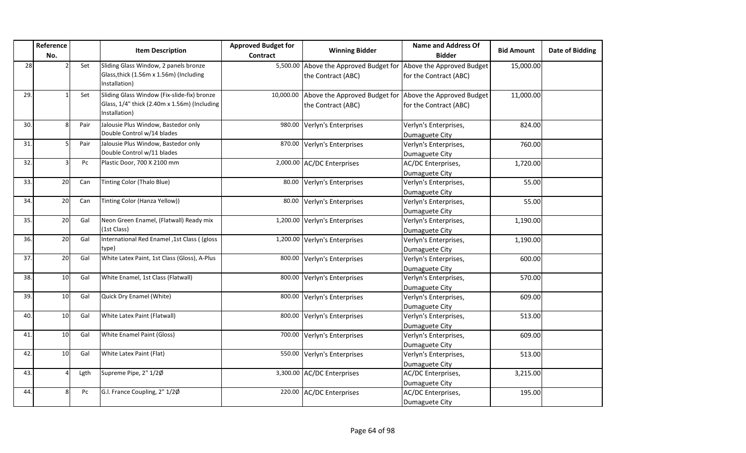| | Reference No. | | Item Description | Approved Budget for Contract | Winning Bidder | Name and Address Of Bidder | Bid Amount | Date of Bidding |
|---|---|---|---|---|---|---|---|---|
| 28 | 2 | Set | Sliding Glass Window, 2 panels bronze Glass,thick (1.56m x 1.56m) (Including Installation) | 5,500.00 | Above the Approved Budget for the Contract (ABC) | Above the Approved Budget for the Contract (ABC) | 15,000.00 | |
| 29. | 1 | Set | Sliding Glass Window (Fix-slide-fix) bronze Glass, 1/4" thick (2.40m x 1.56m) (Including Installation) | 10,000.00 | Above the Approved Budget for the Contract (ABC) | Above the Approved Budget for the Contract (ABC) | 11,000.00 | |
| 30. | 8 | Pair | Jalousie Plus Window, Bastedor only Double Control w/14 blades | 980.00 | Verlyn's Enterprises | Verlyn's Enterprises, Dumaguete City | 824.00 | |
| 31. | 5 | Pair | Jalousie Plus Window, Bastedor only Double Control w/11 blades | 870.00 | Verlyn's Enterprises | Verlyn's Enterprises, Dumaguete City | 760.00 | |
| 32. | 3 | Pc | Plastic Door, 700 X 2100 mm | 2,000.00 | AC/DC Enterprises | AC/DC Enterprises, Dumaguete City | 1,720.00 | |
| 33. | 20 | Can | Tinting Color (Thalo Blue) | 80.00 | Verlyn's Enterprises | Verlyn's Enterprises, Dumaguete City | 55.00 | |
| 34. | 20 | Can | Tinting Color (Hanza Yellow)) | 80.00 | Verlyn's Enterprises | Verlyn's Enterprises, Dumaguete City | 55.00 | |
| 35. | 20 | Gal | Neon Green Enamel, (Flatwall) Ready mix (1st Class) | 1,200.00 | Verlyn's Enterprises | Verlyn's Enterprises, Dumaguete City | 1,190.00 | |
| 36. | 20 | Gal | International Red Enamel ,1st Class ( (gloss type) | 1,200.00 | Verlyn's Enterprises | Verlyn's Enterprises, Dumaguete City | 1,190.00 | |
| 37. | 20 | Gal | White Latex Paint, 1st Class (Gloss), A-Plus | 800.00 | Verlyn's Enterprises | Verlyn's Enterprises, Dumaguete City | 600.00 | |
| 38. | 10 | Gal | White Enamel, 1st Class (Flatwall) | 800.00 | Verlyn's Enterprises | Verlyn's Enterprises, Dumaguete City | 570.00 | |
| 39. | 10 | Gal | Quick Dry Enamel (White) | 800.00 | Verlyn's Enterprises | Verlyn's Enterprises, Dumaguete City | 609.00 | |
| 40. | 10 | Gal | White Latex Paint (Flatwall) | 800.00 | Verlyn's Enterprises | Verlyn's Enterprises, Dumaguete City | 513.00 | |
| 41. | 10 | Gal | White Enamel Paint (Gloss) | 700.00 | Verlyn's Enterprises | Verlyn's Enterprises, Dumaguete City | 609.00 | |
| 42. | 10 | Gal | White Latex Paint (Flat) | 550.00 | Verlyn's Enterprises | Verlyn's Enterprises, Dumaguete City | 513.00 | |
| 43. | 4 | Lgth | Supreme Pipe, 2" 1/2Ø | 3,300.00 | AC/DC Enterprises | AC/DC Enterprises, Dumaguete City | 3,215.00 | |
| 44. | 8 | Pc | G.I. France Coupling, 2" 1/2Ø | 220.00 | AC/DC Enterprises | AC/DC Enterprises, Dumaguete City | 195.00 | |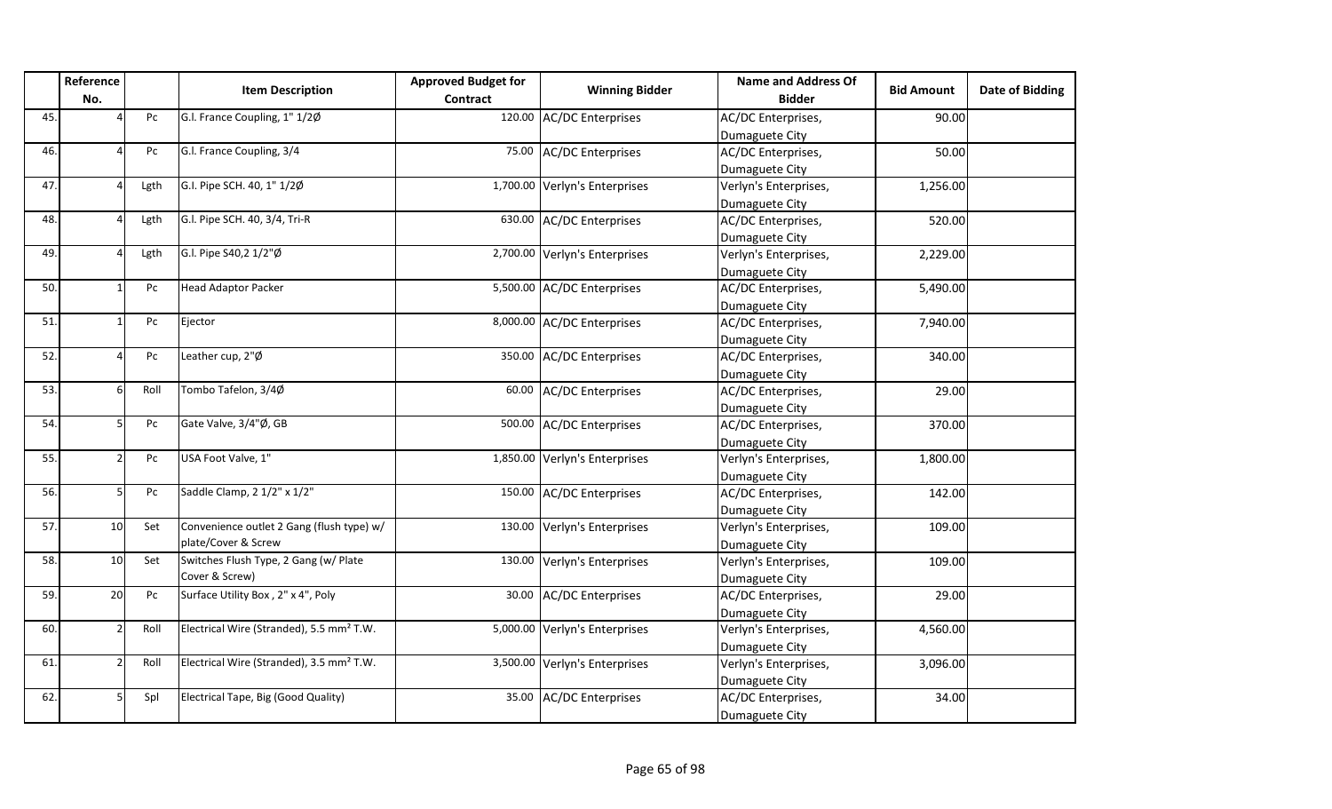|  | Reference No. |  | Item Description | Approved Budget for Contract | Winning Bidder | Name and Address Of Bidder | Bid Amount | Date of Bidding |
|---|---|---|---|---|---|---|---|---|
| 45. | 4 | Pc | G.I. France Coupling, 1" 1/2Ø | 120.00 | AC/DC Enterprises | AC/DC Enterprises, Dumaguete City | 90.00 |  |
| 46. | 4 | Pc | G.I. France Coupling, 3/4 | 75.00 | AC/DC Enterprises | AC/DC Enterprises, Dumaguete City | 50.00 |  |
| 47. | 4 | Lgth | G.I. Pipe SCH. 40, 1" 1/2Ø | 1,700.00 | Verlyn's Enterprises | Verlyn's Enterprises, Dumaguete City | 1,256.00 |  |
| 48. | 4 | Lgth | G.I. Pipe SCH. 40, 3/4, Tri-R | 630.00 | AC/DC Enterprises | AC/DC Enterprises, Dumaguete City | 520.00 |  |
| 49. | 4 | Lgth | G.I. Pipe S40,2 1/2"Ø | 2,700.00 | Verlyn's Enterprises | Verlyn's Enterprises, Dumaguete City | 2,229.00 |  |
| 50. | 1 | Pc | Head Adaptor Packer | 5,500.00 | AC/DC Enterprises | AC/DC Enterprises, Dumaguete City | 5,490.00 |  |
| 51. | 1 | Pc | Ejector | 8,000.00 | AC/DC Enterprises | AC/DC Enterprises, Dumaguete City | 7,940.00 |  |
| 52. | 4 | Pc | Leather cup, 2"Ø | 350.00 | AC/DC Enterprises | AC/DC Enterprises, Dumaguete City | 340.00 |  |
| 53. | 6 | Roll | Tombo Tafelon, 3/4Ø | 60.00 | AC/DC Enterprises | AC/DC Enterprises, Dumaguete City | 29.00 |  |
| 54. | 5 | Pc | Gate Valve, 3/4"Ø, GB | 500.00 | AC/DC Enterprises | AC/DC Enterprises, Dumaguete City | 370.00 |  |
| 55. | 2 | Pc | USA Foot Valve, 1" | 1,850.00 | Verlyn's Enterprises | Verlyn's Enterprises, Dumaguete City | 1,800.00 |  |
| 56. | 5 | Pc | Saddle Clamp, 2 1/2" x 1/2" | 150.00 | AC/DC Enterprises | AC/DC Enterprises, Dumaguete City | 142.00 |  |
| 57. | 10 | Set | Convenience outlet 2 Gang (flush type) w/ plate/Cover & Screw | 130.00 | Verlyn's Enterprises | Verlyn's Enterprises, Dumaguete City | 109.00 |  |
| 58. | 10 | Set | Switches Flush Type, 2 Gang (w/ Plate Cover & Screw) | 130.00 | Verlyn's Enterprises | Verlyn's Enterprises, Dumaguete City | 109.00 |  |
| 59. | 20 | Pc | Surface Utility Box , 2" x 4", Poly | 30.00 | AC/DC Enterprises | AC/DC Enterprises, Dumaguete City | 29.00 |  |
| 60. | 2 | Roll | Electrical Wire (Stranded), 5.5 $mm^2$ T.W. | 5,000.00 | Verlyn's Enterprises | Verlyn's Enterprises, Dumaguete City | 4,560.00 |  |
| 61. | 2 | Roll | Electrical Wire (Stranded), 3.5 $mm^2$ T.W. | 3,500.00 | Verlyn's Enterprises | Verlyn's Enterprises, Dumaguete City | 3,096.00 |  |
| 62. | 5 | Spl | Electrical Tape, Big (Good Quality) | 35.00 | AC/DC Enterprises | AC/DC Enterprises, Dumaguete City | 34.00 |  |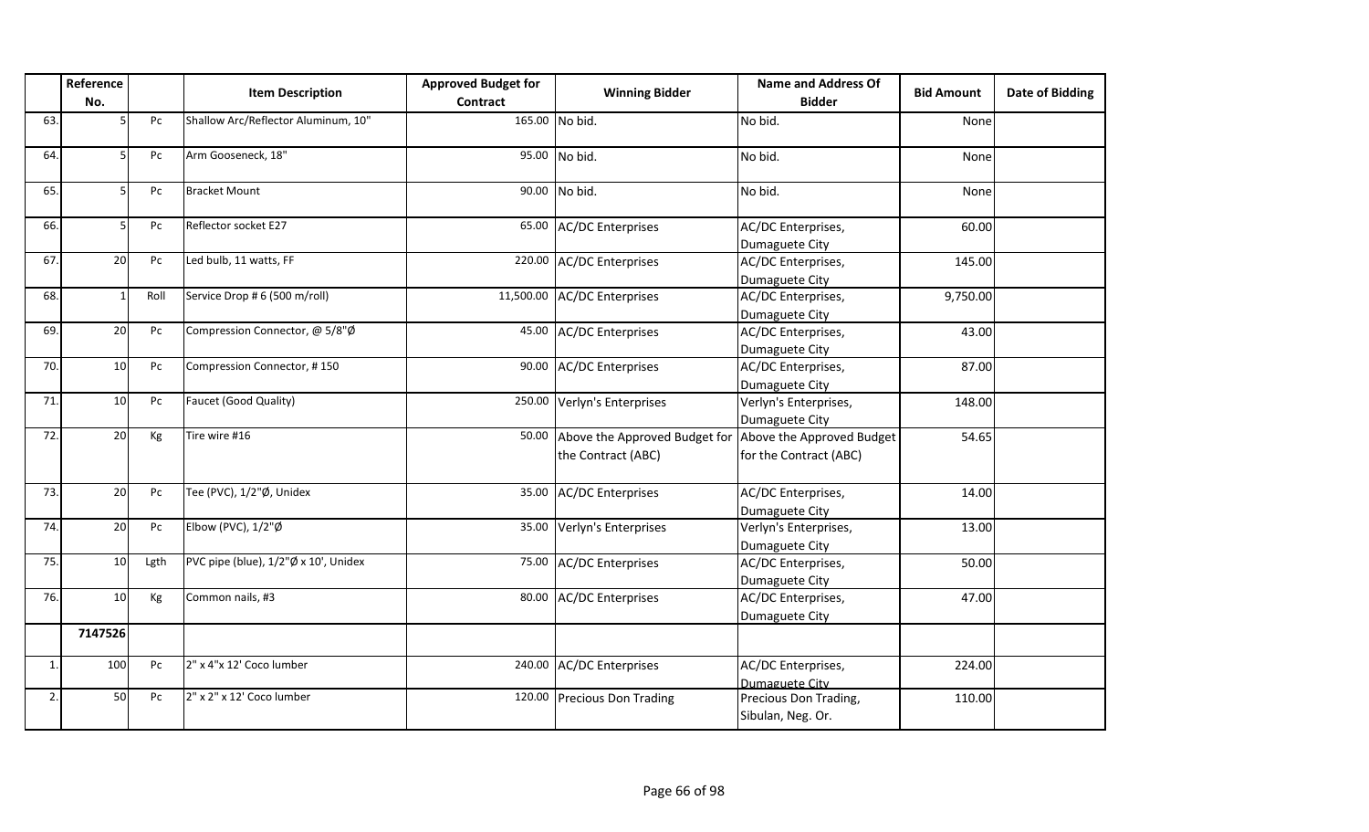| | Reference No. | | Item Description | Approved Budget for Contract | Winning Bidder | Name and Address Of Bidder | Bid Amount | Date of Bidding |
|---|---|---|---|---|---|---|---|---|
| 63. | 5 | Pc | Shallow Arc/Reflector Aluminum, 10" | 165.00 | No bid. | No bid. | None | |
| 64. | 5 | Pc | Arm Gooseneck, 18" | 95.00 | No bid. | No bid. | None | |
| 65. | 5 | Pc | Bracket Mount | 90.00 | No bid. | No bid. | None | |
| 66. | 5 | Pc | Reflector socket E27 | 65.00 | AC/DC Enterprises | AC/DC Enterprises, Dumaguete City | 60.00 | |
| 67. | 20 | Pc | Led bulb, 11 watts, FF | 220.00 | AC/DC Enterprises | AC/DC Enterprises, Dumaguete City | 145.00 | |
| 68. | 1 | Roll | Service Drop # 6 (500 m/roll) | 11,500.00 | AC/DC Enterprises | AC/DC Enterprises, Dumaguete City | 9,750.00 | |
| 69. | 20 | Pc | Compression Connector, @ 5/8"Ø | 45.00 | AC/DC Enterprises | AC/DC Enterprises, Dumaguete City | 43.00 | |
| 70. | 10 | Pc | Compression Connector, # 150 | 90.00 | AC/DC Enterprises | AC/DC Enterprises, Dumaguete City | 87.00 | |
| 71. | 10 | Pc | Faucet (Good Quality) | 250.00 | Verlyn's Enterprises | Verlyn's Enterprises, Dumaguete City | 148.00 | |
| 72. | 20 | Kg | Tire wire #16 | 50.00 | Above the Approved Budget for the Contract (ABC) | Above the Approved Budget for the Contract (ABC) | 54.65 | |
| 73. | 20 | Pc | Tee (PVC), 1/2"Ø, Unidex | 35.00 | AC/DC Enterprises | AC/DC Enterprises, Dumaguete City | 14.00 | |
| 74. | 20 | Pc | Elbow (PVC), 1/2"Ø | 35.00 | Verlyn's Enterprises | Verlyn's Enterprises, Dumaguete City | 13.00 | |
| 75. | 10 | Lgth | PVC pipe (blue), 1/2"Ø x 10', Unidex | 75.00 | AC/DC Enterprises | AC/DC Enterprises, Dumaguete City | 50.00 | |
| 76. | 10 | Kg | Common nails, #3 | 80.00 | AC/DC Enterprises | AC/DC Enterprises, Dumaguete City | 47.00 | |
| | 7147526 | | | | | | | |
| 1. | 100 | Pc | 2" x 4"x 12' Coco lumber | 240.00 | AC/DC Enterprises | AC/DC Enterprises, Dumaguete City | 224.00 | |
| 2. | 50 | Pc | 2" x 2" x 12' Coco lumber | 120.00 | Precious Don Trading | Precious Don Trading, Sibulan, Neg. Or. | 110.00 | |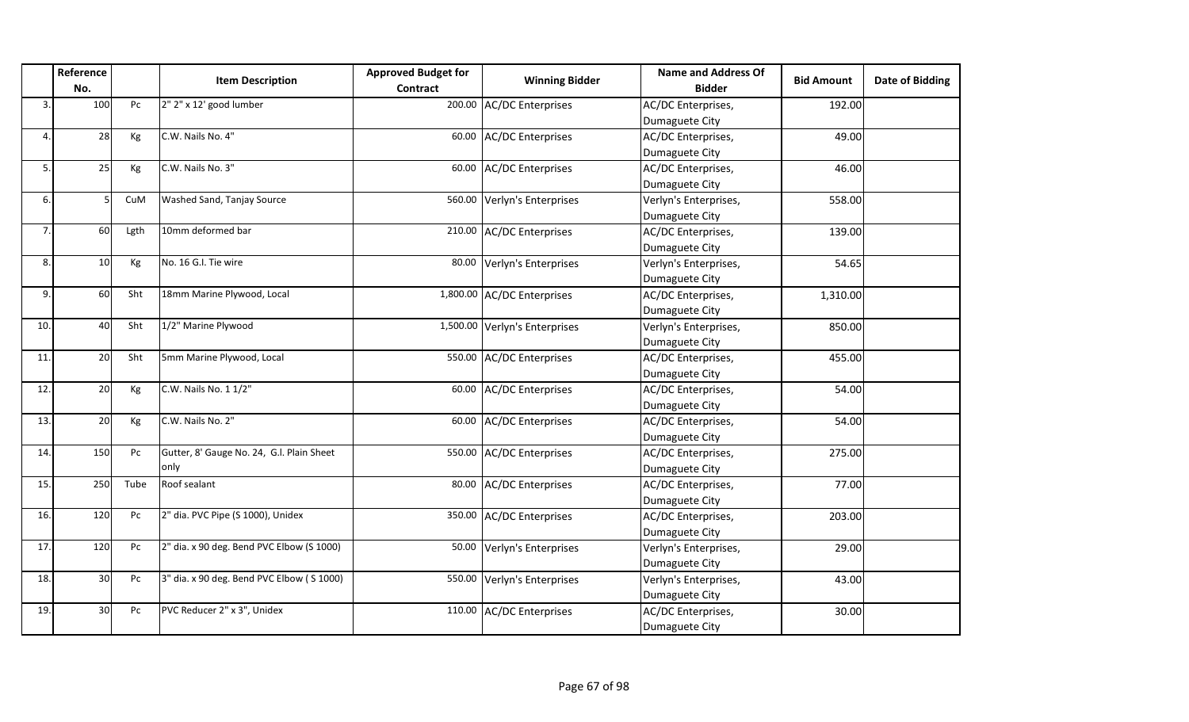| | Reference No. | | Item Description | Approved Budget for Contract | Winning Bidder | Name and Address Of Bidder | Bid Amount | Date of Bidding |
|---|---|---|---|---|---|---|---|---|
| 3. | 100 | Pc | 2" 2" x 12' good lumber | 200.00 | AC/DC Enterprises | AC/DC Enterprises, Dumaguete City | 192.00 | |
| 4. | 28 | Kg | C.W. Nails No. 4" | 60.00 | AC/DC Enterprises | AC/DC Enterprises, Dumaguete City | 49.00 | |
| 5. | 25 | Kg | C.W. Nails No. 3" | 60.00 | AC/DC Enterprises | AC/DC Enterprises, Dumaguete City | 46.00 | |
| 6. | 5 | CuM | Washed Sand, Tanjay Source | 560.00 | Verlyn's Enterprises | Verlyn's Enterprises, Dumaguete City | 558.00 | |
| 7. | 60 | Lgth | 10mm deformed bar | 210.00 | AC/DC Enterprises | AC/DC Enterprises, Dumaguete City | 139.00 | |
| 8. | 10 | Kg | No. 16 G.I. Tie wire | 80.00 | Verlyn's Enterprises | Verlyn's Enterprises, Dumaguete City | 54.65 | |
| 9. | 60 | Sht | 18mm Marine Plywood, Local | 1,800.00 | AC/DC Enterprises | AC/DC Enterprises, Dumaguete City | 1,310.00 | |
| 10. | 40 | Sht | 1/2" Marine Plywood | 1,500.00 | Verlyn's Enterprises | Verlyn's Enterprises, Dumaguete City | 850.00 | |
| 11. | 20 | Sht | 5mm Marine Plywood, Local | 550.00 | AC/DC Enterprises | AC/DC Enterprises, Dumaguete City | 455.00 | |
| 12. | 20 | Kg | C.W. Nails No. 1 1/2" | 60.00 | AC/DC Enterprises | AC/DC Enterprises, Dumaguete City | 54.00 | |
| 13. | 20 | Kg | C.W. Nails No. 2" | 60.00 | AC/DC Enterprises | AC/DC Enterprises, Dumaguete City | 54.00 | |
| 14. | 150 | Pc | Gutter, 8' Gauge No. 24, G.I. Plain Sheet only | 550.00 | AC/DC Enterprises | AC/DC Enterprises, Dumaguete City | 275.00 | |
| 15. | 250 | Tube | Roof sealant | 80.00 | AC/DC Enterprises | AC/DC Enterprises, Dumaguete City | 77.00 | |
| 16. | 120 | Pc | 2" dia. PVC Pipe (S 1000), Unidex | 350.00 | AC/DC Enterprises | AC/DC Enterprises, Dumaguete City | 203.00 | |
| 17. | 120 | Pc | 2" dia. x 90 deg. Bend PVC Elbow (S 1000) | 50.00 | Verlyn's Enterprises | Verlyn's Enterprises, Dumaguete City | 29.00 | |
| 18. | 30 | Pc | 3" dia. x 90 deg. Bend PVC Elbow ( S 1000) | 550.00 | Verlyn's Enterprises | Verlyn's Enterprises, Dumaguete City | 43.00 | |
| 19. | 30 | Pc | PVC Reducer 2" x 3", Unidex | 110.00 | AC/DC Enterprises | AC/DC Enterprises, Dumaguete City | 30.00 | |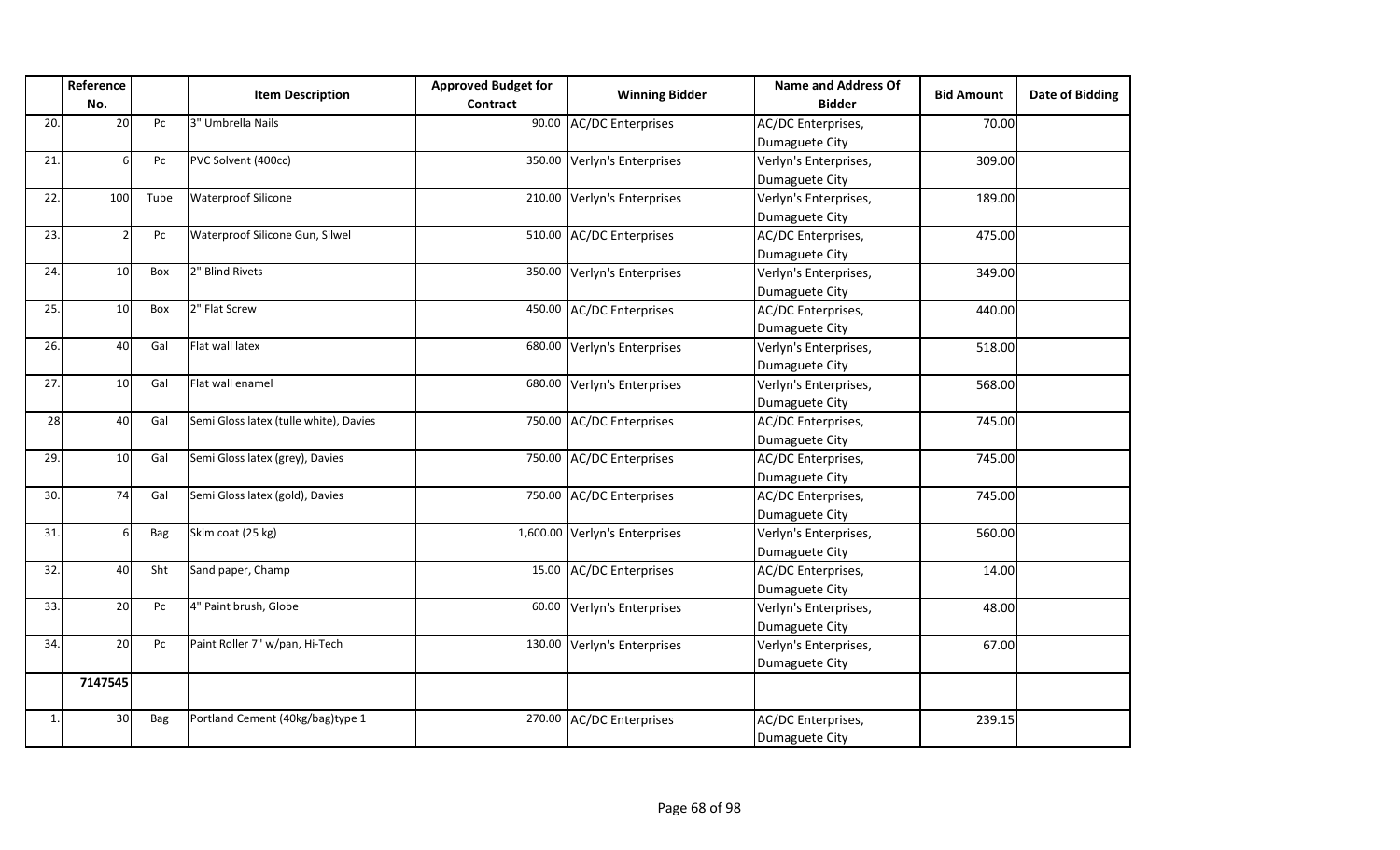|  | Reference No. |  | Item Description | Approved Budget for Contract | Winning Bidder | Name and Address Of Bidder | Bid Amount | Date of Bidding |
|---|---|---|---|---|---|---|---|---|
| 20. | 20 | Pc | 3" Umbrella Nails | 90.00 | AC/DC Enterprises | AC/DC Enterprises, Dumaguete City | 70.00 |  |
| 21. | 6 | Pc | PVC Solvent (400cc) | 350.00 | Verlyn's Enterprises | Verlyn's Enterprises, Dumaguete City | 309.00 |  |
| 22. | 100 | Tube | Waterproof Silicone | 210.00 | Verlyn's Enterprises | Verlyn's Enterprises, Dumaguete City | 189.00 |  |
| 23. | 2 | Pc | Waterproof Silicone Gun, Silwel | 510.00 | AC/DC Enterprises | AC/DC Enterprises, Dumaguete City | 475.00 |  |
| 24. | 10 | Box | 2" Blind Rivets | 350.00 | Verlyn's Enterprises | Verlyn's Enterprises, Dumaguete City | 349.00 |  |
| 25. | 10 | Box | 2" Flat Screw | 450.00 | AC/DC Enterprises | AC/DC Enterprises, Dumaguete City | 440.00 |  |
| 26. | 40 | Gal | Flat wall latex | 680.00 | Verlyn's Enterprises | Verlyn's Enterprises, Dumaguete City | 518.00 |  |
| 27. | 10 | Gal | Flat wall enamel | 680.00 | Verlyn's Enterprises | Verlyn's Enterprises, Dumaguete City | 568.00 |  |
| 28 | 40 | Gal | Semi Gloss latex (tulle white), Davies | 750.00 | AC/DC Enterprises | AC/DC Enterprises, Dumaguete City | 745.00 |  |
| 29. | 10 | Gal | Semi Gloss latex (grey), Davies | 750.00 | AC/DC Enterprises | AC/DC Enterprises, Dumaguete City | 745.00 |  |
| 30. | 74 | Gal | Semi Gloss latex (gold), Davies | 750.00 | AC/DC Enterprises | AC/DC Enterprises, Dumaguete City | 745.00 |  |
| 31. | 6 | Bag | Skim coat (25 kg) | 1,600.00 | Verlyn's Enterprises | Verlyn's Enterprises, Dumaguete City | 560.00 |  |
| 32. | 40 | Sht | Sand paper, Champ | 15.00 | AC/DC Enterprises | AC/DC Enterprises, Dumaguete City | 14.00 |  |
| 33. | 20 | Pc | 4" Paint brush, Globe | 60.00 | Verlyn's Enterprises | Verlyn's Enterprises, Dumaguete City | 48.00 |  |
| 34. | 20 | Pc | Paint Roller 7" w/pan, Hi-Tech | 130.00 | Verlyn's Enterprises | Verlyn's Enterprises, Dumaguete City | 67.00 |  |
|  | **7147545** |  |  |  |  |  |  |  |
| 1. | 30 | Bag | Portland Cement (40kg/bag)type 1 | 270.00 | AC/DC Enterprises | AC/DC Enterprises, Dumaguete City | 239.15 |  |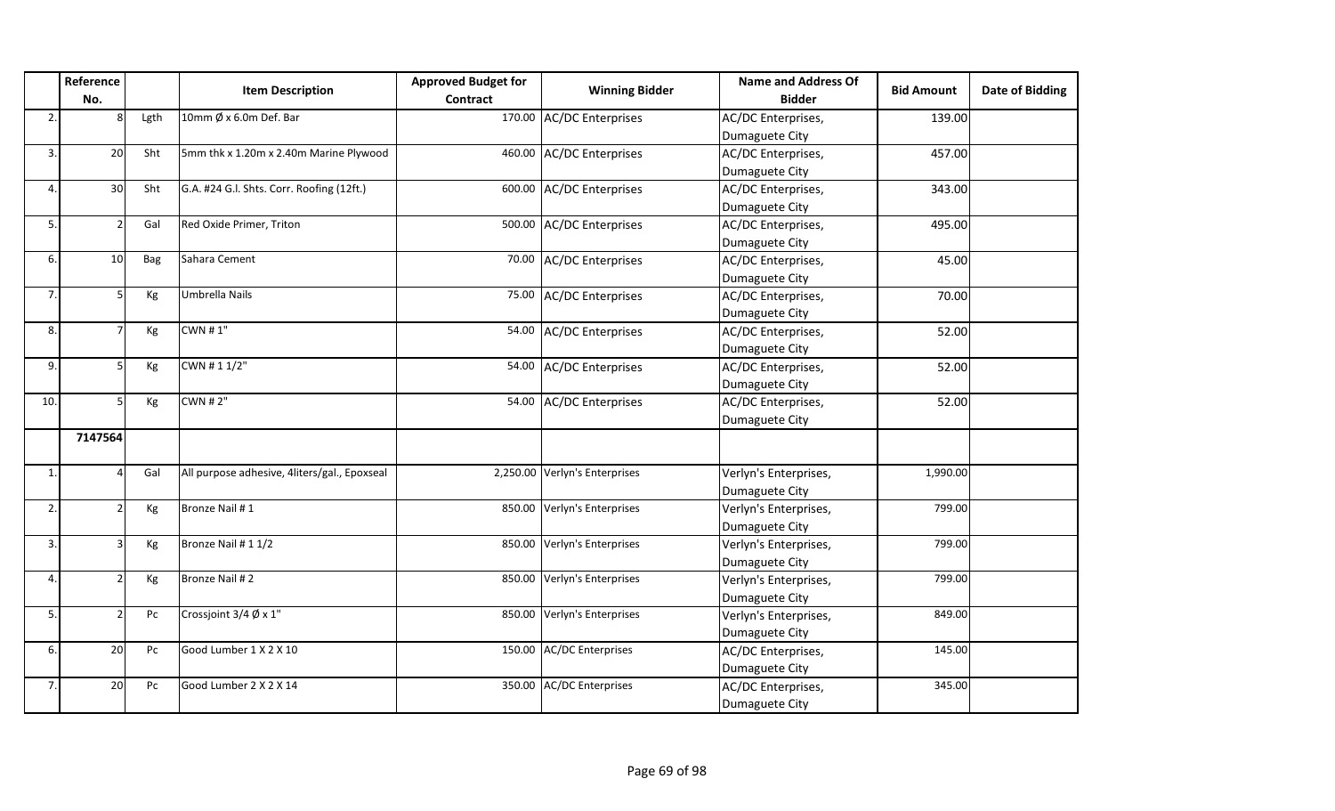|  | Reference No. |  | Item Description | Approved Budget for Contract | Winning Bidder | Name and Address Of Bidder | Bid Amount | Date of Bidding |
|---|---|---|---|---|---|---|---|---|
| 2. | 8 | Lgth | 10mm Ø x 6.0m Def. Bar | 170.00 | AC/DC Enterprises | AC/DC Enterprises, Dumaguete City | 139.00 |  |
| 3. | 20 | Sht | 5mm thk x 1.20m x 2.40m Marine Plywood | 460.00 | AC/DC Enterprises | AC/DC Enterprises, Dumaguete City | 457.00 |  |
| 4. | 30 | Sht | G.A. #24 G.I. Shts. Corr. Roofing (12ft.) | 600.00 | AC/DC Enterprises | AC/DC Enterprises, Dumaguete City | 343.00 |  |
| 5. | 2 | Gal | Red Oxide Primer, Triton | 500.00 | AC/DC Enterprises | AC/DC Enterprises, Dumaguete City | 495.00 |  |
| 6. | 10 | Bag | Sahara Cement | 70.00 | AC/DC Enterprises | AC/DC Enterprises, Dumaguete City | 45.00 |  |
| 7. | 5 | Kg | Umbrella Nails | 75.00 | AC/DC Enterprises | AC/DC Enterprises, Dumaguete City | 70.00 |  |
| 8. | 7 | Kg | CWN # 1" | 54.00 | AC/DC Enterprises | AC/DC Enterprises, Dumaguete City | 52.00 |  |
| 9. | 5 | Kg | CWN # 1 1/2" | 54.00 | AC/DC Enterprises | AC/DC Enterprises, Dumaguete City | 52.00 |  |
| 10. | 5 | Kg | CWN # 2" | 54.00 | AC/DC Enterprises | AC/DC Enterprises, Dumaguete City | 52.00 |  |
|  | **7147564** |  |  |  |  |  |  |  |
| 1. | 4 | Gal | All purpose adhesive, 4liters/gal., Epoxseal | 2,250.00 | Verlyn's Enterprises | Verlyn's Enterprises, Dumaguete City | 1,990.00 |  |
| 2. | 2 | Kg | Bronze Nail # 1 | 850.00 | Verlyn's Enterprises | Verlyn's Enterprises, Dumaguete City | 799.00 |  |
| 3. | 3 | Kg | Bronze Nail # 1 1/2 | 850.00 | Verlyn's Enterprises | Verlyn's Enterprises, Dumaguete City | 799.00 |  |
| 4. | 2 | Kg | Bronze Nail # 2 | 850.00 | Verlyn's Enterprises | Verlyn's Enterprises, Dumaguete City | 799.00 |  |
| 5. | 2 | Pc | Crossjoint 3/4 Ø x 1" | 850.00 | Verlyn's Enterprises | Verlyn's Enterprises, Dumaguete City | 849.00 |  |
| 6. | 20 | Pc | Good Lumber 1 X 2 X 10 | 150.00 | AC/DC Enterprises | AC/DC Enterprises, Dumaguete City | 145.00 |  |
| 7. | 20 | Pc | Good Lumber 2 X 2 X 14 | 350.00 | AC/DC Enterprises | AC/DC Enterprises, Dumaguete City | 345.00 |  |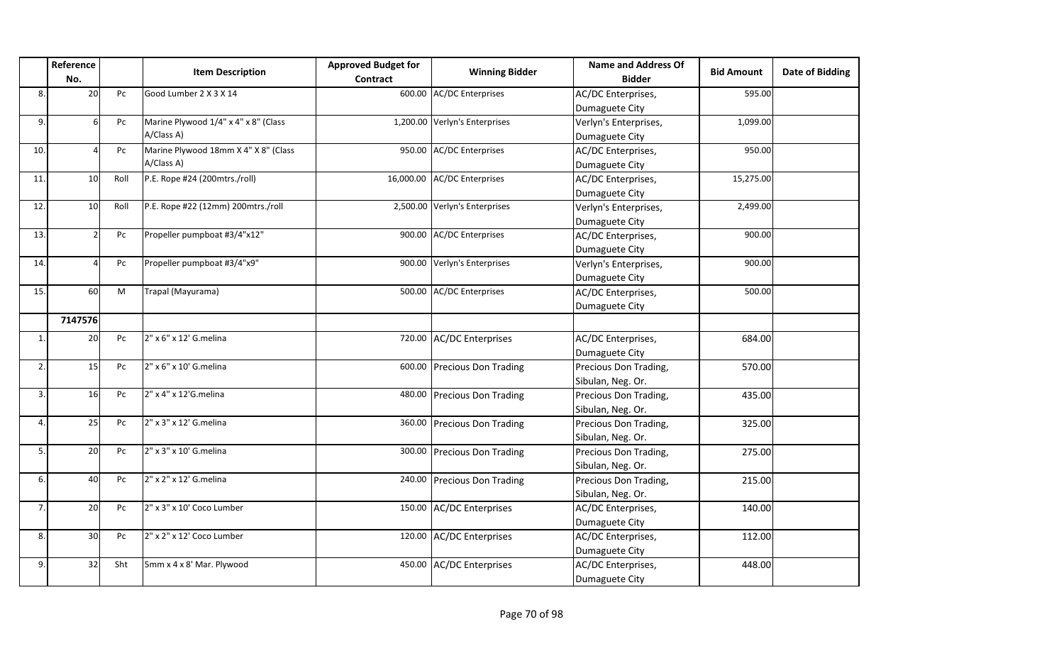| | Reference No. | | Item Description | Approved Budget for Contract | Winning Bidder | Name and Address Of Bidder | Bid Amount | Date of Bidding |
|---|---|---|---|---|---|---|---|---|
| 8. | 20 | Pc | Good Lumber 2 X 3 X 14 | 600.00 | AC/DC Enterprises | AC/DC Enterprises, Dumaguete City | 595.00 | |
| 9. | 6 | Pc | Marine Plywood 1/4" x 4" x 8" (Class A/Class A) | 1,200.00 | Verlyn's Enterprises | Verlyn's Enterprises, Dumaguete City | 1,099.00 | |
| 10. | 4 | Pc | Marine Plywood 18mm X 4" X 8" (Class A/Class A) | 950.00 | AC/DC Enterprises | AC/DC Enterprises, Dumaguete City | 950.00 | |
| 11. | 10 | Roll | P.E. Rope #24 (200mtrs./roll) | 16,000.00 | AC/DC Enterprises | AC/DC Enterprises, Dumaguete City | 15,275.00 | |
| 12. | 10 | Roll | P.E. Rope #22 (12mm) 200mtrs./roll | 2,500.00 | Verlyn's Enterprises | Verlyn's Enterprises, Dumaguete City | 2,499.00 | |
| 13. | 2 | Pc | Propeller pumpboat #3/4"x12" | 900.00 | AC/DC Enterprises | AC/DC Enterprises, Dumaguete City | 900.00 | |
| 14. | 4 | Pc | Propeller pumpboat #3/4"x9" | 900.00 | Verlyn's Enterprises | Verlyn's Enterprises, Dumaguete City | 900.00 | |
| 15. | 60 | M | Trapal (Mayurama) | 500.00 | AC/DC Enterprises | AC/DC Enterprises, Dumaguete City | 500.00 | |
| | **7147576** | | | | | | | |
| 1. | 20 | Pc | 2" x 6" x 12' G.melina | 720.00 | AC/DC Enterprises | AC/DC Enterprises, Dumaguete City | 684.00 | |
| 2. | 15 | Pc | 2" x 6" x 10' G.melina | 600.00 | Precious Don Trading | Precious Don Trading, Sibulan, Neg. Or. | 570.00 | |
| 3. | 16 | Pc | 2" x 4" x 12'G.melina | 480.00 | Precious Don Trading | Precious Don Trading, Sibulan, Neg. Or. | 435.00 | |
| 4. | 25 | Pc | 2" x 3" x 12' G.melina | 360.00 | Precious Don Trading | Precious Don Trading, Sibulan, Neg. Or. | 325.00 | |
| 5. | 20 | Pc | 2" x 3" x 10' G.melina | 300.00 | Precious Don Trading | Precious Don Trading, Sibulan, Neg. Or. | 275.00 | |
| 6. | 40 | Pc | 2" x 2" x 12' G.melina | 240.00 | Precious Don Trading | Precious Don Trading, Sibulan, Neg. Or. | 215.00 | |
| 7. | 20 | Pc | 2" x 3" x 10' Coco Lumber | 150.00 | AC/DC Enterprises | AC/DC Enterprises, Dumaguete City | 140.00 | |
| 8. | 30 | Pc | 2" x 2" x 12' Coco Lumber | 120.00 | AC/DC Enterprises | AC/DC Enterprises, Dumaguete City | 112.00 | |
| 9. | 32 | Sht | 5mm x 4 x 8' Mar. Plywood | 450.00 | AC/DC Enterprises | AC/DC Enterprises, Dumaguete City | 448.00 | |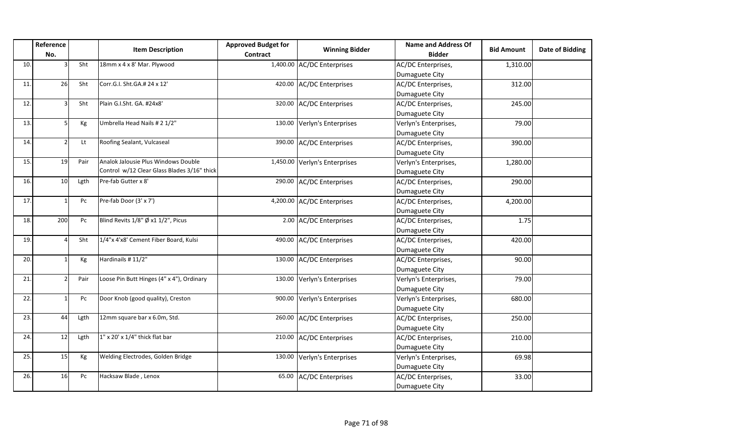| | Reference No. | | Item Description | Approved Budget for Contract | Winning Bidder | Name and Address Of Bidder | Bid Amount | Date of Bidding |
|---|---|---|---|---|---|---|---|---|
| 10. | 3 | Sht | 18mm x 4 x 8' Mar. Plywood | 1,400.00 | AC/DC Enterprises | AC/DC Enterprises, Dumaguete City | 1,310.00 | |
| 11. | 26 | Sht | Corr.G.I. Sht.GA.# 24 x 12' | 420.00 | AC/DC Enterprises | AC/DC Enterprises, Dumaguete City | 312.00 | |
| 12. | 3 | Sht | Plain G.I.Sht. GA. #24x8' | 320.00 | AC/DC Enterprises | AC/DC Enterprises, Dumaguete City | 245.00 | |
| 13. | 5 | Kg | Umbrella Head Nails # 2 1/2" | 130.00 | Verlyn's Enterprises | Verlyn's Enterprises, Dumaguete City | 79.00 | |
| 14. | 2 | Lt | Roofing Sealant, Vulcaseal | 390.00 | AC/DC Enterprises | AC/DC Enterprises, Dumaguete City | 390.00 | |
| 15. | 19 | Pair | Analok Jalousie Plus Windows Double Control w/12 Clear Glass Blades 3/16" thick | 1,450.00 | Verlyn's Enterprises | Verlyn's Enterprises, Dumaguete City | 1,280.00 | |
| 16. | 10 | Lgth | Pre-fab Gutter x 8' | 290.00 | AC/DC Enterprises | AC/DC Enterprises, Dumaguete City | 290.00 | |
| 17. | 1 | Pc | Pre-fab Door (3' x 7') | 4,200.00 | AC/DC Enterprises | AC/DC Enterprises, Dumaguete City | 4,200.00 | |
| 18. | 200 | Pc | Blind Revits 1/8" Ø x1 1/2", Picus | 2.00 | AC/DC Enterprises | AC/DC Enterprises, Dumaguete City | 1.75 | |
| 19. | 4 | Sht | 1/4"x 4'x8' Cement Fiber Board, Kulsi | 490.00 | AC/DC Enterprises | AC/DC Enterprises, Dumaguete City | 420.00 | |
| 20. | 1 | Kg | Hardinails # 11/2" | 130.00 | AC/DC Enterprises | AC/DC Enterprises, Dumaguete City | 90.00 | |
| 21. | 2 | Pair | Loose Pin Butt Hinges (4" x 4"), Ordinary | 130.00 | Verlyn's Enterprises | Verlyn's Enterprises, Dumaguete City | 79.00 | |
| 22. | 1 | Pc | Door Knob (good quality), Creston | 900.00 | Verlyn's Enterprises | Verlyn's Enterprises, Dumaguete City | 680.00 | |
| 23. | 44 | Lgth | 12mm square bar x 6.0m, Std. | 260.00 | AC/DC Enterprises | AC/DC Enterprises, Dumaguete City | 250.00 | |
| 24. | 12 | Lgth | 1" x 20' x 1/4" thick flat bar | 210.00 | AC/DC Enterprises | AC/DC Enterprises, Dumaguete City | 210.00 | |
| 25. | 15 | Kg | Welding Electrodes, Golden Bridge | 130.00 | Verlyn's Enterprises | Verlyn's Enterprises, Dumaguete City | 69.98 | |
| 26. | 16 | Pc | Hacksaw Blade , Lenox | 65.00 | AC/DC Enterprises | AC/DC Enterprises, Dumaguete City | 33.00 | |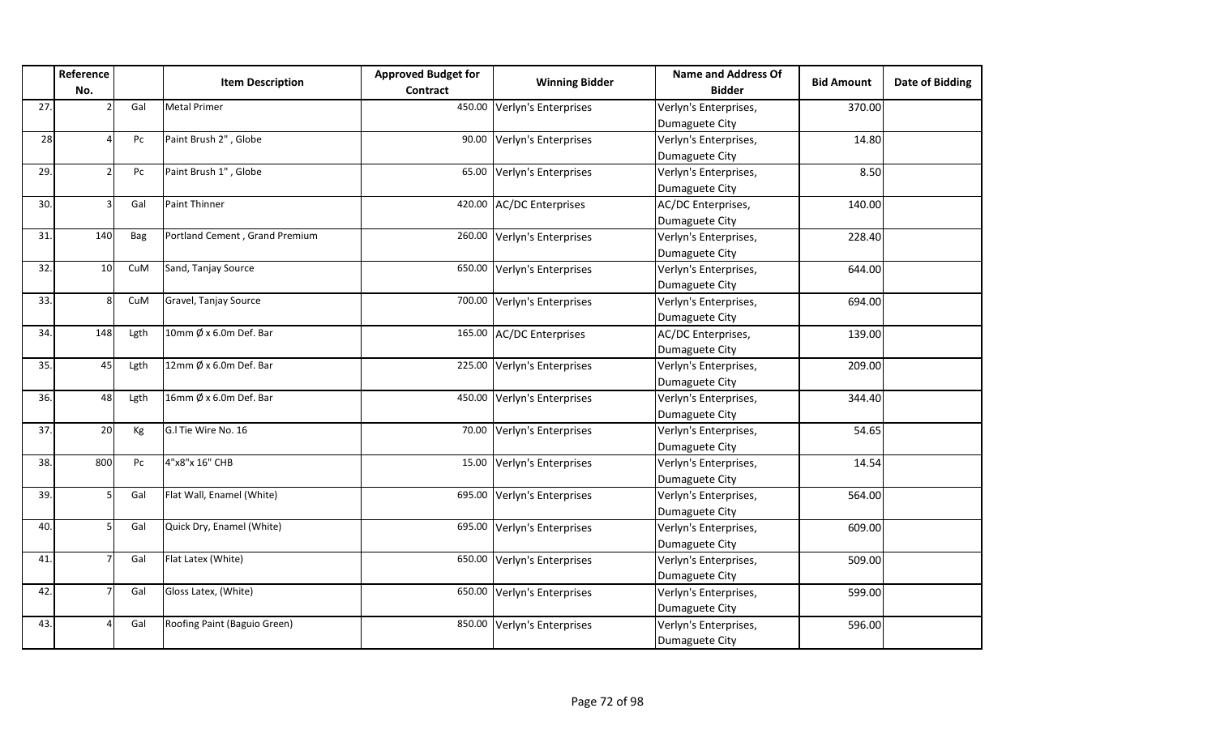| | Reference No. | | Item Description | Approved Budget for Contract | Winning Bidder | Name and Address Of Bidder | Bid Amount | Date of Bidding |
|---|---|---|---|---|---|---|---|---|
| 27. | 2 | Gal | Metal Primer | 450.00 | Verlyn's Enterprises | Verlyn's Enterprises, Dumaguete City | 370.00 | |
| 28 | 4 | Pc | Paint Brush 2" , Globe | 90.00 | Verlyn's Enterprises | Verlyn's Enterprises, Dumaguete City | 14.80 | |
| 29. | 2 | Pc | Paint Brush 1" , Globe | 65.00 | Verlyn's Enterprises | Verlyn's Enterprises, Dumaguete City | 8.50 | |
| 30. | 3 | Gal | Paint Thinner | 420.00 | AC/DC Enterprises | AC/DC Enterprises, Dumaguete City | 140.00 | |
| 31. | 140 | Bag | Portland Cement , Grand Premium | 260.00 | Verlyn's Enterprises | Verlyn's Enterprises, Dumaguete City | 228.40 | |
| 32. | 10 | CuM | Sand, Tanjay Source | 650.00 | Verlyn's Enterprises | Verlyn's Enterprises, Dumaguete City | 644.00 | |
| 33. | 8 | CuM | Gravel, Tanjay Source | 700.00 | Verlyn's Enterprises | Verlyn's Enterprises, Dumaguete City | 694.00 | |
| 34. | 148 | Lgth | 10mm Ø x 6.0m Def. Bar | 165.00 | AC/DC Enterprises | AC/DC Enterprises, Dumaguete City | 139.00 | |
| 35. | 45 | Lgth | 12mm Ø x 6.0m Def. Bar | 225.00 | Verlyn's Enterprises | Verlyn's Enterprises, Dumaguete City | 209.00 | |
| 36. | 48 | Lgth | 16mm Ø x 6.0m Def. Bar | 450.00 | Verlyn's Enterprises | Verlyn's Enterprises, Dumaguete City | 344.40 | |
| 37. | 20 | Kg | G.I Tie Wire No. 16 | 70.00 | Verlyn's Enterprises | Verlyn's Enterprises, Dumaguete City | 54.65 | |
| 38. | 800 | Pc | 4"x8"x 16" CHB | 15.00 | Verlyn's Enterprises | Verlyn's Enterprises, Dumaguete City | 14.54 | |
| 39. | 5 | Gal | Flat Wall, Enamel (White) | 695.00 | Verlyn's Enterprises | Verlyn's Enterprises, Dumaguete City | 564.00 | |
| 40. | 5 | Gal | Quick Dry, Enamel (White) | 695.00 | Verlyn's Enterprises | Verlyn's Enterprises, Dumaguete City | 609.00 | |
| 41. | 7 | Gal | Flat Latex (White) | 650.00 | Verlyn's Enterprises | Verlyn's Enterprises, Dumaguete City | 509.00 | |
| 42. | 7 | Gal | Gloss Latex, (White) | 650.00 | Verlyn's Enterprises | Verlyn's Enterprises, Dumaguete City | 599.00 | |
| 43. | 4 | Gal | Roofing Paint (Baguio Green) | 850.00 | Verlyn's Enterprises | Verlyn's Enterprises, Dumaguete City | 596.00 | |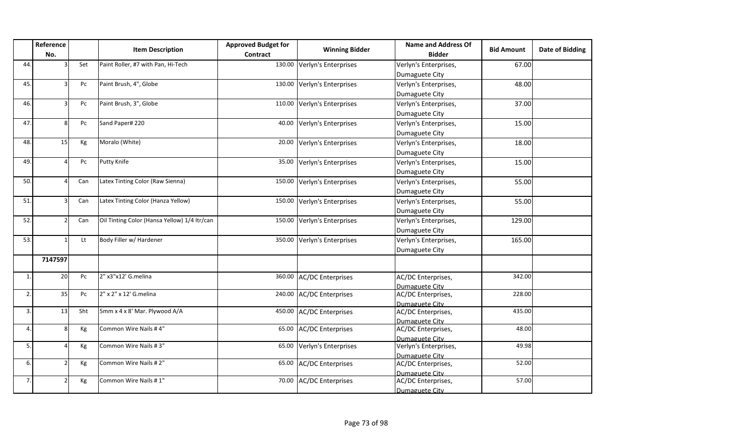| | Reference No. | | Item Description | Approved Budget for Contract | Winning Bidder | Name and Address Of Bidder | Bid Amount | Date of Bidding |
|---|---|---|---|---|---|---|---|---|
| 44. | 3 | Set | Paint Roller, #7 with Pan, Hi-Tech | 130.00 | Verlyn's Enterprises | Verlyn's Enterprises, Dumaguete City | 67.00 | |
| 45. | 3 | Pc | Paint Brush, 4", Globe | 130.00 | Verlyn's Enterprises | Verlyn's Enterprises, Dumaguete City | 48.00 | |
| 46. | 3 | Pc | Paint Brush, 3", Globe | 110.00 | Verlyn's Enterprises | Verlyn's Enterprises, Dumaguete City | 37.00 | |
| 47. | 8 | Pc | Sand Paper# 220 | 40.00 | Verlyn's Enterprises | Verlyn's Enterprises, Dumaguete City | 15.00 | |
| 48. | 15 | Kg | Moralo (White) | 20.00 | Verlyn's Enterprises | Verlyn's Enterprises, Dumaguete City | 18.00 | |
| 49. | 4 | Pc | Putty Knife | 35.00 | Verlyn's Enterprises | Verlyn's Enterprises, Dumaguete City | 15.00 | |
| 50. | 4 | Can | Latex Tinting Color (Raw Sienna) | 150.00 | Verlyn's Enterprises | Verlyn's Enterprises, Dumaguete City | 55.00 | |
| 51. | 3 | Can | Latex Tinting Color (Hanza Yellow) | 150.00 | Verlyn's Enterprises | Verlyn's Enterprises, Dumaguete City | 55.00 | |
| 52. | 2 | Can | Oil Tinting Color (Hansa Yellow) 1/4 ltr/can | 150.00 | Verlyn's Enterprises | Verlyn's Enterprises, Dumaguete City | 129.00 | |
| 53. | 1 | Lt | Body Filler w/ Hardener | 350.00 | Verlyn's Enterprises | Verlyn's Enterprises, Dumaguete City | 165.00 | |
| | 7147597 | | | | | | | |
| 1. | 20 | Pc | 2" x3"x12' G.melina | 360.00 | AC/DC Enterprises | AC/DC Enterprises, Dumaguete City | 342.00 | |
| 2. | 35 | Pc | 2" x 2" x 12' G.melina | 240.00 | AC/DC Enterprises | AC/DC Enterprises, Dumaguete City | 228.00 | |
| 3. | 13 | Sht | 5mm x 4 x 8' Mar. Plywood A/A | 450.00 | AC/DC Enterprises | AC/DC Enterprises, Dumaguete City | 435.00 | |
| 4. | 8 | Kg | Common Wire Nails # 4" | 65.00 | AC/DC Enterprises | AC/DC Enterprises, Dumaguete City | 48.00 | |
| 5. | 4 | Kg | Common Wire Nails # 3" | 65.00 | Verlyn's Enterprises | Verlyn's Enterprises, Dumaguete City | 49.98 | |
| 6. | 2 | Kg | Common Wire Nails # 2" | 65.00 | AC/DC Enterprises | AC/DC Enterprises, Dumaguete City | 52.00 | |
| 7. | 2 | Kg | Common Wire Nails # 1" | 70.00 | AC/DC Enterprises | AC/DC Enterprises, Dumaguete City | 57.00 | |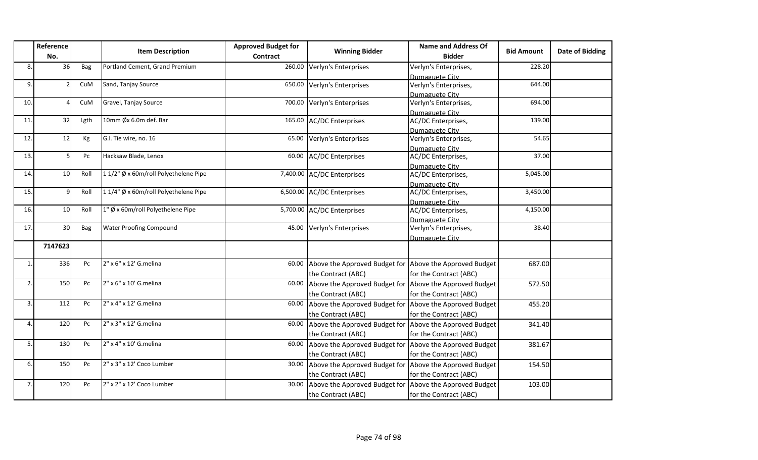| | Reference No. | | Item Description | Approved Budget for Contract | Winning Bidder | Name and Address Of Bidder | Bid Amount | Date of Bidding |
|---|---|---|---|---|---|---|---|---|
| 8. | 36 | Bag | Portland Cement, Grand Premium | 260.00 | Verlyn's Enterprises | Verlyn's Enterprises, Dumaguete City | 228.20 | |
| 9. | 2 | CuM | Sand, Tanjay Source | 650.00 | Verlyn's Enterprises | Verlyn's Enterprises, Dumaguete City | 644.00 | |
| 10. | 4 | CuM | Gravel, Tanjay Source | 700.00 | Verlyn's Enterprises | Verlyn's Enterprises, Dumaguete City | 694.00 | |
| 11. | 32 | Lgth | 10mm Øx 6.0m def. Bar | 165.00 | AC/DC Enterprises | AC/DC Enterprises, Dumaguete City | 139.00 | |
| 12. | 12 | Kg | G.I. Tie wire, no. 16 | 65.00 | Verlyn's Enterprises | Verlyn's Enterprises, Dumaguete City | 54.65 | |
| 13. | 5 | Pc | Hacksaw Blade, Lenox | 60.00 | AC/DC Enterprises | AC/DC Enterprises, Dumaguete City | 37.00 | |
| 14. | 10 | Roll | 1 1/2" Ø x 60m/roll Polyethelene Pipe | 7,400.00 | AC/DC Enterprises | AC/DC Enterprises, Dumaguete City | 5,045.00 | |
| 15. | 9 | Roll | 1 1/4" Ø x 60m/roll Polyethelene Pipe | 6,500.00 | AC/DC Enterprises | AC/DC Enterprises, Dumaguete City | 3,450.00 | |
| 16. | 10 | Roll | 1" Ø x 60m/roll Polyethelene Pipe | 5,700.00 | AC/DC Enterprises | AC/DC Enterprises, Dumaguete City | 4,150.00 | |
| 17. | 30 | Bag | Water Proofing Compound | 45.00 | Verlyn's Enterprises | Verlyn's Enterprises, Dumaguete City | 38.40 | |
| | **7147623** | | | | | | | |
| 1. | 336 | Pc | 2" x 6" x 12' G.melina | 60.00 | Above the Approved Budget for the Contract (ABC) | Above the Approved Budget for the Contract (ABC) | 687.00 | |
| 2. | 150 | Pc | 2" x 6" x 10' G.melina | 60.00 | Above the Approved Budget for the Contract (ABC) | Above the Approved Budget for the Contract (ABC) | 572.50 | |
| 3. | 112 | Pc | 2" x 4" x 12' G.melina | 60.00 | Above the Approved Budget for the Contract (ABC) | Above the Approved Budget for the Contract (ABC) | 455.20 | |
| 4. | 120 | Pc | 2" x 3" x 12' G.melina | 60.00 | Above the Approved Budget for the Contract (ABC) | Above the Approved Budget for the Contract (ABC) | 341.40 | |
| 5. | 130 | Pc | 2" x 4" x 10' G.melina | 60.00 | Above the Approved Budget for the Contract (ABC) | Above the Approved Budget for the Contract (ABC) | 381.67 | |
| 6. | 150 | Pc | 2" x 3" x 12' Coco Lumber | 30.00 | Above the Approved Budget for the Contract (ABC) | Above the Approved Budget for the Contract (ABC) | 154.50 | |
| 7. | 120 | Pc | 2" x 2" x 12' Coco Lumber | 30.00 | Above the Approved Budget for the Contract (ABC) | Above the Approved Budget for the Contract (ABC) | 103.00 | |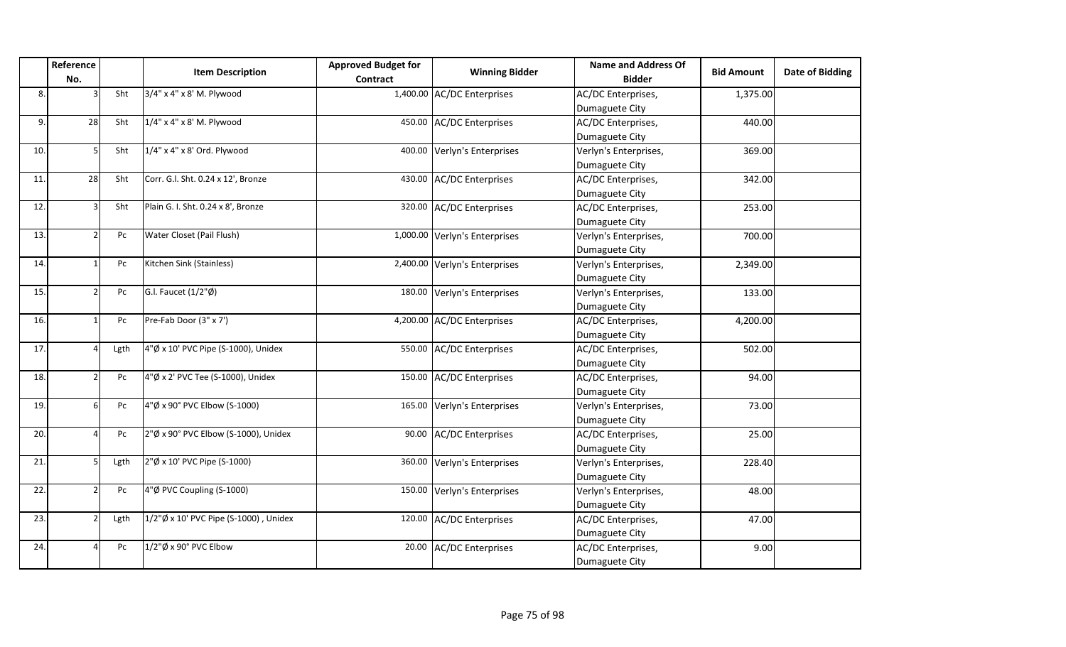| | Reference No. | | Item Description | Approved Budget for Contract | Winning Bidder | Name and Address Of Bidder | Bid Amount | Date of Bidding |
|---|---|---|---|---|---|---|---|---|
| 8. | 3 | Sht | 3/4" x 4" x 8' M. Plywood | 1,400.00 | AC/DC Enterprises | AC/DC Enterprises, Dumaguete City | 1,375.00 | |
| 9. | 28 | Sht | 1/4" x 4" x 8' M. Plywood | 450.00 | AC/DC Enterprises | AC/DC Enterprises, Dumaguete City | 440.00 | |
| 10. | 5 | Sht | 1/4" x 4" x 8' Ord. Plywood | 400.00 | Verlyn's Enterprises | Verlyn's Enterprises, Dumaguete City | 369.00 | |
| 11. | 28 | Sht | Corr. G.I. Sht. 0.24 x 12', Bronze | 430.00 | AC/DC Enterprises | AC/DC Enterprises, Dumaguete City | 342.00 | |
| 12. | 3 | Sht | Plain G. I. Sht. 0.24 x 8', Bronze | 320.00 | AC/DC Enterprises | AC/DC Enterprises, Dumaguete City | 253.00 | |
| 13. | 2 | Pc | Water Closet (Pail Flush) | 1,000.00 | Verlyn's Enterprises | Verlyn's Enterprises, Dumaguete City | 700.00 | |
| 14. | 1 | Pc | Kitchen Sink (Stainless) | 2,400.00 | Verlyn's Enterprises | Verlyn's Enterprises, Dumaguete City | 2,349.00 | |
| 15. | 2 | Pc | G.I. Faucet (1/2"Ø) | 180.00 | Verlyn's Enterprises | Verlyn's Enterprises, Dumaguete City | 133.00 | |
| 16. | 1 | Pc | Pre-Fab Door (3" x 7') | 4,200.00 | AC/DC Enterprises | AC/DC Enterprises, Dumaguete City | 4,200.00 | |
| 17. | 4 | Lgth | 4"Ø x 10' PVC Pipe (S-1000), Unidex | 550.00 | AC/DC Enterprises | AC/DC Enterprises, Dumaguete City | 502.00 | |
| 18. | 2 | Pc | 4"Ø x 2' PVC Tee (S-1000), Unidex | 150.00 | AC/DC Enterprises | AC/DC Enterprises, Dumaguete City | 94.00 | |
| 19. | 6 | Pc | 4"Ø x 90° PVC Elbow (S-1000) | 165.00 | Verlyn's Enterprises | Verlyn's Enterprises, Dumaguete City | 73.00 | |
| 20. | 4 | Pc | 2"Ø x 90° PVC Elbow (S-1000), Unidex | 90.00 | AC/DC Enterprises | AC/DC Enterprises, Dumaguete City | 25.00 | |
| 21. | 5 | Lgth | 2"Ø x 10' PVC Pipe (S-1000) | 360.00 | Verlyn's Enterprises | Verlyn's Enterprises, Dumaguete City | 228.40 | |
| 22. | 2 | Pc | 4"Ø PVC Coupling (S-1000) | 150.00 | Verlyn's Enterprises | Verlyn's Enterprises, Dumaguete City | 48.00 | |
| 23. | 2 | Lgth | 1/2"Ø x 10' PVC Pipe (S-1000) , Unidex | 120.00 | AC/DC Enterprises | AC/DC Enterprises, Dumaguete City | 47.00 | |
| 24. | 4 | Pc | 1/2"Ø x 90° PVC Elbow | 20.00 | AC/DC Enterprises | AC/DC Enterprises, Dumaguete City | 9.00 | |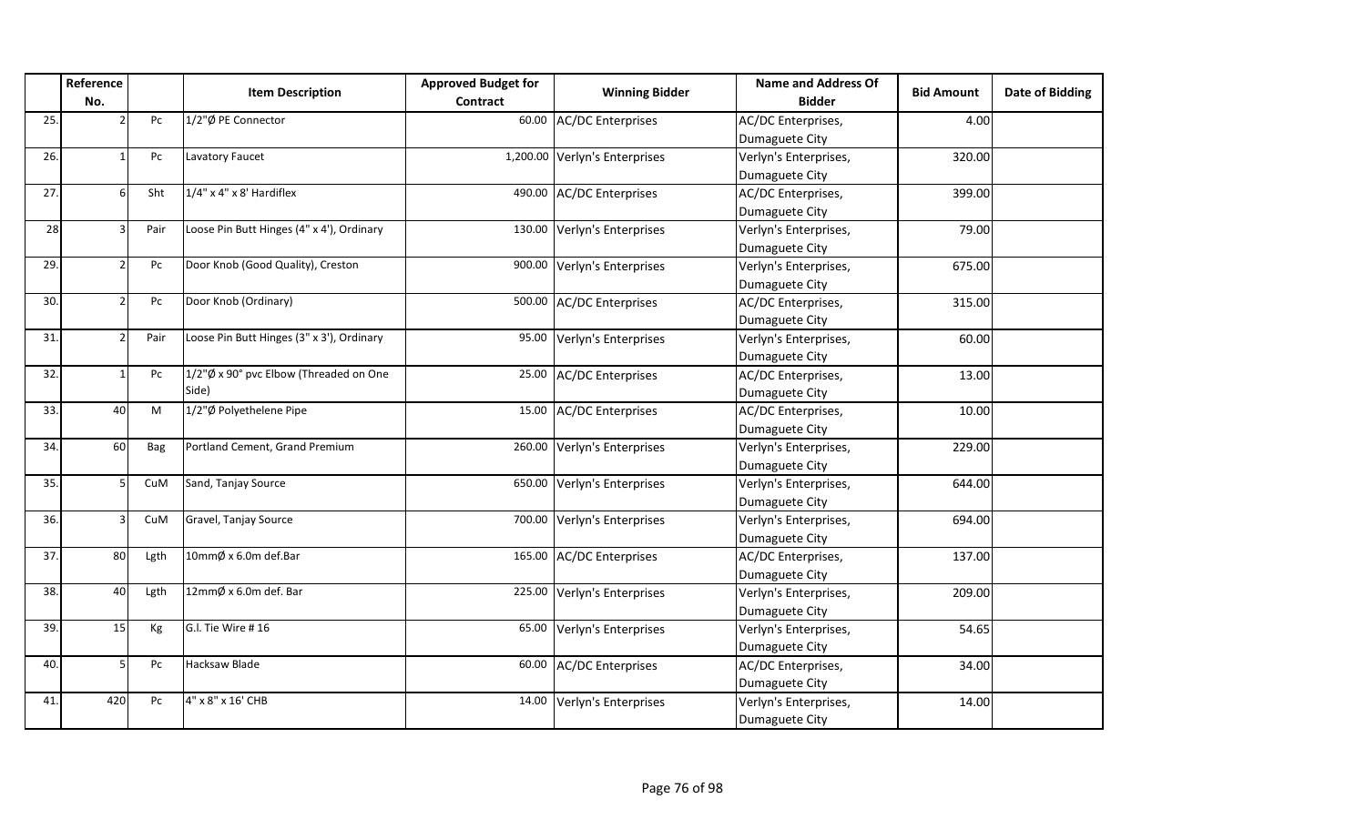| | Reference No. | | Item Description | Approved Budget for Contract | Winning Bidder | Name and Address Of Bidder | Bid Amount | Date of Bidding |
|---|---|---|---|---|---|---|---|---|
| 25. | 2 | Pc | 1/2"Ø PE Connector | 60.00 | AC/DC Enterprises | AC/DC Enterprises, Dumaguete City | 4.00 | |
| 26. | 1 | Pc | Lavatory Faucet | 1,200.00 | Verlyn's Enterprises | Verlyn's Enterprises, Dumaguete City | 320.00 | |
| 27. | 6 | Sht | 1/4" x 4" x 8' Hardiflex | 490.00 | AC/DC Enterprises | AC/DC Enterprises, Dumaguete City | 399.00 | |
| 28 | 3 | Pair | Loose Pin Butt Hinges (4" x 4'), Ordinary | 130.00 | Verlyn's Enterprises | Verlyn's Enterprises, Dumaguete City | 79.00 | |
| 29. | 2 | Pc | Door Knob (Good Quality), Creston | 900.00 | Verlyn's Enterprises | Verlyn's Enterprises, Dumaguete City | 675.00 | |
| 30. | 2 | Pc | Door Knob (Ordinary) | 500.00 | AC/DC Enterprises | AC/DC Enterprises, Dumaguete City | 315.00 | |
| 31. | 2 | Pair | Loose Pin Butt Hinges (3" x 3'), Ordinary | 95.00 | Verlyn's Enterprises | Verlyn's Enterprises, Dumaguete City | 60.00 | |
| 32. | 1 | Pc | 1/2"Ø x 90° pvc Elbow (Threaded on One Side) | 25.00 | AC/DC Enterprises | AC/DC Enterprises, Dumaguete City | 13.00 | |
| 33. | 40 | M | 1/2"Ø Polyethelene Pipe | 15.00 | AC/DC Enterprises | AC/DC Enterprises, Dumaguete City | 10.00 | |
| 34. | 60 | Bag | Portland Cement, Grand Premium | 260.00 | Verlyn's Enterprises | Verlyn's Enterprises, Dumaguete City | 229.00 | |
| 35. | 5 | CuM | Sand, Tanjay Source | 650.00 | Verlyn's Enterprises | Verlyn's Enterprises, Dumaguete City | 644.00 | |
| 36. | 3 | CuM | Gravel, Tanjay Source | 700.00 | Verlyn's Enterprises | Verlyn's Enterprises, Dumaguete City | 694.00 | |
| 37. | 80 | Lgth | 10mmØ x 6.0m def.Bar | 165.00 | AC/DC Enterprises | AC/DC Enterprises, Dumaguete City | 137.00 | |
| 38. | 40 | Lgth | 12mmØ x 6.0m def. Bar | 225.00 | Verlyn's Enterprises | Verlyn's Enterprises, Dumaguete City | 209.00 | |
| 39. | 15 | Kg | G.I. Tie Wire # 16 | 65.00 | Verlyn's Enterprises | Verlyn's Enterprises, Dumaguete City | 54.65 | |
| 40. | 5 | Pc | Hacksaw Blade | 60.00 | AC/DC Enterprises | AC/DC Enterprises, Dumaguete City | 34.00 | |
| 41. | 420 | Pc | 4" x 8" x 16' CHB | 14.00 | Verlyn's Enterprises | Verlyn's Enterprises, Dumaguete City | 14.00 | |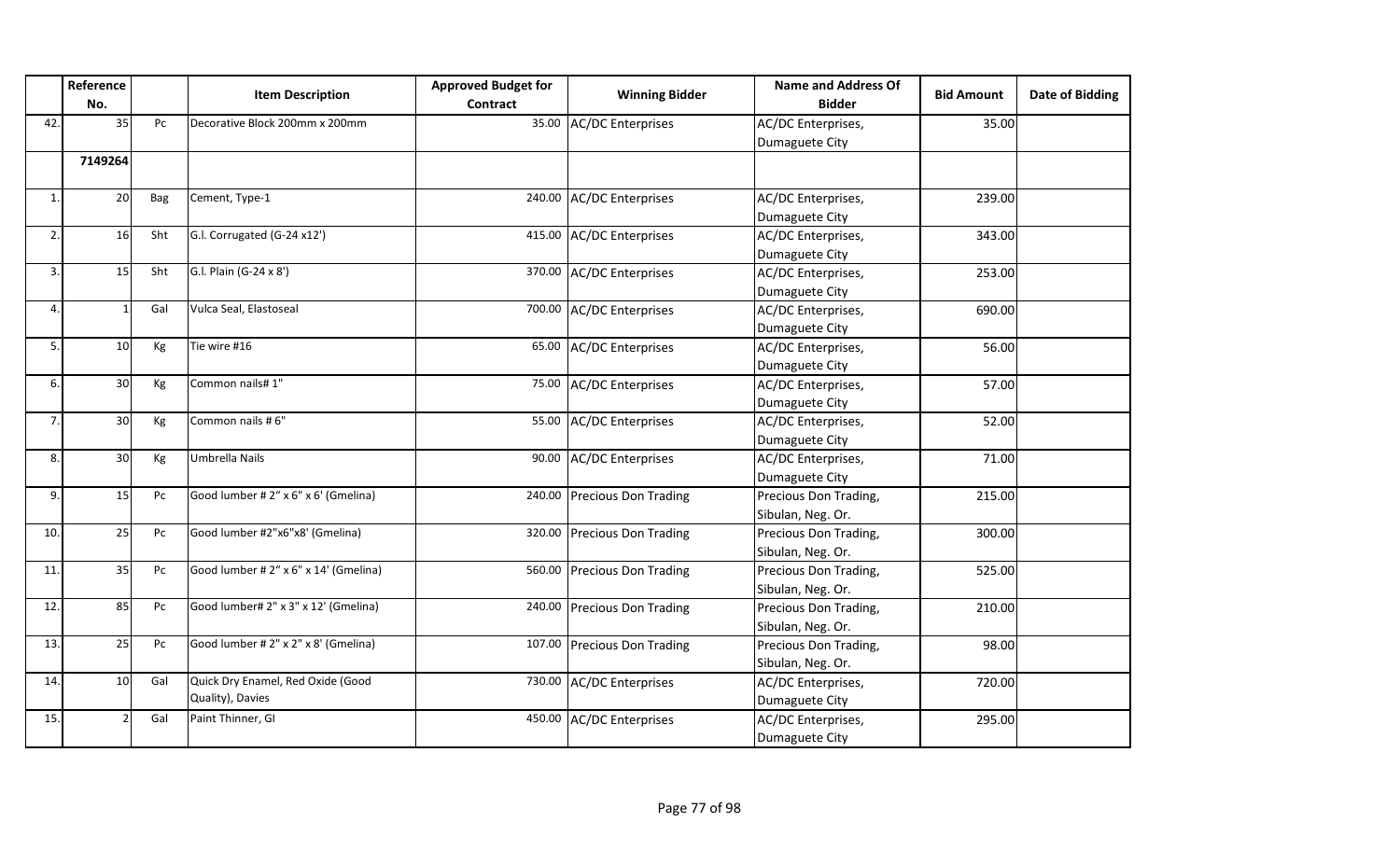| | Reference No. | | Item Description | Approved Budget for Contract | Winning Bidder | Name and Address Of Bidder | Bid Amount | Date of Bidding |
|---|---|---|---|---|---|---|---|---|
| 42. | 35 | Pc | Decorative Block 200mm x 200mm | 35.00 | AC/DC Enterprises | AC/DC Enterprises, Dumaguete City | 35.00 | |
| | **7149264** | | | | | | | |
| 1. | 20 | Bag | Cement, Type-1 | 240.00 | AC/DC Enterprises | AC/DC Enterprises, Dumaguete City | 239.00 | |
| 2. | 16 | Sht | G.I. Corrugated (G-24 x12') | 415.00 | AC/DC Enterprises | AC/DC Enterprises, Dumaguete City | 343.00 | |
| 3. | 15 | Sht | G.I. Plain (G-24 x 8') | 370.00 | AC/DC Enterprises | AC/DC Enterprises, Dumaguete City | 253.00 | |
| 4. | 1 | Gal | Vulca Seal, Elastoseal | 700.00 | AC/DC Enterprises | AC/DC Enterprises, Dumaguete City | 690.00 | |
| 5. | 10 | Kg | Tie wire #16 | 65.00 | AC/DC Enterprises | AC/DC Enterprises, Dumaguete City | 56.00 | |
| 6. | 30 | Kg | Common nails# 1" | 75.00 | AC/DC Enterprises | AC/DC Enterprises, Dumaguete City | 57.00 | |
| 7. | 30 | Kg | Common nails # 6" | 55.00 | AC/DC Enterprises | AC/DC Enterprises, Dumaguete City | 52.00 | |
| 8. | 30 | Kg | Umbrella Nails | 90.00 | AC/DC Enterprises | AC/DC Enterprises, Dumaguete City | 71.00 | |
| 9. | 15 | Pc | Good lumber # 2" x 6" x 6' (Gmelina) | 240.00 | Precious Don Trading | Precious Don Trading, Sibulan, Neg. Or. | 215.00 | |
| 10. | 25 | Pc | Good lumber #2"x6"x8' (Gmelina) | 320.00 | Precious Don Trading | Precious Don Trading, Sibulan, Neg. Or. | 300.00 | |
| 11. | 35 | Pc | Good lumber # 2" x 6" x 14' (Gmelina) | 560.00 | Precious Don Trading | Precious Don Trading, Sibulan, Neg. Or. | 525.00 | |
| 12. | 85 | Pc | Good lumber# 2" x 3" x 12' (Gmelina) | 240.00 | Precious Don Trading | Precious Don Trading, Sibulan, Neg. Or. | 210.00 | |
| 13. | 25 | Pc | Good lumber # 2" x 2" x 8' (Gmelina) | 107.00 | Precious Don Trading | Precious Don Trading, Sibulan, Neg. Or. | 98.00 | |
| 14. | 10 | Gal | Quick Dry Enamel, Red Oxide (Good Quality), Davies | 730.00 | AC/DC Enterprises | AC/DC Enterprises, Dumaguete City | 720.00 | |
| 15. | 2 | Gal | Paint Thinner, GI | 450.00 | AC/DC Enterprises | AC/DC Enterprises, Dumaguete City | 295.00 | |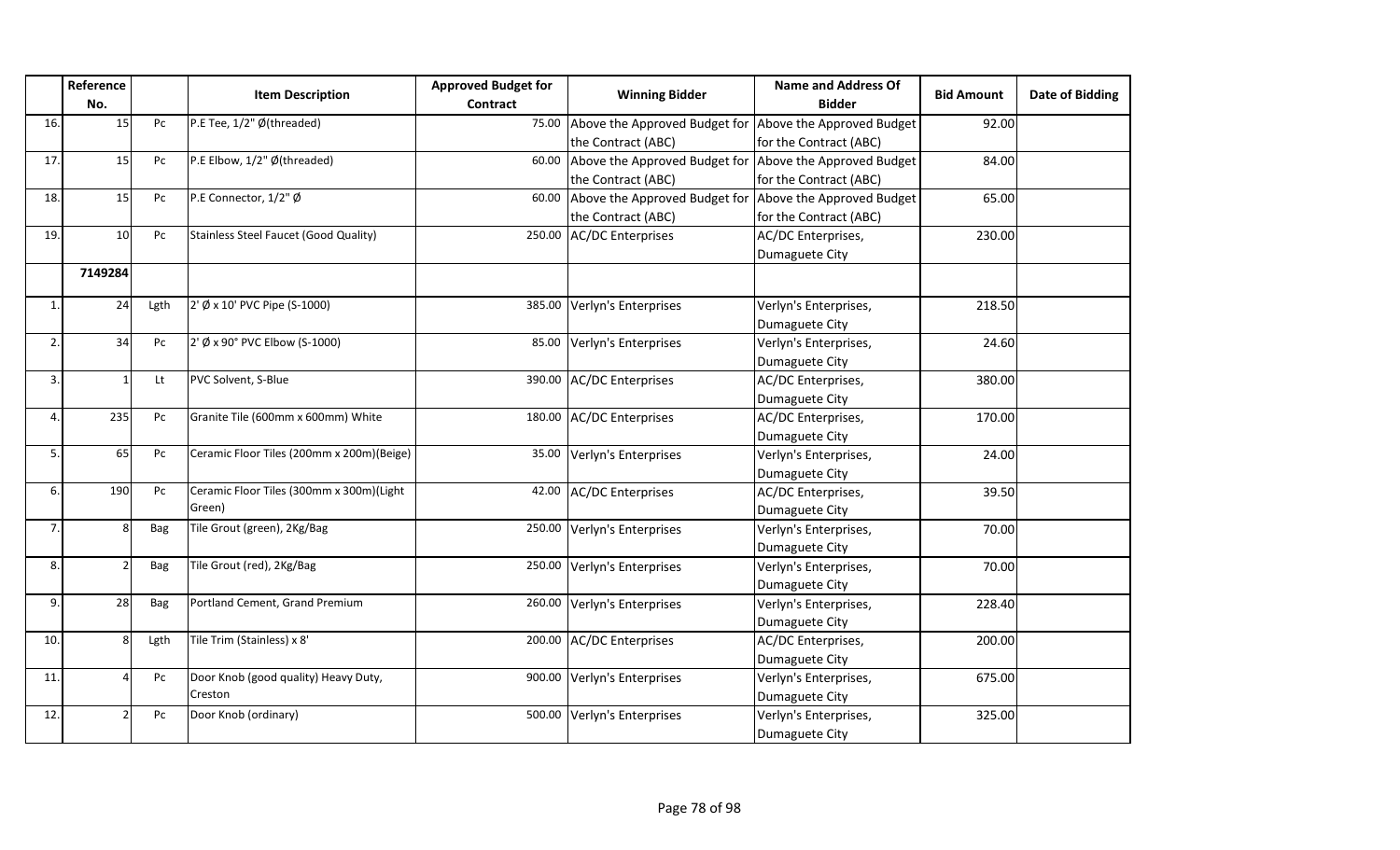| | Reference No. | | Item Description | Approved Budget for Contract | Winning Bidder | Name and Address Of Bidder | Bid Amount | Date of Bidding |
|---|---|---|---|---|---|---|---|---|
| 16. | 15 | Pc | P.E Tee, 1/2" Ø(threaded) | 75.00 | Above the Approved Budget for the Contract (ABC) | Above the Approved Budget for the Contract (ABC) | 92.00 | |
| 17. | 15 | Pc | P.E Elbow, 1/2" Ø(threaded) | 60.00 | Above the Approved Budget for the Contract (ABC) | Above the Approved Budget for the Contract (ABC) | 84.00 | |
| 18. | 15 | Pc | P.E Connector, 1/2" Ø | 60.00 | Above the Approved Budget for the Contract (ABC) | Above the Approved Budget for the Contract (ABC) | 65.00 | |
| 19. | 10 | Pc | Stainless Steel Faucet (Good Quality) | 250.00 | AC/DC Enterprises | AC/DC Enterprises, Dumaguete City | 230.00 | |
| | **7149284** | | | | | | | |
| 1. | 24 | Lgth | 2' Ø x 10' PVC Pipe (S-1000) | 385.00 | Verlyn's Enterprises | Verlyn's Enterprises, Dumaguete City | 218.50 | |
| 2. | 34 | Pc | 2' Ø x 90° PVC Elbow (S-1000) | 85.00 | Verlyn's Enterprises | Verlyn's Enterprises, Dumaguete City | 24.60 | |
| 3. | 1 | Lt | PVC Solvent, S-Blue | 390.00 | AC/DC Enterprises | AC/DC Enterprises, Dumaguete City | 380.00 | |
| 4. | 235 | Pc | Granite Tile (600mm x 600mm) White | 180.00 | AC/DC Enterprises | AC/DC Enterprises, Dumaguete City | 170.00 | |
| 5. | 65 | Pc | Ceramic Floor Tiles (200mm x 200m)(Beige) | 35.00 | Verlyn's Enterprises | Verlyn's Enterprises, Dumaguete City | 24.00 | |
| 6. | 190 | Pc | Ceramic Floor Tiles (300mm x 300m)(Light Green) | 42.00 | AC/DC Enterprises | AC/DC Enterprises, Dumaguete City | 39.50 | |
| 7. | 8 | Bag | Tile Grout (green), 2Kg/Bag | 250.00 | Verlyn's Enterprises | Verlyn's Enterprises, Dumaguete City | 70.00 | |
| 8. | 2 | Bag | Tile Grout (red), 2Kg/Bag | 250.00 | Verlyn's Enterprises | Verlyn's Enterprises, Dumaguete City | 70.00 | |
| 9. | 28 | Bag | Portland Cement, Grand Premium | 260.00 | Verlyn's Enterprises | Verlyn's Enterprises, Dumaguete City | 228.40 | |
| 10. | 8 | Lgth | Tile Trim (Stainless) x 8' | 200.00 | AC/DC Enterprises | AC/DC Enterprises, Dumaguete City | 200.00 | |
| 11. | 4 | Pc | Door Knob (good quality) Heavy Duty, Creston | 900.00 | Verlyn's Enterprises | Verlyn's Enterprises, Dumaguete City | 675.00 | |
| 12. | 2 | Pc | Door Knob (ordinary) | 500.00 | Verlyn's Enterprises | Verlyn's Enterprises, Dumaguete City | 325.00 | |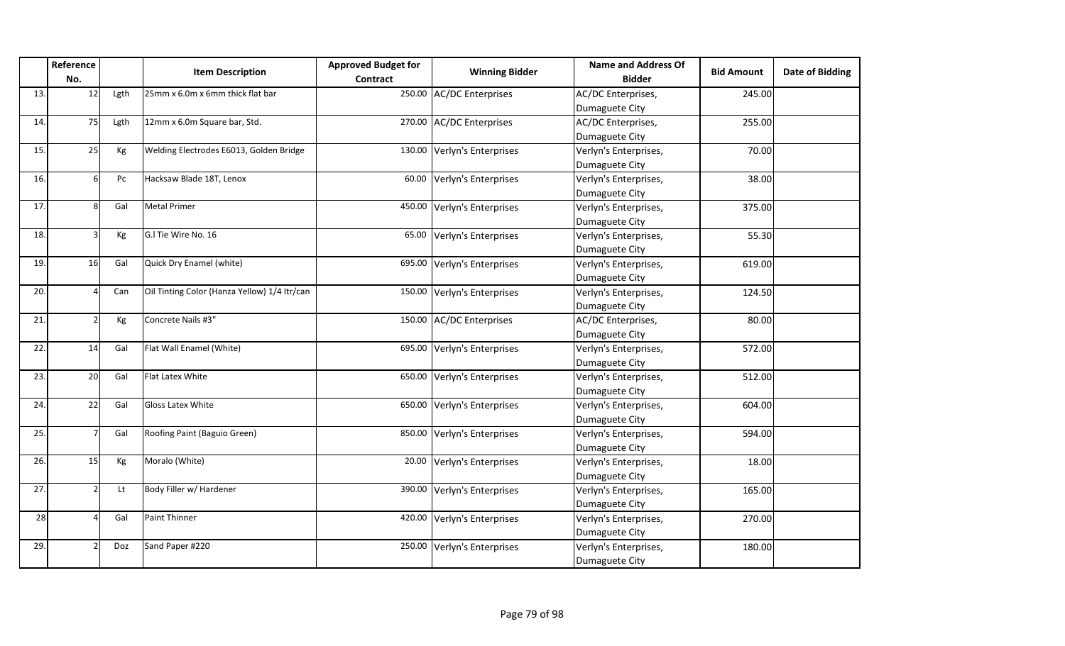| | Reference No. | | Item Description | Approved Budget for Contract | Winning Bidder | Name and Address Of Bidder | Bid Amount | Date of Bidding |
|---|---|---|---|---|---|---|---|---|
| 13. | 12 | Lgth | 25mm x 6.0m x 6mm thick flat bar | 250.00 | AC/DC Enterprises | AC/DC Enterprises, Dumaguete City | 245.00 | |
| 14. | 75 | Lgth | 12mm x 6.0m Square bar, Std. | 270.00 | AC/DC Enterprises | AC/DC Enterprises, Dumaguete City | 255.00 | |
| 15. | 25 | Kg | Welding Electrodes E6013, Golden Bridge | 130.00 | Verlyn's Enterprises | Verlyn's Enterprises, Dumaguete City | 70.00 | |
| 16. | 6 | Pc | Hacksaw Blade 18T, Lenox | 60.00 | Verlyn's Enterprises | Verlyn's Enterprises, Dumaguete City | 38.00 | |
| 17. | 8 | Gal | Metal Primer | 450.00 | Verlyn's Enterprises | Verlyn's Enterprises, Dumaguete City | 375.00 | |
| 18. | 3 | Kg | G.I Tie Wire No. 16 | 65.00 | Verlyn's Enterprises | Verlyn's Enterprises, Dumaguete City | 55.30 | |
| 19. | 16 | Gal | Quick Dry Enamel (white) | 695.00 | Verlyn's Enterprises | Verlyn's Enterprises, Dumaguete City | 619.00 | |
| 20. | 4 | Can | Oil Tinting Color (Hanza Yellow) 1/4 ltr/can | 150.00 | Verlyn's Enterprises | Verlyn's Enterprises, Dumaguete City | 124.50 | |
| 21. | 2 | Kg | Concrete Nails #3" | 150.00 | AC/DC Enterprises | AC/DC Enterprises, Dumaguete City | 80.00 | |
| 22. | 14 | Gal | Flat Wall Enamel (White) | 695.00 | Verlyn's Enterprises | Verlyn's Enterprises, Dumaguete City | 572.00 | |
| 23. | 20 | Gal | Flat Latex White | 650.00 | Verlyn's Enterprises | Verlyn's Enterprises, Dumaguete City | 512.00 | |
| 24. | 22 | Gal | Gloss Latex White | 650.00 | Verlyn's Enterprises | Verlyn's Enterprises, Dumaguete City | 604.00 | |
| 25. | 7 | Gal | Roofing Paint (Baguio Green) | 850.00 | Verlyn's Enterprises | Verlyn's Enterprises, Dumaguete City | 594.00 | |
| 26. | 15 | Kg | Moralo (White) | 20.00 | Verlyn's Enterprises | Verlyn's Enterprises, Dumaguete City | 18.00 | |
| 27. | 2 | Lt | Body Filler w/ Hardener | 390.00 | Verlyn's Enterprises | Verlyn's Enterprises, Dumaguete City | 165.00 | |
| 28 | 4 | Gal | Paint Thinner | 420.00 | Verlyn's Enterprises | Verlyn's Enterprises, Dumaguete City | 270.00 | |
| 29. | 2 | Doz | Sand Paper #220 | 250.00 | Verlyn's Enterprises | Verlyn's Enterprises, Dumaguete City | 180.00 | |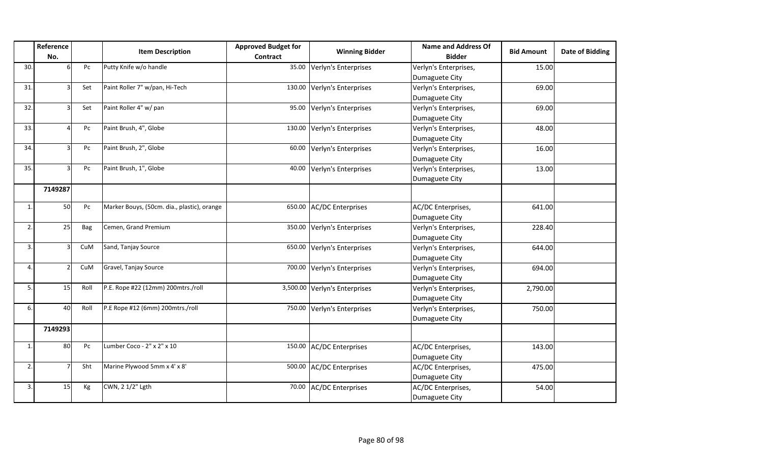| | Reference No. | | Item Description | Approved Budget for Contract | Winning Bidder | Name and Address Of Bidder | Bid Amount | Date of Bidding |
|---|---|---|---|---|---|---|---|---|
| 30. | 6 | Pc | Putty Knife w/o handle | 35.00 | Verlyn's Enterprises | Verlyn's Enterprises, Dumaguete City | 15.00 | |
| 31. | 3 | Set | Paint Roller 7" w/pan, Hi-Tech | 130.00 | Verlyn's Enterprises | Verlyn's Enterprises, Dumaguete City | 69.00 | |
| 32. | 3 | Set | Paint Roller 4" w/ pan | 95.00 | Verlyn's Enterprises | Verlyn's Enterprises, Dumaguete City | 69.00 | |
| 33. | 4 | Pc | Paint Brush, 4", Globe | 130.00 | Verlyn's Enterprises | Verlyn's Enterprises, Dumaguete City | 48.00 | |
| 34. | 3 | Pc | Paint Brush, 2", Globe | 60.00 | Verlyn's Enterprises | Verlyn's Enterprises, Dumaguete City | 16.00 | |
| 35. | 3 | Pc | Paint Brush, 1", Globe | 40.00 | Verlyn's Enterprises | Verlyn's Enterprises, Dumaguete City | 13.00 | |
| | **7149287** | | | | | | | |
| 1. | 50 | Pc | Marker Bouys, (50cm. dia., plastic), orange | 650.00 | AC/DC Enterprises | AC/DC Enterprises, Dumaguete City | 641.00 | |
| 2. | 25 | Bag | Cemen, Grand Premium | 350.00 | Verlyn's Enterprises | Verlyn's Enterprises, Dumaguete City | 228.40 | |
| 3. | 3 | CuM | Sand, Tanjay Source | 650.00 | Verlyn's Enterprises | Verlyn's Enterprises, Dumaguete City | 644.00 | |
| 4. | 2 | CuM | Gravel, Tanjay Source | 700.00 | Verlyn's Enterprises | Verlyn's Enterprises, Dumaguete City | 694.00 | |
| 5. | 15 | Roll | P.E. Rope #22 (12mm) 200mtrs./roll | 3,500.00 | Verlyn's Enterprises | Verlyn's Enterprises, Dumaguete City | 2,790.00 | |
| 6. | 40 | Roll | P.E Rope #12 (6mm) 200mtrs./roll | 750.00 | Verlyn's Enterprises | Verlyn's Enterprises, Dumaguete City | 750.00 | |
| | **7149293** | | | | | | | |
| 1. | 80 | Pc | Lumber Coco - 2" x 2" x 10 | 150.00 | AC/DC Enterprises | AC/DC Enterprises, Dumaguete City | 143.00 | |
| 2. | 7 | Sht | Marine Plywood 5mm x 4' x 8' | 500.00 | AC/DC Enterprises | AC/DC Enterprises, Dumaguete City | 475.00 | |
| 3. | 15 | Kg | CWN, 2 1/2" Lgth | 70.00 | AC/DC Enterprises | AC/DC Enterprises, Dumaguete City | 54.00 | |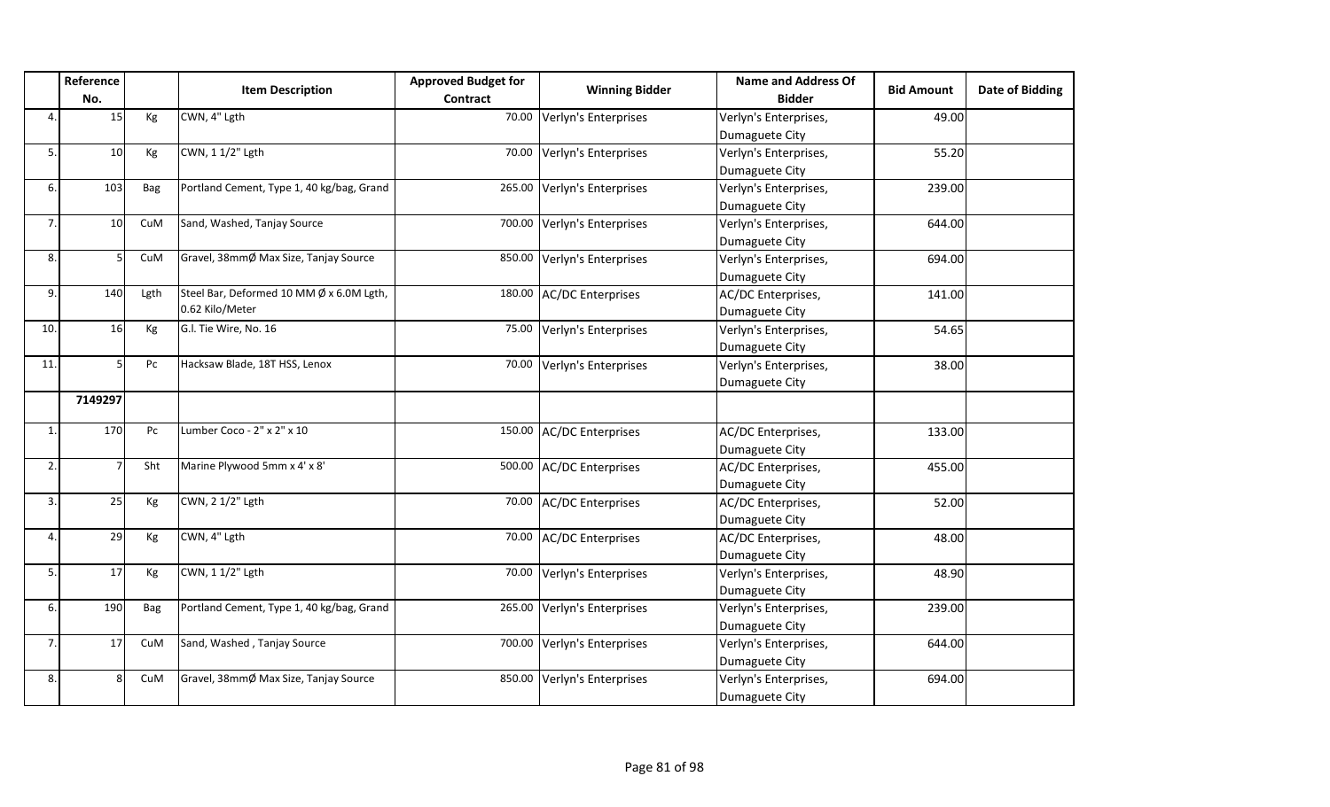| | Reference No. | | Item Description | Approved Budget for Contract | Winning Bidder | Name and Address Of Bidder | Bid Amount | Date of Bidding |
|---|---|---|---|---|---|---|---|---|
| 4. | 15 | Kg | CWN, 4" Lgth | 70.00 | Verlyn's Enterprises | Verlyn's Enterprises, Dumaguete City | 49.00 | |
| 5. | 10 | Kg | CWN, 1 1/2" Lgth | 70.00 | Verlyn's Enterprises | Verlyn's Enterprises, Dumaguete City | 55.20 | |
| 6. | 103 | Bag | Portland Cement, Type 1, 40 kg/bag, Grand | 265.00 | Verlyn's Enterprises | Verlyn's Enterprises, Dumaguete City | 239.00 | |
| 7. | 10 | CuM | Sand, Washed, Tanjay Source | 700.00 | Verlyn's Enterprises | Verlyn's Enterprises, Dumaguete City | 644.00 | |
| 8. | 5 | CuM | Gravel, 38mmØ Max Size, Tanjay Source | 850.00 | Verlyn's Enterprises | Verlyn's Enterprises, Dumaguete City | 694.00 | |
| 9. | 140 | Lgth | Steel Bar, Deformed 10 MM Ø x 6.0M Lgth, 0.62 Kilo/Meter | 180.00 | AC/DC Enterprises | AC/DC Enterprises, Dumaguete City | 141.00 | |
| 10. | 16 | Kg | G.I. Tie Wire, No. 16 | 75.00 | Verlyn's Enterprises | Verlyn's Enterprises, Dumaguete City | 54.65 | |
| 11. | 5 | Pc | Hacksaw Blade, 18T HSS, Lenox | 70.00 | Verlyn's Enterprises | Verlyn's Enterprises, Dumaguete City | 38.00 | |
| | **7149297** | | | | | | | |
| 1. | 170 | Pc | Lumber Coco - 2" x 2" x 10 | 150.00 | AC/DC Enterprises | AC/DC Enterprises, Dumaguete City | 133.00 | |
| 2. | 7 | Sht | Marine Plywood 5mm x 4' x 8' | 500.00 | AC/DC Enterprises | AC/DC Enterprises, Dumaguete City | 455.00 | |
| 3. | 25 | Kg | CWN, 2 1/2" Lgth | 70.00 | AC/DC Enterprises | AC/DC Enterprises, Dumaguete City | 52.00 | |
| 4. | 29 | Kg | CWN, 4" Lgth | 70.00 | AC/DC Enterprises | AC/DC Enterprises, Dumaguete City | 48.00 | |
| 5. | 17 | Kg | CWN, 1 1/2" Lgth | 70.00 | Verlyn's Enterprises | Verlyn's Enterprises, Dumaguete City | 48.90 | |
| 6. | 190 | Bag | Portland Cement, Type 1, 40 kg/bag, Grand | 265.00 | Verlyn's Enterprises | Verlyn's Enterprises, Dumaguete City | 239.00 | |
| 7. | 17 | CuM | Sand, Washed , Tanjay Source | 700.00 | Verlyn's Enterprises | Verlyn's Enterprises, Dumaguete City | 644.00 | |
| 8. | 8 | CuM | Gravel, 38mmØ Max Size, Tanjay Source | 850.00 | Verlyn's Enterprises | Verlyn's Enterprises, Dumaguete City | 694.00 | |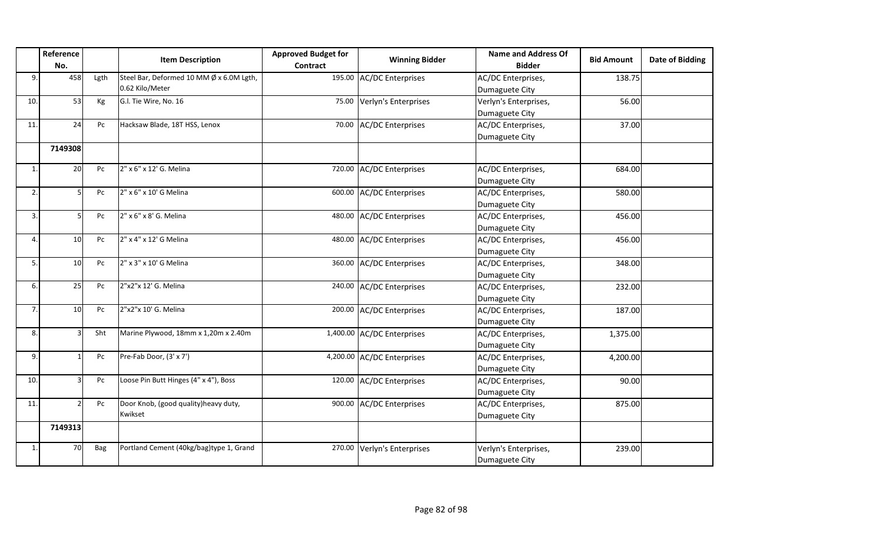| | Reference No. | | Item Description | Approved Budget for Contract | Winning Bidder | Name and Address Of Bidder | Bid Amount | Date of Bidding |
|---|---|---|---|---|---|---|---|---|
| 9. | 458 | Lgth | Steel Bar, Deformed 10 MM Ø x 6.0M Lgth, 0.62 Kilo/Meter | 195.00 | AC/DC Enterprises | AC/DC Enterprises, Dumaguete City | 138.75 | |
| 10. | 53 | Kg | G.I. Tie Wire, No. 16 | 75.00 | Verlyn's Enterprises | Verlyn's Enterprises, Dumaguete City | 56.00 | |
| 11. | 24 | Pc | Hacksaw Blade, 18T HSS, Lenox | 70.00 | AC/DC Enterprises | AC/DC Enterprises, Dumaguete City | 37.00 | |
| | 7149308 | | | | | | | |
| 1. | 20 | Pc | 2" x 6" x 12' G. Melina | 720.00 | AC/DC Enterprises | AC/DC Enterprises, Dumaguete City | 684.00 | |
| 2. | 5 | Pc | 2" x 6" x 10' G Melina | 600.00 | AC/DC Enterprises | AC/DC Enterprises, Dumaguete City | 580.00 | |
| 3. | 5 | Pc | 2" x 6" x 8' G. Melina | 480.00 | AC/DC Enterprises | AC/DC Enterprises, Dumaguete City | 456.00 | |
| 4. | 10 | Pc | 2" x 4" x 12' G Melina | 480.00 | AC/DC Enterprises | AC/DC Enterprises, Dumaguete City | 456.00 | |
| 5. | 10 | Pc | 2" x 3" x 10' G Melina | 360.00 | AC/DC Enterprises | AC/DC Enterprises, Dumaguete City | 348.00 | |
| 6. | 25 | Pc | 2"x2"x 12' G. Melina | 240.00 | AC/DC Enterprises | AC/DC Enterprises, Dumaguete City | 232.00 | |
| 7. | 10 | Pc | 2"x2"x 10' G. Melina | 200.00 | AC/DC Enterprises | AC/DC Enterprises, Dumaguete City | 187.00 | |
| 8. | 3 | Sht | Marine Plywood, 18mm x 1,20m x 2.40m | 1,400.00 | AC/DC Enterprises | AC/DC Enterprises, Dumaguete City | 1,375.00 | |
| 9. | 1 | Pc | Pre-Fab Door, (3' x 7') | 4,200.00 | AC/DC Enterprises | AC/DC Enterprises, Dumaguete City | 4,200.00 | |
| 10. | 3 | Pc | Loose Pin Butt Hinges (4" x 4"), Boss | 120.00 | AC/DC Enterprises | AC/DC Enterprises, Dumaguete City | 90.00 | |
| 11. | 2 | Pc | Door Knob, (good quality)heavy duty, Kwikset | 900.00 | AC/DC Enterprises | AC/DC Enterprises, Dumaguete City | 875.00 | |
| | 7149313 | | | | | | | |
| 1. | 70 | Bag | Portland Cement (40kg/bag)type 1, Grand | 270.00 | Verlyn's Enterprises | Verlyn's Enterprises, Dumaguete City | 239.00 | |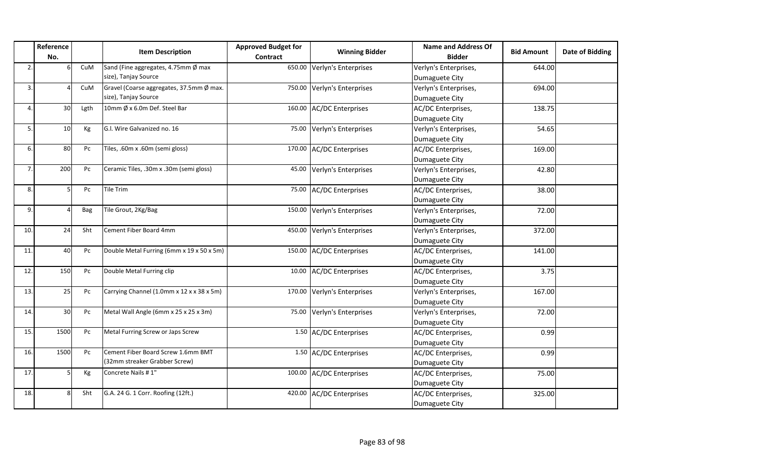| | Reference No. | | Item Description | Approved Budget for Contract | Winning Bidder | Name and Address Of Bidder | Bid Amount | Date of Bidding |
|---|---|---|---|---|---|---|---|---|
| 2. | 6 | CuM | Sand (Fine aggregates, 4.75mm Ø max size), Tanjay Source | 650.00 | Verlyn's Enterprises | Verlyn's Enterprises, Dumaguete City | 644.00 | |
| 3. | 4 | CuM | Gravel (Coarse aggregates, 37.5mm Ø max. size), Tanjay Source | 750.00 | Verlyn's Enterprises | Verlyn's Enterprises, Dumaguete City | 694.00 | |
| 4. | 30 | Lgth | 10mm Ø x 6.0m Def. Steel Bar | 160.00 | AC/DC Enterprises | AC/DC Enterprises, Dumaguete City | 138.75 | |
| 5. | 10 | Kg | G.I. Wire Galvanized no. 16 | 75.00 | Verlyn's Enterprises | Verlyn's Enterprises, Dumaguete City | 54.65 | |
| 6. | 80 | Pc | Tiles, .60m x .60m (semi gloss) | 170.00 | AC/DC Enterprises | AC/DC Enterprises, Dumaguete City | 169.00 | |
| 7. | 200 | Pc | Ceramic Tiles, .30m x .30m (semi gloss) | 45.00 | Verlyn's Enterprises | Verlyn's Enterprises, Dumaguete City | 42.80 | |
| 8. | 5 | Pc | Tile Trim | 75.00 | AC/DC Enterprises | AC/DC Enterprises, Dumaguete City | 38.00 | |
| 9. | 4 | Bag | Tile Grout, 2Kg/Bag | 150.00 | Verlyn's Enterprises | Verlyn's Enterprises, Dumaguete City | 72.00 | |
| 10. | 24 | Sht | Cement Fiber Board 4mm | 450.00 | Verlyn's Enterprises | Verlyn's Enterprises, Dumaguete City | 372.00 | |
| 11. | 40 | Pc | Double Metal Furring (6mm x 19 x 50 x 5m) | 150.00 | AC/DC Enterprises | AC/DC Enterprises, Dumaguete City | 141.00 | |
| 12. | 150 | Pc | Double Metal Furring clip | 10.00 | AC/DC Enterprises | AC/DC Enterprises, Dumaguete City | 3.75 | |
| 13. | 25 | Pc | Carrying Channel (1.0mm x 12 x x 38 x 5m) | 170.00 | Verlyn's Enterprises | Verlyn's Enterprises, Dumaguete City | 167.00 | |
| 14. | 30 | Pc | Metal Wall Angle (6mm x 25 x 25 x 3m) | 75.00 | Verlyn's Enterprises | Verlyn's Enterprises, Dumaguete City | 72.00 | |
| 15. | 1500 | Pc | Metal Furring Screw or Japs Screw | 1.50 | AC/DC Enterprises | AC/DC Enterprises, Dumaguete City | 0.99 | |
| 16. | 1500 | Pc | Cement Fiber Board Screw 1.6mm BMT (32mm streaker Grabber Screw) | 1.50 | AC/DC Enterprises | AC/DC Enterprises, Dumaguete City | 0.99 | |
| 17. | 5 | Kg | Concrete Nails # 1" | 100.00 | AC/DC Enterprises | AC/DC Enterprises, Dumaguete City | 75.00 | |
| 18. | 8 | Sht | G.A. 24 G. 1 Corr. Roofing (12ft.) | 420.00 | AC/DC Enterprises | AC/DC Enterprises, Dumaguete City | 325.00 | |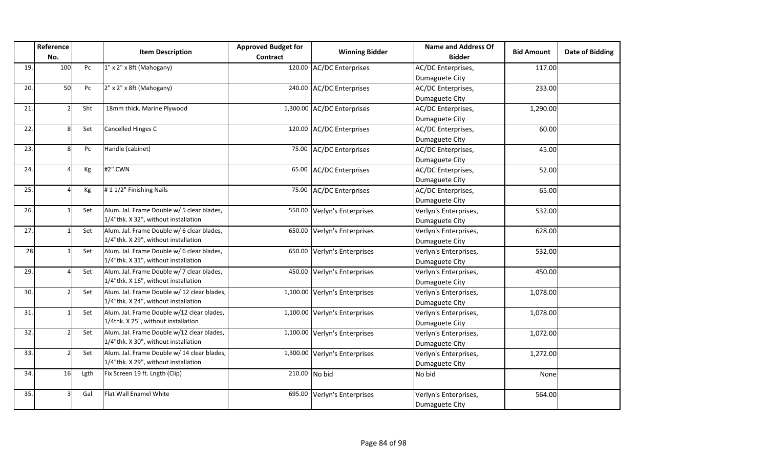| | Reference No. | | Item Description | Approved Budget for Contract | Winning Bidder | Name and Address Of Bidder | Bid Amount | Date of Bidding |
|---|---|---|---|---|---|---|---|---|
| 19. | 100 | Pc | 1" x 2" x 8ft (Mahogany) | 120.00 | AC/DC Enterprises | AC/DC Enterprises, Dumaguete City | 117.00 | |
| 20. | 50 | Pc | 2" x 2" x 8ft (Mahogany) | 240.00 | AC/DC Enterprises | AC/DC Enterprises, Dumaguete City | 233.00 | |
| 21. | 2 | Sht | 18mm thick. Marine Plywood | 1,300.00 | AC/DC Enterprises | AC/DC Enterprises, Dumaguete City | 1,290.00 | |
| 22. | 8 | Set | Cancelled Hinges C | 120.00 | AC/DC Enterprises | AC/DC Enterprises, Dumaguete City | 60.00 | |
| 23. | 8 | Pc | Handle (cabinet) | 75.00 | AC/DC Enterprises | AC/DC Enterprises, Dumaguete City | 45.00 | |
| 24. | 4 | Kg | #2" CWN | 65.00 | AC/DC Enterprises | AC/DC Enterprises, Dumaguete City | 52.00 | |
| 25. | 4 | Kg | # 1 1/2" Finishing Nails | 75.00 | AC/DC Enterprises | AC/DC Enterprises, Dumaguete City | 65.00 | |
| 26. | 1 | Set | Alum. Jal. Frame Double w/ 5 clear blades, 1/4"thk. X 32", without installation | 550.00 | Verlyn's Enterprises | Verlyn's Enterprises, Dumaguete City | 532.00 | |
| 27. | 1 | Set | Alum. Jal. Frame Double w/ 6 clear blades, 1/4"thk. X 29", without installation | 650.00 | Verlyn's Enterprises | Verlyn's Enterprises, Dumaguete City | 628.00 | |
| 28 | 1 | Set | Alum. Jal. Frame Double w/ 6 clear blades, 1/4"thk. X 31", without installation | 650.00 | Verlyn's Enterprises | Verlyn's Enterprises, Dumaguete City | 532.00 | |
| 29. | 4 | Set | Alum. Jal. Frame Double w/ 7 clear blades, 1/4"thk. X 16", without installation | 450.00 | Verlyn's Enterprises | Verlyn's Enterprises, Dumaguete City | 450.00 | |
| 30. | 2 | Set | Alum. Jal. Frame Double w/ 12 clear blades, 1/4"thk. X 24", without installation | 1,100.00 | Verlyn's Enterprises | Verlyn's Enterprises, Dumaguete City | 1,078.00 | |
| 31. | 1 | Set | Alum. Jal. Frame Double w/12 clear blades, 1/4thk. X 25", without installation | 1,100.00 | Verlyn's Enterprises | Verlyn's Enterprises, Dumaguete City | 1,078.00 | |
| 32. | 2 | Set | Alum. Jal. Frame Double w/12 clear blades, 1/4"thk. X 30", without installation | 1,100.00 | Verlyn's Enterprises | Verlyn's Enterprises, Dumaguete City | 1,072.00 | |
| 33. | 2 | Set | Alum. Jal. Frame Double w/ 14 clear blades, 1/4"thk. X 29", without installation | 1,300.00 | Verlyn's Enterprises | Verlyn's Enterprises, Dumaguete City | 1,272.00 | |
| 34. | 16 | Lgth | Fix Screen 19 ft. Lngth (Clip) | 210.00 | No bid | No bid | None | |
| 35. | 3 | Gal | Flat Wall Enamel White | 695.00 | Verlyn's Enterprises | Verlyn's Enterprises, Dumaguete City | 564.00 | |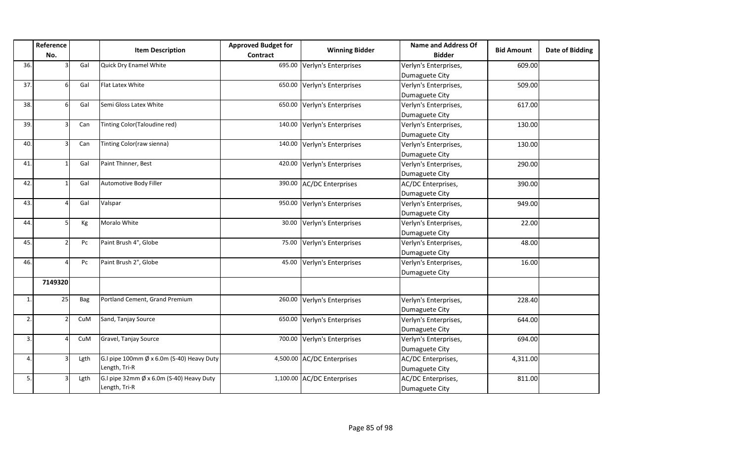| | Reference No. | | Item Description | Approved Budget for Contract | Winning Bidder | Name and Address Of Bidder | Bid Amount | Date of Bidding |
|---|---|---|---|---|---|---|---|---|
| 36. | 3 | Gal | Quick Dry Enamel White | 695.00 | Verlyn's Enterprises | Verlyn's Enterprises, Dumaguete City | 609.00 | |
| 37. | 6 | Gal | Flat Latex White | 650.00 | Verlyn's Enterprises | Verlyn's Enterprises, Dumaguete City | 509.00 | |
| 38. | 6 | Gal | Semi Gloss Latex White | 650.00 | Verlyn's Enterprises | Verlyn's Enterprises, Dumaguete City | 617.00 | |
| 39. | 3 | Can | Tinting Color(Taloudine red) | 140.00 | Verlyn's Enterprises | Verlyn's Enterprises, Dumaguete City | 130.00 | |
| 40. | 3 | Can | Tinting Color(raw sienna) | 140.00 | Verlyn's Enterprises | Verlyn's Enterprises, Dumaguete City | 130.00 | |
| 41. | 1 | Gal | Paint Thinner, Best | 420.00 | Verlyn's Enterprises | Verlyn's Enterprises, Dumaguete City | 290.00 | |
| 42. | 1 | Gal | Automotive Body Filler | 390.00 | AC/DC Enterprises | AC/DC Enterprises, Dumaguete City | 390.00 | |
| 43. | 4 | Gal | Valspar | 950.00 | Verlyn's Enterprises | Verlyn's Enterprises, Dumaguete City | 949.00 | |
| 44. | 5 | Kg | Moralo White | 30.00 | Verlyn's Enterprises | Verlyn's Enterprises, Dumaguete City | 22.00 | |
| 45. | 2 | Pc | Paint Brush 4", Globe | 75.00 | Verlyn's Enterprises | Verlyn's Enterprises, Dumaguete City | 48.00 | |
| 46. | 4 | Pc | Paint Brush 2", Globe | 45.00 | Verlyn's Enterprises | Verlyn's Enterprises, Dumaguete City | 16.00 | |
| | **7149320** | | | | | | | |
| 1. | 25 | Bag | Portland Cement, Grand Premium | 260.00 | Verlyn's Enterprises | Verlyn's Enterprises, Dumaguete City | 228.40 | |
| 2. | 2 | CuM | Sand, Tanjay Source | 650.00 | Verlyn's Enterprises | Verlyn's Enterprises, Dumaguete City | 644.00 | |
| 3. | 4 | CuM | Gravel, Tanjay Source | 700.00 | Verlyn's Enterprises | Verlyn's Enterprises, Dumaguete City | 694.00 | |
| 4. | 3 | Lgth | G.I pipe 100mm Ø x 6.0m (S-40) Heavy Duty Length, Tri-R | 4,500.00 | AC/DC Enterprises | AC/DC Enterprises, Dumaguete City | 4,311.00 | |
| 5. | 3 | Lgth | G.I pipe 32mm Ø x 6.0m (S-40) Heavy Duty Length, Tri-R | 1,100.00 | AC/DC Enterprises | AC/DC Enterprises, Dumaguete City | 811.00 | |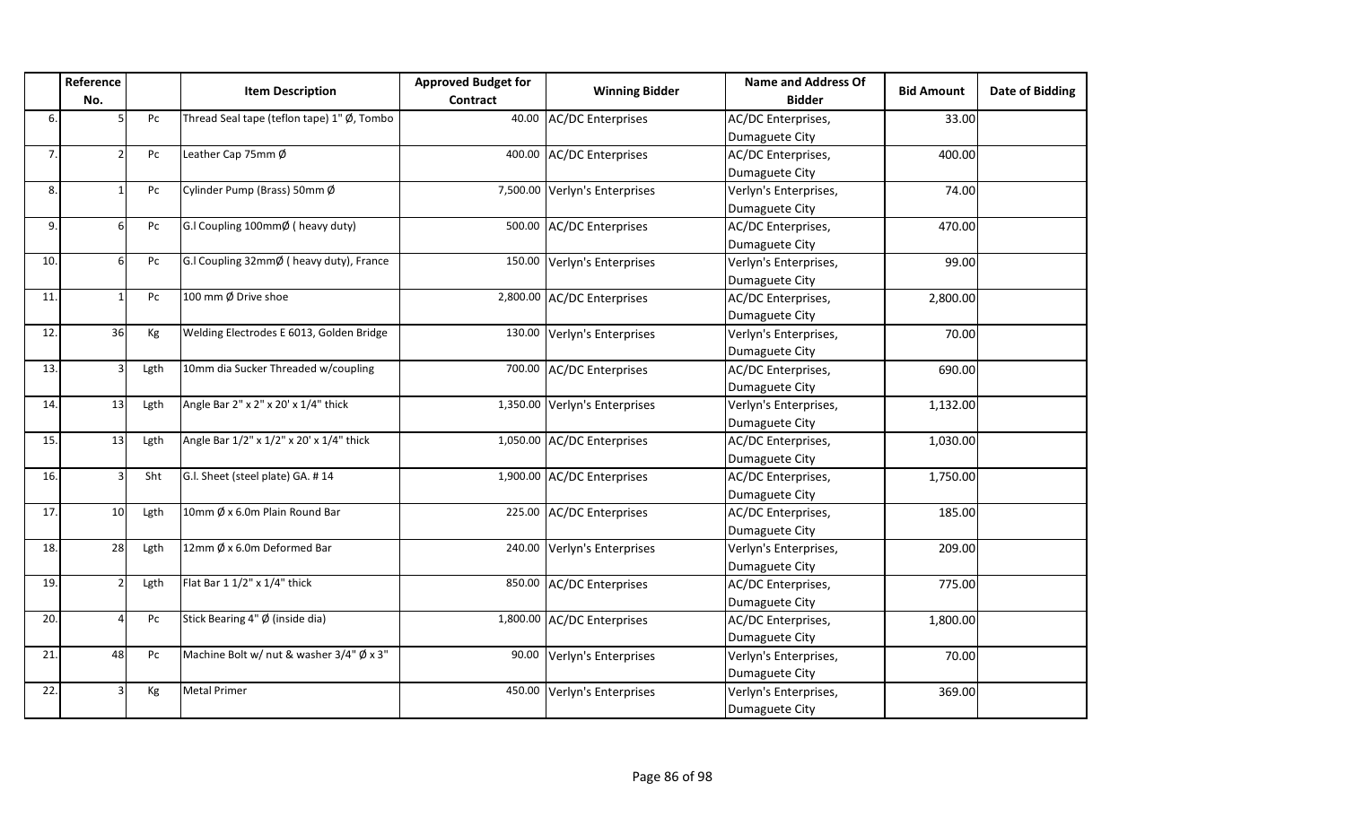| | Reference No. | | Item Description | Approved Budget for Contract | Winning Bidder | Name and Address Of Bidder | Bid Amount | Date of Bidding |
|---|---|---|---|---|---|---|---|---|
| 6. | 5 | Pc | Thread Seal tape (teflon tape) 1" Ø, Tombo | 40.00 | AC/DC Enterprises | AC/DC Enterprises, Dumaguete City | 33.00 | |
| 7. | 2 | Pc | Leather Cap 75mm Ø | 400.00 | AC/DC Enterprises | AC/DC Enterprises, Dumaguete City | 400.00 | |
| 8. | 1 | Pc | Cylinder Pump (Brass) 50mm Ø | 7,500.00 | Verlyn's Enterprises | Verlyn's Enterprises, Dumaguete City | 74.00 | |
| 9. | 6 | Pc | G.I Coupling 100mmØ ( heavy duty) | 500.00 | AC/DC Enterprises | AC/DC Enterprises, Dumaguete City | 470.00 | |
| 10. | 6 | Pc | G.I Coupling 32mmØ ( heavy duty), France | 150.00 | Verlyn's Enterprises | Verlyn's Enterprises, Dumaguete City | 99.00 | |
| 11. | 1 | Pc | 100 mm Ø Drive shoe | 2,800.00 | AC/DC Enterprises | AC/DC Enterprises, Dumaguete City | 2,800.00 | |
| 12. | 36 | Kg | Welding Electrodes E 6013, Golden Bridge | 130.00 | Verlyn's Enterprises | Verlyn's Enterprises, Dumaguete City | 70.00 | |
| 13. | 3 | Lgth | 10mm dia Sucker Threaded w/coupling | 700.00 | AC/DC Enterprises | AC/DC Enterprises, Dumaguete City | 690.00 | |
| 14. | 13 | Lgth | Angle Bar 2" x 2" x 20' x 1/4" thick | 1,350.00 | Verlyn's Enterprises | Verlyn's Enterprises, Dumaguete City | 1,132.00 | |
| 15. | 13 | Lgth | Angle Bar 1/2" x 1/2" x 20' x 1/4" thick | 1,050.00 | AC/DC Enterprises | AC/DC Enterprises, Dumaguete City | 1,030.00 | |
| 16. | 3 | Sht | G.I. Sheet (steel plate) GA. # 14 | 1,900.00 | AC/DC Enterprises | AC/DC Enterprises, Dumaguete City | 1,750.00 | |
| 17. | 10 | Lgth | 10mm Ø x 6.0m Plain Round Bar | 225.00 | AC/DC Enterprises | AC/DC Enterprises, Dumaguete City | 185.00 | |
| 18. | 28 | Lgth | 12mm Ø x 6.0m Deformed Bar | 240.00 | Verlyn's Enterprises | Verlyn's Enterprises, Dumaguete City | 209.00 | |
| 19. | 2 | Lgth | Flat Bar 1 1/2" x 1/4" thick | 850.00 | AC/DC Enterprises | AC/DC Enterprises, Dumaguete City | 775.00 | |
| 20. | 4 | Pc | Stick Bearing 4" Ø (inside dia) | 1,800.00 | AC/DC Enterprises | AC/DC Enterprises, Dumaguete City | 1,800.00 | |
| 21. | 48 | Pc | Machine Bolt w/ nut & washer 3/4" Ø x 3" | 90.00 | Verlyn's Enterprises | Verlyn's Enterprises, Dumaguete City | 70.00 | |
| 22. | 3 | Kg | Metal Primer | 450.00 | Verlyn's Enterprises | Verlyn's Enterprises, Dumaguete City | 369.00 | |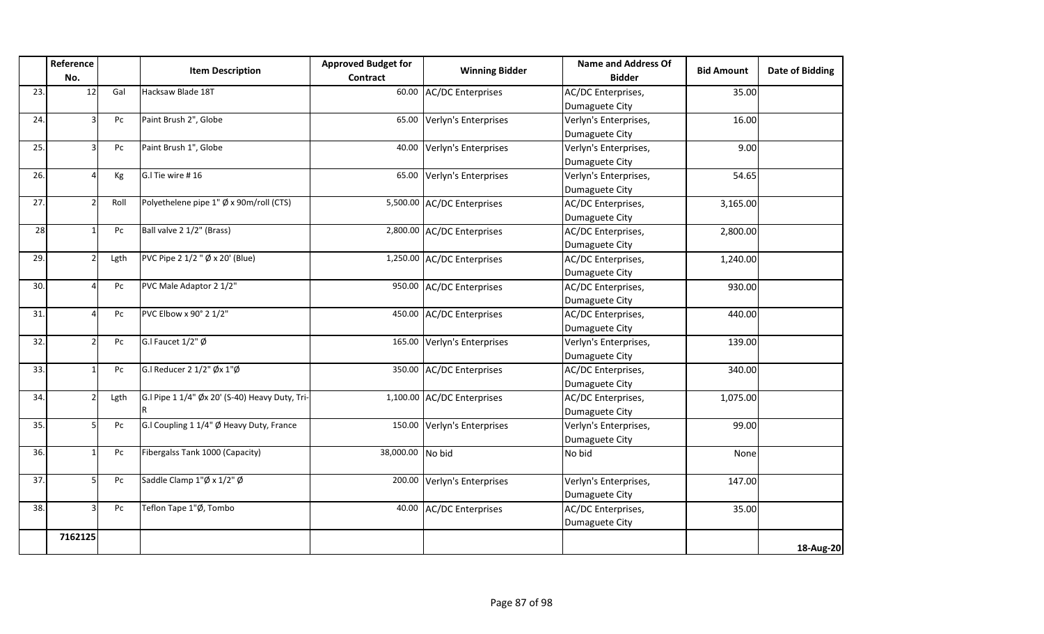| | Reference No. | | Item Description | Approved Budget for Contract | Winning Bidder | Name and Address Of Bidder | Bid Amount | Date of Bidding |
|---|---|---|---|---|---|---|---|---|
| 23. | 12 | Gal | Hacksaw Blade 18T | 60.00 | AC/DC Enterprises | AC/DC Enterprises, Dumaguete City | 35.00 | |
| 24. | 3 | Pc | Paint Brush 2", Globe | 65.00 | Verlyn's Enterprises | Verlyn's Enterprises, Dumaguete City | 16.00 | |
| 25. | 3 | Pc | Paint Brush 1", Globe | 40.00 | Verlyn's Enterprises | Verlyn's Enterprises, Dumaguete City | 9.00 | |
| 26. | 4 | Kg | G.I Tie wire # 16 | 65.00 | Verlyn's Enterprises | Verlyn's Enterprises, Dumaguete City | 54.65 | |
| 27. | 2 | Roll | Polyethelene pipe 1" Ø x 90m/roll (CTS) | 5,500.00 | AC/DC Enterprises | AC/DC Enterprises, Dumaguete City | 3,165.00 | |
| 28 | 1 | Pc | Ball valve 2 1/2" (Brass) | 2,800.00 | AC/DC Enterprises | AC/DC Enterprises, Dumaguete City | 2,800.00 | |
| 29. | 2 | Lgth | PVC Pipe 2 1/2 " Ø x 20' (Blue) | 1,250.00 | AC/DC Enterprises | AC/DC Enterprises, Dumaguete City | 1,240.00 | |
| 30. | 4 | Pc | PVC Male Adaptor 2 1/2" | 950.00 | AC/DC Enterprises | AC/DC Enterprises, Dumaguete City | 930.00 | |
| 31. | 4 | Pc | PVC Elbow x 90° 2 1/2" | 450.00 | AC/DC Enterprises | AC/DC Enterprises, Dumaguete City | 440.00 | |
| 32. | 2 | Pc | G.I Faucet 1/2" Ø | 165.00 | Verlyn's Enterprises | Verlyn's Enterprises, Dumaguete City | 139.00 | |
| 33. | 1 | Pc | G.I Reducer 2 1/2" Øx 1"Ø | 350.00 | AC/DC Enterprises | AC/DC Enterprises, Dumaguete City | 340.00 | |
| 34. | 2 | Lgth | G.I Pipe 1 1/4" Øx 20' (S-40) Heavy Duty, Tri-R | 1,100.00 | AC/DC Enterprises | AC/DC Enterprises, Dumaguete City | 1,075.00 | |
| 35. | 5 | Pc | G.I Coupling 1 1/4" Ø Heavy Duty, France | 150.00 | Verlyn's Enterprises | Verlyn's Enterprises, Dumaguete City | 99.00 | |
| 36. | 1 | Pc | Fibergalss Tank 1000 (Capacity) | 38,000.00 | No bid | No bid | None | |
| 37. | 5 | Pc | Saddle Clamp 1"Ø x 1/2" Ø | 200.00 | Verlyn's Enterprises | Verlyn's Enterprises, Dumaguete City | 147.00 | |
| 38. | 3 | Pc | Teflon Tape 1"Ø, Tombo | 40.00 | AC/DC Enterprises | AC/DC Enterprises, Dumaguete City | 35.00 | |
| | 7162125 | | | | | | | 18-Aug-20 |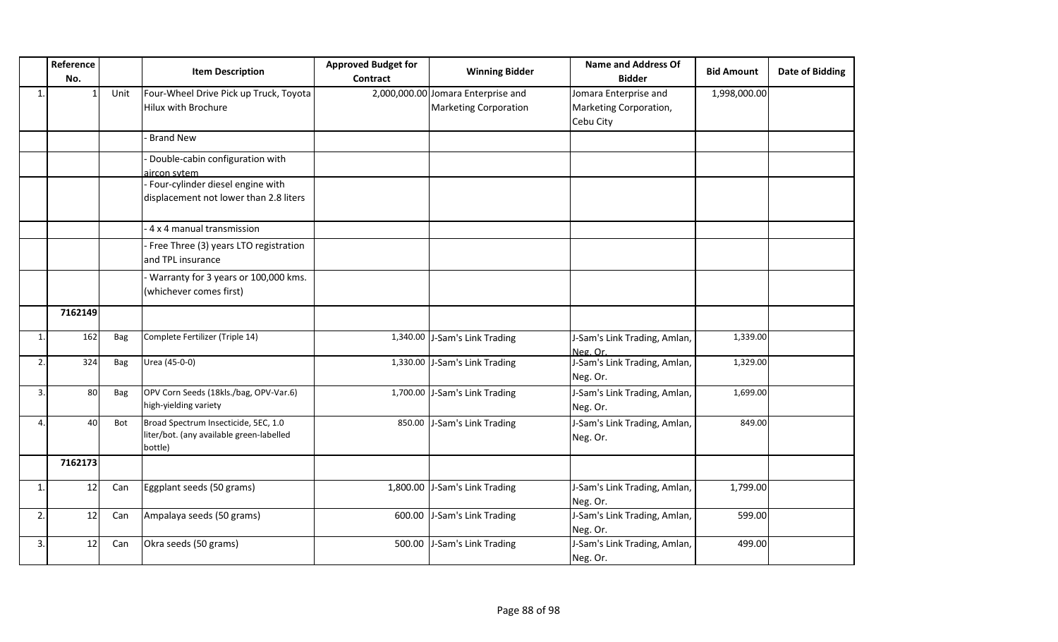| | Reference No. | | Item Description | Approved Budget for Contract | Winning Bidder | Name and Address Of Bidder | Bid Amount | Date of Bidding |
|---|---|---|---|---|---|---|---|---|
| 1. | 1 | Unit | Four-Wheel Drive Pick up Truck, Toyota Hilux with Brochure | 2,000,000.00 | Jomara Enterprise and Marketing Corporation | Jomara Enterprise and Marketing Corporation, Cebu City | 1,998,000.00 | |
| | | | - Brand New | | | | | |
| | | | - Double-cabin configuration with aircon sytem | | | | | |
| | | | - Four-cylinder diesel engine with displacement not lower than 2.8 liters | | | | | |
| | | | - 4 x 4 manual transmission | | | | | |
| | | | - Free Three (3) years LTO registration and TPL insurance | | | | | |
| | | | - Warranty for 3 years or 100,000 kms. (whichever comes first) | | | | | |
| | **7162149** | | | | | | | |
| 1. | 162 | Bag | Complete Fertilizer (Triple 14) | 1,340.00 | J-Sam's Link Trading | J-Sam's Link Trading, Amlan, Neg. Or. | 1,339.00 | |
| 2. | 324 | Bag | Urea (45-0-0) | 1,330.00 | J-Sam's Link Trading | J-Sam's Link Trading, Amlan, Neg. Or. | 1,329.00 | |
| 3. | 80 | Bag | OPV Corn Seeds (18kls./bag, OPV-Var.6) high-yielding variety | 1,700.00 | J-Sam's Link Trading | J-Sam's Link Trading, Amlan, Neg. Or. | 1,699.00 | |
| 4. | 40 | Bot | Broad Spectrum Insecticide, 5EC, 1.0 liter/bot. (any available green-labelled bottle) | 850.00 | J-Sam's Link Trading | J-Sam's Link Trading, Amlan, Neg. Or. | 849.00 | |
| | **7162173** | | | | | | | |
| 1. | 12 | Can | Eggplant seeds (50 grams) | 1,800.00 | J-Sam's Link Trading | J-Sam's Link Trading, Amlan, Neg. Or. | 1,799.00 | |
| 2. | 12 | Can | Ampalaya seeds (50 grams) | 600.00 | J-Sam's Link Trading | J-Sam's Link Trading, Amlan, Neg. Or. | 599.00 | |
| 3. | 12 | Can | Okra seeds (50 grams) | 500.00 | J-Sam's Link Trading | J-Sam's Link Trading, Amlan, Neg. Or. | 499.00 | |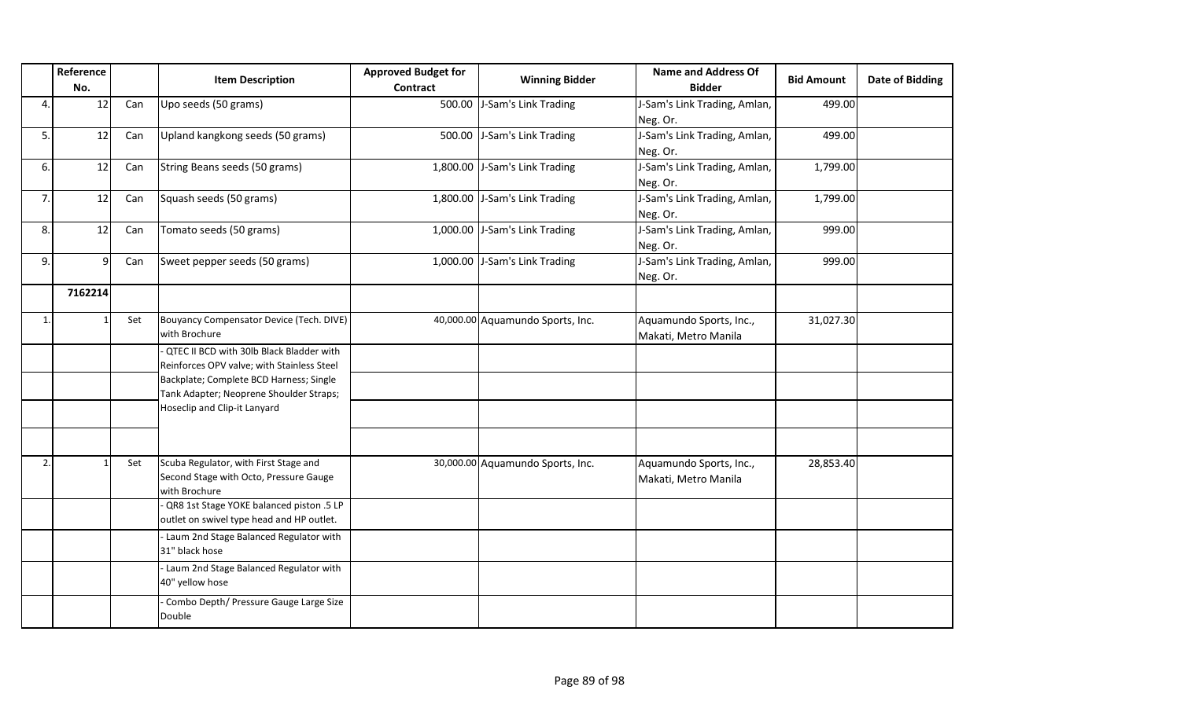| | Reference No. | | Item Description | Approved Budget for Contract | Winning Bidder | Name and Address Of Bidder | Bid Amount | Date of Bidding |
|---|---|---|---|---|---|---|---|---|
| 4. | 12 | Can | Upo seeds (50 grams) | 500.00 | J-Sam's Link Trading | J-Sam's Link Trading, Amlan, Neg. Or. | 499.00 | |
| 5. | 12 | Can | Upland kangkong seeds (50 grams) | 500.00 | J-Sam's Link Trading | J-Sam's Link Trading, Amlan, Neg. Or. | 499.00 | |
| 6. | 12 | Can | String Beans seeds (50 grams) | 1,800.00 | J-Sam's Link Trading | J-Sam's Link Trading, Amlan, Neg. Or. | 1,799.00 | |
| 7. | 12 | Can | Squash seeds (50 grams) | 1,800.00 | J-Sam's Link Trading | J-Sam's Link Trading, Amlan, Neg. Or. | 1,799.00 | |
| 8. | 12 | Can | Tomato seeds (50 grams) | 1,000.00 | J-Sam's Link Trading | J-Sam's Link Trading, Amlan, Neg. Or. | 999.00 | |
| 9. | 9 | Can | Sweet pepper seeds (50 grams) | 1,000.00 | J-Sam's Link Trading | J-Sam's Link Trading, Amlan, Neg. Or. | 999.00 | |
| | **7162214** | | | | | | | |
| 1. | 1 | Set | Bouyancy Compensator Device (Tech. DIVE) with Brochure | 40,000.00 | Aquamundo Sports, Inc. | Aquamundo Sports, Inc., Makati, Metro Manila | 31,027.30 | |
| | | | - QTEC II BCD with 30lb Black Bladder with Reinforces OPV valve; with Stainless Steel Backplate; Complete BCD Harness; Single Tank Adapter; Neoprene Shoulder Straps; Hoseclip and Clip-it Lanyard | | | | | |
| 2. | 1 | Set | Scuba Regulator, with First Stage and Second Stage with Octo, Pressure Gauge with Brochure | 30,000.00 | Aquamundo Sports, Inc. | Aquamundo Sports, Inc., Makati, Metro Manila | 28,853.40 | |
| | | | - QR8 1st Stage YOKE balanced piston .5 LP outlet on swivel type head and HP outlet. | | | | | |
| | | | - Laum 2nd Stage Balanced Regulator with 31" black hose | | | | | |
| | | | - Laum 2nd Stage Balanced Regulator with 40" yellow hose | | | | | |
| | | | - Combo Depth/ Pressure Gauge Large Size Double | | | | | |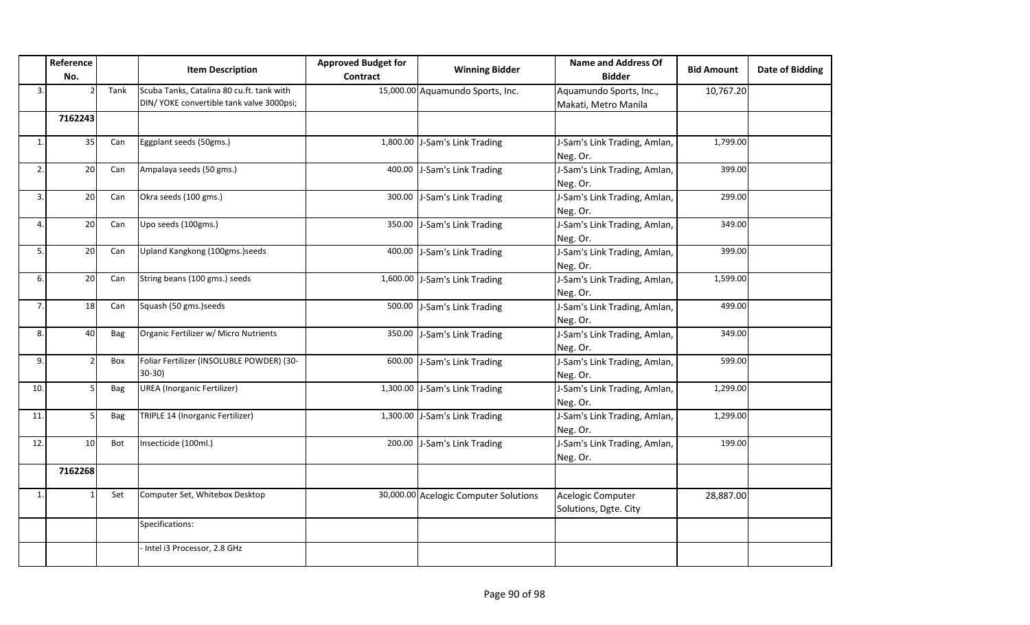| | Reference No. | | Item Description | Approved Budget for Contract | Winning Bidder | Name and Address Of Bidder | Bid Amount | Date of Bidding |
|---|---|---|---|---|---|---|---|---|
| 3. | 2 | Tank | Scuba Tanks, Catalina 80 cu.ft. tank with DIN/ YOKE convertible tank valve 3000psi; | 15,000.00 | Aquamundo Sports, Inc. | Aquamundo Sports, Inc., Makati, Metro Manila | 10,767.20 | |
| | 7162243 | | | | | | | |
| 1. | 35 | Can | Eggplant seeds (50gms.) | 1,800.00 | J-Sam's Link Trading | J-Sam's Link Trading, Amlan, Neg. Or. | 1,799.00 | |
| 2. | 20 | Can | Ampalaya seeds (50 gms.) | 400.00 | J-Sam's Link Trading | J-Sam's Link Trading, Amlan, Neg. Or. | 399.00 | |
| 3. | 20 | Can | Okra seeds (100 gms.) | 300.00 | J-Sam's Link Trading | J-Sam's Link Trading, Amlan, Neg. Or. | 299.00 | |
| 4. | 20 | Can | Upo seeds (100gms.) | 350.00 | J-Sam's Link Trading | J-Sam's Link Trading, Amlan, Neg. Or. | 349.00 | |
| 5. | 20 | Can | Upland Kangkong (100gms.)seeds | 400.00 | J-Sam's Link Trading | J-Sam's Link Trading, Amlan, Neg. Or. | 399.00 | |
| 6. | 20 | Can | String beans (100 gms.) seeds | 1,600.00 | J-Sam's Link Trading | J-Sam's Link Trading, Amlan, Neg. Or. | 1,599.00 | |
| 7. | 18 | Can | Squash (50 gms.)seeds | 500.00 | J-Sam's Link Trading | J-Sam's Link Trading, Amlan, Neg. Or. | 499.00 | |
| 8. | 40 | Bag | Organic Fertilizer w/ Micro Nutrients | 350.00 | J-Sam's Link Trading | J-Sam's Link Trading, Amlan, Neg. Or. | 349.00 | |
| 9. | 2 | Box | Foliar Fertilizer (INSOLUBLE POWDER) (30-30-30) | 600.00 | J-Sam's Link Trading | J-Sam's Link Trading, Amlan, Neg. Or. | 599.00 | |
| 10. | 5 | Bag | UREA (Inorganic Fertilizer) | 1,300.00 | J-Sam's Link Trading | J-Sam's Link Trading, Amlan, Neg. Or. | 1,299.00 | |
| 11. | 5 | Bag | TRIPLE 14 (Inorganic Fertilizer) | 1,300.00 | J-Sam's Link Trading | J-Sam's Link Trading, Amlan, Neg. Or. | 1,299.00 | |
| 12. | 10 | Bot | Insecticide (100ml.) | 200.00 | J-Sam's Link Trading | J-Sam's Link Trading, Amlan, Neg. Or. | 199.00 | |
| | 7162268 | | | | | | | |
| 1. | 1 | Set | Computer Set, Whitebox Desktop | 30,000.00 | Acelogic Computer Solutions | Acelogic Computer Solutions, Dgte. City | 28,887.00 | |
| | | | Specifications: | | | | | |
| | | | - Intel i3 Processor, 2.8 GHz | | | | | |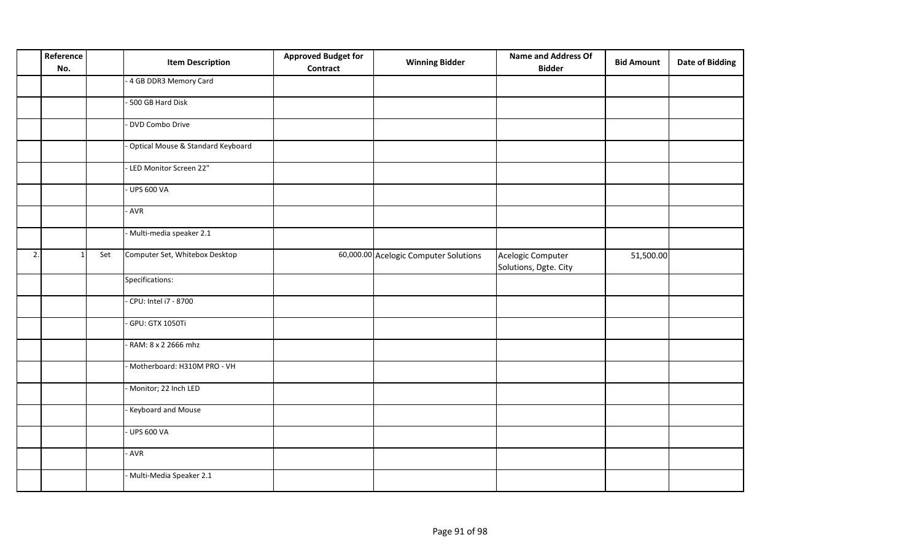| | Reference No. | | Item Description | Approved Budget for Contract | Winning Bidder | Name and Address Of Bidder | Bid Amount | Date of Bidding |
|---|---|---|---|---|---|---|---|---|
| | | | - 4 GB DDR3 Memory Card | | | | | |
| | | | - 500 GB Hard Disk | | | | | |
| | | | - DVD Combo Drive | | | | | |
| | | | - Optical Mouse & Standard Keyboard | | | | | |
| | | | - LED Monitor Screen 22" | | | | | |
| | | | - UPS 600 VA | | | | | |
| | | | - AVR | | | | | |
| | | | - Multi-media speaker 2.1 | | | | | |
| 2. | 1 | Set | Computer Set, Whitebox Desktop | 60,000.00 | Acelogic Computer Solutions | Acelogic Computer Solutions, Dgte. City | 51,500.00 | |
| | | | Specifications: | | | | | |
| | | | - CPU: Intel i7 - 8700 | | | | | |
| | | | - GPU: GTX 1050Ti | | | | | |
| | | | - RAM: 8 x 2 2666 mhz | | | | | |
| | | | - Motherboard: H310M PRO - VH | | | | | |
| | | | - Monitor; 22 Inch LED | | | | | |
| | | | - Keyboard and Mouse | | | | | |
| | | | - UPS 600 VA | | | | | |
| | | | - AVR | | | | | |
| | | | - Multi-Media Speaker 2.1 | | | | | |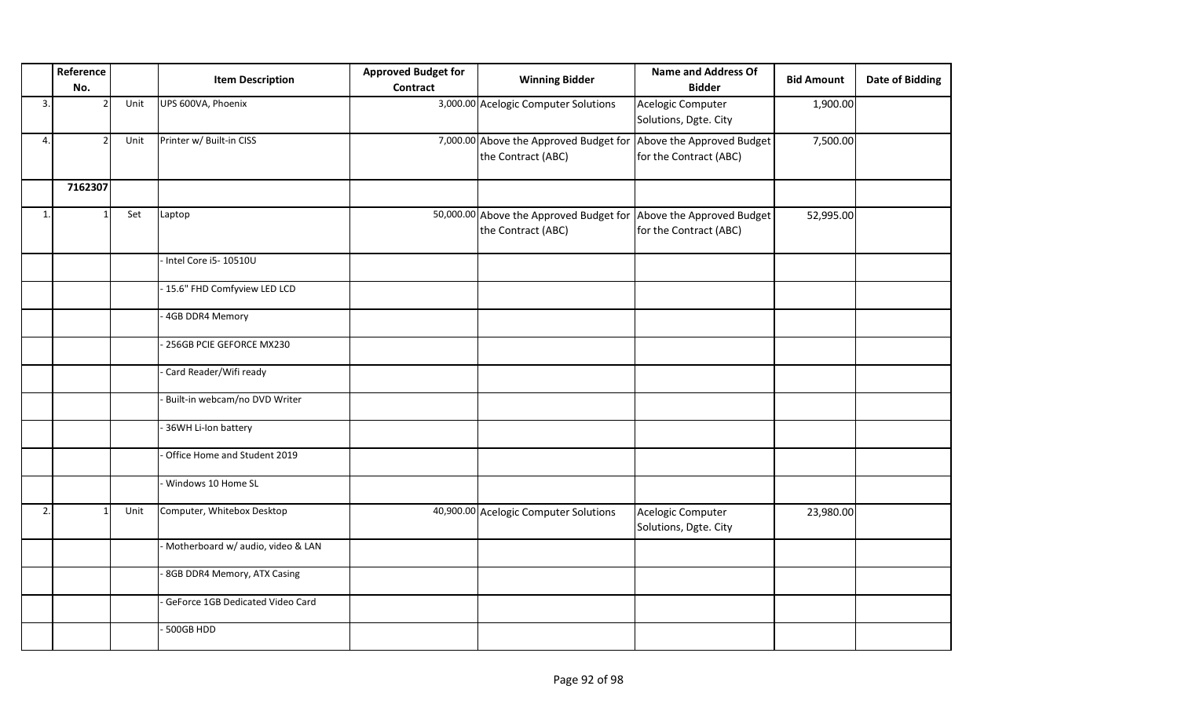| | Reference No. | | Item Description | Approved Budget for Contract | Winning Bidder | Name and Address Of Bidder | Bid Amount | Date of Bidding |
|---|---|---|---|---|---|---|---|---|
| 3. | 2 | Unit | UPS 600VA, Phoenix | 3,000.00 | Acelogic Computer Solutions | Acelogic Computer Solutions, Dgte. City | 1,900.00 | |
| 4. | 2 | Unit | Printer w/ Built-in CISS | 7,000.00 | Above the Approved Budget for the Contract (ABC) | Above the Approved Budget for the Contract (ABC) | 7,500.00 | |
| | **7162307** | | | | | | | |
| 1. | 1 | Set | Laptop | 50,000.00 | Above the Approved Budget for the Contract (ABC) | Above the Approved Budget for the Contract (ABC) | 52,995.00 | |
| | | | - Intel Core i5- 10510U | | | | | |
| | | | - 15.6" FHD Comfyview LED LCD | | | | | |
| | | | - 4GB DDR4 Memory | | | | | |
| | | | - 256GB PCIE GEFORCE MX230 | | | | | |
| | | | - Card Reader/Wifi ready | | | | | |
| | | | - Built-in webcam/no DVD Writer | | | | | |
| | | | - 36WH Li-Ion battery | | | | | |
| | | | - Office Home and Student 2019 | | | | | |
| | | | - Windows 10 Home SL | | | | | |
| 2. | 1 | Unit | Computer, Whitebox Desktop | 40,900.00 | Acelogic Computer Solutions | Acelogic Computer Solutions, Dgte. City | 23,980.00 | |
| | | | - Motherboard w/ audio, video & LAN | | | | | |
| | | | - 8GB DDR4 Memory, ATX Casing | | | | | |
| | | | - GeForce 1GB Dedicated Video Card | | | | | |
| | | | - 500GB HDD | | | | | |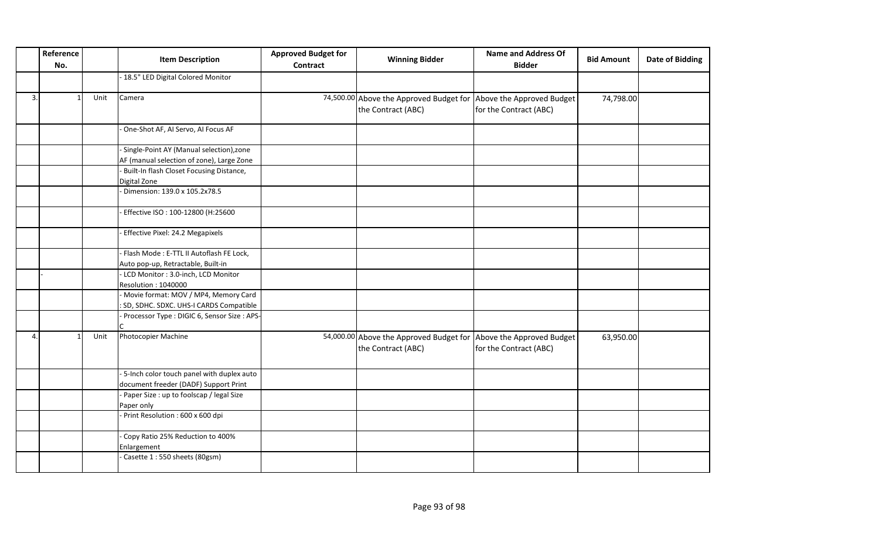| | Reference No. | | Item Description | Approved Budget for Contract | Winning Bidder | Name and Address Of Bidder | Bid Amount | Date of Bidding |
|---|---|---|---|---|---|---|---|---|
| | | | - 18.5" LED Digital Colored Monitor | | | | | |
| 3. | 1 | Unit | Camera | 74,500.00 | Above the Approved Budget for the Contract (ABC) | Above the Approved Budget for the Contract (ABC) | 74,798.00 | |
| | | | - One-Shot AF, AI Servo, AI Focus AF | | | | | |
| | | | - Single-Point AY (Manual selection),zone AF (manual selection of zone), Large Zone | | | | | |
| | | | - Built-In flash Closet Focusing Distance, Digital Zone | | | | | |
| | | | - Dimension: 139.0 x 105.2x78.5 | | | | | |
| | | | - Effective ISO : 100-12800 (H:25600 | | | | | |
| | | | - Effective Pixel: 24.2 Megapixels | | | | | |
| | | | - Flash Mode : E-TTL II Autoflash FE Lock, Auto pop-up, Retractable, Built-in | | | | | |
| - | | | - LCD Monitor : 3.0-inch, LCD Monitor Resolution : 1040000 | | | | | |
| | | | - Movie format: MOV / MP4, Memory Card : SD, SDHC. SDXC. UHS-I CARDS Compatible | | | | | |
| | | | - Processor Type : DIGIC 6, Sensor Size : APS-C | | | | | |
| 4. | 1 | Unit | Photocopier Machine | 54,000.00 | Above the Approved Budget for the Contract (ABC) | Above the Approved Budget for the Contract (ABC) | 63,950.00 | |
| | | | - 5-Inch color touch panel with duplex auto document freeder (DADF) Support Print | | | | | |
| | | | - Paper Size : up to foolscap / legal Size Paper only | | | | | |
| | | | - Print Resolution : 600 x 600 dpi | | | | | |
| | | | - Copy Ratio 25% Reduction to 400% Enlargement | | | | | |
| | | | - Casette 1 : 550 sheets (80gsm) | | | | | |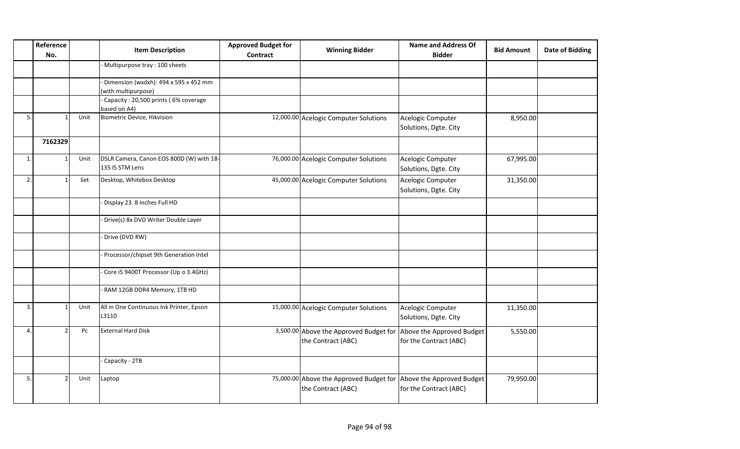|  | Reference No. |  | Item Description | Approved Budget for Contract | Winning Bidder | Name and Address Of Bidder | Bid Amount | Date of Bidding |
|---|---|---|---|---|---|---|---|---|
|  |  |  | - Multipurpose tray : 100 sheets |  |  |  |  |  |
|  |  |  | - Dimension (wxdxh): 494 x 595 x 452 mm (with multipurpose) |  |  |  |  |  |
|  |  |  | - Capacity : 20,500 prints ( 6% coverage based on A4) |  |  |  |  |  |
| 5. | 1 | Unit | Biometric Device, Hikvision | 12,000.00 | Acelogic Computer Solutions | Acelogic Computer Solutions, Dgte. City | 8,950.00 |  |
|  | 7162329 |  |  |  |  |  |  |  |
| 1. | 1 | Unit | DSLR Camera, Canon EOS 800D (W) with 18-135 IS STM Lens | 76,000.00 | Acelogic Computer Solutions | Acelogic Computer Solutions, Dgte. City | 67,995.00 |  |
| 2. | 1 | Set | Desktop, Whitebox Desktop | 45,000.00 | Acelogic Computer Solutions | Acelogic Computer Solutions, Dgte. City | 31,350.00 |  |
|  |  |  | - Display 23. 8 inches Full HD |  |  |  |  |  |
|  |  |  | - Drive(s) 8x DVD Writer Double Layer |  |  |  |  |  |
|  |  |  | - Drive (DVD RW) |  |  |  |  |  |
|  |  |  | - Processor/chipset 9th Generation Intel |  |  |  |  |  |
|  |  |  | - Core i5 9400T Processor (Up o 3.4GHz) |  |  |  |  |  |
|  |  |  | - RAM 12GB DDR4 Memory, 1TB HD |  |  |  |  |  |
| 3. | 1 | Unit | All in One Continuous Ink Printer, Epson L3110 | 15,000.00 | Acelogic Computer Solutions | Acelogic Computer Solutions, Dgte. City | 11,350.00 |  |
| 4. | 2 | Pc | External Hard Disk | 3,500.00 | Above the Approved Budget for the Contract (ABC) | Above the Approved Budget for the Contract (ABC) | 5,550.00 |  |
|  |  |  | - Capacity - 2TB |  |  |  |  |  |
| 5. | 2 | Unit | Laptop | 75,000.00 | Above the Approved Budget for the Contract (ABC) | Above the Approved Budget for the Contract (ABC) | 79,950.00 |  |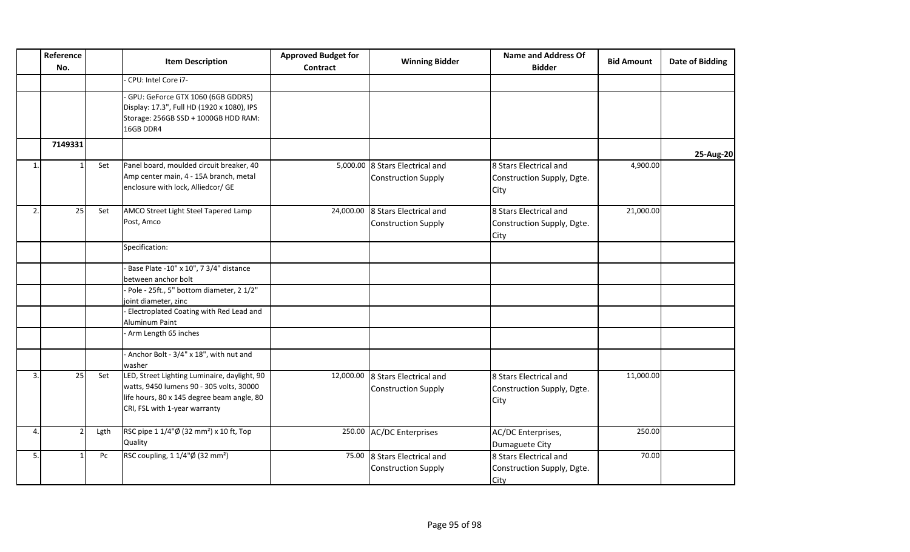| | Reference No. | | Item Description | Approved Budget for Contract | Winning Bidder | Name and Address Of Bidder | Bid Amount | Date of Bidding |
|---|---|---|---|---|---|---|---|---|
| | | | - CPU: Intel Core i7- | | | | | |
| | | | - GPU: GeForce GTX 1060 (6GB GDDR5) Display: 17.3", Full HD (1920 x 1080), IPS Storage: 256GB SSD + 1000GB HDD RAM: 16GB DDR4 | | | | | |
| | 7149331 | | | | | | | 25-Aug-20 |
| 1. | 1 | Set | Panel board, moulded circuit breaker, 40 Amp center main, 4 - 15A branch, metal enclosure with lock, Alliedcor/ GE | 5,000.00 | 8 Stars Electrical and Construction Supply | 8 Stars Electrical and Construction Supply, Dgte. City | 4,900.00 | |
| 2. | 25 | Set | AMCO Street Light Steel Tapered Lamp Post, Amco | 24,000.00 | 8 Stars Electrical and Construction Supply | 8 Stars Electrical and Construction Supply, Dgte. City | 21,000.00 | |
| | | | Specification: | | | | | |
| | | | - Base Plate -10" x 10", 7 3/4" distance between anchor bolt | | | | | |
| | | | - Pole - 25ft., 5" bottom diameter, 2 1/2" joint diameter, zinc | | | | | |
| | | | - Electroplated Coating with Red Lead and Aluminum Paint | | | | | |
| | | | - Arm Length 65 inches | | | | | |
| | | | - Anchor Bolt - 3/4" x 18", with nut and washer | | | | | |
| 3. | 25 | Set | LED, Street Lighting Luminaire, daylight, 90 watts, 9450 lumens 90 - 305 volts, 30000 life hours, 80 x 145 degree beam angle, 80 CRI, FSL with 1-year warranty | 12,000.00 | 8 Stars Electrical and Construction Supply | 8 Stars Electrical and Construction Supply, Dgte. City | 11,000.00 | |
| 4. | 2 | Lgth | RSC pipe 1 1/4"Ø (32 mm²) x 10 ft, Top Quality | 250.00 | AC/DC Enterprises | AC/DC Enterprises, Dumaguete City | 250.00 | |
| 5. | 1 | Pc | RSC coupling, 1 1/4"Ø (32 mm²) | 75.00 | 8 Stars Electrical and Construction Supply | 8 Stars Electrical and Construction Supply, Dgte. City | 70.00 | |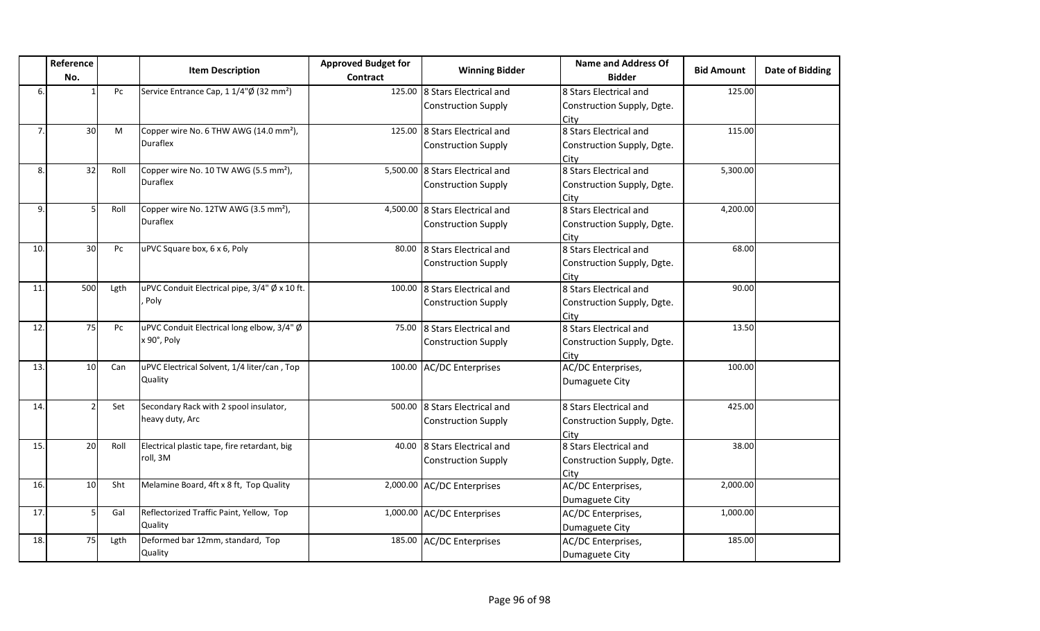| | Reference No. | | Item Description | Approved Budget for Contract | Winning Bidder | Name and Address Of Bidder | Bid Amount | Date of Bidding |
|---|---|---|---|---|---|---|---|---|
| 6. | 1 | Pc | Service Entrance Cap, 1 1/4"Ø (32 mm²) | 125.00 | 8 Stars Electrical and Construction Supply | 8 Stars Electrical and Construction Supply, Dgte. City | 125.00 | |
| 7. | 30 | M | Copper wire No. 6 THW AWG (14.0 mm²), Duraflex | 125.00 | 8 Stars Electrical and Construction Supply | 8 Stars Electrical and Construction Supply, Dgte. City | 115.00 | |
| 8. | 32 | Roll | Copper wire No. 10 TW AWG (5.5 mm²), Duraflex | 5,500.00 | 8 Stars Electrical and Construction Supply | 8 Stars Electrical and Construction Supply, Dgte. City | 5,300.00 | |
| 9. | 5 | Roll | Copper wire No. 12TW AWG (3.5 mm²), Duraflex | 4,500.00 | 8 Stars Electrical and Construction Supply | 8 Stars Electrical and Construction Supply, Dgte. City | 4,200.00 | |
| 10. | 30 | Pc | uPVC Square box, 6 x 6, Poly | 80.00 | 8 Stars Electrical and Construction Supply | 8 Stars Electrical and Construction Supply, Dgte. City | 68.00 | |
| 11. | 500 | Lgth | uPVC Conduit Electrical pipe, 3/4" Ø x 10 ft. , Poly | 100.00 | 8 Stars Electrical and Construction Supply | 8 Stars Electrical and Construction Supply, Dgte. City | 90.00 | |
| 12. | 75 | Pc | uPVC Conduit Electrical long elbow, 3/4" Ø x 90°, Poly | 75.00 | 8 Stars Electrical and Construction Supply | 8 Stars Electrical and Construction Supply, Dgte. City | 13.50 | |
| 13. | 10 | Can | uPVC Electrical Solvent, 1/4 liter/can , Top Quality | 100.00 | AC/DC Enterprises | AC/DC Enterprises, Dumaguete City | 100.00 | |
| 14. | 2 | Set | Secondary Rack with 2 spool insulator, heavy duty, Arc | 500.00 | 8 Stars Electrical and Construction Supply | 8 Stars Electrical and Construction Supply, Dgte. City | 425.00 | |
| 15. | 20 | Roll | Electrical plastic tape, fire retardant, big roll, 3M | 40.00 | 8 Stars Electrical and Construction Supply | 8 Stars Electrical and Construction Supply, Dgte. City | 38.00 | |
| 16. | 10 | Sht | Melamine Board, 4ft x 8 ft, Top Quality | 2,000.00 | AC/DC Enterprises | AC/DC Enterprises, Dumaguete City | 2,000.00 | |
| 17. | 5 | Gal | Reflectorized Traffic Paint, Yellow, Top Quality | 1,000.00 | AC/DC Enterprises | AC/DC Enterprises, Dumaguete City | 1,000.00 | |
| 18. | 75 | Lgth | Deformed bar 12mm, standard, Top Quality | 185.00 | AC/DC Enterprises | AC/DC Enterprises, Dumaguete City | 185.00 | |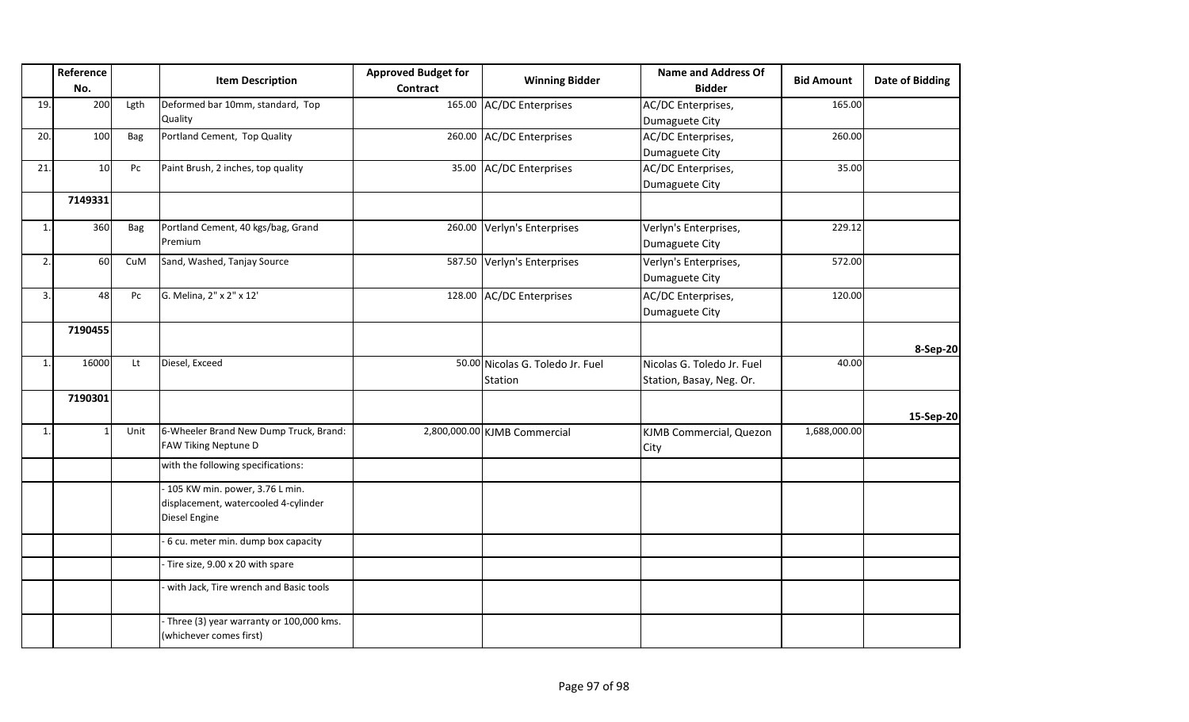| | Reference No. | | Item Description | Approved Budget for Contract | Winning Bidder | Name and Address Of Bidder | Bid Amount | Date of Bidding |
|---|---|---|---|---|---|---|---|---|
| 19. | 200 | Lgth | Deformed bar 10mm, standard, Top Quality | 165.00 | AC/DC Enterprises | AC/DC Enterprises, Dumaguete City | 165.00 | |
| 20. | 100 | Bag | Portland Cement, Top Quality | 260.00 | AC/DC Enterprises | AC/DC Enterprises, Dumaguete City | 260.00 | |
| 21. | 10 | Pc | Paint Brush, 2 inches, top quality | 35.00 | AC/DC Enterprises | AC/DC Enterprises, Dumaguete City | 35.00 | |
| | 7149331 | | | | | | | |
| 1. | 360 | Bag | Portland Cement, 40 kgs/bag, Grand Premium | 260.00 | Verlyn's Enterprises | Verlyn's Enterprises, Dumaguete City | 229.12 | |
| 2. | 60 | CuM | Sand, Washed, Tanjay Source | 587.50 | Verlyn's Enterprises | Verlyn's Enterprises, Dumaguete City | 572.00 | |
| 3. | 48 | Pc | G. Melina, 2" x 2" x 12' | 128.00 | AC/DC Enterprises | AC/DC Enterprises, Dumaguete City | 120.00 | |
| | 7190455 | | | | | | | 8-Sep-20 |
| 1. | 16000 | Lt | Diesel, Exceed | 50.00 | Nicolas G. Toledo Jr. Fuel Station | Nicolas G. Toledo Jr. Fuel Station, Basay, Neg. Or. | 40.00 | |
| | 7190301 | | | | | | | 15-Sep-20 |
| 1. | 1 | Unit | 6-Wheeler Brand New Dump Truck, Brand: FAW Tiking Neptune D | 2,800,000.00 | KJMB Commercial | KJMB Commercial, Quezon City | 1,688,000.00 | |
| | | | with the following specifications: | | | | | |
| | | | - 105 KW min. power, 3.76 L min. displacement, watercooled 4-cylinder Diesel Engine | | | | | |
| | | | - 6 cu. meter min. dump box capacity | | | | | |
| | | | - Tire size, 9.00 x 20 with spare | | | | | |
| | | | - with Jack, Tire wrench and Basic tools | | | | | |
| | | | - Three (3) year warranty or 100,000 kms. (whichever comes first) | | | | | |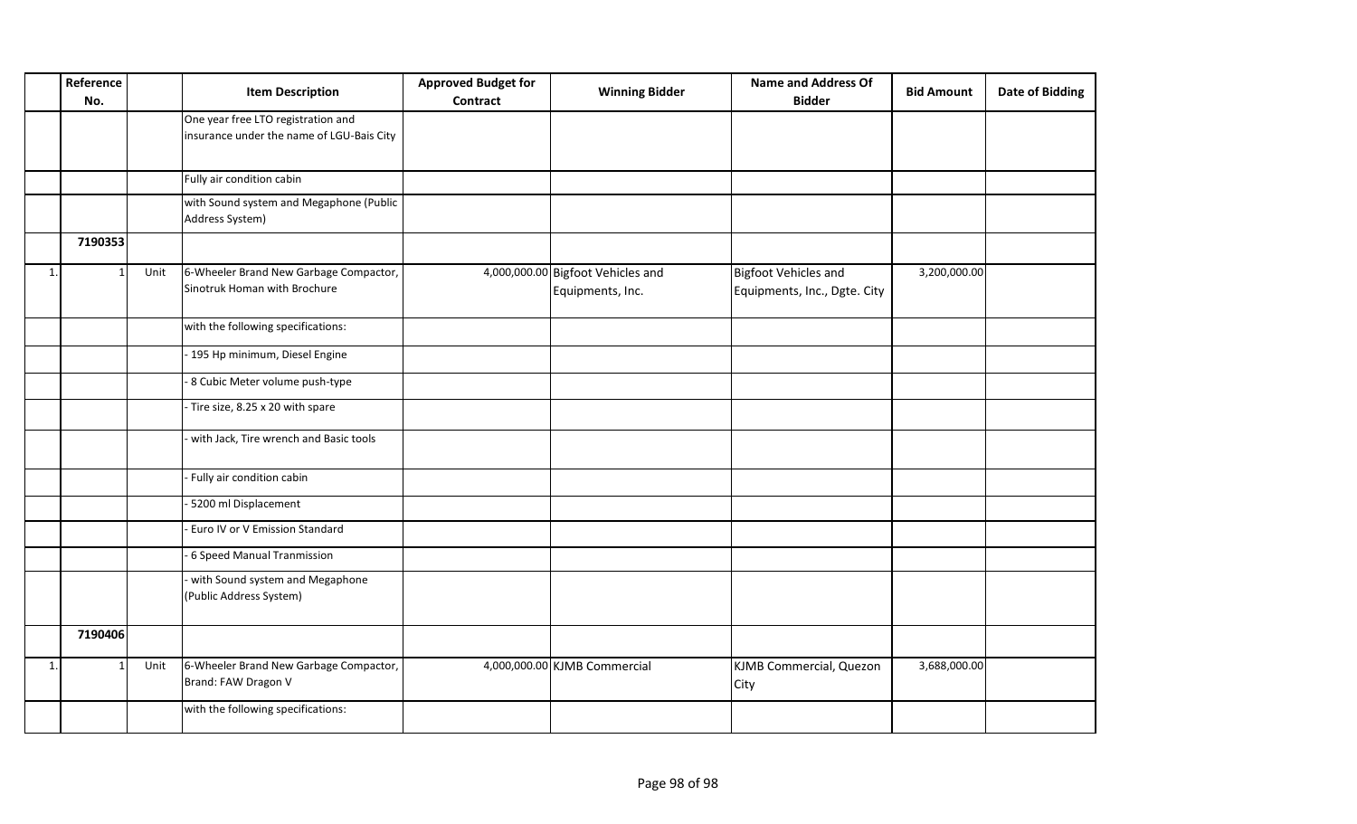| | Reference No. | | Item Description | Approved Budget for Contract | Winning Bidder | Name and Address Of Bidder | Bid Amount | Date of Bidding |
|---|---|---|---|---|---|---|---|---|
| | | | One year free LTO registration and insurance under the name of LGU-Bais City | | | | | |
| | | | Fully air condition cabin | | | | | |
| | | | with Sound system and Megaphone (Public Address System) | | | | | |
| | 7190353 | | | | | | | |
| 1. | 1 | Unit | 6-Wheeler Brand New Garbage Compactor, Sinotruk Homan with Brochure | 4,000,000.00 | Bigfoot Vehicles and Equipments, Inc. | Bigfoot Vehicles and Equipments, Inc., Dgte. City | 3,200,000.00 | |
| | | | with the following specifications: | | | | | |
| | | | - 195 Hp minimum, Diesel Engine | | | | | |
| | | | - 8 Cubic Meter volume push-type | | | | | |
| | | | - Tire size, 8.25 x 20 with spare | | | | | |
| | | | - with Jack, Tire wrench and Basic tools | | | | | |
| | | | - Fully air condition cabin | | | | | |
| | | | - 5200 ml Displacement | | | | | |
| | | | - Euro IV or V Emission Standard | | | | | |
| | | | - 6 Speed Manual Tranmission | | | | | |
| | | | - with Sound system and Megaphone (Public Address System) | | | | | |
| | 7190406 | | | | | | | |
| 1. | 1 | Unit | 6-Wheeler Brand New Garbage Compactor, Brand: FAW Dragon V | 4,000,000.00 | KJMB Commercial | KJMB Commercial, Quezon City | 3,688,000.00 | |
| | | | with the following specifications: | | | | | |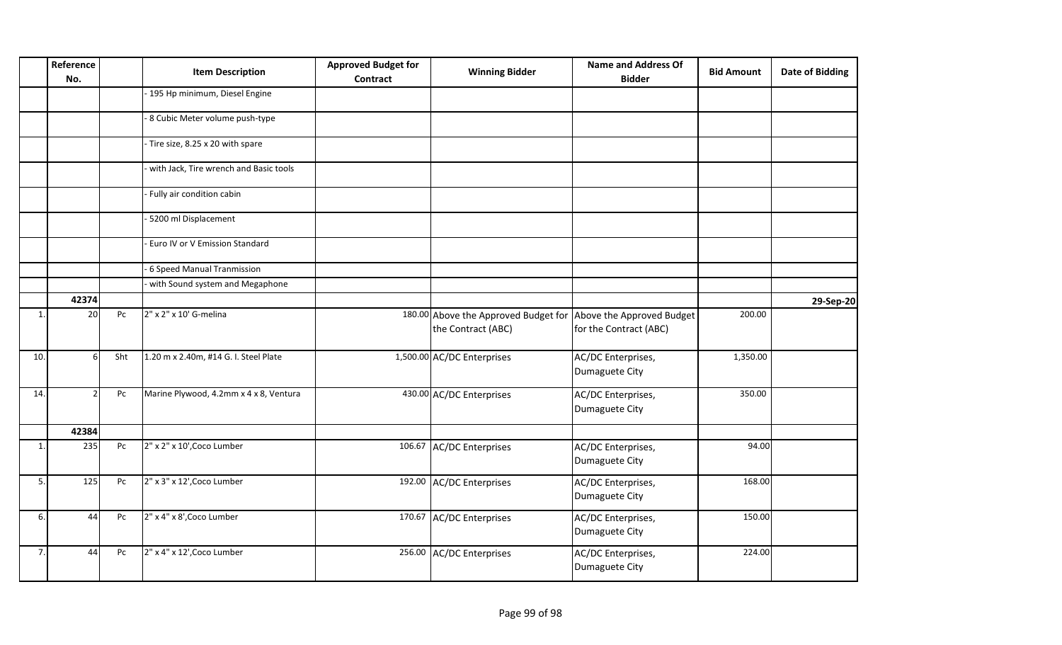| | Reference No. | | Item Description | Approved Budget for Contract | Winning Bidder | Name and Address Of Bidder | Bid Amount | Date of Bidding |
|---|---|---|---|---|---|---|---|---|
| | | | - 195 Hp minimum, Diesel Engine | | | | | |
| | | | - 8 Cubic Meter volume push-type | | | | | |
| | | | - Tire size, 8.25 x 20 with spare | | | | | |
| | | | - with Jack, Tire wrench and Basic tools | | | | | |
| | | | - Fully air condition cabin | | | | | |
| | | | - 5200 ml Displacement | | | | | |
| | | | - Euro IV or V Emission Standard | | | | | |
| | | | - 6 Speed Manual Tranmission | | | | | |
| | | | - with Sound system and Megaphone | | | | | |
| | **42374** | | | | | | | **29-Sep-20** |
| 1. | 20 | Pc | 2" x 2" x 10' G-melina | 180.00 | Above the Approved Budget for the Contract (ABC) | Above the Approved Budget for the Contract (ABC) | 200.00 | |
| 10. | 6 | Sht | 1.20 m x 2.40m, #14 G. I. Steel Plate | 1,500.00 | AC/DC Enterprises | AC/DC Enterprises, Dumaguete City | 1,350.00 | |
| 14. | 2 | Pc | Marine Plywood, 4.2mm x 4 x 8, Ventura | 430.00 | AC/DC Enterprises | AC/DC Enterprises, Dumaguete City | 350.00 | |
| | **42384** | | | | | | | |
| 1. | 235 | Pc | 2" x 2" x 10',Coco Lumber | 106.67 | AC/DC Enterprises | AC/DC Enterprises, Dumaguete City | 94.00 | |
| 5. | 125 | Pc | 2" x 3" x 12',Coco Lumber | 192.00 | AC/DC Enterprises | AC/DC Enterprises, Dumaguete City | 168.00 | |
| 6. | 44 | Pc | 2" x 4" x 8',Coco Lumber | 170.67 | AC/DC Enterprises | AC/DC Enterprises, Dumaguete City | 150.00 | |
| 7. | 44 | Pc | 2" x 4" x 12',Coco Lumber | 256.00 | AC/DC Enterprises | AC/DC Enterprises, Dumaguete City | 224.00 | |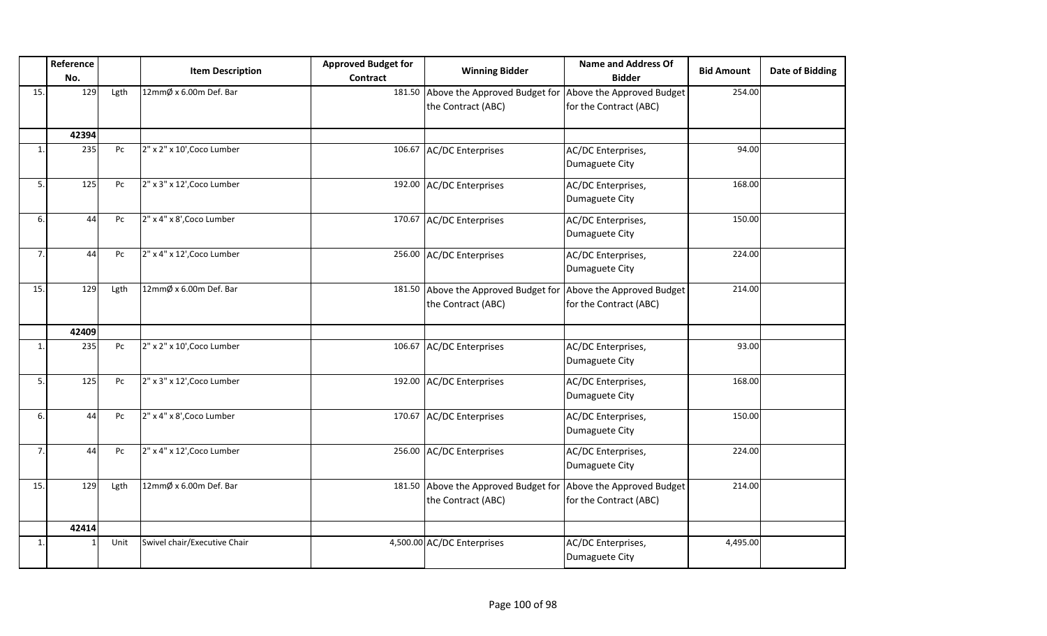| | Reference No. | | Item Description | Approved Budget for Contract | Winning Bidder | Name and Address Of Bidder | Bid Amount | Date of Bidding |
|---|---|---|---|---|---|---|---|---|
| 15. | 129 | Lgth | 12mmØ x 6.00m Def. Bar | 181.50 | Above the Approved Budget for the Contract (ABC) | Above the Approved Budget for the Contract (ABC) | 254.00 | |
| | 42394 | | | | | | | |
| 1. | 235 | Pc | 2" x 2" x 10',Coco Lumber | 106.67 | AC/DC Enterprises | AC/DC Enterprises, Dumaguete City | 94.00 | |
| 5. | 125 | Pc | 2" x 3" x 12',Coco Lumber | 192.00 | AC/DC Enterprises | AC/DC Enterprises, Dumaguete City | 168.00 | |
| 6. | 44 | Pc | 2" x 4" x 8',Coco Lumber | 170.67 | AC/DC Enterprises | AC/DC Enterprises, Dumaguete City | 150.00 | |
| 7. | 44 | Pc | 2" x 4" x 12',Coco Lumber | 256.00 | AC/DC Enterprises | AC/DC Enterprises, Dumaguete City | 224.00 | |
| 15. | 129 | Lgth | 12mmØ x 6.00m Def. Bar | 181.50 | Above the Approved Budget for the Contract (ABC) | Above the Approved Budget for the Contract (ABC) | 214.00 | |
| | 42409 | | | | | | | |
| 1. | 235 | Pc | 2" x 2" x 10',Coco Lumber | 106.67 | AC/DC Enterprises | AC/DC Enterprises, Dumaguete City | 93.00 | |
| 5. | 125 | Pc | 2" x 3" x 12',Coco Lumber | 192.00 | AC/DC Enterprises | AC/DC Enterprises, Dumaguete City | 168.00 | |
| 6. | 44 | Pc | 2" x 4" x 8',Coco Lumber | 170.67 | AC/DC Enterprises | AC/DC Enterprises, Dumaguete City | 150.00 | |
| 7. | 44 | Pc | 2" x 4" x 12',Coco Lumber | 256.00 | AC/DC Enterprises | AC/DC Enterprises, Dumaguete City | 224.00 | |
| 15. | 129 | Lgth | 12mmØ x 6.00m Def. Bar | 181.50 | Above the Approved Budget for the Contract (ABC) | Above the Approved Budget for the Contract (ABC) | 214.00 | |
| | 42414 | | | | | | | |
| 1. | 1 | Unit | Swivel chair/Executive Chair | 4,500.00 | AC/DC Enterprises | AC/DC Enterprises, Dumaguete City | 4,495.00 | |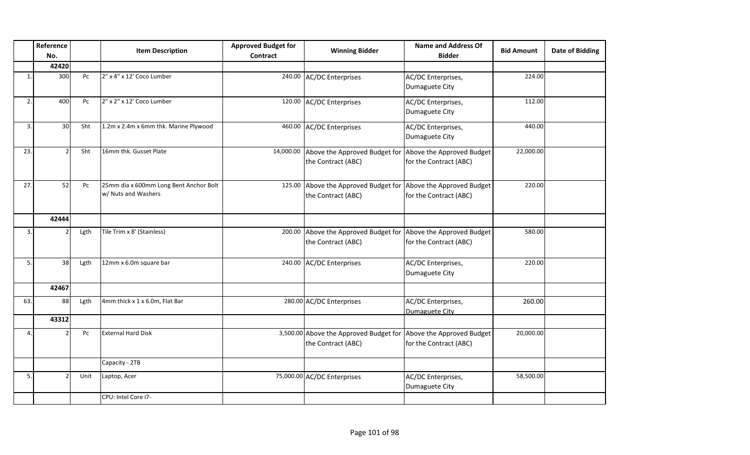| | Reference No. | | Item Description | Approved Budget for Contract | Winning Bidder | Name and Address Of Bidder | Bid Amount | Date of Bidding |
|---|---|---|---|---|---|---|---|---|
| | **42420** | | | | | | | |
| 1. | 300 | Pc | 2" x 4" x 12' Coco Lumber | 240.00 | AC/DC Enterprises | AC/DC Enterprises, Dumaguete City | 224.00 | |
| 2. | 400 | Pc | 2" x 2" x 12' Coco Lumber | 120.00 | AC/DC Enterprises | AC/DC Enterprises, Dumaguete City | 112.00 | |
| 3. | 30 | Sht | 1.2m x 2.4m x 6mm thk. Marine Plywood | 460.00 | AC/DC Enterprises | AC/DC Enterprises, Dumaguete City | 440.00 | |
| 23. | 2 | Sht | 16mm thk. Gusset Plate | 14,000.00 | Above the Approved Budget for the Contract (ABC) | Above the Approved Budget for the Contract (ABC) | 22,000.00 | |
| 27. | 52 | Pc | 25mm dia x 600mm Long Bent Anchor Bolt w/ Nuts and Washers | 125.00 | Above the Approved Budget for the Contract (ABC) | Above the Approved Budget for the Contract (ABC) | 220.00 | |
| | **42444** | | | | | | | |
| 3. | 2 | Lgth | Tile Trim x 8' (Stainless) | 200.00 | Above the Approved Budget for the Contract (ABC) | Above the Approved Budget for the Contract (ABC) | 580.00 | |
| 5. | 38 | Lgth | 12mm x 6.0m square bar | 240.00 | AC/DC Enterprises | AC/DC Enterprises, Dumaguete City | 220.00 | |
| | **42467** | | | | | | | |
| 63. | 88 | Lgth | 4mm thick x 1 x 6.0m, Flat Bar | 280.00 | AC/DC Enterprises | AC/DC Enterprises, Dumaguete City | 260.00 | |
| | **43312** | | | | | | | |
| 4. | 2 | Pc | External Hard Disk | 3,500.00 | Above the Approved Budget for the Contract (ABC) | Above the Approved Budget for the Contract (ABC) | 20,000.00 | |
| | | | Capacity - 2TB | | | | | |
| 5. | 2 | Unit | Laptop, Acer | 75,000.00 | AC/DC Enterprises | AC/DC Enterprises, Dumaguete City | 58,500.00 | |
| | | | CPU: Intel Core i7- | | | | | |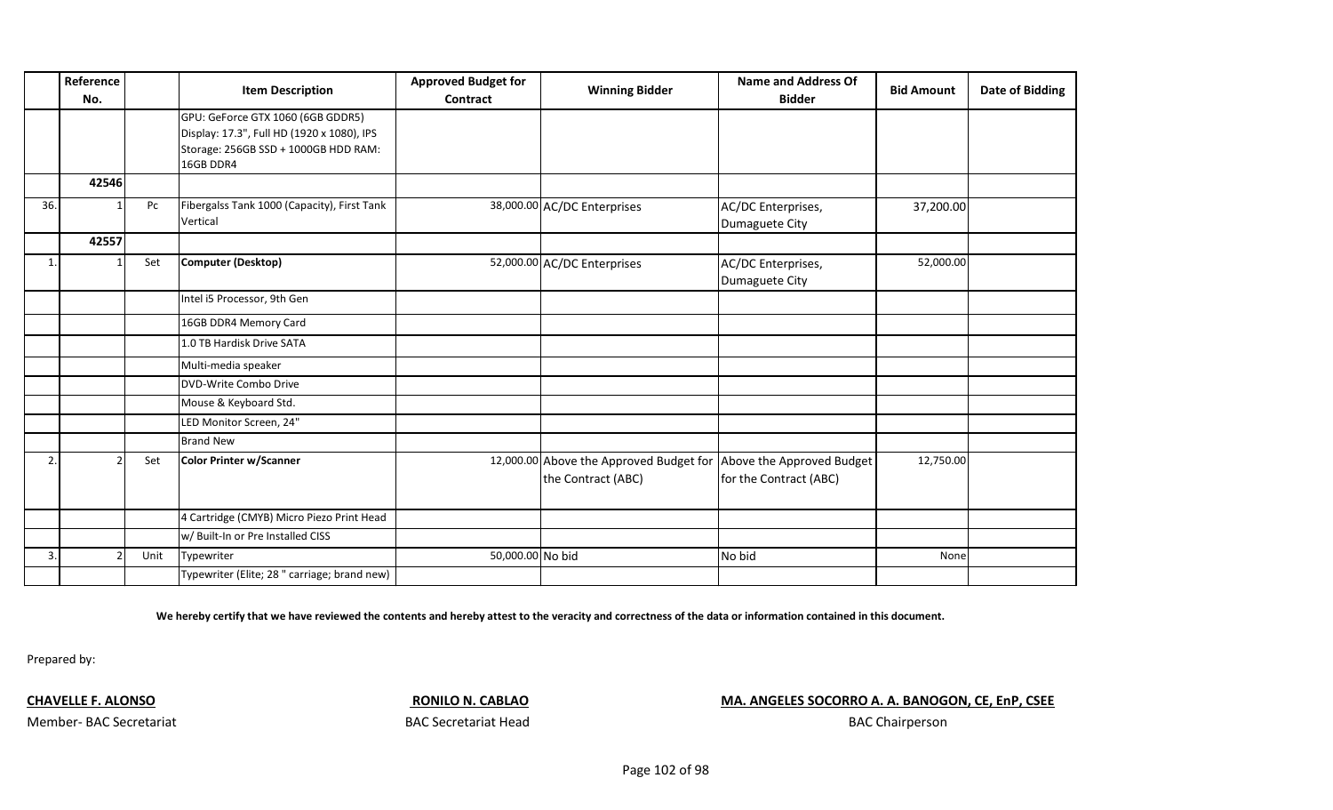| | Reference No. | | Item Description | Approved Budget for Contract | Winning Bidder | Name and Address Of Bidder | Bid Amount | Date of Bidding |
|---|---|---|---|---|---|---|---|---|
| | | | GPU: GeForce GTX 1060 (6GB GDDR5) Display: 17.3", Full HD (1920 x 1080), IPS Storage: 256GB SSD + 1000GB HDD RAM: 16GB DDR4 | | | | | |
| | 42546 | | | | | | | |
| 36. | 1 | Pc | Fibergalss Tank 1000 (Capacity), First Tank Vertical | 38,000.00 | AC/DC Enterprises | AC/DC Enterprises, Dumaguete City | 37,200.00 | |
| | 42557 | | | | | | | |
| 1. | 1 | Set | **Computer (Desktop)** | 52,000.00 | AC/DC Enterprises | AC/DC Enterprises, Dumaguete City | 52,000.00 | |
| | | | Intel i5 Processor, 9th Gen | | | | | |
| | | | 16GB DDR4 Memory Card | | | | | |
| | | | 1.0 TB Hardisk Drive SATA | | | | | |
| | | | Multi-media speaker | | | | | |
| | | | DVD-Write Combo Drive | | | | | |
| | | | Mouse & Keyboard Std. | | | | | |
| | | | LED Monitor Screen, 24" | | | | | |
| | | | Brand New | | | | | |
| 2. | 2 | Set | **Color Printer w/Scanner** | 12,000.00 | Above the Approved Budget for the Contract (ABC) | Above the Approved Budget for the Contract (ABC) | 12,750.00 | |
| | | | 4 Cartridge (CMYB) Micro Piezo Print Head | | | | | |
| | | | w/ Built-In or Pre Installed CISS | | | | | |
| 3. | 2 | Unit | Typewriter | 50,000.00 | No bid | No bid | None | |
| | | | Typewriter (Elite; 28 " carriage; brand new) | | | | | |

**We hereby certify that we have reviewed the contents and hereby attest to the veracity and correctness of the data or information contained in this document.**

Prepared by:

**CHAVELLE F. ALONSO**
Member- BAC Secretariat

**RONILO N. CABLAO**
BAC Secretariat Head

**MA. ANGELES SOCORRO A. A. BANOGON, CE, EnP, CSEE**
BAC Chairperson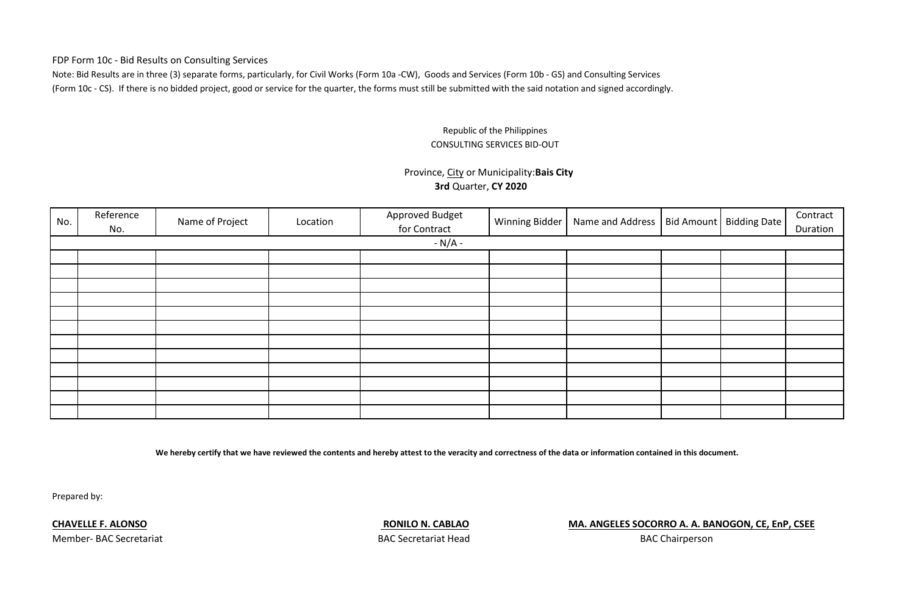FDP Form 10c - Bid Results on Consulting Services

Note: Bid Results are in three (3) separate forms, particularly, for Civil Works (Form 10a -CW), Goods and Services (Form 10b - GS) and Consulting Services (Form 10c - CS). If there is no bidded project, good or service for the quarter, the forms must still be submitted with the said notation and signed accordingly.

Republic of the Philippines
CONSULTING SERVICES BID-OUT

Province, City or Municipality: **Bais City**
**3rd** Quarter, **CY 2020**

| No. | Reference No. | Name of Project | Location | Approved Budget for Contract | Winning Bidder | Name and Address | Bid Amount | Bidding Date | Contract Duration |
|---|---|---|---|---|---|---|---|---|---|
| - N/A - | | | | | | | | | |
| | | | | | | | | | |
| | | | | | | | | | |
| | | | | | | | | | |
| | | | | | | | | | |
| | | | | | | | | | |
| | | | | | | | | | |
| | | | | | | | | | |
| | | | | | | | | | |
| | | | | | | | | | |
| | | | | | | | | | |
| | | | | | | | | | |
| | | | | | | | | | |

**We hereby certify that we have reviewed the contents and hereby attest to the veracity and correctness of the data or information contained in this document.**

Prepared by:

**CHAVELLE F. ALONSO**
Member- BAC Secretariat

**RONILO N. CABLAO**
BAC Secretariat Head

**MA. ANGELES SOCORRO A. A. BANOGON, CE, EnP, CSEE**
BAC Chairperson